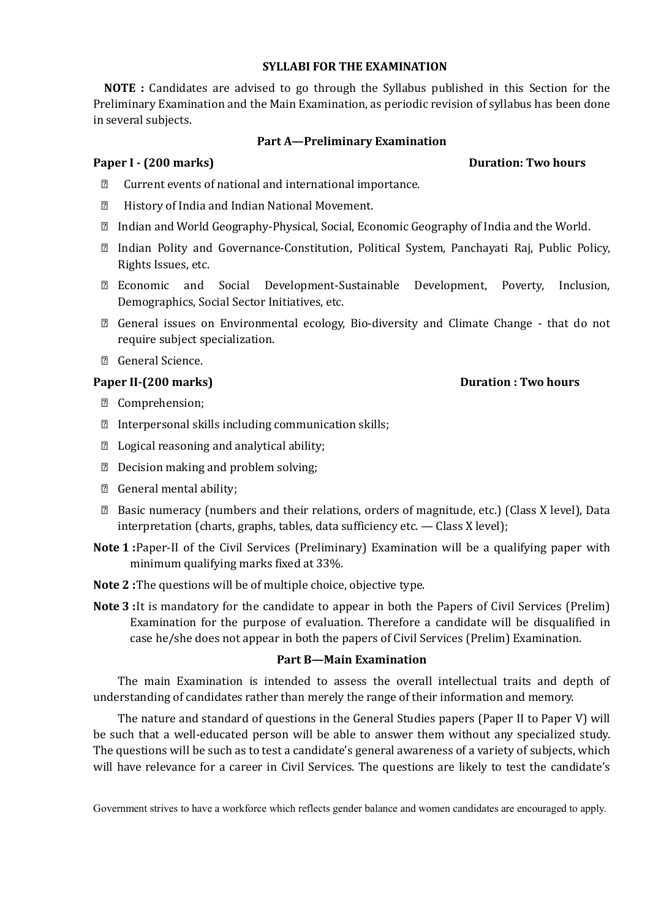# SYLLABI FOR THE EXAMINATION

**NOTE :** Candidates are advised to go through the Syllabus published in this Section for the Preliminary Examination and the Main Examination, as periodic revision of syllabus has been done in several subjects.

## Part A—Preliminary Examination

**Paper I - (200 marks)** **Duration: Two hours**

- Current events of national and international importance.
- History of India and Indian National Movement.
- Indian and World Geography-Physical, Social, Economic Geography of India and the World.
- Indian Polity and Governance-Constitution, Political System, Panchayati Raj, Public Policy, Rights Issues, etc.
- Economic and Social Development-Sustainable Development, Poverty, Inclusion, Demographics, Social Sector Initiatives, etc.
- General issues on Environmental ecology, Bio-diversity and Climate Change - that do not require subject specialization.
- General Science.

**Paper II-(200 marks)** **Duration : Two hours**

- Comprehension;
- Interpersonal skills including communication skills;
- Logical reasoning and analytical ability;
- Decision making and problem solving;
- General mental ability;
- Basic numeracy (numbers and their relations, orders of magnitude, etc.) (Class X level), Data interpretation (charts, graphs, tables, data sufficiency etc. — Class X level);

**Note 1 :**Paper-II of the Civil Services (Preliminary) Examination will be a qualifying paper with minimum qualifying marks fixed at 33%.

**Note 2 :**The questions will be of multiple choice, objective type.

**Note 3 :**It is mandatory for the candidate to appear in both the Papers of Civil Services (Prelim) Examination for the purpose of evaluation. Therefore a candidate will be disqualified in case he/she does not appear in both the papers of Civil Services (Prelim) Examination.

## Part B—Main Examination

The main Examination is intended to assess the overall intellectual traits and depth of understanding of candidates rather than merely the range of their information and memory.

The nature and standard of questions in the General Studies papers (Paper II to Paper V) will be such that a well-educated person will be able to answer them without any specialized study. The questions will be such as to test a candidate's general awareness of a variety of subjects, which will have relevance for a career in Civil Services. The questions are likely to test the candidate's

Government strives to have a workforce which reflects gender balance and women candidates are encouraged to apply.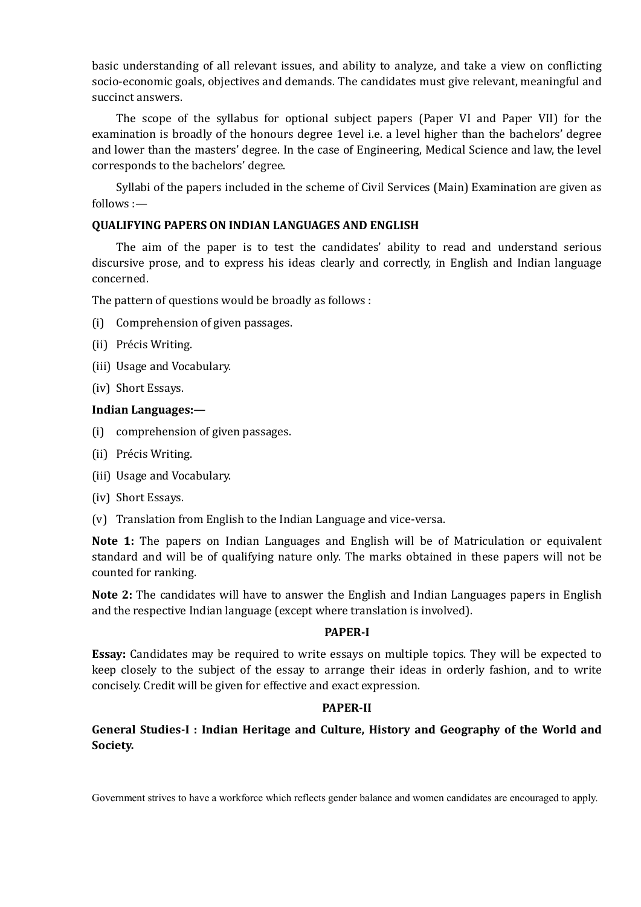basic understanding of all relevant issues, and ability to analyze, and take a view on conflicting socio-economic goals, objectives and demands. The candidates must give relevant, meaningful and succinct answers.

The scope of the syllabus for optional subject papers (Paper VI and Paper VII) for the examination is broadly of the honours degree 1level i.e. a level higher than the bachelors' degree and lower than the masters' degree. In the case of Engineering, Medical Science and law, the level corresponds to the bachelors' degree.

Syllabi of the papers included in the scheme of Civil Services (Main) Examination are given as follows :—

**QUALIFYING PAPERS ON INDIAN LANGUAGES AND ENGLISH**

The aim of the paper is to test the candidates' ability to read and understand serious discursive prose, and to express his ideas clearly and correctly, in English and Indian language concerned.

The pattern of questions would be broadly as follows :

(i) Comprehension of given passages.

(ii) Précis Writing.

(iii) Usage and Vocabulary.

(iv) Short Essays.

**Indian Languages:—**

(i) comprehension of given passages.

(ii) Précis Writing.

(iii) Usage and Vocabulary.

(iv) Short Essays.

(v) Translation from English to the Indian Language and vice-versa.

**Note 1:** The papers on Indian Languages and English will be of Matriculation or equivalent standard and will be of qualifying nature only. The marks obtained in these papers will not be counted for ranking.

**Note 2:** The candidates will have to answer the English and Indian Languages papers in English and the respective Indian language (except where translation is involved).

**PAPER-I**

**Essay:** Candidates may be required to write essays on multiple topics. They will be expected to keep closely to the subject of the essay to arrange their ideas in orderly fashion, and to write concisely. Credit will be given for effective and exact expression.

**PAPER-II**

**General Studies-I : Indian Heritage and Culture, History and Geography of the World and Society.**

Government strives to have a workforce which reflects gender balance and women candidates are encouraged to apply.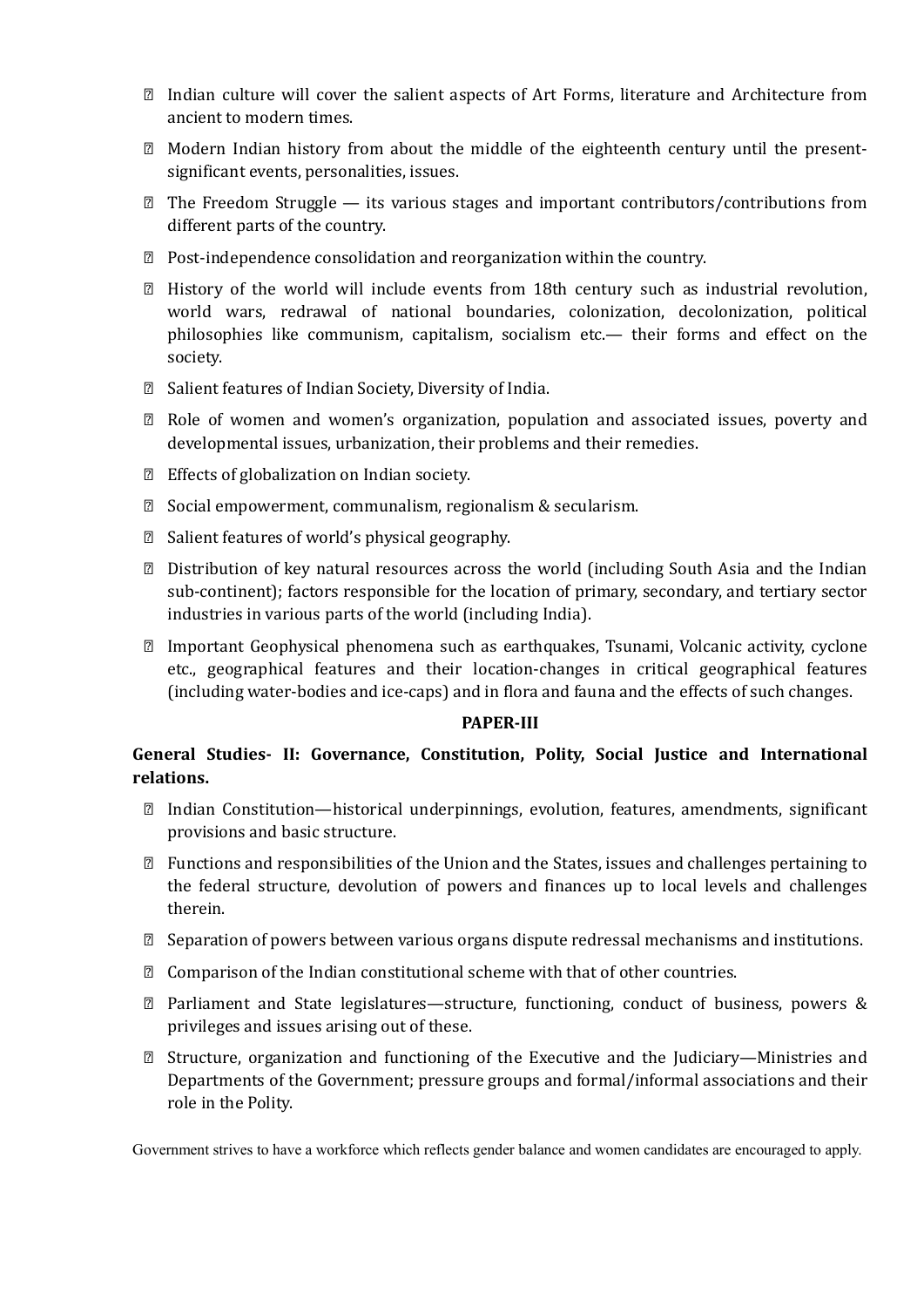- Indian culture will cover the salient aspects of Art Forms, literature and Architecture from ancient to modern times.
- Modern Indian history from about the middle of the eighteenth century until the present- significant events, personalities, issues.
- The Freedom Struggle — its various stages and important contributors/contributions from different parts of the country.
- Post-independence consolidation and reorganization within the country.
- History of the world will include events from 18th century such as industrial revolution, world wars, redrawal of national boundaries, colonization, decolonization, political philosophies like communism, capitalism, socialism etc.— their forms and effect on the society.
- Salient features of Indian Society, Diversity of India.
- Role of women and women's organization, population and associated issues, poverty and developmental issues, urbanization, their problems and their remedies.
- Effects of globalization on Indian society.
- Social empowerment, communalism, regionalism & secularism.
- Salient features of world's physical geography.
- Distribution of key natural resources across the world (including South Asia and the Indian sub-continent); factors responsible for the location of primary, secondary, and tertiary sector industries in various parts of the world (including India).
- Important Geophysical phenomena such as earthquakes, Tsunami, Volcanic activity, cyclone etc., geographical features and their location-changes in critical geographical features (including water-bodies and ice-caps) and in flora and fauna and the effects of such changes.

**PAPER-III**

**General Studies- II: Governance, Constitution, Polity, Social Justice and International relations.**

- Indian Constitution—historical underpinnings, evolution, features, amendments, significant provisions and basic structure.
- Functions and responsibilities of the Union and the States, issues and challenges pertaining to the federal structure, devolution of powers and finances up to local levels and challenges therein.
- Separation of powers between various organs dispute redressal mechanisms and institutions.
- Comparison of the Indian constitutional scheme with that of other countries.
- Parliament and State legislatures—structure, functioning, conduct of business, powers & privileges and issues arising out of these.
- Structure, organization and functioning of the Executive and the Judiciary—Ministries and Departments of the Government; pressure groups and formal/informal associations and their role in the Polity.

Government strives to have a workforce which reflects gender balance and women candidates are encouraged to apply.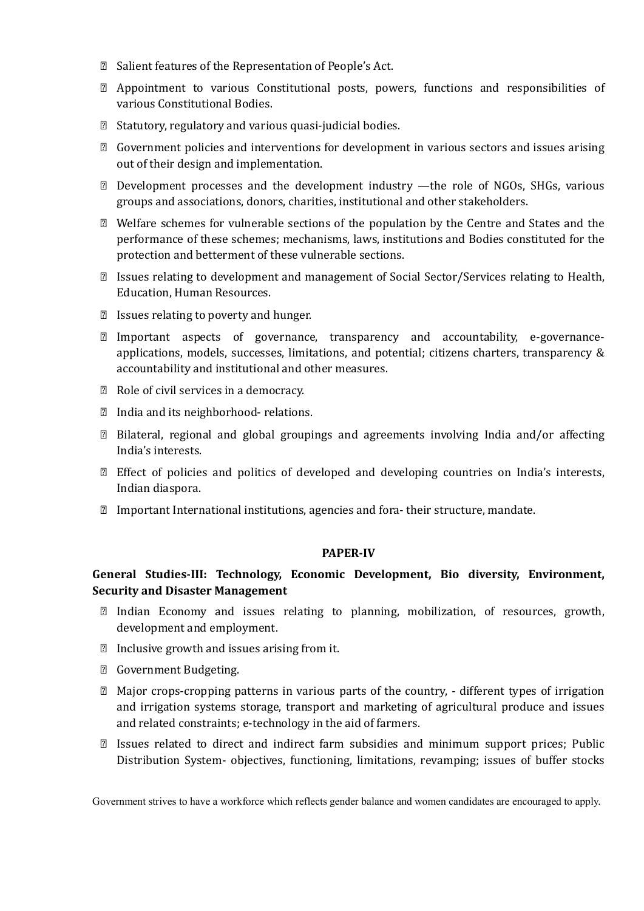- Salient features of the Representation of People's Act.
- Appointment to various Constitutional posts, powers, functions and responsibilities of various Constitutional Bodies.
- Statutory, regulatory and various quasi-judicial bodies.
- Government policies and interventions for development in various sectors and issues arising out of their design and implementation.
- Development processes and the development industry —the role of NGOs, SHGs, various groups and associations, donors, charities, institutional and other stakeholders.
- Welfare schemes for vulnerable sections of the population by the Centre and States and the performance of these schemes; mechanisms, laws, institutions and Bodies constituted for the protection and betterment of these vulnerable sections.
- Issues relating to development and management of Social Sector/Services relating to Health, Education, Human Resources.
- Issues relating to poverty and hunger.
- Important aspects of governance, transparency and accountability, e-governance- applications, models, successes, limitations, and potential; citizens charters, transparency & accountability and institutional and other measures.
- Role of civil services in a democracy.
- India and its neighborhood- relations.
- Bilateral, regional and global groupings and agreements involving India and/or affecting India's interests.
- Effect of policies and politics of developed and developing countries on India's interests, Indian diaspora.
- Important International institutions, agencies and fora- their structure, mandate.

**PAPER-IV**

**General Studies-III: Technology, Economic Development, Bio diversity, Environment, Security and Disaster Management**

- Indian Economy and issues relating to planning, mobilization, of resources, growth, development and employment.
- Inclusive growth and issues arising from it.
- Government Budgeting.
- Major crops-cropping patterns in various parts of the country, - different types of irrigation and irrigation systems storage, transport and marketing of agricultural produce and issues and related constraints; e-technology in the aid of farmers.
- Issues related to direct and indirect farm subsidies and minimum support prices; Public Distribution System- objectives, functioning, limitations, revamping; issues of buffer stocks

Government strives to have a workforce which reflects gender balance and women candidates are encouraged to apply.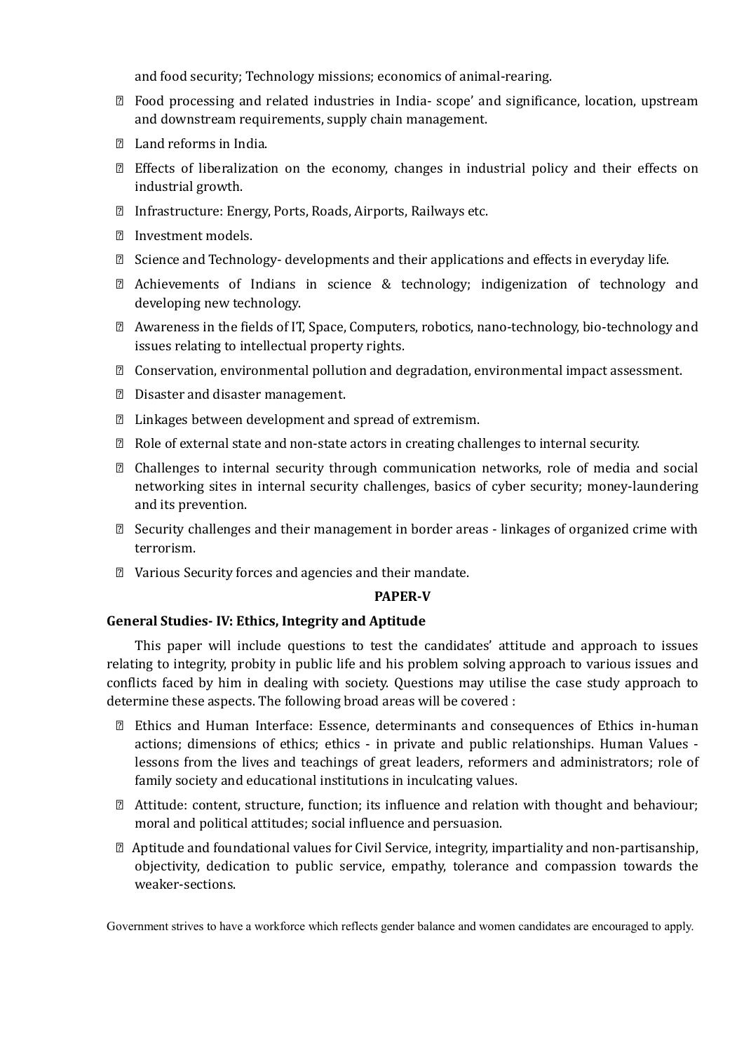and food security; Technology missions; economics of animal-rearing.

- Food processing and related industries in India- scope' and significance, location, upstream and downstream requirements, supply chain management.
- Land reforms in India.
- Effects of liberalization on the economy, changes in industrial policy and their effects on industrial growth.
- Infrastructure: Energy, Ports, Roads, Airports, Railways etc.
- Investment models.
- Science and Technology- developments and their applications and effects in everyday life.
- Achievements of Indians in science & technology; indigenization of technology and developing new technology.
- Awareness in the fields of IT, Space, Computers, robotics, nano-technology, bio-technology and issues relating to intellectual property rights.
- Conservation, environmental pollution and degradation, environmental impact assessment.
- Disaster and disaster management.
- Linkages between development and spread of extremism.
- Role of external state and non-state actors in creating challenges to internal security.
- Challenges to internal security through communication networks, role of media and social networking sites in internal security challenges, basics of cyber security; money-laundering and its prevention.
- Security challenges and their management in border areas - linkages of organized crime with terrorism.
- Various Security forces and agencies and their mandate.

**PAPER-V**

**General Studies- IV: Ethics, Integrity and Aptitude**

This paper will include questions to test the candidates' attitude and approach to issues relating to integrity, probity in public life and his problem solving approach to various issues and conflicts faced by him in dealing with society. Questions may utilise the case study approach to determine these aspects. The following broad areas will be covered :

- Ethics and Human Interface: Essence, determinants and consequences of Ethics in-human actions; dimensions of ethics; ethics - in private and public relationships. Human Values - lessons from the lives and teachings of great leaders, reformers and administrators; role of family society and educational institutions in inculcating values.
- Attitude: content, structure, function; its influence and relation with thought and behaviour; moral and political attitudes; social influence and persuasion.
- Aptitude and foundational values for Civil Service, integrity, impartiality and non-partisanship, objectivity, dedication to public service, empathy, tolerance and compassion towards the weaker-sections.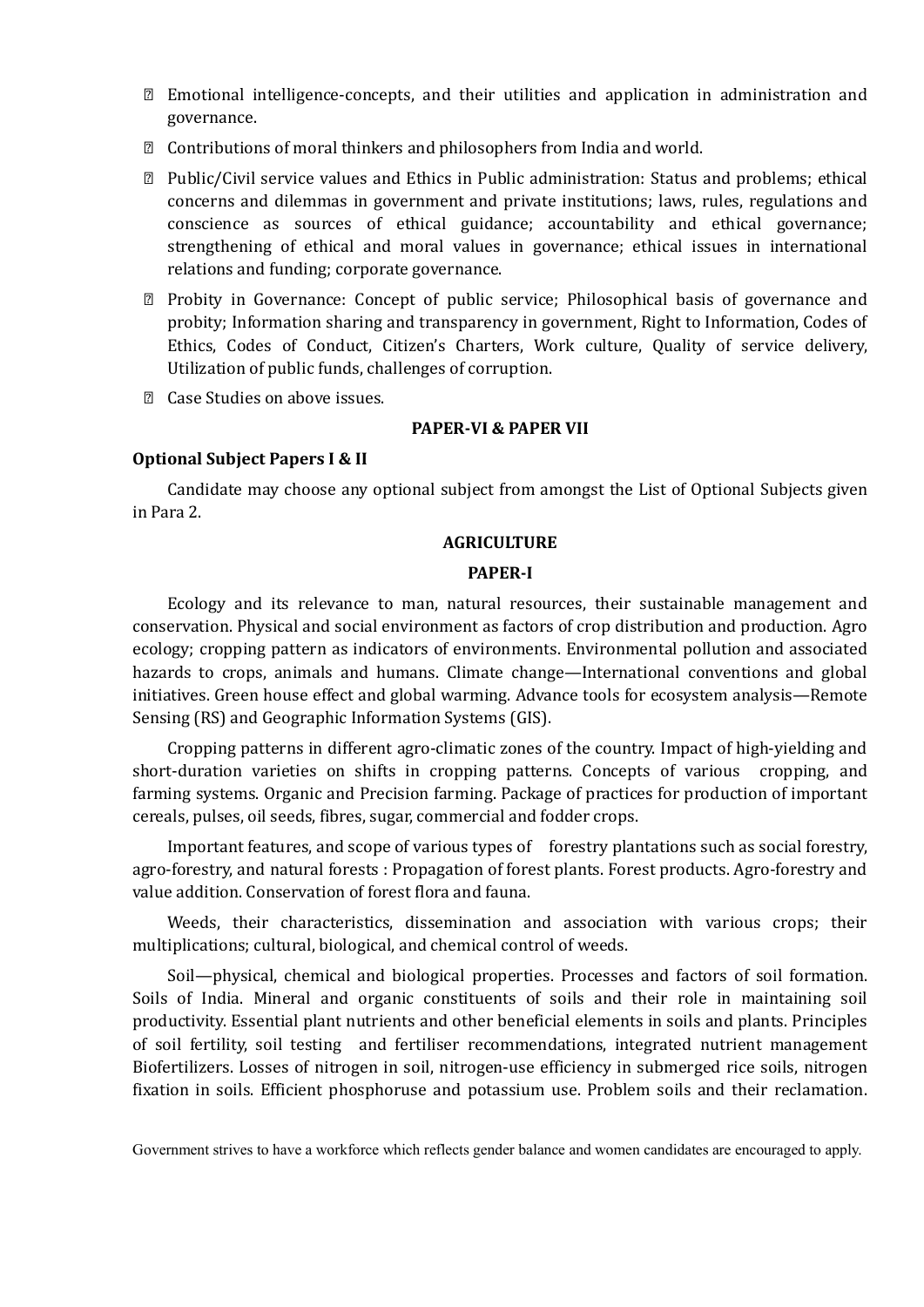- Emotional intelligence-concepts, and their utilities and application in administration and governance.
- Contributions of moral thinkers and philosophers from India and world.
- Public/Civil service values and Ethics in Public administration: Status and problems; ethical concerns and dilemmas in government and private institutions; laws, rules, regulations and conscience as sources of ethical guidance; accountability and ethical governance; strengthening of ethical and moral values in governance; ethical issues in international relations and funding; corporate governance.
- Probity in Governance: Concept of public service; Philosophical basis of governance and probity; Information sharing and transparency in government, Right to Information, Codes of Ethics, Codes of Conduct, Citizen's Charters, Work culture, Quality of service delivery, Utilization of public funds, challenges of corruption.
- Case Studies on above issues.

**PAPER-VI & PAPER VII**

**Optional Subject Papers I & II**

Candidate may choose any optional subject from amongst the List of Optional Subjects given in Para 2.

**AGRICULTURE**

**PAPER-I**

Ecology and its relevance to man, natural resources, their sustainable management and conservation. Physical and social environment as factors of crop distribution and production. Agro ecology; cropping pattern as indicators of environments. Environmental pollution and associated hazards to crops, animals and humans. Climate change—International conventions and global initiatives. Green house effect and global warming. Advance tools for ecosystem analysis—Remote Sensing (RS) and Geographic Information Systems (GIS).

Cropping patterns in different agro-climatic zones of the country. Impact of high-yielding and short-duration varieties on shifts in cropping patterns. Concepts of various cropping, and farming systems. Organic and Precision farming. Package of practices for production of important cereals, pulses, oil seeds, fibres, sugar, commercial and fodder crops.

Important features, and scope of various types of forestry plantations such as social forestry, agro-forestry, and natural forests : Propagation of forest plants. Forest products. Agro-forestry and value addition. Conservation of forest flora and fauna.

Weeds, their characteristics, dissemination and association with various crops; their multiplications; cultural, biological, and chemical control of weeds.

Soil—physical, chemical and biological properties. Processes and factors of soil formation. Soils of India. Mineral and organic constituents of soils and their role in maintaining soil productivity. Essential plant nutrients and other beneficial elements in soils and plants. Principles of soil fertility, soil testing and fertiliser recommendations, integrated nutrient management Biofertilizers. Losses of nitrogen in soil, nitrogen-use efficiency in submerged rice soils, nitrogen fixation in soils. Efficient phosphoruse and potassium use. Problem soils and their reclamation.

Government strives to have a workforce which reflects gender balance and women candidates are encouraged to apply.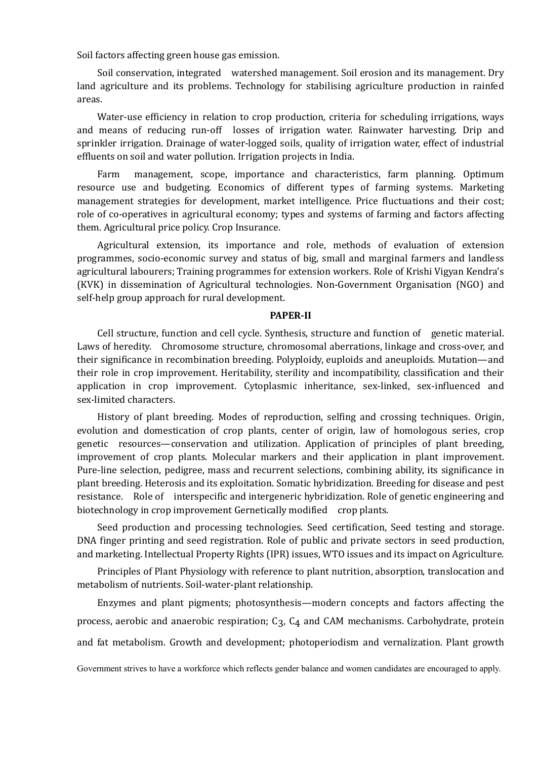Soil factors affecting green house gas emission.

Soil conservation, integrated watershed management. Soil erosion and its management. Dry land agriculture and its problems. Technology for stabilising agriculture production in rainfed areas.

Water-use efficiency in relation to crop production, criteria for scheduling irrigations, ways and means of reducing run-off losses of irrigation water. Rainwater harvesting. Drip and sprinkler irrigation. Drainage of water-logged soils, quality of irrigation water, effect of industrial effluents on soil and water pollution. Irrigation projects in India.

Farm management, scope, importance and characteristics, farm planning. Optimum resource use and budgeting. Economics of different types of farming systems. Marketing management strategies for development, market intelligence. Price fluctuations and their cost; role of co-operatives in agricultural economy; types and systems of farming and factors affecting them. Agricultural price policy. Crop Insurance.

Agricultural extension, its importance and role, methods of evaluation of extension programmes, socio-economic survey and status of big, small and marginal farmers and landless agricultural labourers; Training programmes for extension workers. Role of Krishi Vigyan Kendra's (KVK) in dissemination of Agricultural technologies. Non-Government Organisation (NGO) and self-help group approach for rural development.

**PAPER-II**

Cell structure, function and cell cycle. Synthesis, structure and function of genetic material. Laws of heredity. Chromosome structure, chromosomal aberrations, linkage and cross-over, and their significance in recombination breeding. Polyploidy, euploids and aneuploids. Mutation—and their role in crop improvement. Heritability, sterility and incompatibility, classification and their application in crop improvement. Cytoplasmic inheritance, sex-linked, sex-influenced and sex-limited characters.

History of plant breeding. Modes of reproduction, selfing and crossing techniques. Origin, evolution and domestication of crop plants, center of origin, law of homologous series, crop genetic resources—conservation and utilization. Application of principles of plant breeding, improvement of crop plants. Molecular markers and their application in plant improvement. Pure-line selection, pedigree, mass and recurrent selections, combining ability, its significance in plant breeding. Heterosis and its exploitation. Somatic hybridization. Breeding for disease and pest resistance. Role of interspecific and intergeneric hybridization. Role of genetic engineering and biotechnology in crop improvement Gernetically modified crop plants.

Seed production and processing technologies. Seed certification, Seed testing and storage. DNA finger printing and seed registration. Role of public and private sectors in seed production, and marketing. Intellectual Property Rights (IPR) issues, WTO issues and its impact on Agriculture.

Principles of Plant Physiology with reference to plant nutrition, absorption, translocation and metabolism of nutrients. Soil-water-plant relationship.

Enzymes and plant pigments; photosynthesis—modern concepts and factors affecting the process, aerobic and anaerobic respiration; $C_3$, $C_4$ and CAM mechanisms. Carbohydrate, protein and fat metabolism. Growth and development; photoperiodism and vernalization. Plant growth

Government strives to have a workforce which reflects gender balance and women candidates are encouraged to apply.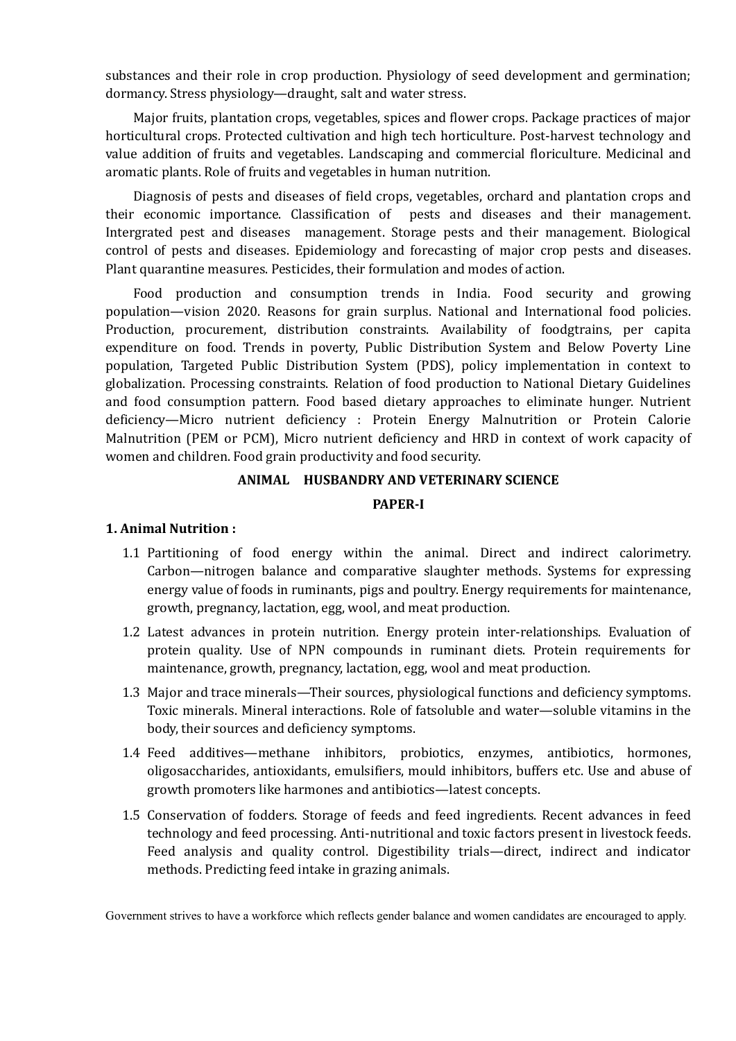substances and their role in crop production. Physiology of seed development and germination; dormancy. Stress physiology—draught, salt and water stress.

Major fruits, plantation crops, vegetables, spices and flower crops. Package practices of major horticultural crops. Protected cultivation and high tech horticulture. Post-harvest technology and value addition of fruits and vegetables. Landscaping and commercial floriculture. Medicinal and aromatic plants. Role of fruits and vegetables in human nutrition.

Diagnosis of pests and diseases of field crops, vegetables, orchard and plantation crops and their economic importance. Classification of pests and diseases and their management. Intergrated pest and diseases management. Storage pests and their management. Biological control of pests and diseases. Epidemiology and forecasting of major crop pests and diseases. Plant quarantine measures. Pesticides, their formulation and modes of action.

Food production and consumption trends in India. Food security and growing population—vision 2020. Reasons for grain surplus. National and International food policies. Production, procurement, distribution constraints. Availability of foodgtrains, per capita expenditure on food. Trends in poverty, Public Distribution System and Below Poverty Line population, Targeted Public Distribution System (PDS), policy implementation in context to globalization. Processing constraints. Relation of food production to National Dietary Guidelines and food consumption pattern. Food based dietary approaches to eliminate hunger. Nutrient deficiency—Micro nutrient deficiency : Protein Energy Malnutrition or Protein Calorie Malnutrition (PEM or PCM), Micro nutrient deficiency and HRD in context of work capacity of women and children. Food grain productivity and food security.

## ANIMAL HUSBANDRY AND VETERINARY SCIENCE

### PAPER-I

**1. Animal Nutrition :**

1.1 Partitioning of food energy within the animal. Direct and indirect calorimetry. Carbon—nitrogen balance and comparative slaughter methods. Systems for expressing energy value of foods in ruminants, pigs and poultry. Energy requirements for maintenance, growth, pregnancy, lactation, egg, wool, and meat production.

1.2 Latest advances in protein nutrition. Energy protein inter-relationships. Evaluation of protein quality. Use of NPN compounds in ruminant diets. Protein requirements for maintenance, growth, pregnancy, lactation, egg, wool and meat production.

1.3 Major and trace minerals—Their sources, physiological functions and deficiency symptoms. Toxic minerals. Mineral interactions. Role of fatsoluble and water—soluble vitamins in the body, their sources and deficiency symptoms.

1.4 Feed additives—methane inhibitors, probiotics, enzymes, antibiotics, hormones, oligosaccharides, antioxidants, emulsifiers, mould inhibitors, buffers etc. Use and abuse of growth promoters like harmones and antibiotics—latest concepts.

1.5 Conservation of fodders. Storage of feeds and feed ingredients. Recent advances in feed technology and feed processing. Anti-nutritional and toxic factors present in livestock feeds. Feed analysis and quality control. Digestibility trials—direct, indirect and indicator methods. Predicting feed intake in grazing animals.

Government strives to have a workforce which reflects gender balance and women candidates are encouraged to apply.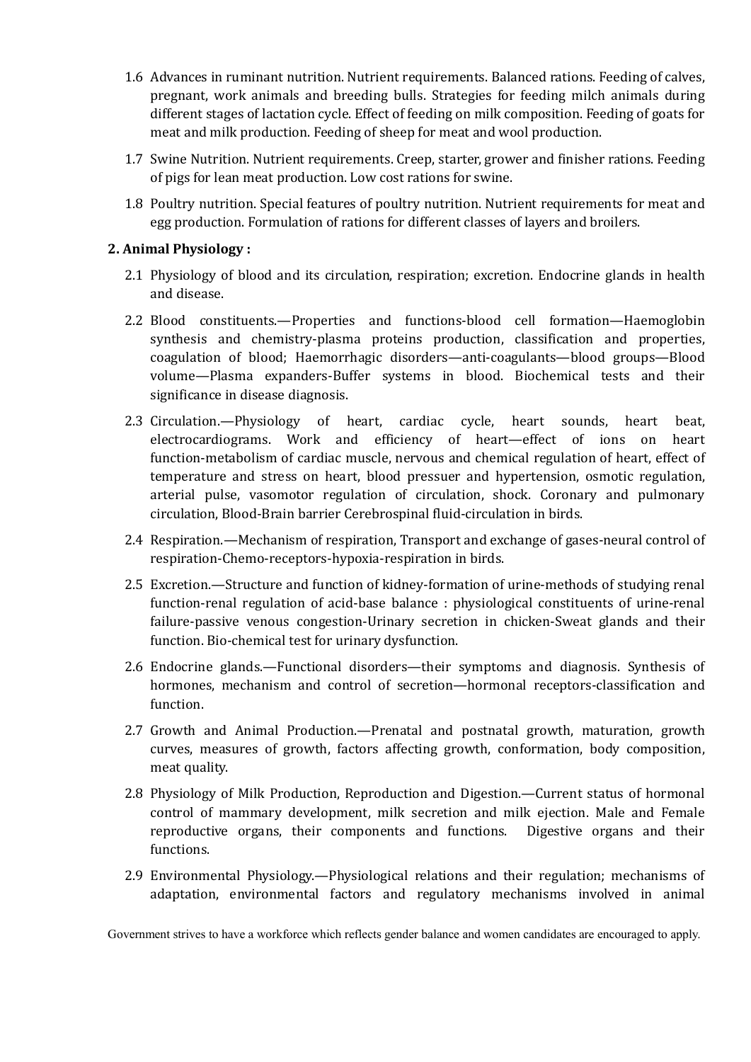1.6 Advances in ruminant nutrition. Nutrient requirements. Balanced rations. Feeding of calves, pregnant, work animals and breeding bulls. Strategies for feeding milch animals during different stages of lactation cycle. Effect of feeding on milk composition. Feeding of goats for meat and milk production. Feeding of sheep for meat and wool production.

1.7 Swine Nutrition. Nutrient requirements. Creep, starter, grower and finisher rations. Feeding of pigs for lean meat production. Low cost rations for swine.

1.8 Poultry nutrition. Special features of poultry nutrition. Nutrient requirements for meat and egg production. Formulation of rations for different classes of layers and broilers.

**2. Animal Physiology :**

2.1 Physiology of blood and its circulation, respiration; excretion. Endocrine glands in health and disease.

2.2 Blood constituents.—Properties and functions-blood cell formation—Haemoglobin synthesis and chemistry-plasma proteins production, classification and properties, coagulation of blood; Haemorrhagic disorders—anti-coagulants—blood groups—Blood volume—Plasma expanders-Buffer systems in blood. Biochemical tests and their significance in disease diagnosis.

2.3 Circulation.—Physiology of heart, cardiac cycle, heart sounds, heart beat, electrocardiograms. Work and efficiency of heart—effect of ions on heart function-metabolism of cardiac muscle, nervous and chemical regulation of heart, effect of temperature and stress on heart, blood pressuer and hypertension, osmotic regulation, arterial pulse, vasomotor regulation of circulation, shock. Coronary and pulmonary circulation, Blood-Brain barrier Cerebrospinal fluid-circulation in birds.

2.4 Respiration.—Mechanism of respiration, Transport and exchange of gases-neural control of respiration-Chemo-receptors-hypoxia-respiration in birds.

2.5 Excretion.—Structure and function of kidney-formation of urine-methods of studying renal function-renal regulation of acid-base balance : physiological constituents of urine-renal failure-passive venous congestion-Urinary secretion in chicken-Sweat glands and their function. Bio-chemical test for urinary dysfunction.

2.6 Endocrine glands.—Functional disorders—their symptoms and diagnosis. Synthesis of hormones, mechanism and control of secretion—hormonal receptors-classification and function.

2.7 Growth and Animal Production.—Prenatal and postnatal growth, maturation, growth curves, measures of growth, factors affecting growth, conformation, body composition, meat quality.

2.8 Physiology of Milk Production, Reproduction and Digestion.—Current status of hormonal control of mammary development, milk secretion and milk ejection. Male and Female reproductive organs, their components and functions. Digestive organs and their functions.

2.9 Environmental Physiology.—Physiological relations and their regulation; mechanisms of adaptation, environmental factors and regulatory mechanisms involved in animal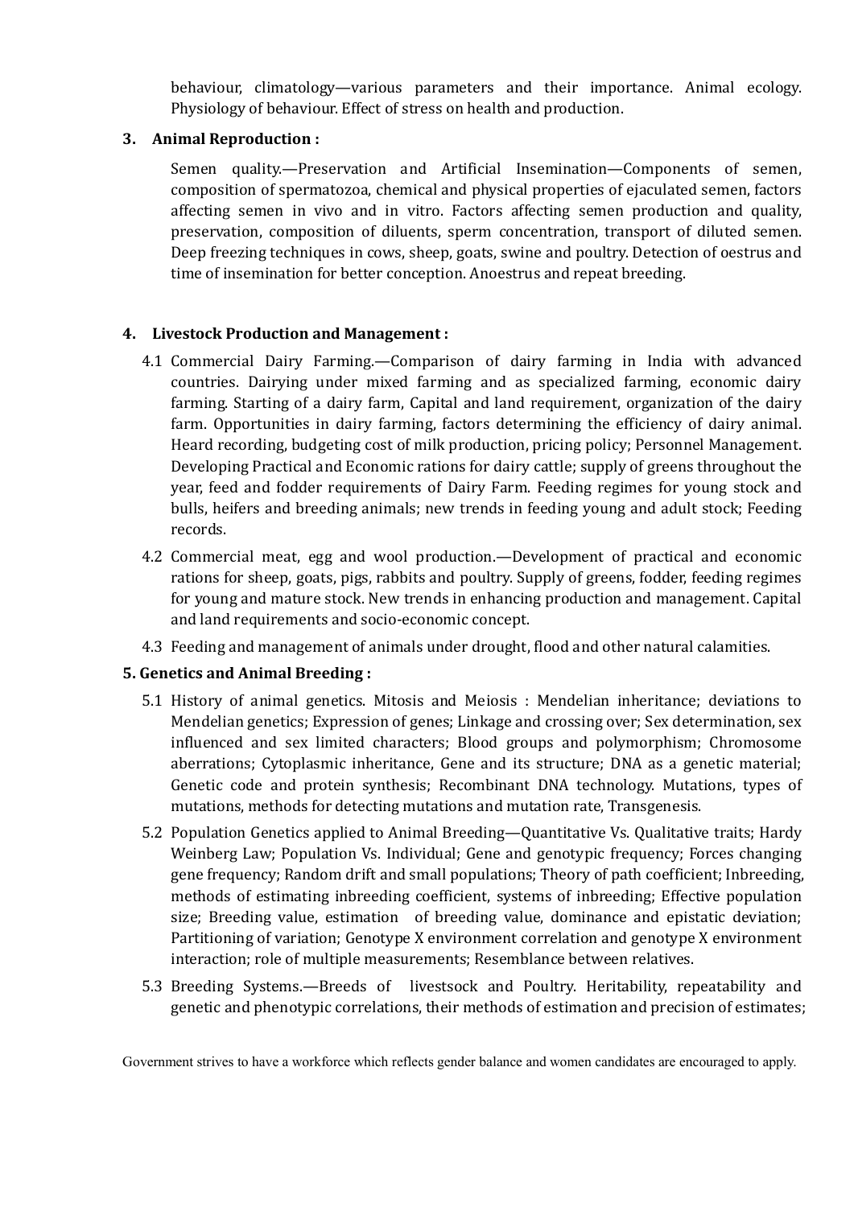behaviour, climatology—various parameters and their importance. Animal ecology. Physiology of behaviour. Effect of stress on health and production.

**3. Animal Reproduction :**

Semen quality.—Preservation and Artificial Insemination—Components of semen, composition of spermatozoa, chemical and physical properties of ejaculated semen, factors affecting semen in vivo and in vitro. Factors affecting semen production and quality, preservation, composition of diluents, sperm concentration, transport of diluted semen. Deep freezing techniques in cows, sheep, goats, swine and poultry. Detection of oestrus and time of insemination for better conception. Anoestrus and repeat breeding.

**4. Livestock Production and Management :**

4.1 Commercial Dairy Farming.—Comparison of dairy farming in India with advanced countries. Dairying under mixed farming and as specialized farming, economic dairy farming. Starting of a dairy farm, Capital and land requirement, organization of the dairy farm. Opportunities in dairy farming, factors determining the efficiency of dairy animal. Heard recording, budgeting cost of milk production, pricing policy; Personnel Management. Developing Practical and Economic rations for dairy cattle; supply of greens throughout the year, feed and fodder requirements of Dairy Farm. Feeding regimes for young stock and bulls, heifers and breeding animals; new trends in feeding young and adult stock; Feeding records.

4.2 Commercial meat, egg and wool production.—Development of practical and economic rations for sheep, goats, pigs, rabbits and poultry. Supply of greens, fodder, feeding regimes for young and mature stock. New trends in enhancing production and management. Capital and land requirements and socio-economic concept.

4.3 Feeding and management of animals under drought, flood and other natural calamities.

**5. Genetics and Animal Breeding :**

5.1 History of animal genetics. Mitosis and Meiosis : Mendelian inheritance; deviations to Mendelian genetics; Expression of genes; Linkage and crossing over; Sex determination, sex influenced and sex limited characters; Blood groups and polymorphism; Chromosome aberrations; Cytoplasmic inheritance, Gene and its structure; DNA as a genetic material; Genetic code and protein synthesis; Recombinant DNA technology. Mutations, types of mutations, methods for detecting mutations and mutation rate, Transgenesis.

5.2 Population Genetics applied to Animal Breeding—Quantitative Vs. Qualitative traits; Hardy Weinberg Law; Population Vs. Individual; Gene and genotypic frequency; Forces changing gene frequency; Random drift and small populations; Theory of path coefficient; Inbreeding, methods of estimating inbreeding coefficient, systems of inbreeding; Effective population size; Breeding value, estimation of breeding value, dominance and epistatic deviation; Partitioning of variation; Genotype X environment correlation and genotype X environment interaction; role of multiple measurements; Resemblance between relatives.

5.3 Breeding Systems.—Breeds of livestsock and Poultry. Heritability, repeatability and genetic and phenotypic correlations, their methods of estimation and precision of estimates;

Government strives to have a workforce which reflects gender balance and women candidates are encouraged to apply.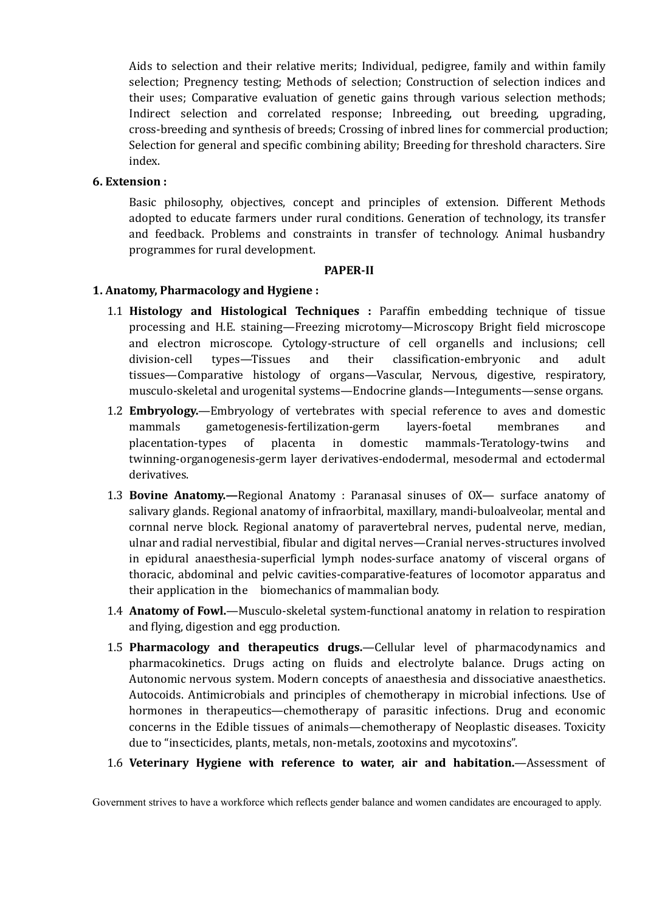Aids to selection and their relative merits; Individual, pedigree, family and within family selection; Pregnency testing; Methods of selection; Construction of selection indices and their uses; Comparative evaluation of genetic gains through various selection methods; Indirect selection and correlated response; Inbreeding, out breeding, upgrading, cross-breeding and synthesis of breeds; Crossing of inbred lines for commercial production; Selection for general and specific combining ability; Breeding for threshold characters. Sire index.

**6. Extension :**

Basic philosophy, objectives, concept and principles of extension. Different Methods adopted to educate farmers under rural conditions. Generation of technology, its transfer and feedback. Problems and constraints in transfer of technology. Animal husbandry programmes for rural development.

## PAPER-II

**1. Anatomy, Pharmacology and Hygiene :**

1.1 **Histology and Histological Techniques :** Paraffin embedding technique of tissue processing and H.E. staining—Freezing microtomy—Microscopy Bright field microscope and electron microscope. Cytology-structure of cell organells and inclusions; cell division-cell types—Tissues and their classification-embryonic and adult tissues—Comparative histology of organs—Vascular, Nervous, digestive, respiratory, musculo-skeletal and urogenital systems—Endocrine glands—Integuments—sense organs.

1.2 **Embryology.**—Embryology of vertebrates with special reference to aves and domestic mammals gametogenesis-fertilization-germ layers-foetal membranes and placentation-types of placenta in domestic mammals-Teratology-twins and twinning-organogenesis-germ layer derivatives-endodermal, mesodermal and ectodermal derivatives.

1.3 **Bovine Anatomy.—**Regional Anatomy : Paranasal sinuses of OX— surface anatomy of salivary glands. Regional anatomy of infraorbital, maxillary, mandi-buloalveolar, mental and cornnal nerve block. Regional anatomy of paravertebral nerves, pudental nerve, median, ulnar and radial nervestibial, fibular and digital nerves—Cranial nerves-structures involved in epidural anaesthesia-superficial lymph nodes-surface anatomy of visceral organs of thoracic, abdominal and pelvic cavities-comparative-features of locomotor apparatus and their application in the biomechanics of mammalian body.

1.4 **Anatomy of Fowl.—**Musculo-skeletal system-functional anatomy in relation to respiration and flying, digestion and egg production.

1.5 **Pharmacology and therapeutics drugs.**—Cellular level of pharmacodynamics and pharmacokinetics. Drugs acting on fluids and electrolyte balance. Drugs acting on Autonomic nervous system. Modern concepts of anaesthesia and dissociative anaesthetics. Autocoids. Antimicrobials and principles of chemotherapy in microbial infections. Use of hormones in therapeutics—chemotherapy of parasitic infections. Drug and economic concerns in the Edible tissues of animals—chemotherapy of Neoplastic diseases. Toxicity due to "insecticides, plants, metals, non-metals, zootoxins and mycotoxins".

1.6 **Veterinary Hygiene with reference to water, air and habitation.**—Assessment of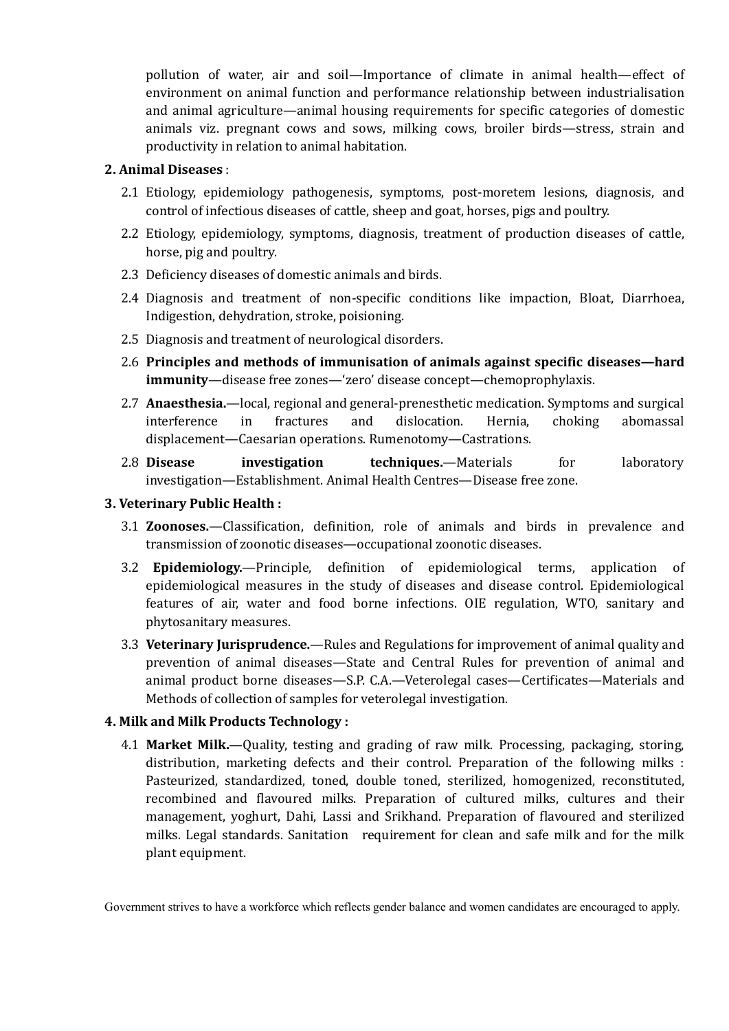pollution of water, air and soil—Importance of climate in animal health—effect of environment on animal function and performance relationship between industrialisation and animal agriculture—animal housing requirements for specific categories of domestic animals viz. pregnant cows and sows, milking cows, broiler birds—stress, strain and productivity in relation to animal habitation.

**2. Animal Diseases** :

2.1 Etiology, epidemiology pathogenesis, symptoms, post-moretem lesions, diagnosis, and control of infectious diseases of cattle, sheep and goat, horses, pigs and poultry.

2.2 Etiology, epidemiology, symptoms, diagnosis, treatment of production diseases of cattle, horse, pig and poultry.

2.3 Deficiency diseases of domestic animals and birds.

2.4 Diagnosis and treatment of non-specific conditions like impaction, Bloat, Diarrhoea, Indigestion, dehydration, stroke, poisioning.

2.5 Diagnosis and treatment of neurological disorders.

2.6 **Principles and methods of immunisation of animals against specific diseases—hard immunity**—disease free zones—'zero' disease concept—chemoprophylaxis.

2.7 **Anaesthesia.**—local, regional and general-prenesthetic medication. Symptoms and surgical interference in fractures and dislocation. Hernia, choking abomassal displacement—Caesarian operations. Rumenotomy—Castrations.

2.8 **Disease investigation techniques.**—Materials for laboratory investigation—Establishment. Animal Health Centres—Disease free zone.

**3. Veterinary Public Health :**

3.1 **Zoonoses.**—Classification, definition, role of animals and birds in prevalence and transmission of zoonotic diseases—occupational zoonotic diseases.

3.2 **Epidemiology.**—Principle, definition of epidemiological terms, application of epidemiological measures in the study of diseases and disease control. Epidemiological features of air, water and food borne infections. OIE regulation, WTO, sanitary and phytosanitary measures.

3.3 **Veterinary Jurisprudence.**—Rules and Regulations for improvement of animal quality and prevention of animal diseases—State and Central Rules for prevention of animal and animal product borne diseases—S.P. C.A.—Veterolegal cases—Certificates—Materials and Methods of collection of samples for veterolegal investigation.

**4. Milk and Milk Products Technology :**

4.1 **Market Milk.**—Quality, testing and grading of raw milk. Processing, packaging, storing, distribution, marketing defects and their control. Preparation of the following milks : Pasteurized, standardized, toned, double toned, sterilized, homogenized, reconstituted, recombined and flavoured milks. Preparation of cultured milks, cultures and their management, yoghurt, Dahi, Lassi and Srikhand. Preparation of flavoured and sterilized milks. Legal standards. Sanitation requirement for clean and safe milk and for the milk plant equipment.

Government strives to have a workforce which reflects gender balance and women candidates are encouraged to apply.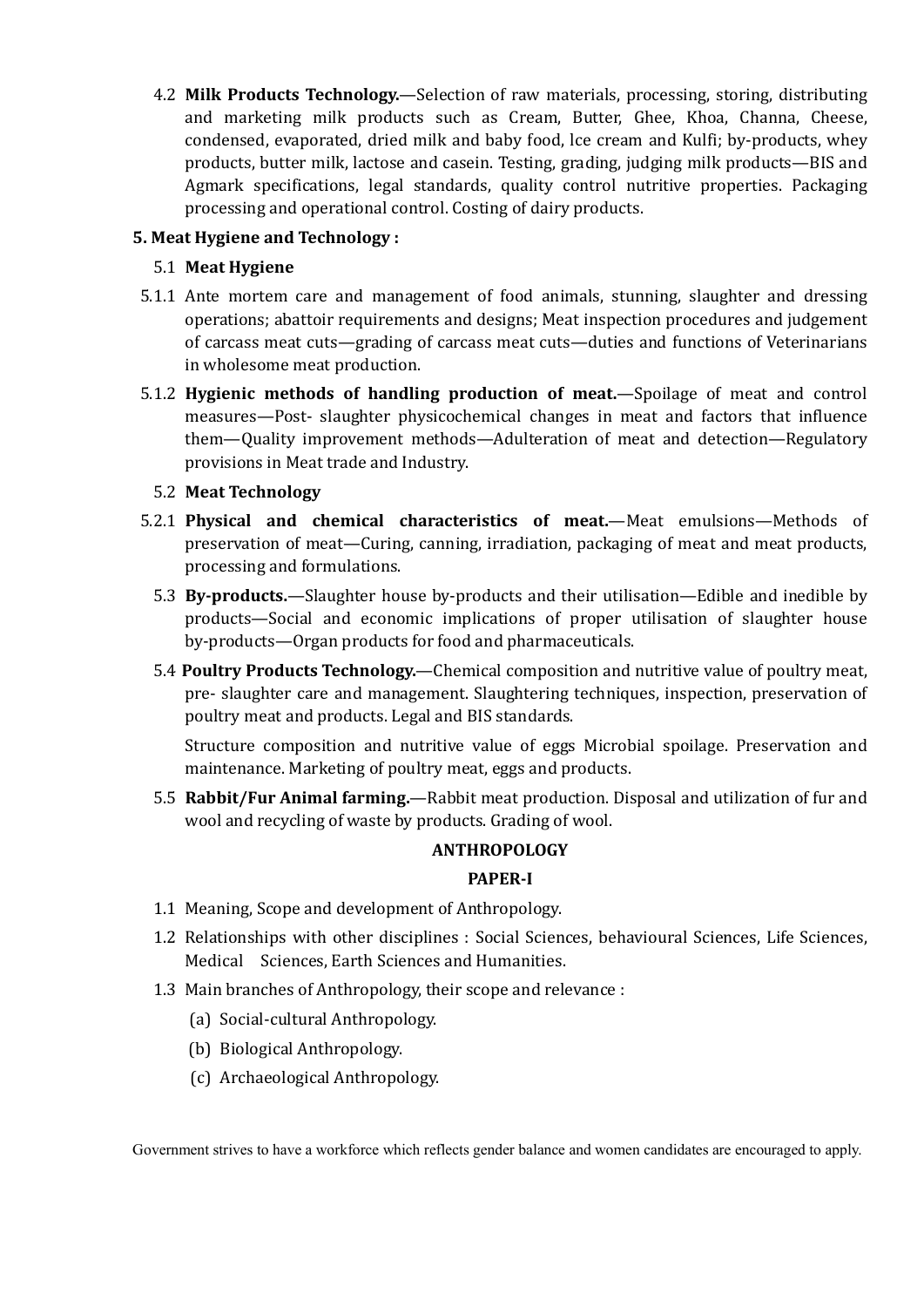4.2 **Milk Products Technology.**—Selection of raw materials, processing, storing, distributing and marketing milk products such as Cream, Butter, Ghee, Khoa, Channa, Cheese, condensed, evaporated, dried milk and baby food, Ice cream and Kulfi; by-products, whey products, butter milk, lactose and casein. Testing, grading, judging milk products—BIS and Agmark specifications, legal standards, quality control nutritive properties. Packaging processing and operational control. Costing of dairy products.

**5. Meat Hygiene and Technology :**

5.1 **Meat Hygiene**

5.1.1 Ante mortem care and management of food animals, stunning, slaughter and dressing operations; abattoir requirements and designs; Meat inspection procedures and judgement of carcass meat cuts—grading of carcass meat cuts—duties and functions of Veterinarians in wholesome meat production.

5.1.2 **Hygienic methods of handling production of meat.**—Spoilage of meat and control measures—Post- slaughter physicochemical changes in meat and factors that influence them—Quality improvement methods—Adulteration of meat and detection—Regulatory provisions in Meat trade and Industry.

5.2 **Meat Technology**

5.2.1 **Physical and chemical characteristics of meat.**—Meat emulsions—Methods of preservation of meat—Curing, canning, irradiation, packaging of meat and meat products, processing and formulations.

5.3 **By-products.**—Slaughter house by-products and their utilisation—Edible and inedible by products—Social and economic implications of proper utilisation of slaughter house by-products—Organ products for food and pharmaceuticals.

5.4 **Poultry Products Technology.**—Chemical composition and nutritive value of poultry meat, pre- slaughter care and management. Slaughtering techniques, inspection, preservation of poultry meat and products. Legal and BIS standards.

Structure composition and nutritive value of eggs Microbial spoilage. Preservation and maintenance. Marketing of poultry meat, eggs and products.

5.5 **Rabbit/Fur Animal farming.**—Rabbit meat production. Disposal and utilization of fur and wool and recycling of waste by products. Grading of wool.

## ANTHROPOLOGY

### PAPER-I

1.1 Meaning, Scope and development of Anthropology.

1.2 Relationships with other disciplines : Social Sciences, behavioural Sciences, Life Sciences, Medical Sciences, Earth Sciences and Humanities.

1.3 Main branches of Anthropology, their scope and relevance :

(a) Social-cultural Anthropology.

(b) Biological Anthropology.

(c) Archaeological Anthropology.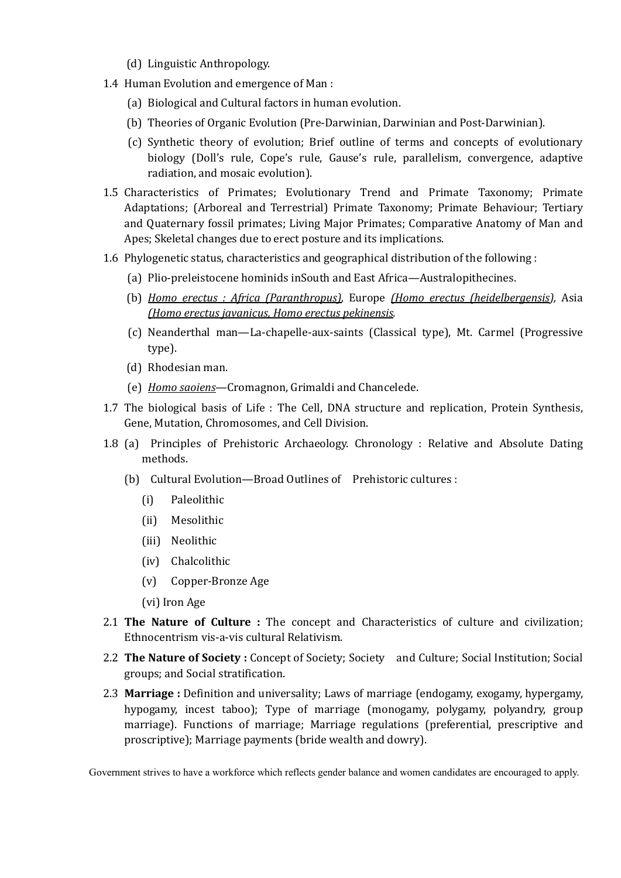(d) Linguistic Anthropology.

1.4 Human Evolution and emergence of Man :

(a) Biological and Cultural factors in human evolution.

(b) Theories of Organic Evolution (Pre-Darwinian, Darwinian and Post-Darwinian).

(c) Synthetic theory of evolution; Brief outline of terms and concepts of evolutionary biology (Doll's rule, Cope's rule, Gause's rule, parallelism, convergence, adaptive radiation, and mosaic evolution).

1.5 Characteristics of Primates; Evolutionary Trend and Primate Taxonomy; Primate Adaptations; (Arboreal and Terrestrial) Primate Taxonomy; Primate Behaviour; Tertiary and Quaternary fossil primates; Living Major Primates; Comparative Anatomy of Man and Apes; Skeletal changes due to erect posture and its implications.

1.6 Phylogenetic status, characteristics and geographical distribution of the following :

(a) Plio-preleistocene hominids inSouth and East Africa—Australopithecines.

(b) *Homo erectus : Africa (Paranthropus)*, Europe *(Homo erectus (heidelbergensis)*, Asia *(Homo erectus javanicus, Homo erectus pekinensis*.

(c) Neanderthal man—La-chapelle-aux-saints (Classical type), Mt. Carmel (Progressive type).

(d) Rhodesian man.

(e) *Homo saoiens*—Cromagnon, Grimaldi and Chancelede.

1.7 The biological basis of Life : The Cell, DNA structure and replication, Protein Synthesis, Gene, Mutation, Chromosomes, and Cell Division.

1.8 (a) Principles of Prehistoric Archaeology. Chronology : Relative and Absolute Dating methods.

(b) Cultural Evolution—Broad Outlines of Prehistoric cultures :

(i) Paleolithic

(ii) Mesolithic

(iii) Neolithic

(iv) Chalcolithic

(v) Copper-Bronze Age

(vi) Iron Age

2.1 **The Nature of Culture :** The concept and Characteristics of culture and civilization; Ethnocentrism vis-a-vis cultural Relativism.

2.2 **The Nature of Society :** Concept of Society; Society and Culture; Social Institution; Social groups; and Social stratification.

2.3 **Marriage :** Definition and universality; Laws of marriage (endogamy, exogamy, hypergamy, hypogamy, incest taboo); Type of marriage (monogamy, polygamy, polyandry, group marriage). Functions of marriage; Marriage regulations (preferential, prescriptive and proscriptive); Marriage payments (bride wealth and dowry).

Government strives to have a workforce which reflects gender balance and women candidates are encouraged to apply.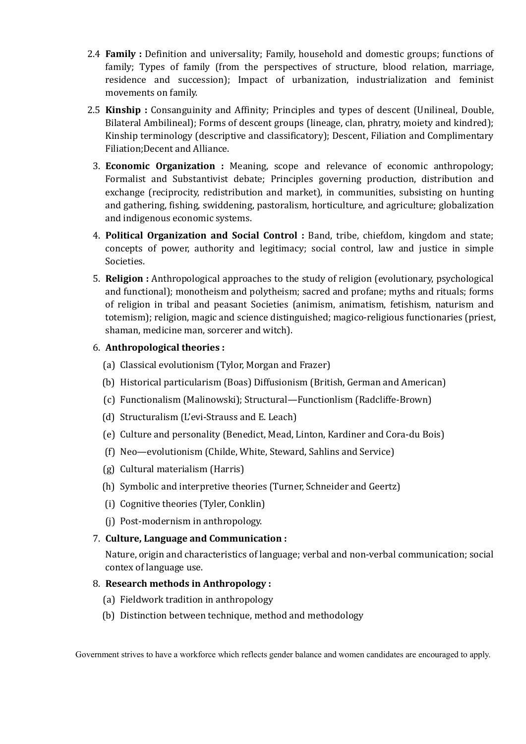2.4 **Family :** Definition and universality; Family, household and domestic groups; functions of family; Types of family (from the perspectives of structure, blood relation, marriage, residence and succession); Impact of urbanization, industrialization and feminist movements on family.

2.5 **Kinship :** Consanguinity and Affinity; Principles and types of descent (Unilineal, Double, Bilateral Ambilineal); Forms of descent groups (lineage, clan, phratry, moiety and kindred); Kinship terminology (descriptive and classificatory); Descent, Filiation and Complimentary Filiation;Decent and Alliance.

3. **Economic Organization :** Meaning, scope and relevance of economic anthropology; Formalist and Substantivist debate; Principles governing production, distribution and exchange (reciprocity, redistribution and market), in communities, subsisting on hunting and gathering, fishing, swiddening, pastoralism, horticulture, and agriculture; globalization and indigenous economic systems.

4. **Political Organization and Social Control :** Band, tribe, chiefdom, kingdom and state; concepts of power, authority and legitimacy; social control, law and justice in simple Societies.

5. **Religion :** Anthropological approaches to the study of religion (evolutionary, psychological and functional); monotheism and polytheism; sacred and profane; myths and rituals; forms of religion in tribal and peasant Societies (animism, animatism, fetishism, naturism and totemism); religion, magic and science distinguished; magico-religious functionaries (priest, shaman, medicine man, sorcerer and witch).

6. **Anthropological theories :**
   - (a) Classical evolutionism (Tylor, Morgan and Frazer)
   - (b) Historical particularism (Boas) Diffusionism (British, German and American)
   - (c) Functionalism (Malinowski); Structural—Functionlism (Radcliffe-Brown)
   - (d) Structuralism (L'evi-Strauss and E. Leach)
   - (e) Culture and personality (Benedict, Mead, Linton, Kardiner and Cora-du Bois)
   - (f) Neo—evolutionism (Childe, White, Steward, Sahlins and Service)
   - (g) Cultural materialism (Harris)
   - (h) Symbolic and interpretive theories (Turner, Schneider and Geertz)
   - (i) Cognitive theories (Tyler, Conklin)
   - (j) Post-modernism in anthropology.

7. **Culture, Language and Communication :**

   Nature, origin and characteristics of language; verbal and non-verbal communication; social contex of language use.

8. **Research methods in Anthropology :**
   - (a) Fieldwork tradition in anthropology
   - (b) Distinction between technique, method and methodology

Government strives to have a workforce which reflects gender balance and women candidates are encouraged to apply.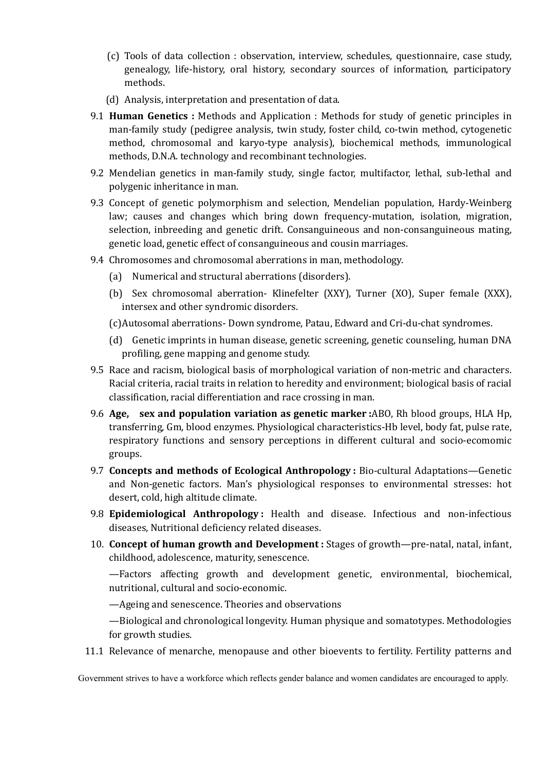(c) Tools of data collection : observation, interview, schedules, questionnaire, case study, genealogy, life-history, oral history, secondary sources of information, participatory methods.

(d) Analysis, interpretation and presentation of data.

9.1 **Human Genetics :** Methods and Application : Methods for study of genetic principles in man-family study (pedigree analysis, twin study, foster child, co-twin method, cytogenetic method, chromosomal and karyo-type analysis), biochemical methods, immunological methods, D.N.A. technology and recombinant technologies.

9.2 Mendelian genetics in man-family study, single factor, multifactor, lethal, sub-lethal and polygenic inheritance in man.

9.3 Concept of genetic polymorphism and selection, Mendelian population, Hardy-Weinberg law; causes and changes which bring down frequency-mutation, isolation, migration, selection, inbreeding and genetic drift. Consanguineous and non-consanguineous mating, genetic load, genetic effect of consanguineous and cousin marriages.

9.4 Chromosomes and chromosomal aberrations in man, methodology.

(a) Numerical and structural aberrations (disorders).

(b) Sex chromosomal aberration- Klinefelter (XXY), Turner (XO), Super female (XXX), intersex and other syndromic disorders.

(c)Autosomal aberrations- Down syndrome, Patau, Edward and Cri-du-chat syndromes.

(d) Genetic imprints in human disease, genetic screening, genetic counseling, human DNA profiling, gene mapping and genome study.

9.5 Race and racism, biological basis of morphological variation of non-metric and characters. Racial criteria, racial traits in relation to heredity and environment; biological basis of racial classification, racial differentiation and race crossing in man.

9.6 **Age, sex and population variation as genetic marker :**ABO, Rh blood groups, HLA Hp, transferring, Gm, blood enzymes. Physiological characteristics-Hb level, body fat, pulse rate, respiratory functions and sensory perceptions in different cultural and socio-ecomomic groups.

9.7 **Concepts and methods of Ecological Anthropology :** Bio-cultural Adaptations—Genetic and Non-genetic factors. Man's physiological responses to environmental stresses: hot desert, cold, high altitude climate.

9.8 **Epidemiological Anthropology :** Health and disease. Infectious and non-infectious diseases, Nutritional deficiency related diseases.

10. **Concept of human growth and Development :** Stages of growth—pre-natal, natal, infant, childhood, adolescence, maturity, senescence.

—Factors affecting growth and development genetic, environmental, biochemical, nutritional, cultural and socio-economic.

—Ageing and senescence. Theories and observations

—Biological and chronological longevity. Human physique and somatotypes. Methodologies for growth studies.

11.1 Relevance of menarche, menopause and other bioevents to fertility. Fertility patterns and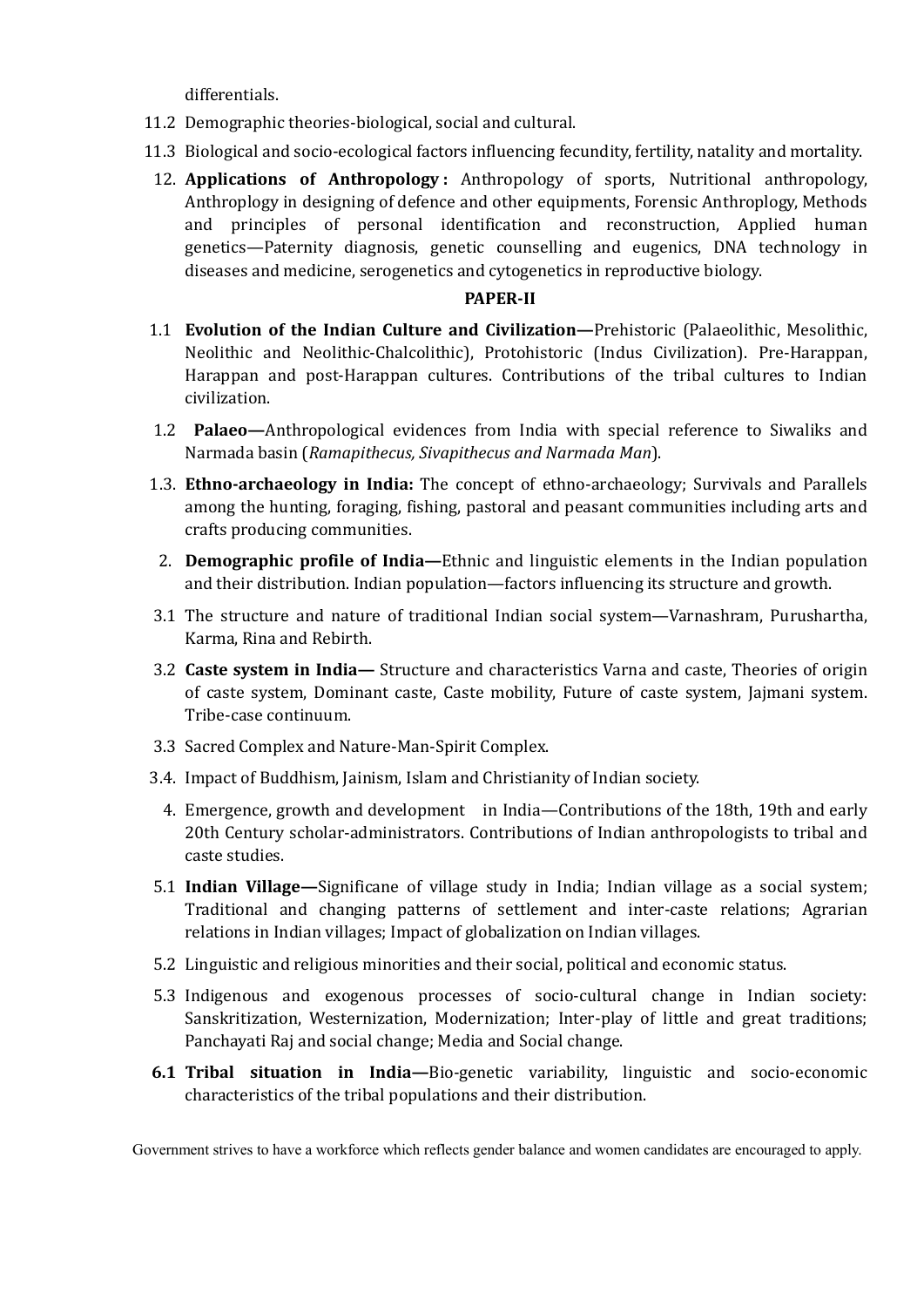differentials.

11.2 Demographic theories-biological, social and cultural.

11.3 Biological and socio-ecological factors influencing fecundity, fertility, natality and mortality.

12. **Applications of Anthropology :** Anthropology of sports, Nutritional anthropology, Anthroplogy in designing of defence and other equipments, Forensic Anthroplogy, Methods and principles of personal identification and reconstruction, Applied human genetics—Paternity diagnosis, genetic counselling and eugenics, DNA technology in diseases and medicine, serogenetics and cytogenetics in reproductive biology.

**PAPER-II**

1.1 **Evolution of the Indian Culture and Civilization—**Prehistoric (Palaeolithic, Mesolithic, Neolithic and Neolithic-Chalcolithic), Protohistoric (Indus Civilization). Pre-Harappan, Harappan and post-Harappan cultures. Contributions of the tribal cultures to Indian civilization.

1.2 **Palaeo—**Anthropological evidences from India with special reference to Siwaliks and Narmada basin (*Ramapithecus, Sivapithecus and Narmada Man*).

1.3. **Ethno-archaeology in India:** The concept of ethno-archaeology; Survivals and Parallels among the hunting, foraging, fishing, pastoral and peasant communities including arts and crafts producing communities.

2. **Demographic profile of India—**Ethnic and linguistic elements in the Indian population and their distribution. Indian population—factors influencing its structure and growth.

3.1 The structure and nature of traditional Indian social system—Varnashram, Purushartha, Karma, Rina and Rebirth.

3.2 **Caste system in India—** Structure and characteristics Varna and caste, Theories of origin of caste system, Dominant caste, Caste mobility, Future of caste system, Jajmani system. Tribe-case continuum.

3.3 Sacred Complex and Nature-Man-Spirit Complex.

3.4. Impact of Buddhism, Jainism, Islam and Christianity of Indian society.

4. Emergence, growth and development in India—Contributions of the 18th, 19th and early 20th Century scholar-administrators. Contributions of Indian anthropologists to tribal and caste studies.

5.1 **Indian Village—**Significane of village study in India; Indian village as a social system; Traditional and changing patterns of settlement and inter-caste relations; Agrarian relations in Indian villages; Impact of globalization on Indian villages.

5.2 Linguistic and religious minorities and their social, political and economic status.

5.3 Indigenous and exogenous processes of socio-cultural change in Indian society: Sanskritization, Westernization, Modernization; Inter-play of little and great traditions; Panchayati Raj and social change; Media and Social change.

**6.1 Tribal situation in India—**Bio-genetic variability, linguistic and socio-economic characteristics of the tribal populations and their distribution.

Government strives to have a workforce which reflects gender balance and women candidates are encouraged to apply.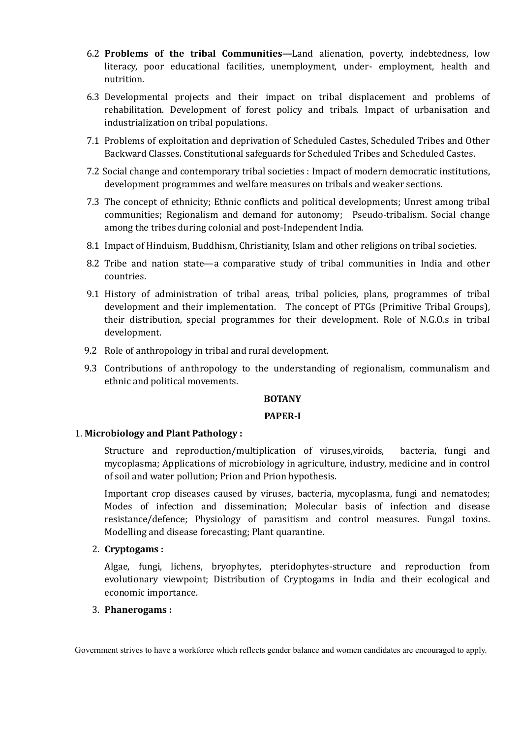6.2 **Problems of the tribal Communities—**Land alienation, poverty, indebtedness, low literacy, poor educational facilities, unemployment, under- employment, health and nutrition.

6.3 Developmental projects and their impact on tribal displacement and problems of rehabilitation. Development of forest policy and tribals. Impact of urbanisation and industrialization on tribal populations.

7.1 Problems of exploitation and deprivation of Scheduled Castes, Scheduled Tribes and Other Backward Classes. Constitutional safeguards for Scheduled Tribes and Scheduled Castes.

7.2 Social change and contemporary tribal societies : Impact of modern democratic institutions, development programmes and welfare measures on tribals and weaker sections.

7.3 The concept of ethnicity; Ethnic conflicts and political developments; Unrest among tribal communities; Regionalism and demand for autonomy; Pseudo-tribalism. Social change among the tribes during colonial and post-Independent India.

8.1 Impact of Hinduism, Buddhism, Christianity, Islam and other religions on tribal societies.

8.2 Tribe and nation state—a comparative study of tribal communities in India and other countries.

9.1 History of administration of tribal areas, tribal policies, plans, programmes of tribal development and their implementation. The concept of PTGs (Primitive Tribal Groups), their distribution, special programmes for their development. Role of N.G.O.s in tribal development.

9.2 Role of anthropology in tribal and rural development.

9.3 Contributions of anthropology to the understanding of regionalism, communalism and ethnic and political movements.

## BOTANY

### PAPER-I

1. **Microbiology and Plant Pathology :**

Structure and reproduction/multiplication of viruses,viroids, bacteria, fungi and mycoplasma; Applications of microbiology in agriculture, industry, medicine and in control of soil and water pollution; Prion and Prion hypothesis.

Important crop diseases caused by viruses, bacteria, mycoplasma, fungi and nematodes; Modes of infection and dissemination; Molecular basis of infection and disease resistance/defence; Physiology of parasitism and control measures. Fungal toxins. Modelling and disease forecasting; Plant quarantine.

2. **Cryptogams :**

Algae, fungi, lichens, bryophytes, pteridophytes-structure and reproduction from evolutionary viewpoint; Distribution of Cryptogams in India and their ecological and economic importance.

3. **Phanerogams :**

Government strives to have a workforce which reflects gender balance and women candidates are encouraged to apply.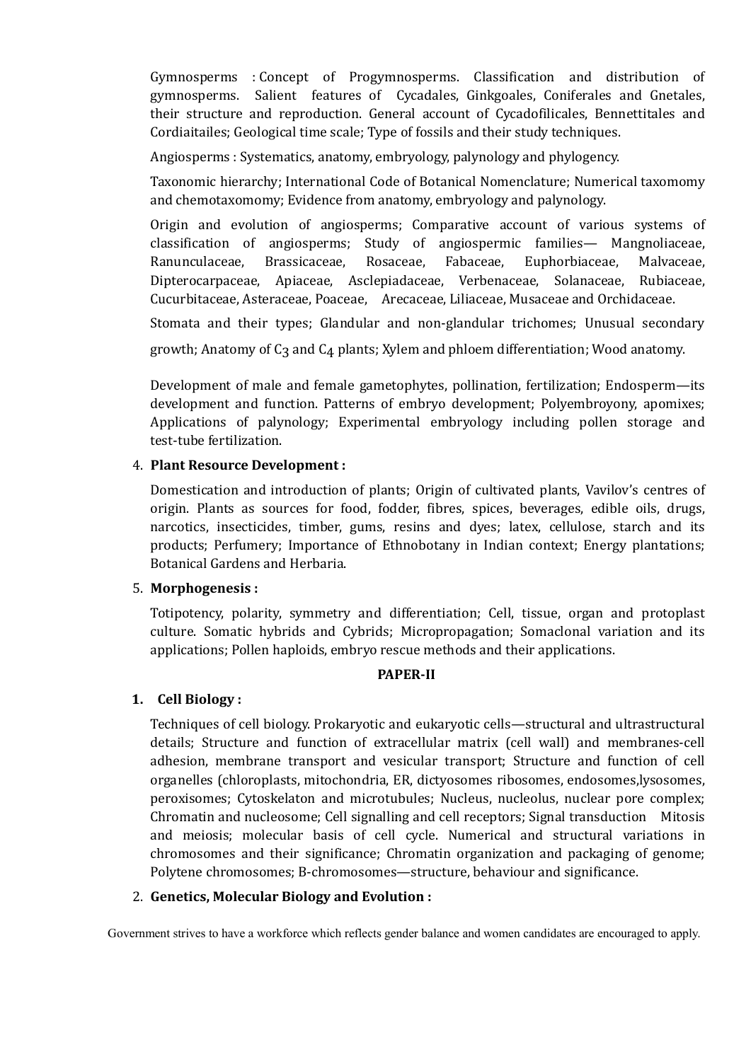Gymnosperms : Concept of Progymnosperms. Classification and distribution of gymnosperms. Salient features of Cycadales, Ginkgoales, Coniferales and Gnetales, their structure and reproduction. General account of Cycadofilicales, Bennettitales and Cordiaitailes; Geological time scale; Type of fossils and their study techniques.

Angiosperms : Systematics, anatomy, embryology, palynology and phylogency.

Taxonomic hierarchy; International Code of Botanical Nomenclature; Numerical taxomomy and chemotaxomomy; Evidence from anatomy, embryology and palynology.

Origin and evolution of angiosperms; Comparative account of various systems of classification of angiosperms; Study of angiospermic families— Mangnoliaceae, Ranunculaceae, Brassicaceae, Rosaceae, Fabaceae, Euphorbiaceae, Malvaceae, Dipterocarpaceae, Apiaceae, Asclepiadaceae, Verbenaceae, Solanaceae, Rubiaceae, Cucurbitaceae, Asteraceae, Poaceae, Arecaceae, Liliaceae, Musaceae and Orchidaceae.

Stomata and their types; Glandular and non-glandular trichomes; Unusual secondary growth; Anatomy of $C_3$ and $C_4$ plants; Xylem and phloem differentiation; Wood anatomy.

Development of male and female gametophytes, pollination, fertilization; Endosperm—its development and function. Patterns of embryo development; Polyembroyony, apomixes; Applications of palynology; Experimental embryology including pollen storage and test-tube fertilization.

4. **Plant Resource Development :**

   Domestication and introduction of plants; Origin of cultivated plants, Vavilov's centres of origin. Plants as sources for food, fodder, fibres, spices, beverages, edible oils, drugs, narcotics, insecticides, timber, gums, resins and dyes; latex, cellulose, starch and its products; Perfumery; Importance of Ethnobotany in Indian context; Energy plantations; Botanical Gardens and Herbaria.

5. **Morphogenesis :**

   Totipotency, polarity, symmetry and differentiation; Cell, tissue, organ and protoplast culture. Somatic hybrids and Cybrids; Micropropagation; Somaclonal variation and its applications; Pollen haploids, embryo rescue methods and their applications.

**PAPER-II**

1. **Cell Biology :**

   Techniques of cell biology. Prokaryotic and eukaryotic cells—structural and ultrastructural details; Structure and function of extracellular matrix (cell wall) and membranes-cell adhesion, membrane transport and vesicular transport; Structure and function of cell organelles (chloroplasts, mitochondria, ER, dictyosomes ribosomes, endosomes,lysosomes, peroxisomes; Cytoskelaton and microtubules; Nucleus, nucleolus, nuclear pore complex; Chromatin and nucleosome; Cell signalling and cell receptors; Signal transduction Mitosis and meiosis; molecular basis of cell cycle. Numerical and structural variations in chromosomes and their significance; Chromatin organization and packaging of genome; Polytene chromosomes; B-chromosomes—structure, behaviour and significance.

2. **Genetics, Molecular Biology and Evolution :**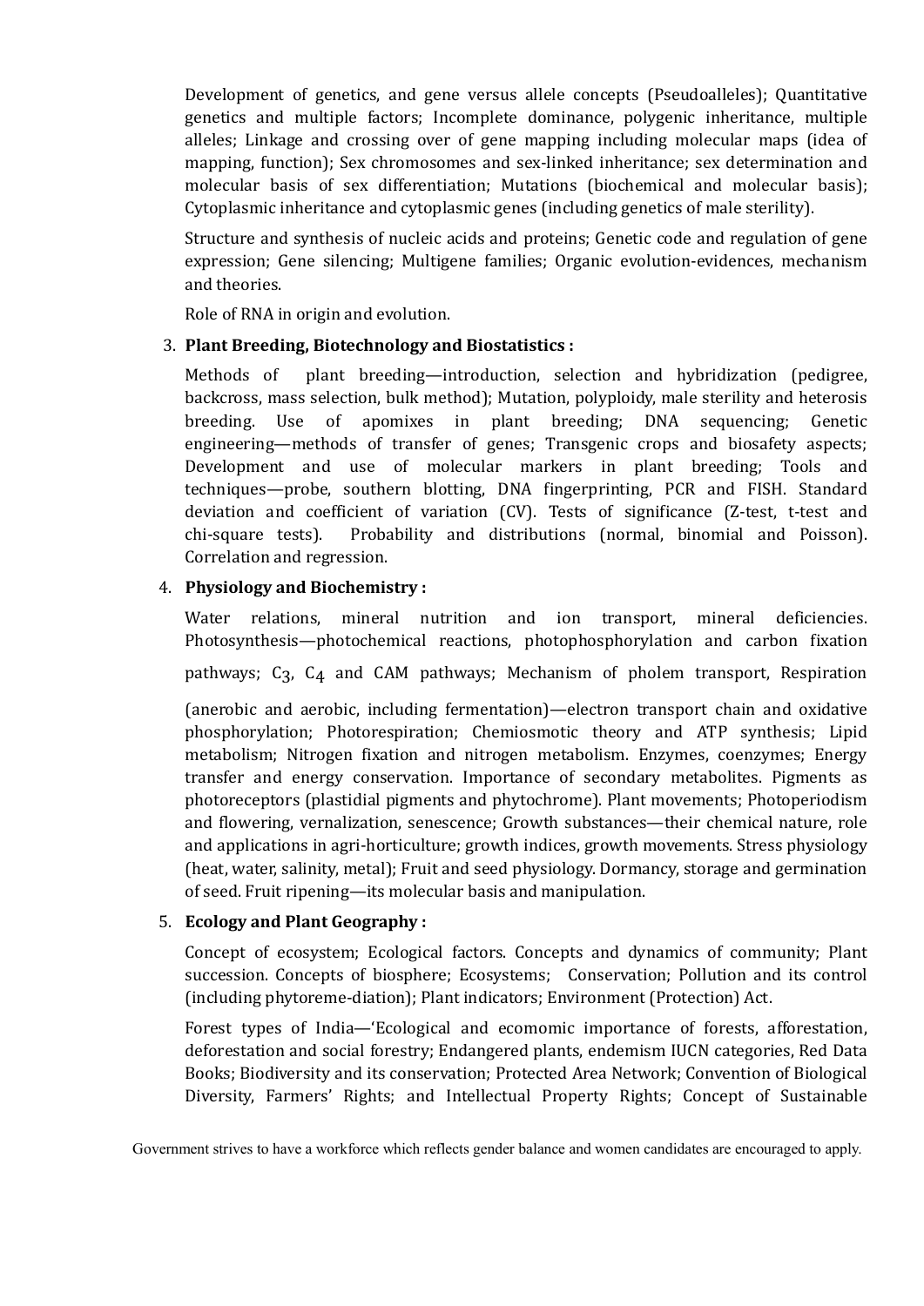Development of genetics, and gene versus allele concepts (Pseudoalleles); Quantitative genetics and multiple factors; Incomplete dominance, polygenic inheritance, multiple alleles; Linkage and crossing over of gene mapping including molecular maps (idea of mapping, function); Sex chromosomes and sex-linked inheritance; sex determination and molecular basis of sex differentiation; Mutations (biochemical and molecular basis); Cytoplasmic inheritance and cytoplasmic genes (including genetics of male sterility).

Structure and synthesis of nucleic acids and proteins; Genetic code and regulation of gene expression; Gene silencing; Multigene families; Organic evolution-evidences, mechanism and theories.

Role of RNA in origin and evolution.

3. **Plant Breeding, Biotechnology and Biostatistics :**

   Methods of plant breeding—introduction, selection and hybridization (pedigree, backcross, mass selection, bulk method); Mutation, polyploidy, male sterility and heterosis breeding. Use of apomixes in plant breeding; DNA sequencing; Genetic engineering—methods of transfer of genes; Transgenic crops and biosafety aspects; Development and use of molecular markers in plant breeding; Tools and techniques—probe, southern blotting, DNA fingerprinting, PCR and FISH. Standard deviation and coefficient of variation (CV). Tests of significance (Z-test, t-test and chi-square tests). Probability and distributions (normal, binomial and Poisson). Correlation and regression.

4. **Physiology and Biochemistry :**

   Water relations, mineral nutrition and ion transport, mineral deficiencies. Photosynthesis—photochemical reactions, photophosphorylation and carbon fixation pathways; $C_3$, $C_4$ and CAM pathways; Mechanism of pholem transport, Respiration (anerobic and aerobic, including fermentation)—electron transport chain and oxidative phosphorylation; Photorespiration; Chemiosmotic theory and ATP synthesis; Lipid metabolism; Nitrogen fixation and nitrogen metabolism. Enzymes, coenzymes; Energy transfer and energy conservation. Importance of secondary metabolites. Pigments as photoreceptors (plastidial pigments and phytochrome). Plant movements; Photoperiodism and flowering, vernalization, senescence; Growth substances—their chemical nature, role and applications in agri-horticulture; growth indices, growth movements. Stress physiology (heat, water, salinity, metal); Fruit and seed physiology. Dormancy, storage and germination of seed. Fruit ripening—its molecular basis and manipulation.

5. **Ecology and Plant Geography :**

   Concept of ecosystem; Ecological factors. Concepts and dynamics of community; Plant succession. Concepts of biosphere; Ecosystems; Conservation; Pollution and its control (including phytoreme-diation); Plant indicators; Environment (Protection) Act.

   Forest types of India—'Ecological and ecomomic importance of forests, afforestation, deforestation and social forestry; Endangered plants, endemism IUCN categories, Red Data Books; Biodiversity and its conservation; Protected Area Network; Convention of Biological Diversity, Farmers' Rights; and Intellectual Property Rights; Concept of Sustainable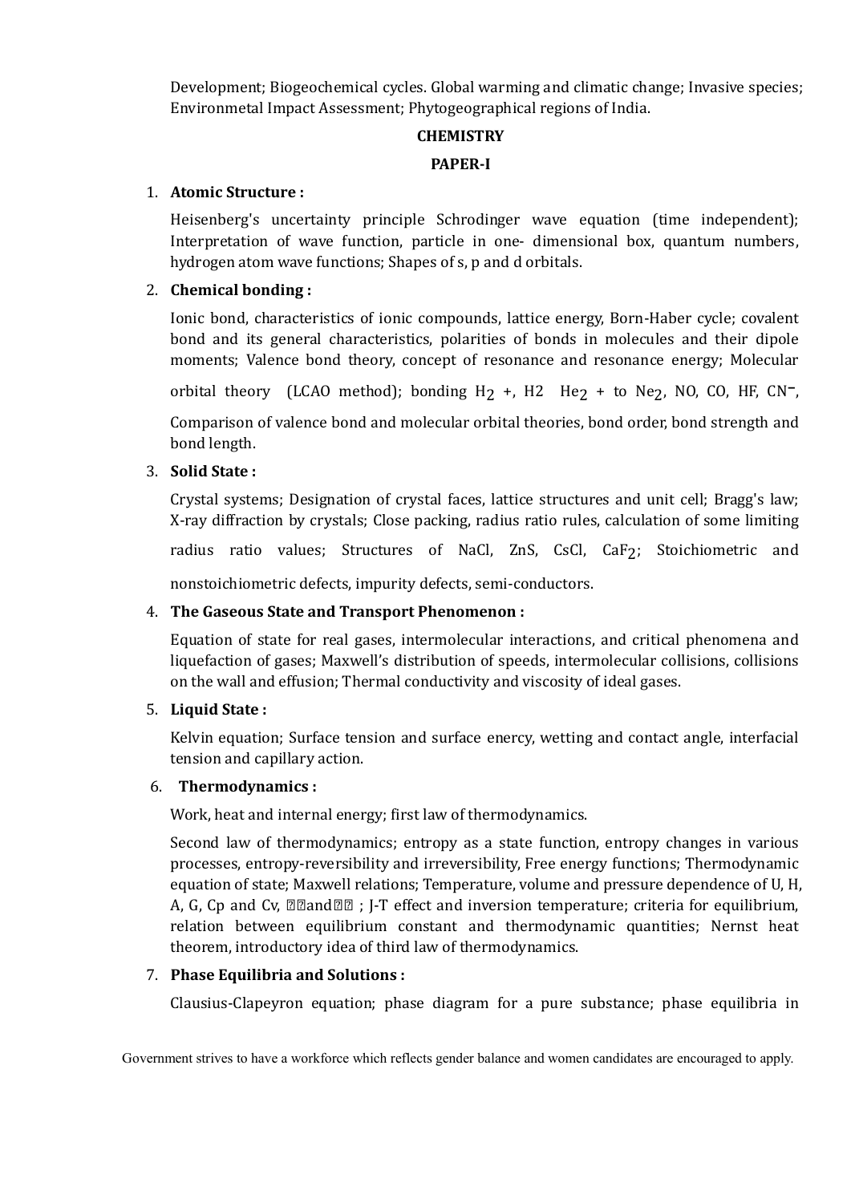Development; Biogeochemical cycles. Global warming and climatic change; Invasive species; Environmetal Impact Assessment; Phytogeographical regions of India.

## CHEMISTRY

### PAPER-I

1. **Atomic Structure :**

   Heisenberg's uncertainty principle Schrodinger wave equation (time independent); Interpretation of wave function, particle in one- dimensional box, quantum numbers, hydrogen atom wave functions; Shapes of s, p and d orbitals.

2. **Chemical bonding :**

   Ionic bond, characteristics of ionic compounds, lattice energy, Born-Haber cycle; covalent bond and its general characteristics, polarities of bonds in molecules and their dipole moments; Valence bond theory, concept of resonance and resonance energy; Molecular orbital theory (LCAO method); bonding $H_2$ +, H2 $He_2$ + to $Ne_2$, NO, CO, HF, $CN^-$, Comparison of valence bond and molecular orbital theories, bond order, bond strength and bond length.

3. **Solid State :**

   Crystal systems; Designation of crystal faces, lattice structures and unit cell; Bragg's law; X-ray diffraction by crystals; Close packing, radius ratio rules, calculation of some limiting radius ratio values; Structures of NaCl, ZnS, CsCl, $CaF_2$; Stoichiometric and nonstoichiometric defects, impurity defects, semi-conductors.

4. **The Gaseous State and Transport Phenomenon :**

   Equation of state for real gases, intermolecular interactions, and critical phenomena and liquefaction of gases; Maxwell's distribution of speeds, intermolecular collisions, collisions on the wall and effusion; Thermal conductivity and viscosity of ideal gases.

5. **Liquid State :**

   Kelvin equation; Surface tension and surface enercy, wetting and contact angle, interfacial tension and capillary action.

6. **Thermodynamics :**

   Work, heat and internal energy; first law of thermodynamics.

   Second law of thermodynamics; entropy as a state function, entropy changes in various processes, entropy-reversibility and irreversibility, Free energy functions; Thermodynamic equation of state; Maxwell relations; Temperature, volume and pressure dependence of U, H, A, G, Cp and Cv, �� and �� ; J-T effect and inversion temperature; criteria for equilibrium, relation between equilibrium constant and thermodynamic quantities; Nernst heat theorem, introductory idea of third law of thermodynamics.

7. **Phase Equilibria and Solutions :**

   Clausius-Clapeyron equation; phase diagram for a pure substance; phase equilibria in

Government strives to have a workforce which reflects gender balance and women candidates are encouraged to apply.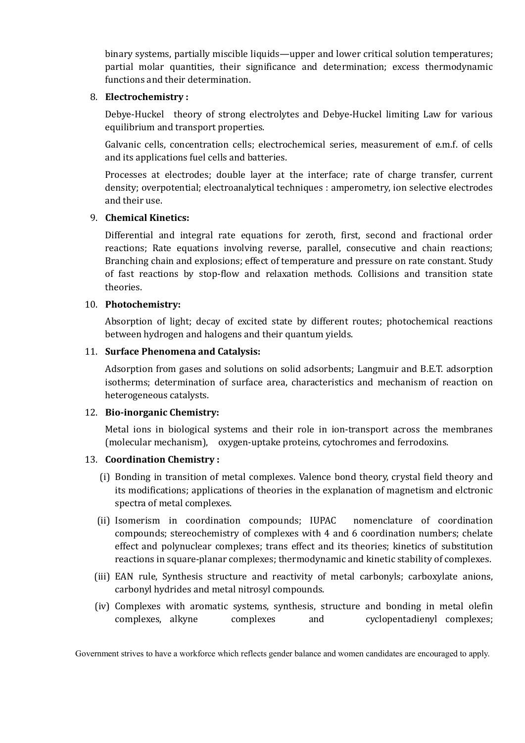binary systems, partially miscible liquids—upper and lower critical solution temperatures; partial molar quantities, their significance and determination; excess thermodynamic functions and their determination.

8. **Electrochemistry :**

   Debye-Huckel theory of strong electrolytes and Debye-Huckel limiting Law for various equilibrium and transport properties.

   Galvanic cells, concentration cells; electrochemical series, measurement of e.m.f. of cells and its applications fuel cells and batteries.

   Processes at electrodes; double layer at the interface; rate of charge transfer, current density; overpotential; electroanalytical techniques : amperometry, ion selective electrodes and their use.

9. **Chemical Kinetics:**

   Differential and integral rate equations for zeroth, first, second and fractional order reactions; Rate equations involving reverse, parallel, consecutive and chain reactions; Branching chain and explosions; effect of temperature and pressure on rate constant. Study of fast reactions by stop-flow and relaxation methods. Collisions and transition state theories.

10. **Photochemistry:**

    Absorption of light; decay of excited state by different routes; photochemical reactions between hydrogen and halogens and their quantum yields.

11. **Surface Phenomena and Catalysis:**

    Adsorption from gases and solutions on solid adsorbents; Langmuir and B.E.T. adsorption isotherms; determination of surface area, characteristics and mechanism of reaction on heterogeneous catalysts.

12. **Bio-inorganic Chemistry:**

    Metal ions in biological systems and their role in ion-transport across the membranes (molecular mechanism), oxygen-uptake proteins, cytochromes and ferrodoxins.

13. **Coordination Chemistry :**

    (i) Bonding in transition of metal complexes. Valence bond theory, crystal field theory and its modifications; applications of theories in the explanation of magnetism and elctronic spectra of metal complexes.

    (ii) Isomerism in coordination compounds; IUPAC nomenclature of coordination compounds; stereochemistry of complexes with 4 and 6 coordination numbers; chelate effect and polynuclear complexes; trans effect and its theories; kinetics of substitution reactions in square-planar complexes; thermodynamic and kinetic stability of complexes.

    (iii) EAN rule, Synthesis structure and reactivity of metal carbonyls; carboxylate anions, carbonyl hydrides and metal nitrosyl compounds.

    (iv) Complexes with aromatic systems, synthesis, structure and bonding in metal olefin complexes, alkyne complexes and cyclopentadienyl complexes;

Government strives to have a workforce which reflects gender balance and women candidates are encouraged to apply.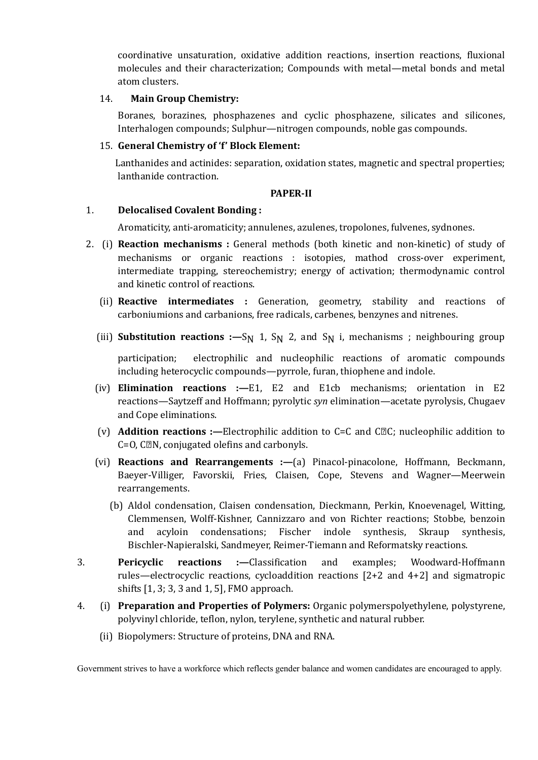coordinative unsaturation, oxidative addition reactions, insertion reactions, fluxional molecules and their characterization; Compounds with metal—metal bonds and metal atom clusters.

14. **Main Group Chemistry:**

Boranes, borazines, phosphazenes and cyclic phosphazene, silicates and silicones, Interhalogen compounds; Sulphur—nitrogen compounds, noble gas compounds.

15. **General Chemistry of 'f' Block Element:**

Lanthanides and actinides: separation, oxidation states, magnetic and spectral properties; lanthanide contraction.

## PAPER-II

1. **Delocalised Covalent Bonding :**

Aromaticity, anti-aromaticity; annulenes, azulenes, tropolones, fulvenes, sydnones.

2. (i) **Reaction mechanisms :** General methods (both kinetic and non-kinetic) of study of mechanisms or organic reactions : isotopies, mathod cross-over experiment, intermediate trapping, stereochemistry; energy of activation; thermodynamic control and kinetic control of reactions.

   (ii) **Reactive intermediates :** Generation, geometry, stability and reactions of carboniumions and carbanions, free radicals, carbenes, benzynes and nitrenes.

   (iii) **Substitution reactions :—**$S_N$ 1, $S_N$ 2, and $S_N$ i, mechanisms ; neighbouring group participation; electrophilic and nucleophilic reactions of aromatic compounds including heterocyclic compounds—pyrrole, furan, thiophene and indole.

   (iv) **Elimination reactions :—**E1, E2 and E1cb mechanisms; orientation in E2 reactions—Saytzeff and Hoffmann; pyrolytic *syn* elimination—acetate pyrolysis, Chugaev and Cope eliminations.

   (v) **Addition reactions :—**Electrophilic addition to C=C and C≡C; nucleophilic addition to C=O, C≡N, conjugated olefins and carbonyls.

   (vi) **Reactions and Rearrangements :—**(a) Pinacol-pinacolone, Hoffmann, Beckmann, Baeyer-Villiger, Favorskii, Fries, Claisen, Cope, Stevens and Wagner—Meerwein rearrangements.

   (b) Aldol condensation, Claisen condensation, Dieckmann, Perkin, Knoevenagel, Witting, Clemmensen, Wolff-Kishner, Cannizzaro and von Richter reactions; Stobbe, benzoin and acyloin condensations; Fischer indole synthesis, Skraup synthesis, Bischler-Napieralski, Sandmeyer, Reimer-Tiemann and Reformatsky reactions.

3. **Pericyclic reactions :—**Classification and examples; Woodward-Hoffmann rules—electrocyclic reactions, cycloaddition reactions [2+2 and 4+2] and sigmatropic shifts [1, 3; 3, 3 and 1, 5], FMO approach.

4. (i) **Preparation and Properties of Polymers:** Organic polymerspolyethylene, polystyrene, polyvinyl chloride, teflon, nylon, terylene, synthetic and natural rubber.

   (ii) Biopolymers: Structure of proteins, DNA and RNA.

Government strives to have a workforce which reflects gender balance and women candidates are encouraged to apply.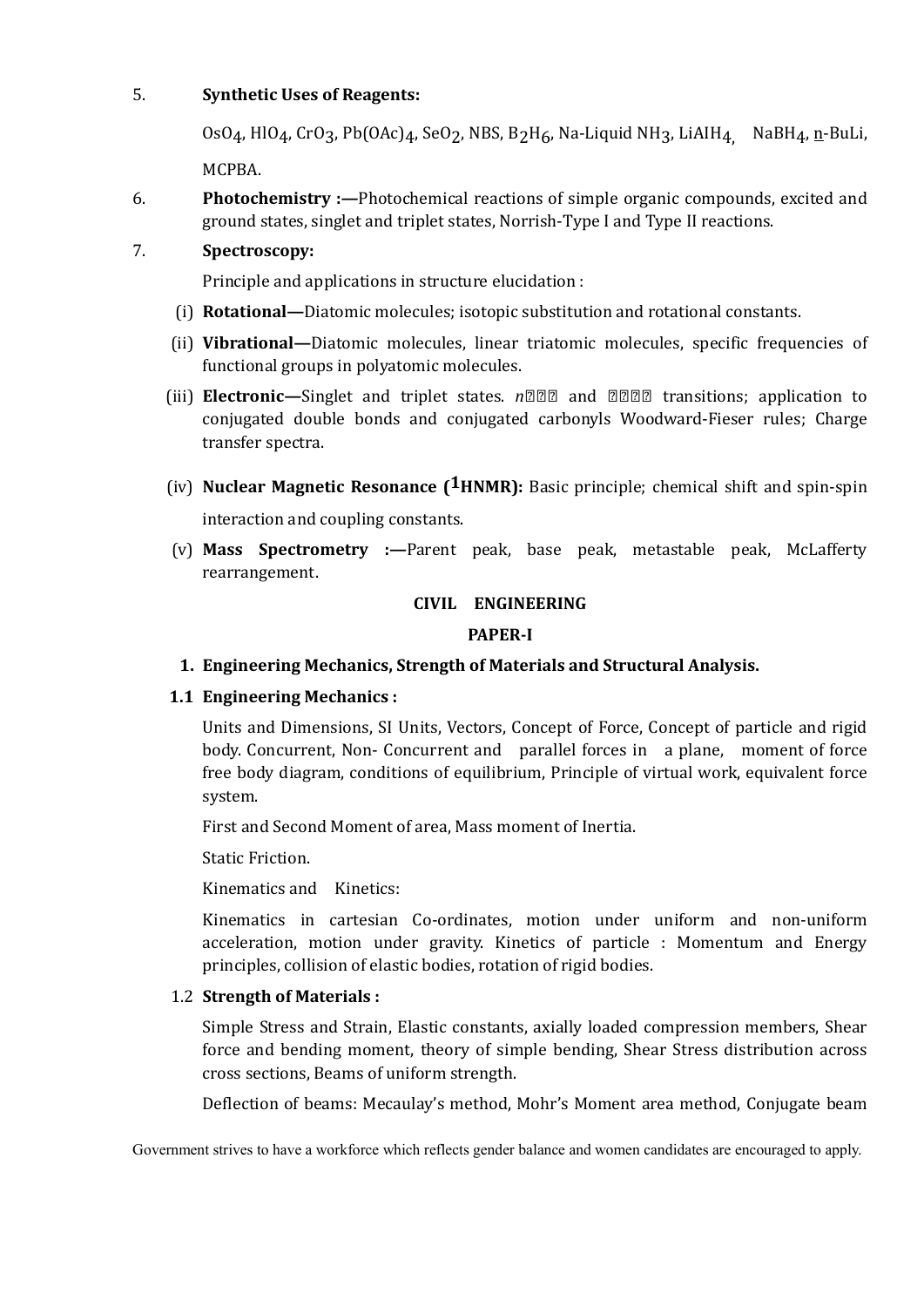5. **Synthetic Uses of Reagents:**

   $OsO_4$, $HlO_4$, $CrO_3$, $Pb(OAc)_4$, $SeO_2$, NBS, $B_2H_6$, Na-Liquid $NH_3$, $LiAIH_4$, $NaBH_4$, n-BuLi, MCPBA.

6. **Photochemistry :—**Photochemical reactions of simple organic compounds, excited and ground states, singlet and triplet states, Norrish-Type I and Type II reactions.

7. **Spectroscopy:**

   Principle and applications in structure elucidation :

   (i) **Rotational—**Diatomic molecules; isotopic substitution and rotational constants.

   (ii) **Vibrational—**Diatomic molecules, linear triatomic molecules, specific frequencies of functional groups in polyatomic molecules.

   (iii) **Electronic—**Singlet and triplet states. *n*��� and ���� transitions; application to conjugated double bonds and conjugated carbonyls Woodward-Fieser rules; Charge transfer spectra.

   (iv) **Nuclear Magnetic Resonance ($^1$HNMR):** Basic principle; chemical shift and spin-spin interaction and coupling constants.

   (v) **Mass Spectrometry :—**Parent peak, base peak, metastable peak, McLafferty rearrangement.

## CIVIL ENGINEERING

### PAPER-I

**1. Engineering Mechanics, Strength of Materials and Structural Analysis.**

**1.1 Engineering Mechanics :**

Units and Dimensions, SI Units, Vectors, Concept of Force, Concept of particle and rigid body. Concurrent, Non- Concurrent and parallel forces in a plane, moment of force free body diagram, conditions of equilibrium, Principle of virtual work, equivalent force system.

First and Second Moment of area, Mass moment of Inertia.

Static Friction.

Kinematics and Kinetics:

Kinematics in cartesian Co-ordinates, motion under uniform and non-uniform acceleration, motion under gravity. Kinetics of particle : Momentum and Energy principles, collision of elastic bodies, rotation of rigid bodies.

1.2 **Strength of Materials :**

Simple Stress and Strain, Elastic constants, axially loaded compression members, Shear force and bending moment, theory of simple bending, Shear Stress distribution across cross sections, Beams of uniform strength.

Deflection of beams: Mecaulay's method, Mohr's Moment area method, Conjugate beam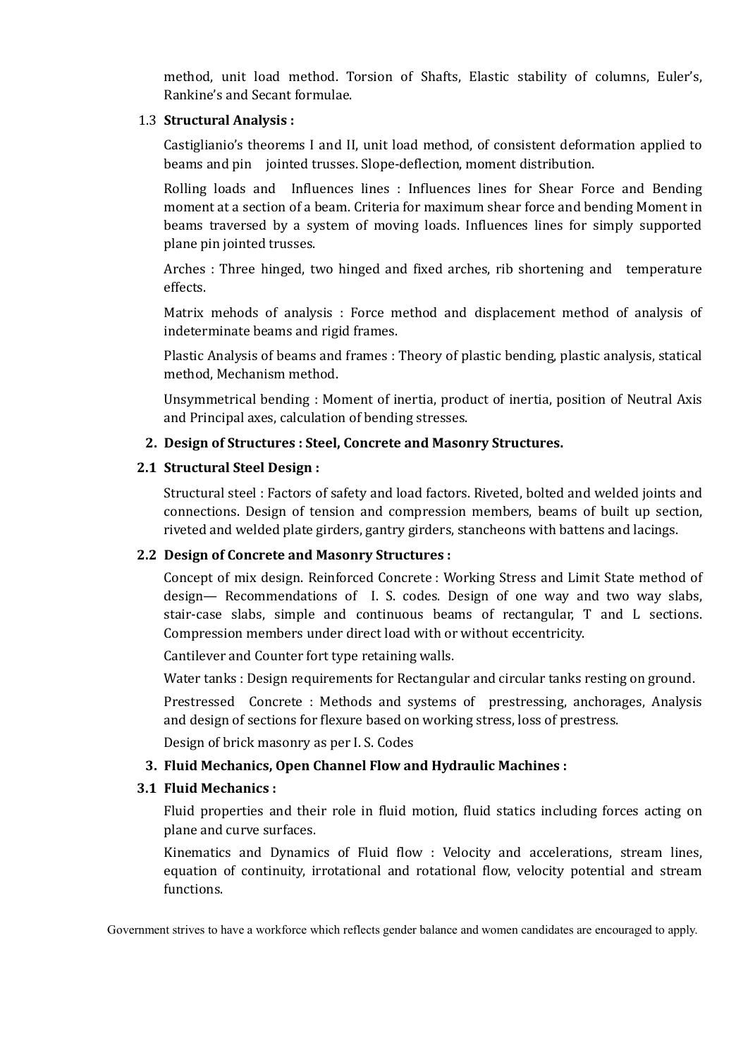method, unit load method. Torsion of Shafts, Elastic stability of columns, Euler's, Rankine's and Secant formulae.

### 1.3 Structural Analysis :

Castiglianio's theorems I and II, unit load method, of consistent deformation applied to beams and pin jointed trusses. Slope-deflection, moment distribution.

Rolling loads and Influences lines : Influences lines for Shear Force and Bending moment at a section of a beam. Criteria for maximum shear force and bending Moment in beams traversed by a system of moving loads. Influences lines for simply supported plane pin jointed trusses.

Arches : Three hinged, two hinged and fixed arches, rib shortening and temperature effects.

Matrix mehods of analysis : Force method and displacement method of analysis of indeterminate beams and rigid frames.

Plastic Analysis of beams and frames : Theory of plastic bending, plastic analysis, statical method, Mechanism method.

Unsymmetrical bending : Moment of inertia, product of inertia, position of Neutral Axis and Principal axes, calculation of bending stresses.

## 2. Design of Structures : Steel, Concrete and Masonry Structures.

### 2.1 Structural Steel Design :

Structural steel : Factors of safety and load factors. Riveted, bolted and welded joints and connections. Design of tension and compression members, beams of built up section, riveted and welded plate girders, gantry girders, stancheons with battens and lacings.

### 2.2 Design of Concrete and Masonry Structures :

Concept of mix design. Reinforced Concrete : Working Stress and Limit State method of design— Recommendations of I. S. codes. Design of one way and two way slabs, stair-case slabs, simple and continuous beams of rectangular, T and L sections. Compression members under direct load with or without eccentricity.

Cantilever and Counter fort type retaining walls.

Water tanks : Design requirements for Rectangular and circular tanks resting on ground.

Prestressed Concrete : Methods and systems of prestressing, anchorages, Analysis and design of sections for flexure based on working stress, loss of prestress.

Design of brick masonry as per I. S. Codes

## 3. Fluid Mechanics, Open Channel Flow and Hydraulic Machines :

### 3.1 Fluid Mechanics :

Fluid properties and their role in fluid motion, fluid statics including forces acting on plane and curve surfaces.

Kinematics and Dynamics of Fluid flow : Velocity and accelerations, stream lines, equation of continuity, irrotational and rotational flow, velocity potential and stream functions.

Government strives to have a workforce which reflects gender balance and women candidates are encouraged to apply.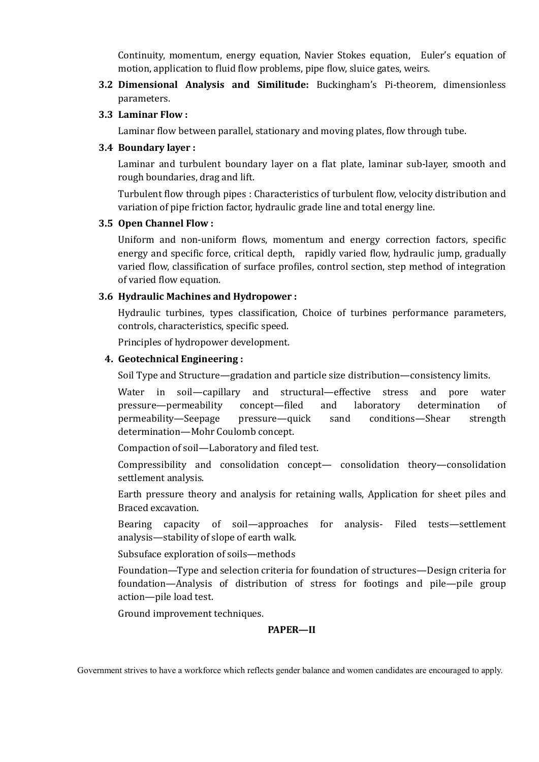Continuity, momentum, energy equation, Navier Stokes equation, Euler's equation of motion, application to fluid flow problems, pipe flow, sluice gates, weirs.

**3.2 Dimensional Analysis and Similitude:** Buckingham's Pi-theorem, dimensionless parameters.

**3.3 Laminar Flow :**

Laminar flow between parallel, stationary and moving plates, flow through tube.

**3.4 Boundary layer :**

Laminar and turbulent boundary layer on a flat plate, laminar sub-layer, smooth and rough boundaries, drag and lift.

Turbulent flow through pipes : Characteristics of turbulent flow, velocity distribution and variation of pipe friction factor, hydraulic grade line and total energy line.

**3.5 Open Channel Flow :**

Uniform and non-uniform flows, momentum and energy correction factors, specific energy and specific force, critical depth, rapidly varied flow, hydraulic jump, gradually varied flow, classification of surface profiles, control section, step method of integration of varied flow equation.

**3.6 Hydraulic Machines and Hydropower :**

Hydraulic turbines, types classification, Choice of turbines performance parameters, controls, characteristics, specific speed.

Principles of hydropower development.

**4. Geotechnical Engineering :**

Soil Type and Structure—gradation and particle size distribution—consistency limits.

Water in soil—capillary and structural—effective stress and pore water pressure—permeability concept—filed and laboratory determination of permeability—Seepage pressure—quick sand conditions—Shear strength determination—Mohr Coulomb concept.

Compaction of soil—Laboratory and filed test.

Compressibility and consolidation concept— consolidation theory—consolidation settlement analysis.

Earth pressure theory and analysis for retaining walls, Application for sheet piles and Braced excavation.

Bearing capacity of soil—approaches for analysis- Filed tests—settlement analysis—stability of slope of earth walk.

Subsuface exploration of soils—methods

Foundation—Type and selection criteria for foundation of structures—Design criteria for foundation—Analysis of distribution of stress for footings and pile—pile group action—pile load test.

Ground improvement techniques.

**PAPER—II**

Government strives to have a workforce which reflects gender balance and women candidates are encouraged to apply.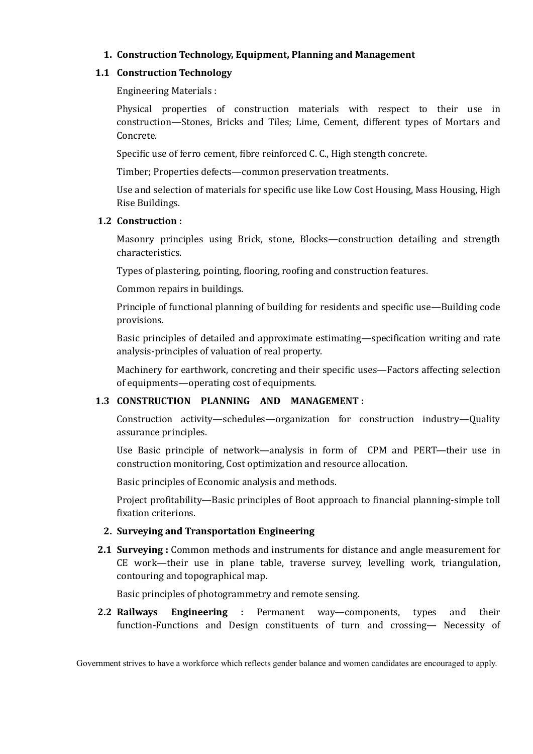**1. Construction Technology, Equipment, Planning and Management**

**1.1 Construction Technology**

Engineering Materials :

Physical properties of construction materials with respect to their use in construction—Stones, Bricks and Tiles; Lime, Cement, different types of Mortars and Concrete.

Specific use of ferro cement, fibre reinforced C. C., High stength concrete.

Timber; Properties defects—common preservation treatments.

Use and selection of materials for specific use like Low Cost Housing, Mass Housing, High Rise Buildings.

**1.2 Construction :**

Masonry principles using Brick, stone, Blocks—construction detailing and strength characteristics.

Types of plastering, pointing, flooring, roofing and construction features.

Common repairs in buildings.

Principle of functional planning of building for residents and specific use—Building code provisions.

Basic principles of detailed and approximate estimating—specification writing and rate analysis-principles of valuation of real property.

Machinery for earthwork, concreting and their specific uses—Factors affecting selection of equipments—operating cost of equipments.

**1.3 CONSTRUCTION PLANNING AND MANAGEMENT :**

Construction activity—schedules—organization for construction industry—Quality assurance principles.

Use Basic principle of network—analysis in form of CPM and PERT—their use in construction monitoring, Cost optimization and resource allocation.

Basic principles of Economic analysis and methods.

Project profitability—Basic principles of Boot approach to financial planning-simple toll fixation criterions.

**2. Surveying and Transportation Engineering**

**2.1 Surveying :** Common methods and instruments for distance and angle measurement for CE work—their use in plane table, traverse survey, levelling work, triangulation, contouring and topographical map.

Basic principles of photogrammetry and remote sensing.

**2.2 Railways Engineering :** Permanent way—components, types and their function-Functions and Design constituents of turn and crossing— Necessity of

Government strives to have a workforce which reflects gender balance and women candidates are encouraged to apply.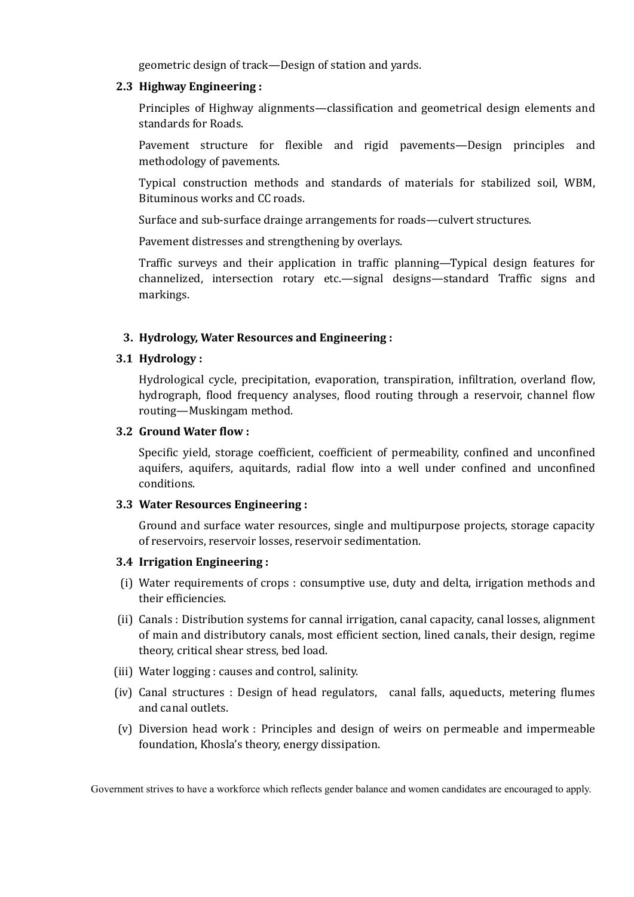geometric design of track—Design of station and yards.

**2.3 Highway Engineering :**

Principles of Highway alignments—classification and geometrical design elements and standards for Roads.

Pavement structure for flexible and rigid pavements—Design principles and methodology of pavements.

Typical construction methods and standards of materials for stabilized soil, WBM, Bituminous works and CC roads.

Surface and sub-surface drainge arrangements for roads—culvert structures.

Pavement distresses and strengthening by overlays.

Traffic surveys and their application in traffic planning—Typical design features for channelized, intersection rotary etc.—signal designs—standard Traffic signs and markings.

**3. Hydrology, Water Resources and Engineering :**

**3.1 Hydrology :**

Hydrological cycle, precipitation, evaporation, transpiration, infiltration, overland flow, hydrograph, flood frequency analyses, flood routing through a reservoir, channel flow routing—Muskingam method.

**3.2 Ground Water flow :**

Specific yield, storage coefficient, coefficient of permeability, confined and unconfined aquifers, aquifers, aquitards, radial flow into a well under confined and unconfined conditions.

**3.3 Water Resources Engineering :**

Ground and surface water resources, single and multipurpose projects, storage capacity of reservoirs, reservoir losses, reservoir sedimentation.

**3.4 Irrigation Engineering :**

(i) Water requirements of crops : consumptive use, duty and delta, irrigation methods and their efficiencies.

(ii) Canals : Distribution systems for cannal irrigation, canal capacity, canal losses, alignment of main and distributory canals, most efficient section, lined canals, their design, regime theory, critical shear stress, bed load.

(iii) Water logging : causes and control, salinity.

(iv) Canal structures : Design of head regulators, canal falls, aqueducts, metering flumes and canal outlets.

(v) Diversion head work : Principles and design of weirs on permeable and impermeable foundation, Khosla's theory, energy dissipation.

Government strives to have a workforce which reflects gender balance and women candidates are encouraged to apply.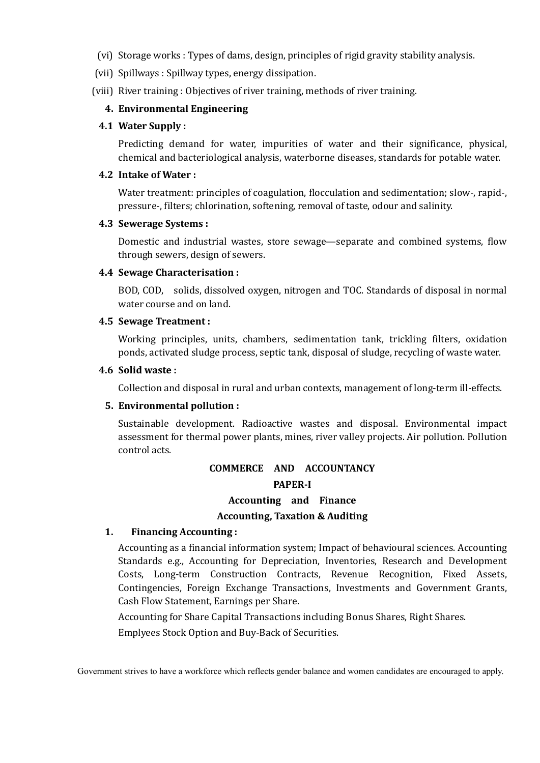(vi) Storage works : Types of dams, design, principles of rigid gravity stability analysis.

(vii) Spillways : Spillway types, energy dissipation.

(viii) River training : Objectives of river training, methods of river training.

**4. Environmental Engineering**

**4.1 Water Supply :**

Predicting demand for water, impurities of water and their significance, physical, chemical and bacteriological analysis, waterborne diseases, standards for potable water.

**4.2 Intake of Water :**

Water treatment: principles of coagulation, flocculation and sedimentation; slow-, rapid-, pressure-, filters; chlorination, softening, removal of taste, odour and salinity.

**4.3 Sewerage Systems :**

Domestic and industrial wastes, store sewage—separate and combined systems, flow through sewers, design of sewers.

**4.4 Sewage Characterisation :**

BOD, COD, solids, dissolved oxygen, nitrogen and TOC. Standards of disposal in normal water course and on land.

**4.5 Sewage Treatment :**

Working principles, units, chambers, sedimentation tank, trickling filters, oxidation ponds, activated sludge process, septic tank, disposal of sludge, recycling of waste water.

**4.6 Solid waste :**

Collection and disposal in rural and urban contexts, management of long-term ill-effects.

**5. Environmental pollution :**

Sustainable development. Radioactive wastes and disposal. Environmental impact assessment for thermal power plants, mines, river valley projects. Air pollution. Pollution control acts.

## COMMERCE AND ACCOUNTANCY

### PAPER-I

### Accounting and Finance

### Accounting, Taxation & Auditing

**1. Financing Accounting :**

Accounting as a financial information system; Impact of behavioural sciences. Accounting Standards e.g., Accounting for Depreciation, Inventories, Research and Development Costs, Long-term Construction Contracts, Revenue Recognition, Fixed Assets, Contingencies, Foreign Exchange Transactions, Investments and Government Grants, Cash Flow Statement, Earnings per Share.

Accounting for Share Capital Transactions including Bonus Shares, Right Shares.

Emplyees Stock Option and Buy-Back of Securities.

Government strives to have a workforce which reflects gender balance and women candidates are encouraged to apply.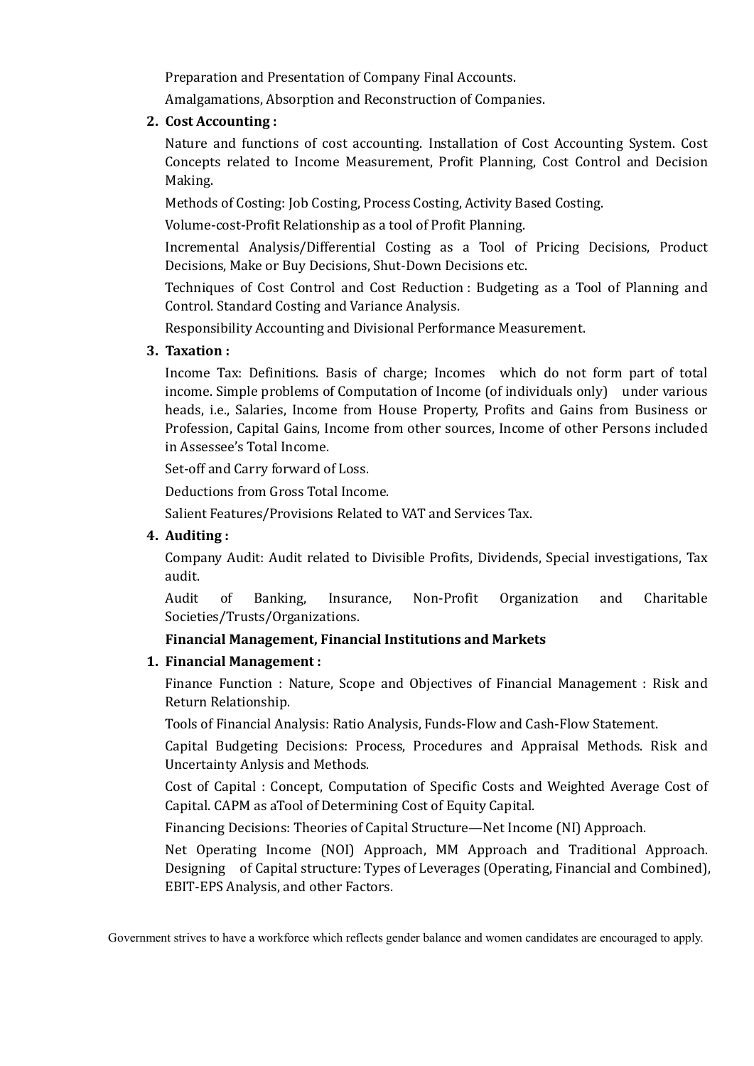Preparation and Presentation of Company Final Accounts.

Amalgamations, Absorption and Reconstruction of Companies.

**2. Cost Accounting :**

Nature and functions of cost accounting. Installation of Cost Accounting System. Cost Concepts related to Income Measurement, Profit Planning, Cost Control and Decision Making.

Methods of Costing: Job Costing, Process Costing, Activity Based Costing.

Volume-cost-Profit Relationship as a tool of Profit Planning.

Incremental Analysis/Differential Costing as a Tool of Pricing Decisions, Product Decisions, Make or Buy Decisions, Shut-Down Decisions etc.

Techniques of Cost Control and Cost Reduction : Budgeting as a Tool of Planning and Control. Standard Costing and Variance Analysis.

Responsibility Accounting and Divisional Performance Measurement.

**3. Taxation :**

Income Tax: Definitions. Basis of charge; Incomes which do not form part of total income. Simple problems of Computation of Income (of individuals only) under various heads, i.e., Salaries, Income from House Property, Profits and Gains from Business or Profession, Capital Gains, Income from other sources, Income of other Persons included in Assessee's Total Income.

Set-off and Carry forward of Loss.

Deductions from Gross Total Income.

Salient Features/Provisions Related to VAT and Services Tax.

**4. Auditing :**

Company Audit: Audit related to Divisible Profits, Dividends, Special investigations, Tax audit.

Audit of Banking, Insurance, Non-Profit Organization and Charitable Societies/Trusts/Organizations.

**Financial Management, Financial Institutions and Markets**

**1. Financial Management :**

Finance Function : Nature, Scope and Objectives of Financial Management : Risk and Return Relationship.

Tools of Financial Analysis: Ratio Analysis, Funds-Flow and Cash-Flow Statement.

Capital Budgeting Decisions: Process, Procedures and Appraisal Methods. Risk and Uncertainty Anlysis and Methods.

Cost of Capital : Concept, Computation of Specific Costs and Weighted Average Cost of Capital. CAPM as aTool of Determining Cost of Equity Capital.

Financing Decisions: Theories of Capital Structure—Net Income (NI) Approach.

Net Operating Income (NOI) Approach, MM Approach and Traditional Approach. Designing of Capital structure: Types of Leverages (Operating, Financial and Combined), EBIT-EPS Analysis, and other Factors.

Government strives to have a workforce which reflects gender balance and women candidates are encouraged to apply.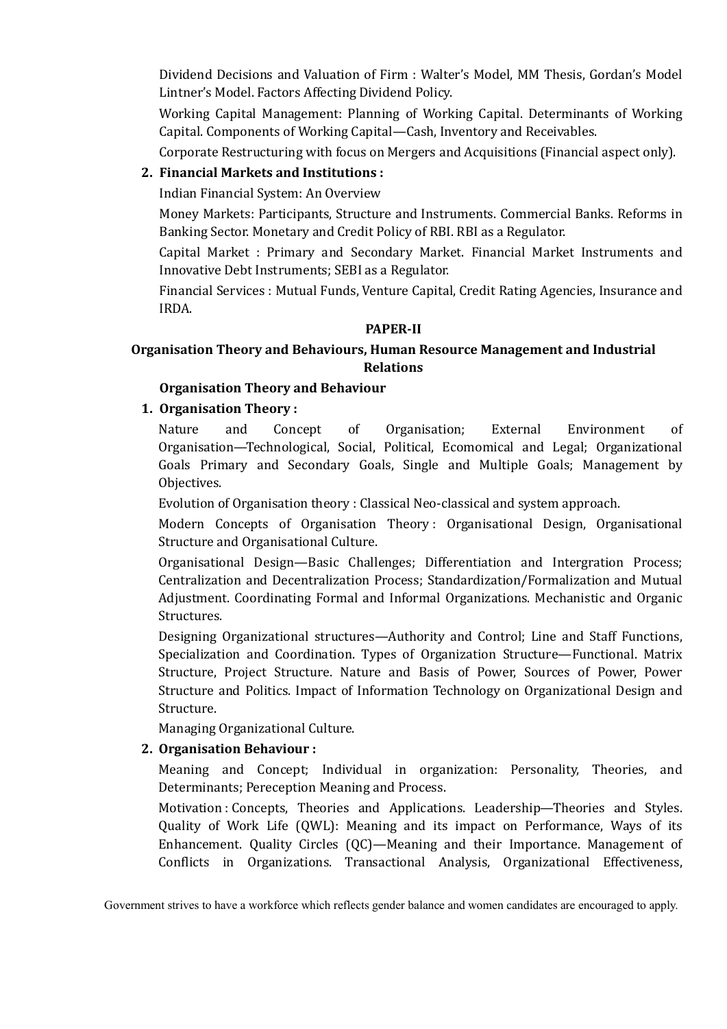Dividend Decisions and Valuation of Firm : Walter's Model, MM Thesis, Gordan's Model Lintner's Model. Factors Affecting Dividend Policy.

Working Capital Management: Planning of Working Capital. Determinants of Working Capital. Components of Working Capital—Cash, Inventory and Receivables.

Corporate Restructuring with focus on Mergers and Acquisitions (Financial aspect only).

**2. Financial Markets and Institutions :**

Indian Financial System: An Overview

Money Markets: Participants, Structure and Instruments. Commercial Banks. Reforms in Banking Sector. Monetary and Credit Policy of RBI. RBI as a Regulator.

Capital Market : Primary and Secondary Market. Financial Market Instruments and Innovative Debt Instruments; SEBI as a Regulator.

Financial Services : Mutual Funds, Venture Capital, Credit Rating Agencies, Insurance and IRDA.

## PAPER-II

## Organisation Theory and Behaviours, Human Resource Management and Industrial Relations

### Organisation Theory and Behaviour

**1. Organisation Theory :**

Nature and Concept of Organisation; External Environment of Organisation—Technological, Social, Political, Ecomomical and Legal; Organizational Goals Primary and Secondary Goals, Single and Multiple Goals; Management by Objectives.

Evolution of Organisation theory : Classical Neo-classical and system approach.

Modern Concepts of Organisation Theory : Organisational Design, Organisational Structure and Organisational Culture.

Organisational Design—Basic Challenges; Differentiation and Intergration Process; Centralization and Decentralization Process; Standardization/Formalization and Mutual Adjustment. Coordinating Formal and Informal Organizations. Mechanistic and Organic Structures.

Designing Organizational structures—Authority and Control; Line and Staff Functions, Specialization and Coordination. Types of Organization Structure—Functional. Matrix Structure, Project Structure. Nature and Basis of Power, Sources of Power, Power Structure and Politics. Impact of Information Technology on Organizational Design and Structure.

Managing Organizational Culture.

**2. Organisation Behaviour :**

Meaning and Concept; Individual in organization: Personality, Theories, and Determinants; Pereception Meaning and Process.

Motivation : Concepts, Theories and Applications. Leadership—Theories and Styles. Quality of Work Life (QWL): Meaning and its impact on Performance, Ways of its Enhancement. Quality Circles (QC)—Meaning and their Importance. Management of Conflicts in Organizations. Transactional Analysis, Organizational Effectiveness,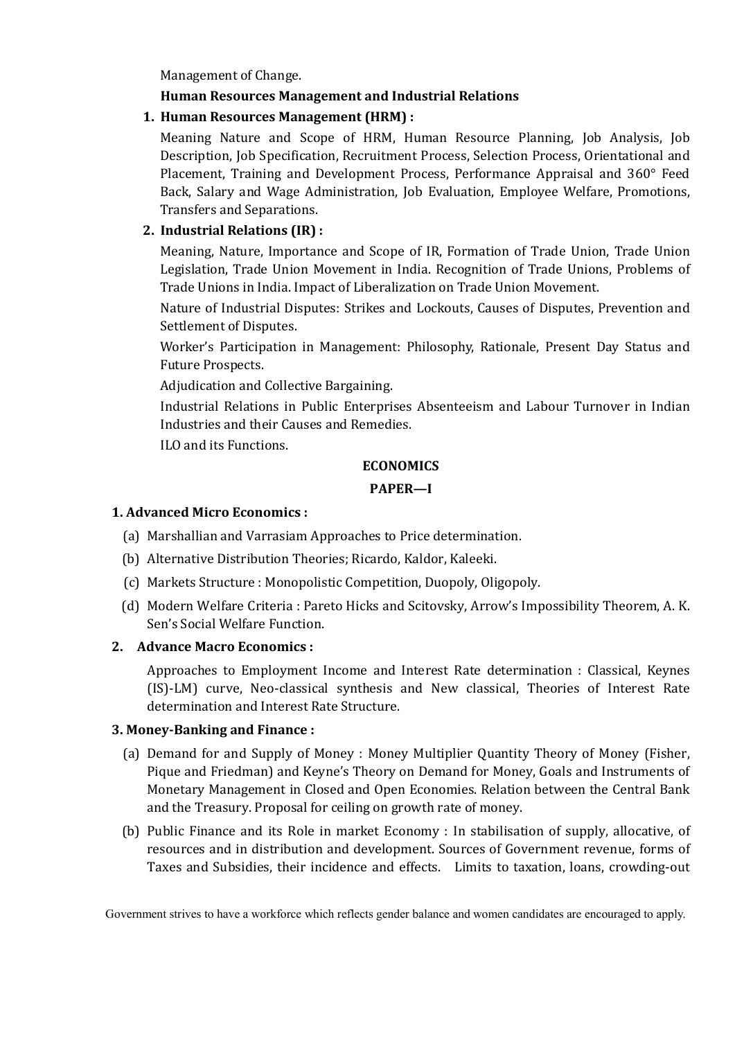Management of Change.

**Human Resources Management and Industrial Relations**

**1. Human Resources Management (HRM) :**

Meaning Nature and Scope of HRM, Human Resource Planning, Job Analysis, Job Description, Job Specification, Recruitment Process, Selection Process, Orientational and Placement, Training and Development Process, Performance Appraisal and 360° Feed Back, Salary and Wage Administration, Job Evaluation, Employee Welfare, Promotions, Transfers and Separations.

**2. Industrial Relations (IR) :**

Meaning, Nature, Importance and Scope of IR, Formation of Trade Union, Trade Union Legislation, Trade Union Movement in India. Recognition of Trade Unions, Problems of Trade Unions in India. Impact of Liberalization on Trade Union Movement.

Nature of Industrial Disputes: Strikes and Lockouts, Causes of Disputes, Prevention and Settlement of Disputes.

Worker's Participation in Management: Philosophy, Rationale, Present Day Status and Future Prospects.

Adjudication and Collective Bargaining.

Industrial Relations in Public Enterprises Absenteeism and Labour Turnover in Indian Industries and their Causes and Remedies.

ILO and its Functions.

## ECONOMICS

### PAPER—I

**1. Advanced Micro Economics :**

(a) Marshallian and Varrasiam Approaches to Price determination.

(b) Alternative Distribution Theories; Ricardo, Kaldor, Kaleeki.

(c) Markets Structure : Monopolistic Competition, Duopoly, Oligopoly.

(d) Modern Welfare Criteria : Pareto Hicks and Scitovsky, Arrow's Impossibility Theorem, A. K. Sen's Social Welfare Function.

**2. Advance Macro Economics :**

Approaches to Employment Income and Interest Rate determination : Classical, Keynes (IS)-LM) curve, Neo-classical synthesis and New classical, Theories of Interest Rate determination and Interest Rate Structure.

**3. Money-Banking and Finance :**

(a) Demand for and Supply of Money : Money Multiplier Quantity Theory of Money (Fisher, Pique and Friedman) and Keyne's Theory on Demand for Money, Goals and Instruments of Monetary Management in Closed and Open Economies. Relation between the Central Bank and the Treasury. Proposal for ceiling on growth rate of money.

(b) Public Finance and its Role in market Economy : In stabilisation of supply, allocative, of resources and in distribution and development. Sources of Government revenue, forms of Taxes and Subsidies, their incidence and effects. Limits to taxation, loans, crowding-out

Government strives to have a workforce which reflects gender balance and women candidates are encouraged to apply.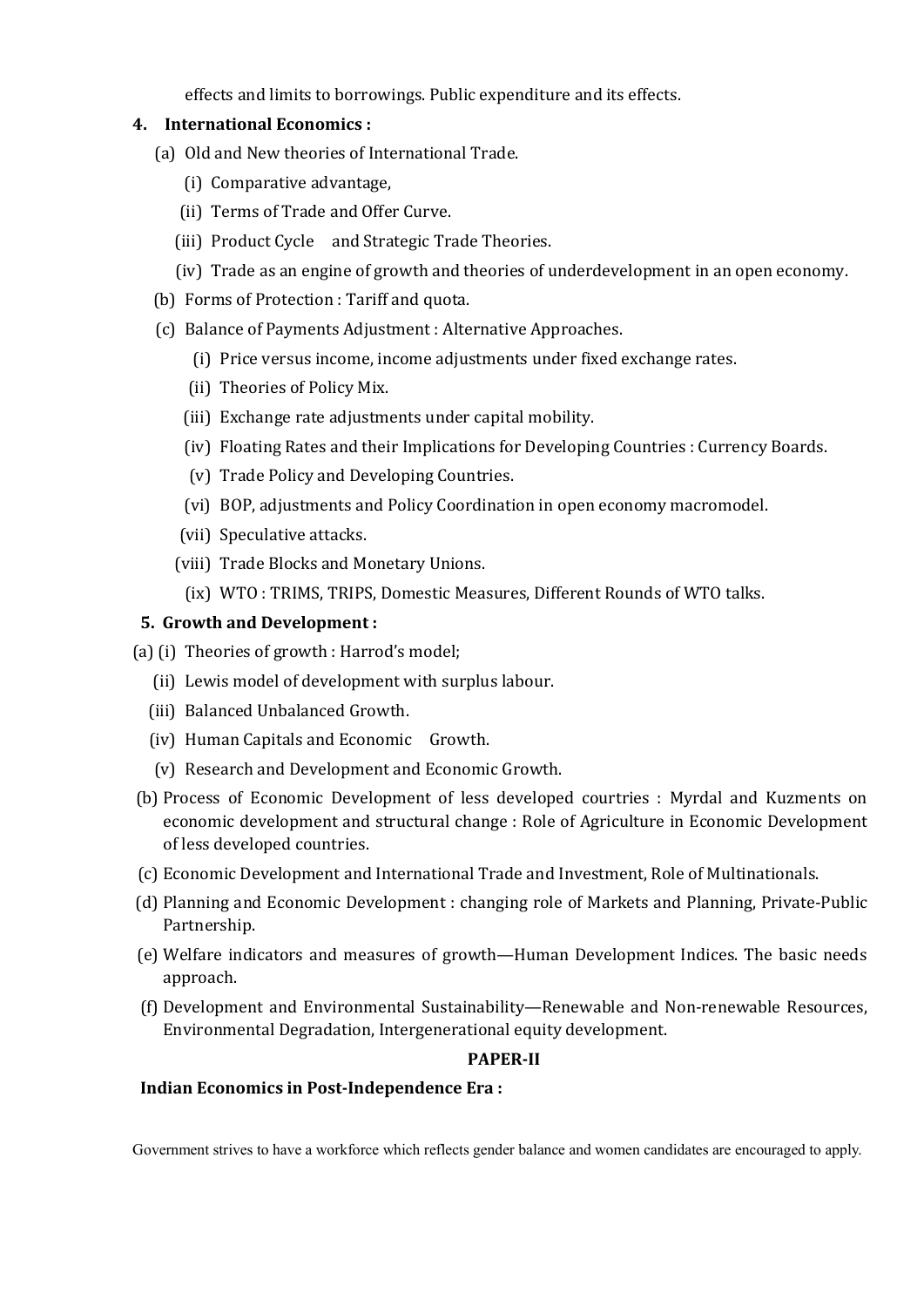effects and limits to borrowings. Public expenditure and its effects.

**4. International Economics :**

(a) Old and New theories of International Trade.

  (i) Comparative advantage,

  (ii) Terms of Trade and Offer Curve.

  (iii) Product Cycle and Strategic Trade Theories.

  (iv) Trade as an engine of growth and theories of underdevelopment in an open economy.

(b) Forms of Protection : Tariff and quota.

(c) Balance of Payments Adjustment : Alternative Approaches.

  (i) Price versus income, income adjustments under fixed exchange rates.

  (ii) Theories of Policy Mix.

  (iii) Exchange rate adjustments under capital mobility.

  (iv) Floating Rates and their Implications for Developing Countries : Currency Boards.

  (v) Trade Policy and Developing Countries.

  (vi) BOP, adjustments and Policy Coordination in open economy macromodel.

  (vii) Speculative attacks.

  (viii) Trade Blocks and Monetary Unions.

  (ix) WTO : TRIMS, TRIPS, Domestic Measures, Different Rounds of WTO talks.

**5. Growth and Development :**

(a) (i) Theories of growth : Harrod's model;

  (ii) Lewis model of development with surplus labour.

  (iii) Balanced Unbalanced Growth.

  (iv) Human Capitals and Economic Growth.

  (v) Research and Development and Economic Growth.

(b) Process of Economic Development of less developed courtries : Myrdal and Kuzments on economic development and structural change : Role of Agriculture in Economic Development of less developed countries.

(c) Economic Development and International Trade and Investment, Role of Multinationals.

(d) Planning and Economic Development : changing role of Markets and Planning, Private-Public Partnership.

(e) Welfare indicators and measures of growth—Human Development Indices. The basic needs approach.

(f) Development and Environmental Sustainability—Renewable and Non-renewable Resources, Environmental Degradation, Intergenerational equity development.

**PAPER-II**

**Indian Economics in Post-Independence Era :**

Government strives to have a workforce which reflects gender balance and women candidates are encouraged to apply.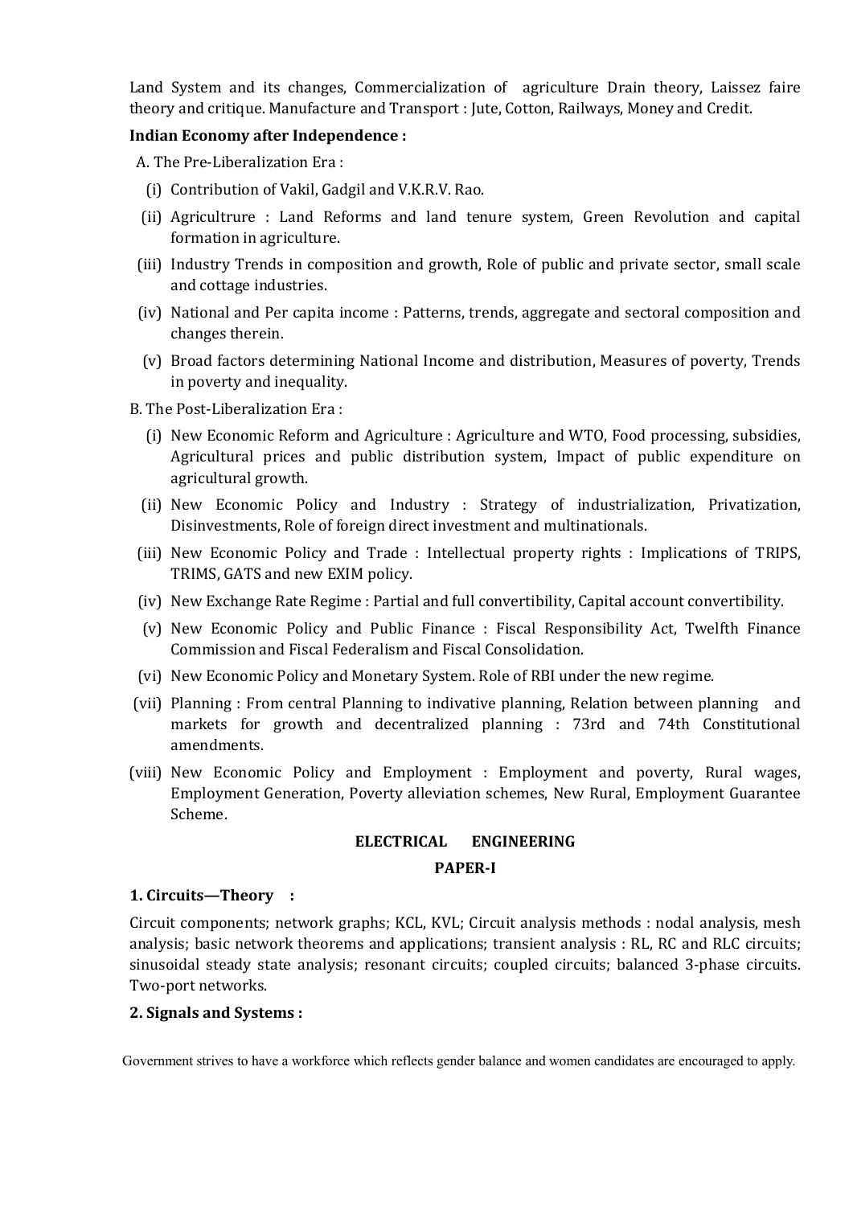Land System and its changes, Commercialization of agriculture Drain theory, Laissez faire theory and critique. Manufacture and Transport : Jute, Cotton, Railways, Money and Credit.

**Indian Economy after Independence :**

A. The Pre-Liberalization Era :

(i) Contribution of Vakil, Gadgil and V.K.R.V. Rao.

(ii) Agricultrure : Land Reforms and land tenure system, Green Revolution and capital formation in agriculture.

(iii) Industry Trends in composition and growth, Role of public and private sector, small scale and cottage industries.

(iv) National and Per capita income : Patterns, trends, aggregate and sectoral composition and changes therein.

(v) Broad factors determining National Income and distribution, Measures of poverty, Trends in poverty and inequality.

B. The Post-Liberalization Era :

(i) New Economic Reform and Agriculture : Agriculture and WTO, Food processing, subsidies, Agricultural prices and public distribution system, Impact of public expenditure on agricultural growth.

(ii) New Economic Policy and Industry : Strategy of industrialization, Privatization, Disinvestments, Role of foreign direct investment and multinationals.

(iii) New Economic Policy and Trade : Intellectual property rights : Implications of TRIPS, TRIMS, GATS and new EXIM policy.

(iv) New Exchange Rate Regime : Partial and full convertibility, Capital account convertibility.

(v) New Economic Policy and Public Finance : Fiscal Responsibility Act, Twelfth Finance Commission and Fiscal Federalism and Fiscal Consolidation.

(vi) New Economic Policy and Monetary System. Role of RBI under the new regime.

(vii) Planning : From central Planning to indivative planning, Relation between planning and markets for growth and decentralized planning : 73rd and 74th Constitutional amendments.

(viii) New Economic Policy and Employment : Employment and poverty, Rural wages, Employment Generation, Poverty alleviation schemes, New Rural, Employment Guarantee Scheme.

## ELECTRICAL ENGINEERING

### PAPER-I

**1. Circuits—Theory :**

Circuit components; network graphs; KCL, KVL; Circuit analysis methods : nodal analysis, mesh analysis; basic network theorems and applications; transient analysis : RL, RC and RLC circuits; sinusoidal steady state analysis; resonant circuits; coupled circuits; balanced 3-phase circuits. Two-port networks.

**2. Signals and Systems :**

Government strives to have a workforce which reflects gender balance and women candidates are encouraged to apply.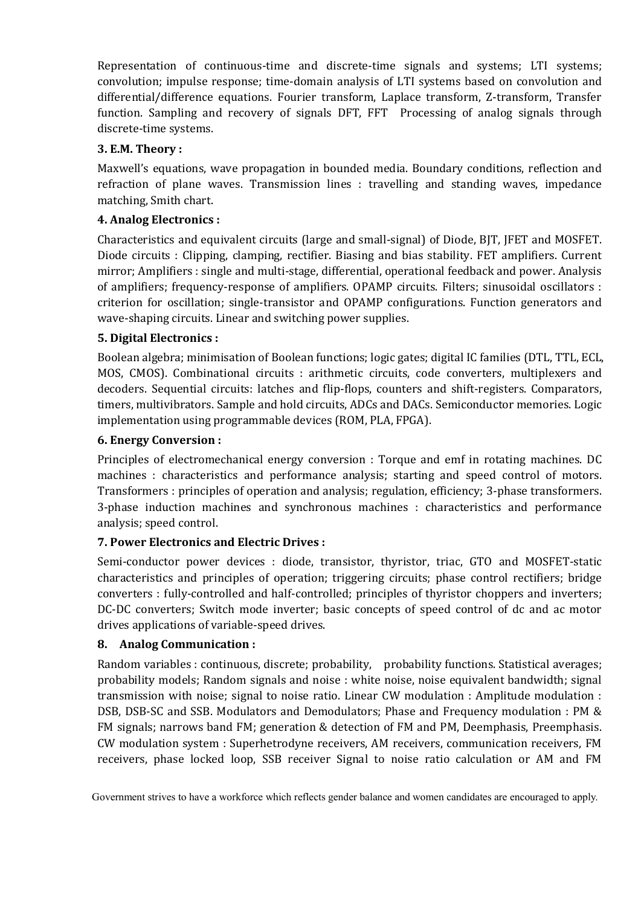Representation of continuous-time and discrete-time signals and systems; LTI systems; convolution; impulse response; time-domain analysis of LTI systems based on convolution and differential/difference equations. Fourier transform, Laplace transform, Z-transform, Transfer function. Sampling and recovery of signals DFT, FFT Processing of analog signals through discrete-time systems.

**3. E.M. Theory :**

Maxwell's equations, wave propagation in bounded media. Boundary conditions, reflection and refraction of plane waves. Transmission lines : travelling and standing waves, impedance matching, Smith chart.

**4. Analog Electronics :**

Characteristics and equivalent circuits (large and small-signal) of Diode, BJT, JFET and MOSFET. Diode circuits : Clipping, clamping, rectifier. Biasing and bias stability. FET amplifiers. Current mirror; Amplifiers : single and multi-stage, differential, operational feedback and power. Analysis of amplifiers; frequency-response of amplifiers. OPAMP circuits. Filters; sinusoidal oscillators : criterion for oscillation; single-transistor and OPAMP configurations. Function generators and wave-shaping circuits. Linear and switching power supplies.

**5. Digital Electronics :**

Boolean algebra; minimisation of Boolean functions; logic gates; digital IC families (DTL, TTL, ECL, MOS, CMOS). Combinational circuits : arithmetic circuits, code converters, multiplexers and decoders. Sequential circuits: latches and flip-flops, counters and shift-registers. Comparators, timers, multivibrators. Sample and hold circuits, ADCs and DACs. Semiconductor memories. Logic implementation using programmable devices (ROM, PLA, FPGA).

**6. Energy Conversion :**

Principles of electromechanical energy conversion : Torque and emf in rotating machines. DC machines : characteristics and performance analysis; starting and speed control of motors. Transformers : principles of operation and analysis; regulation, efficiency; 3-phase transformers. 3-phase induction machines and synchronous machines : characteristics and performance analysis; speed control.

**7. Power Electronics and Electric Drives :**

Semi-conductor power devices : diode, transistor, thyristor, triac, GTO and MOSFET-static characteristics and principles of operation; triggering circuits; phase control rectifiers; bridge converters : fully-controlled and half-controlled; principles of thyristor choppers and inverters; DC-DC converters; Switch mode inverter; basic concepts of speed control of dc and ac motor drives applications of variable-speed drives.

**8. Analog Communication :**

Random variables : continuous, discrete; probability, probability functions. Statistical averages; probability models; Random signals and noise : white noise, noise equivalent bandwidth; signal transmission with noise; signal to noise ratio. Linear CW modulation : Amplitude modulation : DSB, DSB-SC and SSB. Modulators and Demodulators; Phase and Frequency modulation : PM & FM signals; narrows band FM; generation & detection of FM and PM, Deemphasis, Preemphasis. CW modulation system : Superhetrodyne receivers, AM receivers, communication receivers, FM receivers, phase locked loop, SSB receiver Signal to noise ratio calculation or AM and FM

Government strives to have a workforce which reflects gender balance and women candidates are encouraged to apply.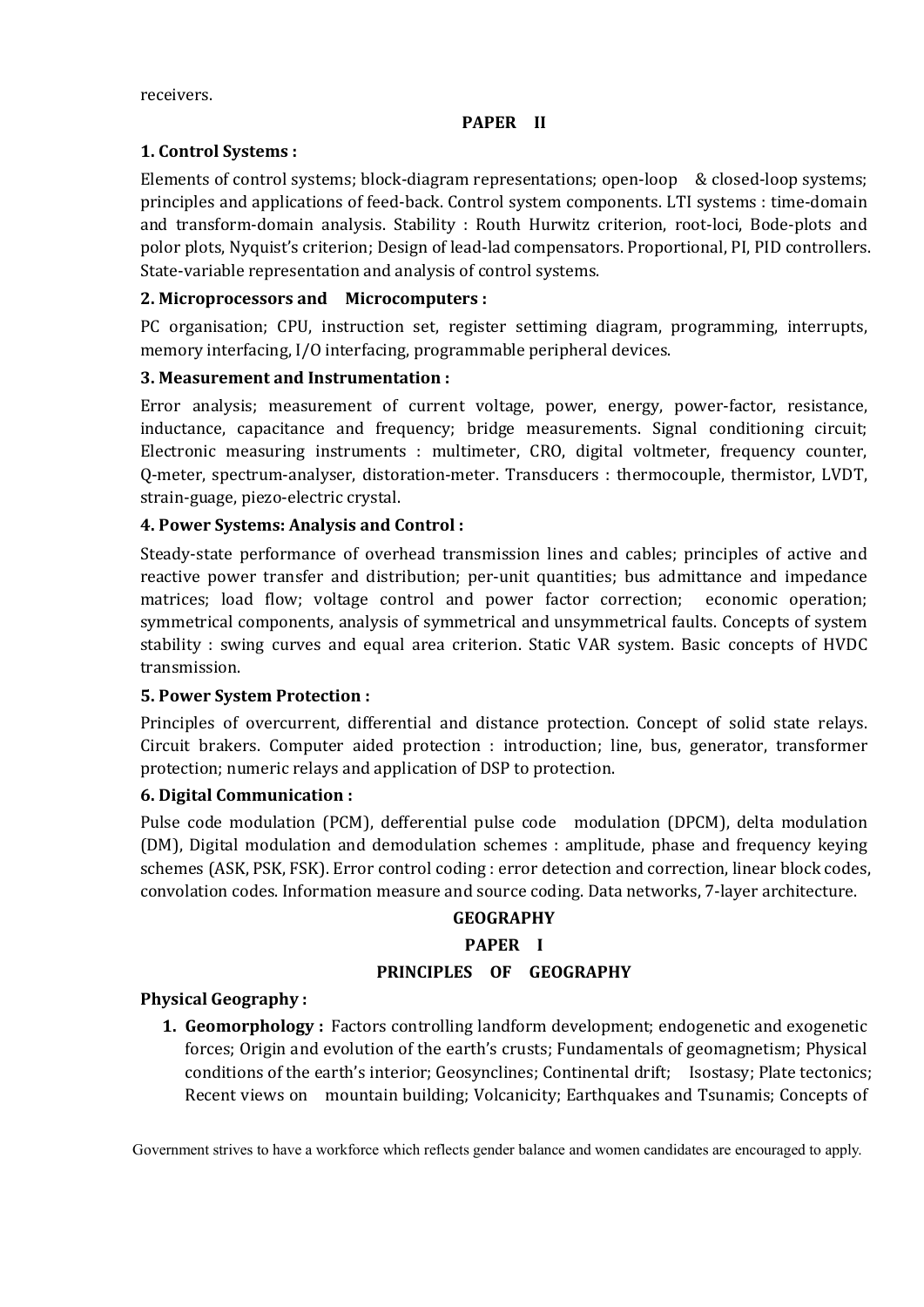receivers.

**PAPER II**

**1. Control Systems :**

Elements of control systems; block-diagram representations; open-loop & closed-loop systems; principles and applications of feed-back. Control system components. LTI systems : time-domain and transform-domain analysis. Stability : Routh Hurwitz criterion, root-loci, Bode-plots and polor plots, Nyquist's criterion; Design of lead-lad compensators. Proportional, PI, PID controllers. State-variable representation and analysis of control systems.

**2. Microprocessors and Microcomputers :**

PC organisation; CPU, instruction set, register settiming diagram, programming, interrupts, memory interfacing, I/O interfacing, programmable peripheral devices.

**3. Measurement and Instrumentation :**

Error analysis; measurement of current voltage, power, energy, power-factor, resistance, inductance, capacitance and frequency; bridge measurements. Signal conditioning circuit; Electronic measuring instruments : multimeter, CRO, digital voltmeter, frequency counter, Q-meter, spectrum-analyser, distoration-meter. Transducers : thermocouple, thermistor, LVDT, strain-guage, piezo-electric crystal.

**4. Power Systems: Analysis and Control :**

Steady-state performance of overhead transmission lines and cables; principles of active and reactive power transfer and distribution; per-unit quantities; bus admittance and impedance matrices; load flow; voltage control and power factor correction; economic operation; symmetrical components, analysis of symmetrical and unsymmetrical faults. Concepts of system stability : swing curves and equal area criterion. Static VAR system. Basic concepts of HVDC transmission.

**5. Power System Protection :**

Principles of overcurrent, differential and distance protection. Concept of solid state relays. Circuit brakers. Computer aided protection : introduction; line, bus, generator, transformer protection; numeric relays and application of DSP to protection.

**6. Digital Communication :**

Pulse code modulation (PCM), defferential pulse code modulation (DPCM), delta modulation (DM), Digital modulation and demodulation schemes : amplitude, phase and frequency keying schemes (ASK, PSK, FSK). Error control coding : error detection and correction, linear block codes, convolation codes. Information measure and source coding. Data networks, 7-layer architecture.

## GEOGRAPHY

**PAPER I**

**PRINCIPLES OF GEOGRAPHY**

**Physical Geography :**

1. **Geomorphology :** Factors controlling landform development; endogenetic and exogenetic forces; Origin and evolution of the earth's crusts; Fundamentals of geomagnetism; Physical conditions of the earth's interior; Geosynclines; Continental drift; Isostasy; Plate tectonics; Recent views on mountain building; Volcanicity; Earthquakes and Tsunamis; Concepts of

Government strives to have a workforce which reflects gender balance and women candidates are encouraged to apply.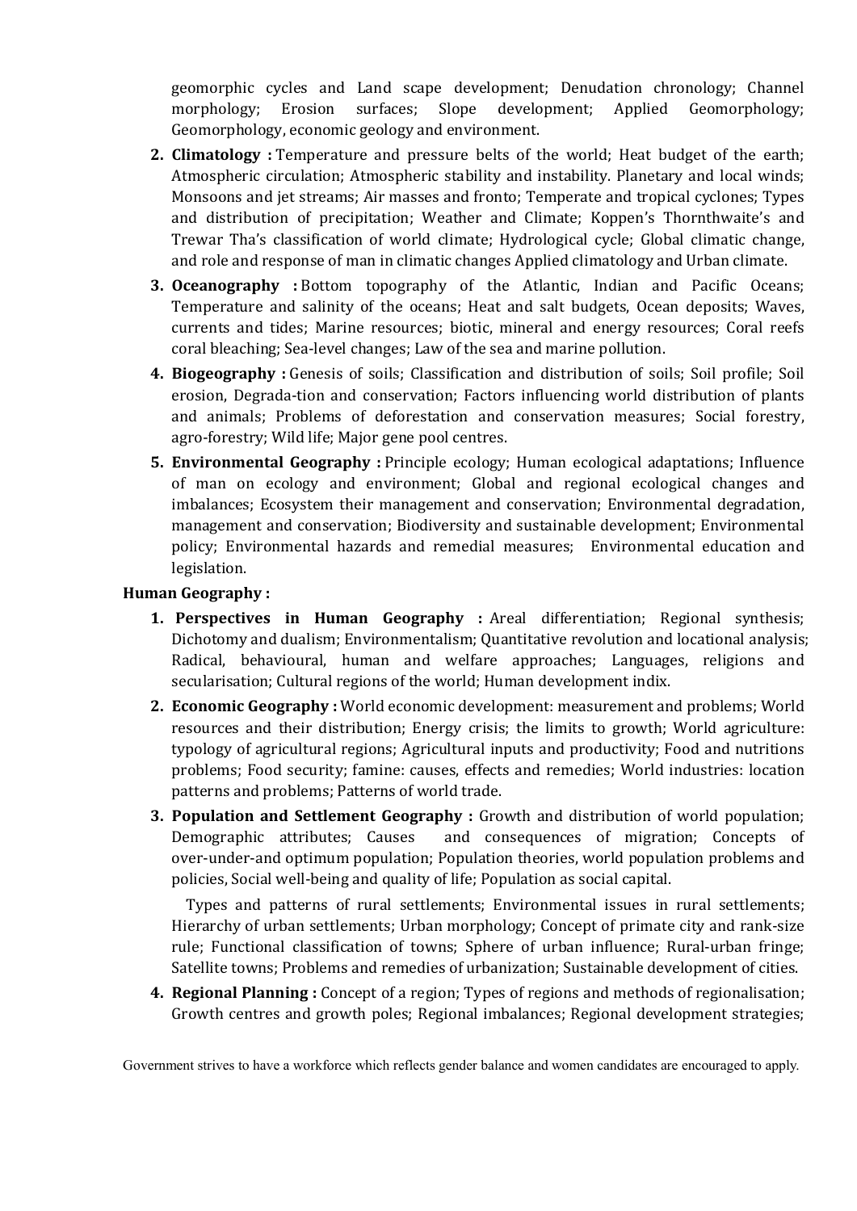geomorphic cycles and Land scape development; Denudation chronology; Channel morphology; Erosion surfaces; Slope development; Applied Geomorphology; Geomorphology, economic geology and environment.

2. **Climatology :** Temperature and pressure belts of the world; Heat budget of the earth; Atmospheric circulation; Atmospheric stability and instability. Planetary and local winds; Monsoons and jet streams; Air masses and fronto; Temperate and tropical cyclones; Types and distribution of precipitation; Weather and Climate; Koppen's Thornthwaite's and Trewar Tha's classification of world climate; Hydrological cycle; Global climatic change, and role and response of man in climatic changes Applied climatology and Urban climate.
3. **Oceanography :** Bottom topography of the Atlantic, Indian and Pacific Oceans; Temperature and salinity of the oceans; Heat and salt budgets, Ocean deposits; Waves, currents and tides; Marine resources; biotic, mineral and energy resources; Coral reefs coral bleaching; Sea-level changes; Law of the sea and marine pollution.
4. **Biogeography :** Genesis of soils; Classification and distribution of soils; Soil profile; Soil erosion, Degrada-tion and conservation; Factors influencing world distribution of plants and animals; Problems of deforestation and conservation measures; Social forestry, agro-forestry; Wild life; Major gene pool centres.
5. **Environmental Geography :** Principle ecology; Human ecological adaptations; Influence of man on ecology and environment; Global and regional ecological changes and imbalances; Ecosystem their management and conservation; Environmental degradation, management and conservation; Biodiversity and sustainable development; Environmental policy; Environmental hazards and remedial measures; Environmental education and legislation.

**Human Geography :**

1. **Perspectives in Human Geography :** Areal differentiation; Regional synthesis; Dichotomy and dualism; Environmentalism; Quantitative revolution and locational analysis; Radical, behavioural, human and welfare approaches; Languages, religions and secularisation; Cultural regions of the world; Human development indix.
2. **Economic Geography :** World economic development: measurement and problems; World resources and their distribution; Energy crisis; the limits to growth; World agriculture: typology of agricultural regions; Agricultural inputs and productivity; Food and nutritions problems; Food security; famine: causes, effects and remedies; World industries: location patterns and problems; Patterns of world trade.
3. **Population and Settlement Geography :** Growth and distribution of world population; Demographic attributes; Causes and consequences of migration; Concepts of over-under-and optimum population; Population theories, world population problems and policies, Social well-being and quality of life; Population as social capital.

   Types and patterns of rural settlements; Environmental issues in rural settlements; Hierarchy of urban settlements; Urban morphology; Concept of primate city and rank-size rule; Functional classification of towns; Sphere of urban influence; Rural-urban fringe; Satellite towns; Problems and remedies of urbanization; Sustainable development of cities.
4. **Regional Planning :** Concept of a region; Types of regions and methods of regionalisation; Growth centres and growth poles; Regional imbalances; Regional development strategies;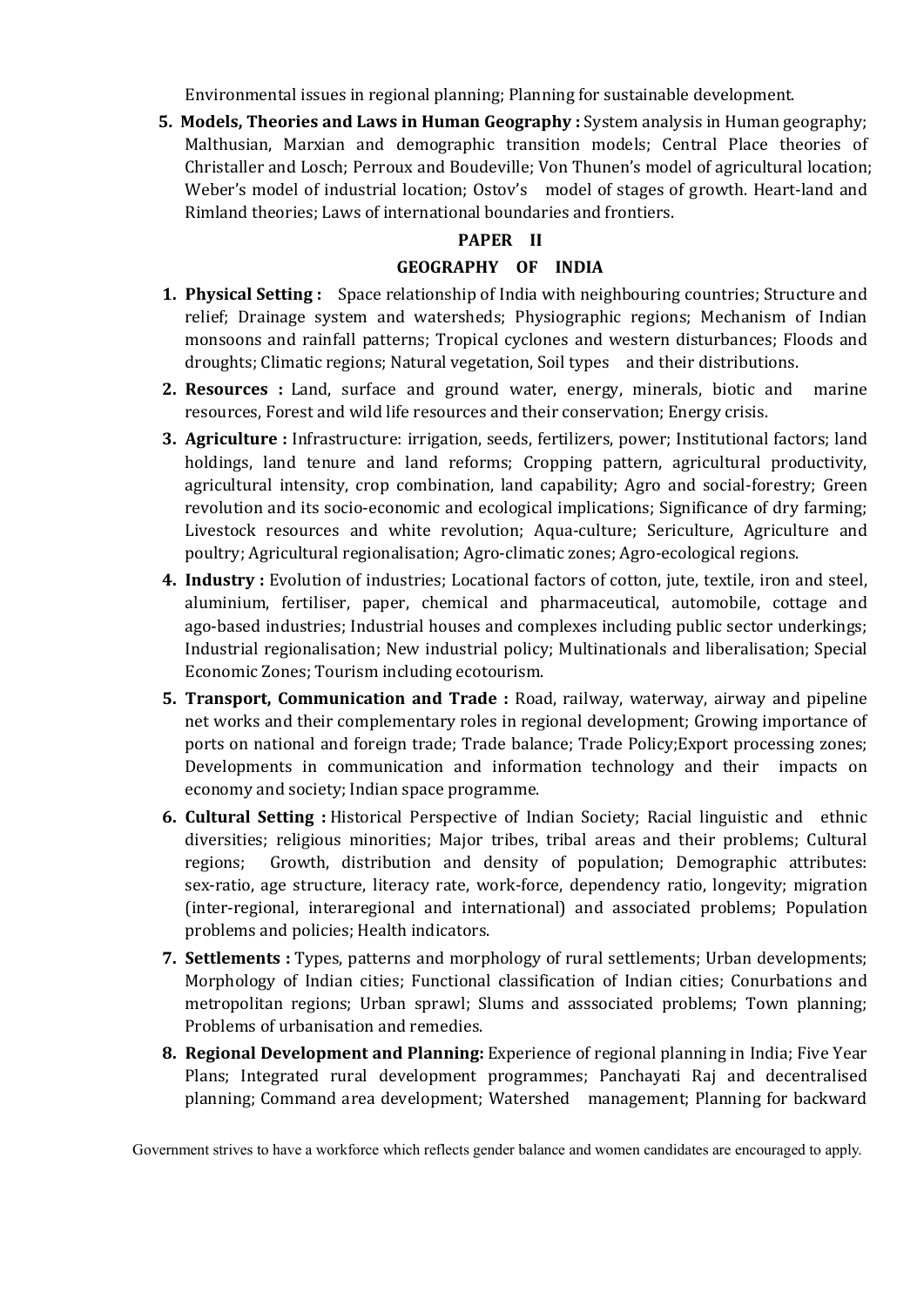Environmental issues in regional planning; Planning for sustainable development.

5. **Models, Theories and Laws in Human Geography :** System analysis in Human geography; Malthusian, Marxian and demographic transition models; Central Place theories of Christaller and Losch; Perroux and Boudeville; Von Thunen's model of agricultural location; Weber's model of industrial location; Ostov's model of stages of growth. Heart-land and Rimland theories; Laws of international boundaries and frontiers.

## PAPER II

## GEOGRAPHY OF INDIA

1. **Physical Setting :** Space relationship of India with neighbouring countries; Structure and relief; Drainage system and watersheds; Physiographic regions; Mechanism of Indian monsoons and rainfall patterns; Tropical cyclones and western disturbances; Floods and droughts; Climatic regions; Natural vegetation, Soil types and their distributions.
2. **Resources :** Land, surface and ground water, energy, minerals, biotic and marine resources, Forest and wild life resources and their conservation; Energy crisis.
3. **Agriculture :** Infrastructure: irrigation, seeds, fertilizers, power; Institutional factors; land holdings, land tenure and land reforms; Cropping pattern, agricultural productivity, agricultural intensity, crop combination, land capability; Agro and social-forestry; Green revolution and its socio-economic and ecological implications; Significance of dry farming; Livestock resources and white revolution; Aqua-culture; Sericulture, Agriculture and poultry; Agricultural regionalisation; Agro-climatic zones; Agro-ecological regions.
4. **Industry :** Evolution of industries; Locational factors of cotton, jute, textile, iron and steel, aluminium, fertiliser, paper, chemical and pharmaceutical, automobile, cottage and ago-based industries; Industrial houses and complexes including public sector underkings; Industrial regionalisation; New industrial policy; Multinationals and liberalisation; Special Economic Zones; Tourism including ecotourism.
5. **Transport, Communication and Trade :** Road, railway, waterway, airway and pipeline net works and their complementary roles in regional development; Growing importance of ports on national and foreign trade; Trade balance; Trade Policy;Export processing zones; Developments in communication and information technology and their impacts on economy and society; Indian space programme.
6. **Cultural Setting :** Historical Perspective of Indian Society; Racial linguistic and ethnic diversities; religious minorities; Major tribes, tribal areas and their problems; Cultural regions; Growth, distribution and density of population; Demographic attributes: sex-ratio, age structure, literacy rate, work-force, dependency ratio, longevity; migration (inter-regional, interaregional and international) and associated problems; Population problems and policies; Health indicators.
7. **Settlements :** Types, patterns and morphology of rural settlements; Urban developments; Morphology of Indian cities; Functional classification of Indian cities; Conurbations and metropolitan regions; Urban sprawl; Slums and asssociated problems; Town planning; Problems of urbanisation and remedies.
8. **Regional Development and Planning:** Experience of regional planning in India; Five Year Plans; Integrated rural development programmes; Panchayati Raj and decentralised planning; Command area development; Watershed management; Planning for backward

Government strives to have a workforce which reflects gender balance and women candidates are encouraged to apply.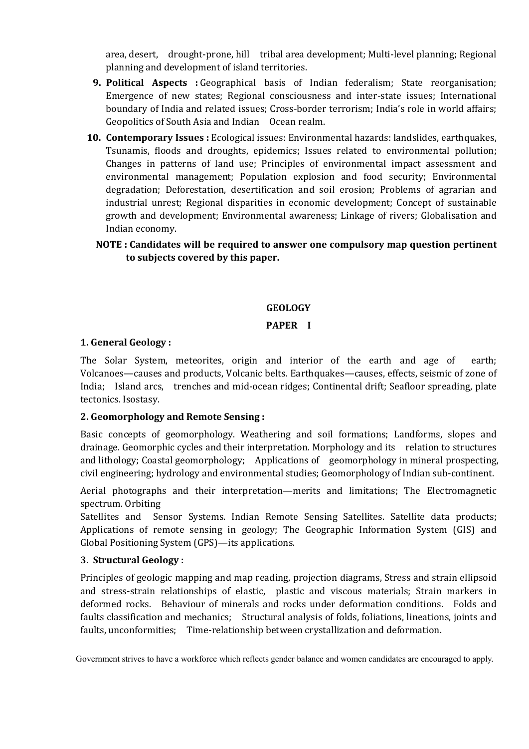area, desert, drought-prone, hill tribal area development; Multi-level planning; Regional planning and development of island territories.

9. **Political Aspects :** Geographical basis of Indian federalism; State reorganisation; Emergence of new states; Regional consciousness and inter-state issues; International boundary of India and related issues; Cross-border terrorism; India's role in world affairs; Geopolitics of South Asia and Indian Ocean realm.

10. **Contemporary Issues :** Ecological issues: Environmental hazards: landslides, earthquakes, Tsunamis, floods and droughts, epidemics; Issues related to environmental pollution; Changes in patterns of land use; Principles of environmental impact assessment and environmental management; Population explosion and food security; Environmental degradation; Deforestation, desertification and soil erosion; Problems of agrarian and industrial unrest; Regional disparities in economic development; Concept of sustainable growth and development; Environmental awareness; Linkage of rivers; Globalisation and Indian economy.

**NOTE : Candidates will be required to answer one compulsory map question pertinent to subjects covered by this paper.**

## GEOLOGY

### PAPER I

**1. General Geology :**

The Solar System, meteorites, origin and interior of the earth and age of earth; Volcanoes—causes and products, Volcanic belts. Earthquakes—causes, effects, seismic of zone of India; Island arcs, trenches and mid-ocean ridges; Continental drift; Seafloor spreading, plate tectonics. Isostasy.

**2. Geomorphology and Remote Sensing :**

Basic concepts of geomorphology. Weathering and soil formations; Landforms, slopes and drainage. Geomorphic cycles and their interpretation. Morphology and its relation to structures and lithology; Coastal geomorphology; Applications of geomorphology in mineral prospecting, civil engineering; hydrology and environmental studies; Geomorphology of Indian sub-continent.

Aerial photographs and their interpretation—merits and limitations; The Electromagnetic spectrum. Orbiting Satellites and Sensor Systems. Indian Remote Sensing Satellites. Satellite data products; Applications of remote sensing in geology; The Geographic Information System (GIS) and Global Positioning System (GPS)—its applications.

**3. Structural Geology :**

Principles of geologic mapping and map reading, projection diagrams, Stress and strain ellipsoid and stress-strain relationships of elastic, plastic and viscous materials; Strain markers in deformed rocks. Behaviour of minerals and rocks under deformation conditions. Folds and faults classification and mechanics; Structural analysis of folds, foliations, lineations, joints and faults, unconformities; Time-relationship between crystallization and deformation.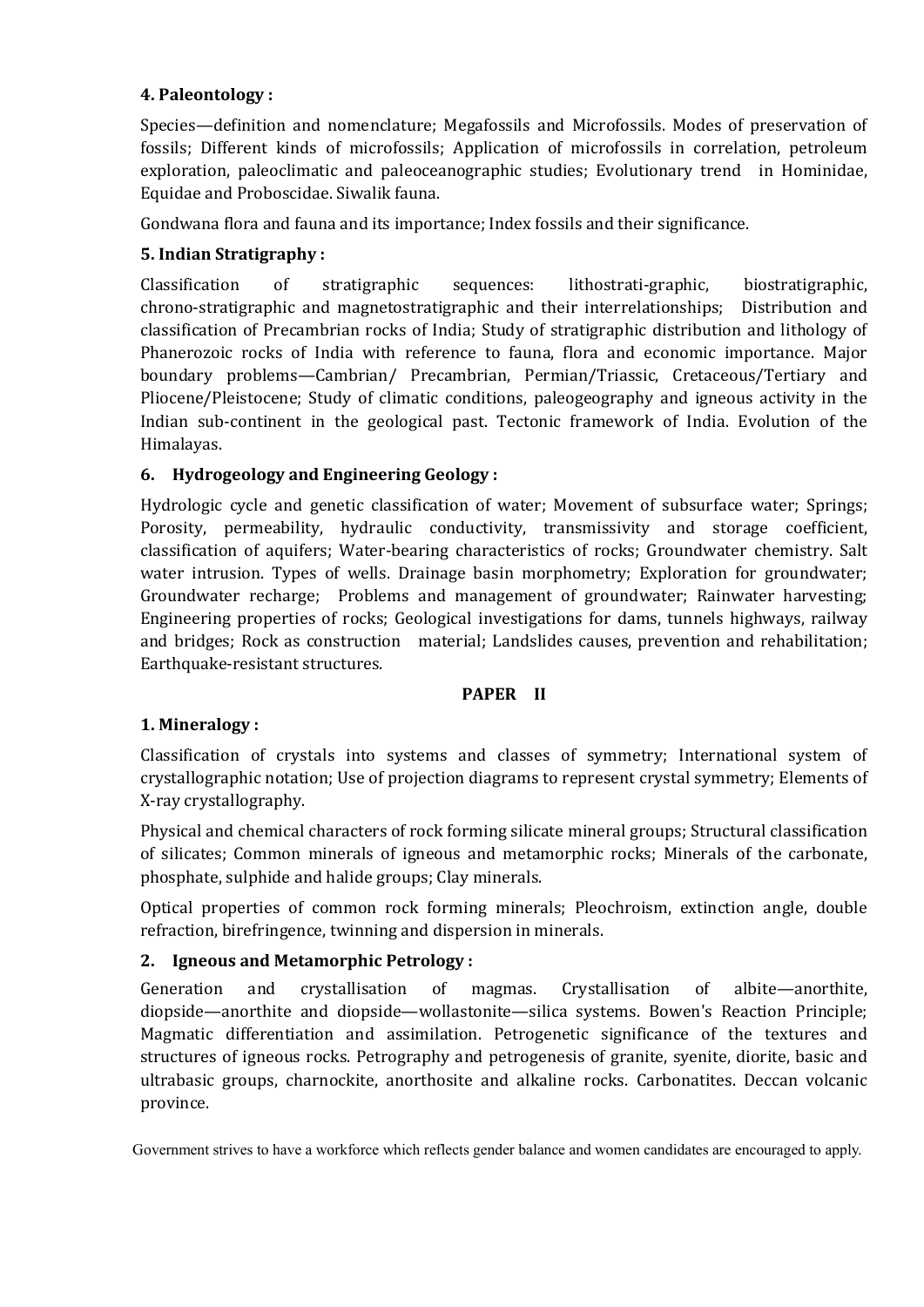**4. Paleontology :**

Species—definition and nomenclature; Megafossils and Microfossils. Modes of preservation of fossils; Different kinds of microfossils; Application of microfossils in correlation, petroleum exploration, paleoclimatic and paleoceanographic studies; Evolutionary trend in Hominidae, Equidae and Proboscidae. Siwalik fauna.

Gondwana flora and fauna and its importance; Index fossils and their significance.

**5. Indian Stratigraphy :**

Classification of stratigraphic sequences: lithostrati-graphic, biostratigraphic, chrono-stratigraphic and magnetostratigraphic and their interrelationships; Distribution and classification of Precambrian rocks of India; Study of stratigraphic distribution and lithology of Phanerozoic rocks of India with reference to fauna, flora and economic importance. Major boundary problems—Cambrian/ Precambrian, Permian/Triassic, Cretaceous/Tertiary and Pliocene/Pleistocene; Study of climatic conditions, paleogeography and igneous activity in the Indian sub-continent in the geological past. Tectonic framework of India. Evolution of the Himalayas.

**6. Hydrogeology and Engineering Geology :**

Hydrologic cycle and genetic classification of water; Movement of subsurface water; Springs; Porosity, permeability, hydraulic conductivity, transmissivity and storage coefficient, classification of aquifers; Water-bearing characteristics of rocks; Groundwater chemistry. Salt water intrusion. Types of wells. Drainage basin morphometry; Exploration for groundwater; Groundwater recharge; Problems and management of groundwater; Rainwater harvesting; Engineering properties of rocks; Geological investigations for dams, tunnels highways, railway and bridges; Rock as construction material; Landslides causes, prevention and rehabilitation; Earthquake-resistant structures.

## PAPER II

**1. Mineralogy :**

Classification of crystals into systems and classes of symmetry; International system of crystallographic notation; Use of projection diagrams to represent crystal symmetry; Elements of X-ray crystallography.

Physical and chemical characters of rock forming silicate mineral groups; Structural classification of silicates; Common minerals of igneous and metamorphic rocks; Minerals of the carbonate, phosphate, sulphide and halide groups; Clay minerals.

Optical properties of common rock forming minerals; Pleochroism, extinction angle, double refraction, birefringence, twinning and dispersion in minerals.

**2. Igneous and Metamorphic Petrology :**

Generation and crystallisation of magmas. Crystallisation of albite—anorthite, diopside—anorthite and diopside—wollastonite—silica systems. Bowen's Reaction Principle; Magmatic differentiation and assimilation. Petrogenetic significance of the textures and structures of igneous rocks. Petrography and petrogenesis of granite, syenite, diorite, basic and ultrabasic groups, charnockite, anorthosite and alkaline rocks. Carbonatites. Deccan volcanic province.

Government strives to have a workforce which reflects gender balance and women candidates are encouraged to apply.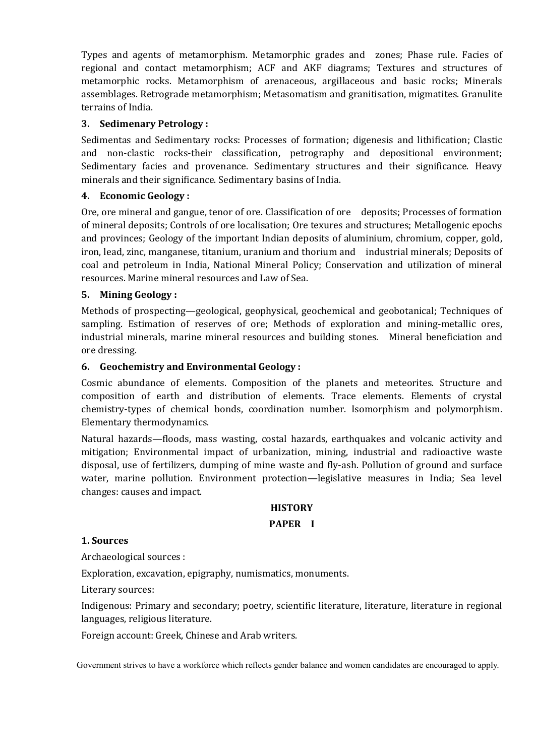Types and agents of metamorphism. Metamorphic grades and zones; Phase rule. Facies of regional and contact metamorphism; ACF and AKF diagrams; Textures and structures of metamorphic rocks. Metamorphism of arenaceous, argillaceous and basic rocks; Minerals assemblages. Retrograde metamorphism; Metasomatism and granitisation, migmatites. Granulite terrains of India.

### 3. Sedimenary Petrology :

Sedimentas and Sedimentary rocks: Processes of formation; digenesis and lithification; Clastic and non-clastic rocks-their classification, petrography and depositional environment; Sedimentary facies and provenance. Sedimentary structures and their significance. Heavy minerals and their significance. Sedimentary basins of India.

### 4. Economic Geology :

Ore, ore mineral and gangue, tenor of ore. Classification of ore deposits; Processes of formation of mineral deposits; Controls of ore localisation; Ore texures and structures; Metallogenic epochs and provinces; Geology of the important Indian deposits of aluminium, chromium, copper, gold, iron, lead, zinc, manganese, titanium, uranium and thorium and industrial minerals; Deposits of coal and petroleum in India, National Mineral Policy; Conservation and utilization of mineral resources. Marine mineral resources and Law of Sea.

### 5. Mining Geology :

Methods of prospecting—geological, geophysical, geochemical and geobotanical; Techniques of sampling. Estimation of reserves of ore; Methods of exploration and mining-metallic ores, industrial minerals, marine mineral resources and building stones. Mineral beneficiation and ore dressing.

### 6. Geochemistry and Environmental Geology :

Cosmic abundance of elements. Composition of the planets and meteorites. Structure and composition of earth and distribution of elements. Trace elements. Elements of crystal chemistry-types of chemical bonds, coordination number. Isomorphism and polymorphism. Elementary thermodynamics.

Natural hazards—floods, mass wasting, costal hazards, earthquakes and volcanic activity and mitigation; Environmental impact of urbanization, mining, industrial and radioactive waste disposal, use of fertilizers, dumping of mine waste and fly-ash. Pollution of ground and surface water, marine pollution. Environment protection—legislative measures in India; Sea level changes: causes and impact.

## HISTORY

## PAPER I

### 1. Sources

Archaeological sources :

Exploration, excavation, epigraphy, numismatics, monuments.

Literary sources:

Indigenous: Primary and secondary; poetry, scientific literature, literature, literature in regional languages, religious literature.

Foreign account: Greek, Chinese and Arab writers.

Government strives to have a workforce which reflects gender balance and women candidates are encouraged to apply.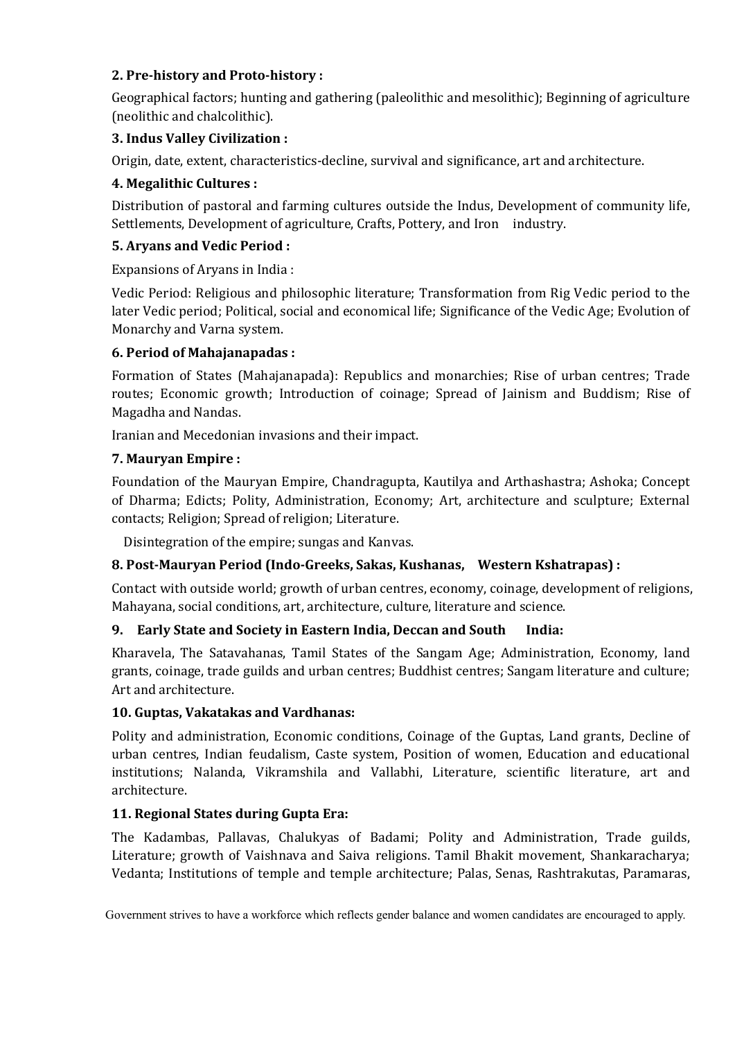**2. Pre-history and Proto-history :**

Geographical factors; hunting and gathering (paleolithic and mesolithic); Beginning of agriculture (neolithic and chalcolithic).

**3. Indus Valley Civilization :**

Origin, date, extent, characteristics-decline, survival and significance, art and architecture.

**4. Megalithic Cultures :**

Distribution of pastoral and farming cultures outside the Indus, Development of community life, Settlements, Development of agriculture, Crafts, Pottery, and Iron industry.

**5. Aryans and Vedic Period :**

Expansions of Aryans in India :

Vedic Period: Religious and philosophic literature; Transformation from Rig Vedic period to the later Vedic period; Political, social and economical life; Significance of the Vedic Age; Evolution of Monarchy and Varna system.

**6. Period of Mahajanapadas :**

Formation of States (Mahajanapada): Republics and monarchies; Rise of urban centres; Trade routes; Economic growth; Introduction of coinage; Spread of Jainism and Buddism; Rise of Magadha and Nandas.

Iranian and Mecedonian invasions and their impact.

**7. Mauryan Empire :**

Foundation of the Mauryan Empire, Chandragupta, Kautilya and Arthashastra; Ashoka; Concept of Dharma; Edicts; Polity, Administration, Economy; Art, architecture and sculpture; External contacts; Religion; Spread of religion; Literature.

Disintegration of the empire; sungas and Kanvas.

**8. Post-Mauryan Period (Indo-Greeks, Sakas, Kushanas, Western Kshatrapas) :**

Contact with outside world; growth of urban centres, economy, coinage, development of religions, Mahayana, social conditions, art, architecture, culture, literature and science.

**9. Early State and Society in Eastern India, Deccan and South India:**

Kharavela, The Satavahanas, Tamil States of the Sangam Age; Administration, Economy, land grants, coinage, trade guilds and urban centres; Buddhist centres; Sangam literature and culture; Art and architecture.

**10. Guptas, Vakatakas and Vardhanas:**

Polity and administration, Economic conditions, Coinage of the Guptas, Land grants, Decline of urban centres, Indian feudalism, Caste system, Position of women, Education and educational institutions; Nalanda, Vikramshila and Vallabhi, Literature, scientific literature, art and architecture.

**11. Regional States during Gupta Era:**

The Kadambas, Pallavas, Chalukyas of Badami; Polity and Administration, Trade guilds, Literature; growth of Vaishnava and Saiva religions. Tamil Bhakit movement, Shankaracharya; Vedanta; Institutions of temple and temple architecture; Palas, Senas, Rashtrakutas, Paramaras,

Government strives to have a workforce which reflects gender balance and women candidates are encouraged to apply.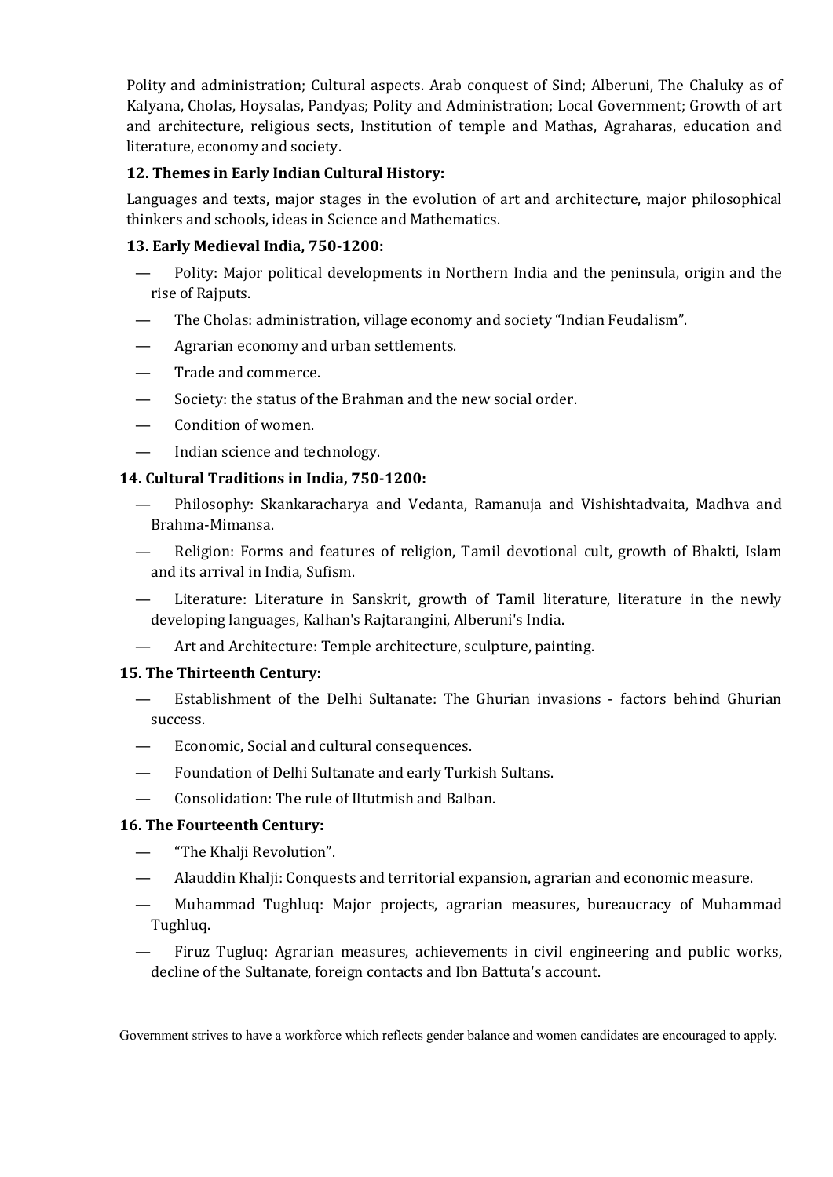Polity and administration; Cultural aspects. Arab conquest of Sind; Alberuni, The Chaluky as of Kalyana, Cholas, Hoysalas, Pandyas; Polity and Administration; Local Government; Growth of art and architecture, religious sects, Institution of temple and Mathas, Agraharas, education and literature, economy and society.

**12. Themes in Early Indian Cultural History:**

Languages and texts, major stages in the evolution of art and architecture, major philosophical thinkers and schools, ideas in Science and Mathematics.

**13. Early Medieval India, 750-1200:**

— Polity: Major political developments in Northern India and the peninsula, origin and the rise of Rajputs.

— The Cholas: administration, village economy and society "Indian Feudalism".

— Agrarian economy and urban settlements.

— Trade and commerce.

— Society: the status of the Brahman and the new social order.

— Condition of women.

— Indian science and technology.

**14. Cultural Traditions in India, 750-1200:**

— Philosophy: Skankaracharya and Vedanta, Ramanuja and Vishishtadvaita, Madhva and Brahma-Mimansa.

— Religion: Forms and features of religion, Tamil devotional cult, growth of Bhakti, Islam and its arrival in India, Sufism.

— Literature: Literature in Sanskrit, growth of Tamil literature, literature in the newly developing languages, Kalhan's Rajtarangini, Alberuni's India.

— Art and Architecture: Temple architecture, sculpture, painting.

**15. The Thirteenth Century:**

— Establishment of the Delhi Sultanate: The Ghurian invasions - factors behind Ghurian success.

— Economic, Social and cultural consequences.

— Foundation of Delhi Sultanate and early Turkish Sultans.

— Consolidation: The rule of Iltutmish and Balban.

**16. The Fourteenth Century:**

— "The Khalji Revolution".

— Alauddin Khalji: Conquests and territorial expansion, agrarian and economic measure.

— Muhammad Tughluq: Major projects, agrarian measures, bureaucracy of Muhammad Tughluq.

— Firuz Tugluq: Agrarian measures, achievements in civil engineering and public works, decline of the Sultanate, foreign contacts and Ibn Battuta's account.

Government strives to have a workforce which reflects gender balance and women candidates are encouraged to apply.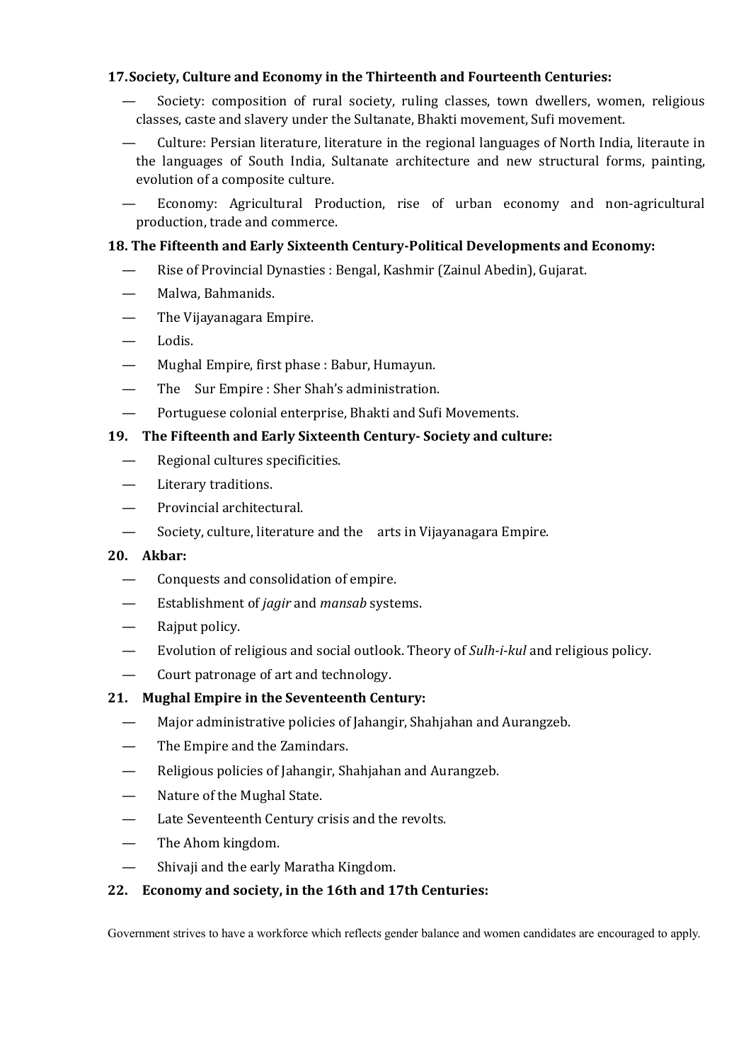**17. Society, Culture and Economy in the Thirteenth and Fourteenth Centuries:**

- Society: composition of rural society, ruling classes, town dwellers, women, religious classes, caste and slavery under the Sultanate, Bhakti movement, Sufi movement.
- Culture: Persian literature, literature in the regional languages of North India, literaute in the languages of South India, Sultanate architecture and new structural forms, painting, evolution of a composite culture.
- Economy: Agricultural Production, rise of urban economy and non-agricultural production, trade and commerce.

**18. The Fifteenth and Early Sixteenth Century-Political Developments and Economy:**

- Rise of Provincial Dynasties : Bengal, Kashmir (Zainul Abedin), Gujarat.
- Malwa, Bahmanids.
- The Vijayanagara Empire.
- Lodis.
- Mughal Empire, first phase : Babur, Humayun.
- The Sur Empire : Sher Shah's administration.
- Portuguese colonial enterprise, Bhakti and Sufi Movements.

**19. The Fifteenth and Early Sixteenth Century- Society and culture:**

- Regional cultures specificities.
- Literary traditions.
- Provincial architectural.
- Society, culture, literature and the arts in Vijayanagara Empire.

**20. Akbar:**

- Conquests and consolidation of empire.
- Establishment of *jagir* and *mansab* systems.
- Rajput policy.
- Evolution of religious and social outlook. Theory of *Sulh-i-kul* and religious policy.
- Court patronage of art and technology.

**21. Mughal Empire in the Seventeenth Century:**

- Major administrative policies of Jahangir, Shahjahan and Aurangzeb.
- The Empire and the Zamindars.
- Religious policies of Jahangir, Shahjahan and Aurangzeb.
- Nature of the Mughal State.
- Late Seventeenth Century crisis and the revolts.
- The Ahom kingdom.
- Shivaji and the early Maratha Kingdom.

**22. Economy and society, in the 16th and 17th Centuries:**

Government strives to have a workforce which reflects gender balance and women candidates are encouraged to apply.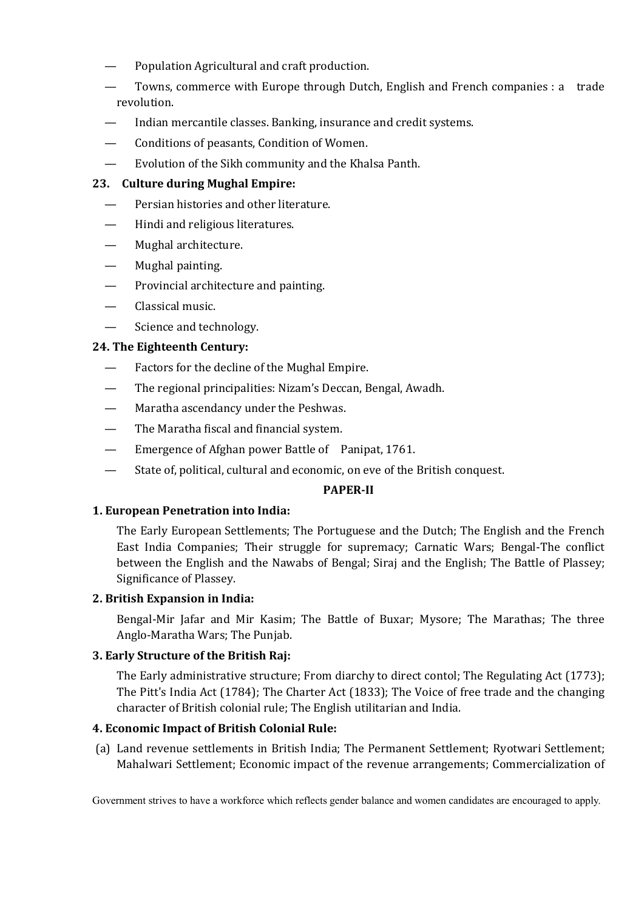— Population Agricultural and craft production.

— Towns, commerce with Europe through Dutch, English and French companies : a trade revolution.

— Indian mercantile classes. Banking, insurance and credit systems.

— Conditions of peasants, Condition of Women.

— Evolution of the Sikh community and the Khalsa Panth.

**23. Culture during Mughal Empire:**

— Persian histories and other literature.

— Hindi and religious literatures.

— Mughal architecture.

— Mughal painting.

— Provincial architecture and painting.

— Classical music.

— Science and technology.

**24. The Eighteenth Century:**

— Factors for the decline of the Mughal Empire.

— The regional principalities: Nizam's Deccan, Bengal, Awadh.

— Maratha ascendancy under the Peshwas.

— The Maratha fiscal and financial system.

— Emergence of Afghan power Battle of Panipat, 1761.

— State of, political, cultural and economic, on eve of the British conquest.

## PAPER-II

**1. European Penetration into India:**

The Early European Settlements; The Portuguese and the Dutch; The English and the French East India Companies; Their struggle for supremacy; Carnatic Wars; Bengal-The conflict between the English and the Nawabs of Bengal; Siraj and the English; The Battle of Plassey; Significance of Plassey.

**2. British Expansion in India:**

Bengal-Mir Jafar and Mir Kasim; The Battle of Buxar; Mysore; The Marathas; The three Anglo-Maratha Wars; The Punjab.

**3. Early Structure of the British Raj:**

The Early administrative structure; From diarchy to direct contol; The Regulating Act (1773); The Pitt's India Act (1784); The Charter Act (1833); The Voice of free trade and the changing character of British colonial rule; The English utilitarian and India.

**4. Economic Impact of British Colonial Rule:**

(a) Land revenue settlements in British India; The Permanent Settlement; Ryotwari Settlement; Mahalwari Settlement; Economic impact of the revenue arrangements; Commercialization of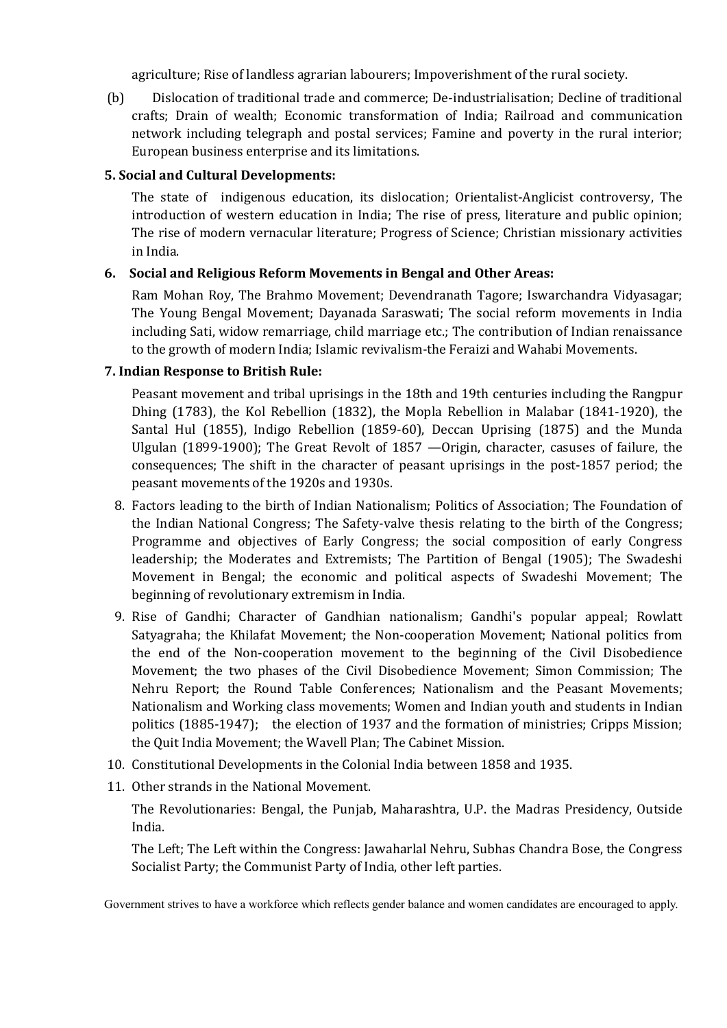agriculture; Rise of landless agrarian labourers; Impoverishment of the rural society.

(b) Dislocation of traditional trade and commerce; De-industrialisation; Decline of traditional crafts; Drain of wealth; Economic transformation of India; Railroad and communication network including telegraph and postal services; Famine and poverty in the rural interior; European business enterprise and its limitations.

**5. Social and Cultural Developments:**

The state of indigenous education, its dislocation; Orientalist-Anglicist controversy, The introduction of western education in India; The rise of press, literature and public opinion; The rise of modern vernacular literature; Progress of Science; Christian missionary activities in India.

**6. Social and Religious Reform Movements in Bengal and Other Areas:**

Ram Mohan Roy, The Brahmo Movement; Devendranath Tagore; Iswarchandra Vidyasagar; The Young Bengal Movement; Dayanada Saraswati; The social reform movements in India including Sati, widow remarriage, child marriage etc.; The contribution of Indian renaissance to the growth of modern India; Islamic revivalism-the Feraizi and Wahabi Movements.

**7. Indian Response to British Rule:**

Peasant movement and tribal uprisings in the 18th and 19th centuries including the Rangpur Dhing (1783), the Kol Rebellion (1832), the Mopla Rebellion in Malabar (1841-1920), the Santal Hul (1855), Indigo Rebellion (1859-60), Deccan Uprising (1875) and the Munda Ulgulan (1899-1900); The Great Revolt of 1857 —Origin, character, casuses of failure, the consequences; The shift in the character of peasant uprisings in the post-1857 period; the peasant movements of the 1920s and 1930s.

8. Factors leading to the birth of Indian Nationalism; Politics of Association; The Foundation of the Indian National Congress; The Safety-valve thesis relating to the birth of the Congress; Programme and objectives of Early Congress; the social composition of early Congress leadership; the Moderates and Extremists; The Partition of Bengal (1905); The Swadeshi Movement in Bengal; the economic and political aspects of Swadeshi Movement; The beginning of revolutionary extremism in India.

9. Rise of Gandhi; Character of Gandhian nationalism; Gandhi's popular appeal; Rowlatt Satyagraha; the Khilafat Movement; the Non-cooperation Movement; National politics from the end of the Non-cooperation movement to the beginning of the Civil Disobedience Movement; the two phases of the Civil Disobedience Movement; Simon Commission; The Nehru Report; the Round Table Conferences; Nationalism and the Peasant Movements; Nationalism and Working class movements; Women and Indian youth and students in Indian politics (1885-1947); the election of 1937 and the formation of ministries; Cripps Mission; the Quit India Movement; the Wavell Plan; The Cabinet Mission.

10. Constitutional Developments in the Colonial India between 1858 and 1935.

11. Other strands in the National Movement.

    The Revolutionaries: Bengal, the Punjab, Maharashtra, U.P. the Madras Presidency, Outside India.

    The Left; The Left within the Congress: Jawaharlal Nehru, Subhas Chandra Bose, the Congress Socialist Party; the Communist Party of India, other left parties.

Government strives to have a workforce which reflects gender balance and women candidates are encouraged to apply.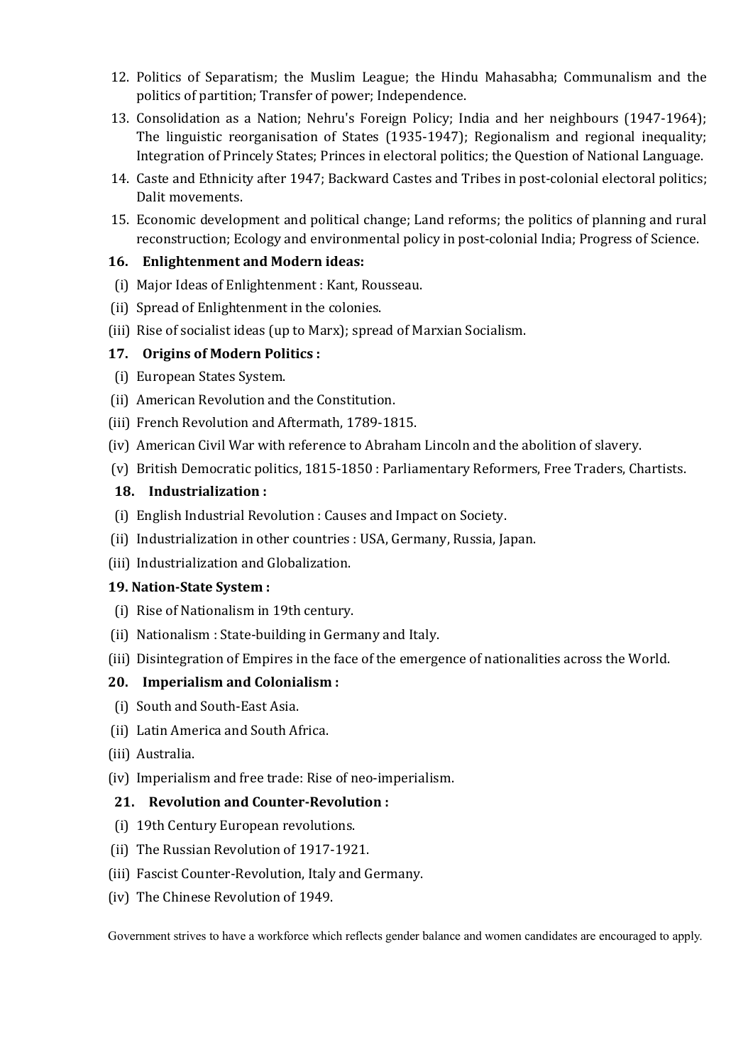12. Politics of Separatism; the Muslim League; the Hindu Mahasabha; Communalism and the politics of partition; Transfer of power; Independence.
13. Consolidation as a Nation; Nehru's Foreign Policy; India and her neighbours (1947-1964); The linguistic reorganisation of States (1935-1947); Regionalism and regional inequality; Integration of Princely States; Princes in electoral politics; the Question of National Language.
14. Caste and Ethnicity after 1947; Backward Castes and Tribes in post-colonial electoral politics; Dalit movements.
15. Economic development and political change; Land reforms; the politics of planning and rural reconstruction; Ecology and environmental policy in post-colonial India; Progress of Science.

**16. Enlightenment and Modern ideas:**

(i) Major Ideas of Enlightenment : Kant, Rousseau.

(ii) Spread of Enlightenment in the colonies.

(iii) Rise of socialist ideas (up to Marx); spread of Marxian Socialism.

**17. Origins of Modern Politics :**

(i) European States System.

(ii) American Revolution and the Constitution.

(iii) French Revolution and Aftermath, 1789-1815.

(iv) American Civil War with reference to Abraham Lincoln and the abolition of slavery.

(v) British Democratic politics, 1815-1850 : Parliamentary Reformers, Free Traders, Chartists.

**18. Industrialization :**

(i) English Industrial Revolution : Causes and Impact on Society.

(ii) Industrialization in other countries : USA, Germany, Russia, Japan.

(iii) Industrialization and Globalization.

**19. Nation-State System :**

(i) Rise of Nationalism in 19th century.

(ii) Nationalism : State-building in Germany and Italy.

(iii) Disintegration of Empires in the face of the emergence of nationalities across the World.

**20. Imperialism and Colonialism :**

(i) South and South-East Asia.

(ii) Latin America and South Africa.

(iii) Australia.

(iv) Imperialism and free trade: Rise of neo-imperialism.

**21. Revolution and Counter-Revolution :**

(i) 19th Century European revolutions.

(ii) The Russian Revolution of 1917-1921.

(iii) Fascist Counter-Revolution, Italy and Germany.

(iv) The Chinese Revolution of 1949.

Government strives to have a workforce which reflects gender balance and women candidates are encouraged to apply.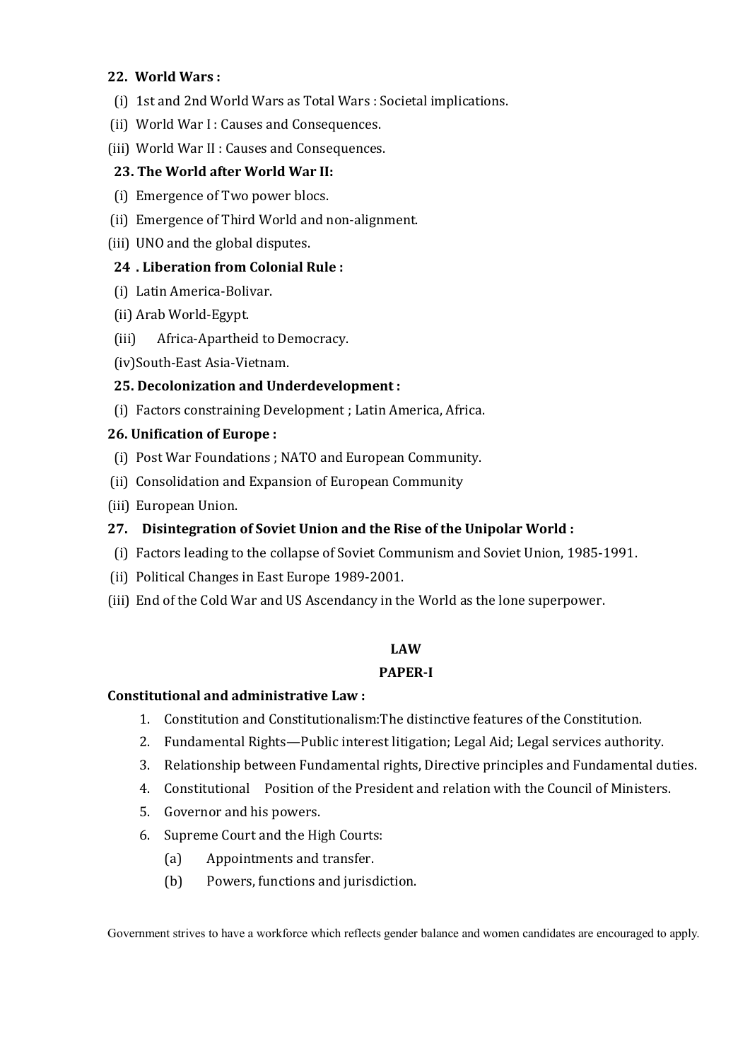**22. World Wars :**

(i) 1st and 2nd World Wars as Total Wars : Societal implications.

(ii) World War I : Causes and Consequences.

(iii) World War II : Causes and Consequences.

**23. The World after World War II:**

(i) Emergence of Two power blocs.

(ii) Emergence of Third World and non-alignment.

(iii) UNO and the global disputes.

**24 . Liberation from Colonial Rule :**

(i) Latin America-Bolivar.

(ii) Arab World-Egypt.

(iii) Africa-Apartheid to Democracy.

(iv)South-East Asia-Vietnam.

**25. Decolonization and Underdevelopment :**

(i) Factors constraining Development ; Latin America, Africa.

**26. Unification of Europe :**

(i) Post War Foundations ; NATO and European Community.

(ii) Consolidation and Expansion of European Community

(iii) European Union.

**27. Disintegration of Soviet Union and the Rise of the Unipolar World :**

(i) Factors leading to the collapse of Soviet Communism and Soviet Union, 1985-1991.

(ii) Political Changes in East Europe 1989-2001.

(iii) End of the Cold War and US Ascendancy in the World as the lone superpower.

## LAW

### PAPER-I

**Constitutional and administrative Law :**

1. Constitution and Constitutionalism:The distinctive features of the Constitution.
2. Fundamental Rights—Public interest litigation; Legal Aid; Legal services authority.
3. Relationship between Fundamental rights, Directive principles and Fundamental duties.
4. Constitutional Position of the President and relation with the Council of Ministers.
5. Governor and his powers.
6. Supreme Court and the High Courts:
   - (a) Appointments and transfer.
   - (b) Powers, functions and jurisdiction.

Government strives to have a workforce which reflects gender balance and women candidates are encouraged to apply.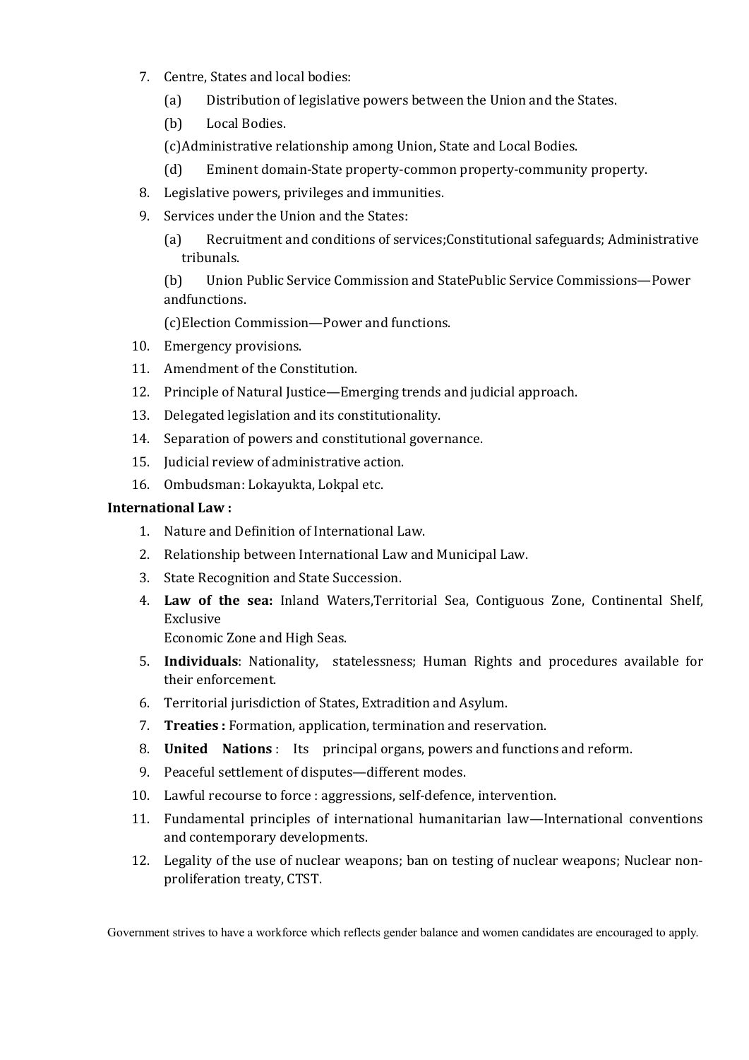7. Centre, States and local bodies:
   (a) Distribution of legislative powers between the Union and the States.
   (b) Local Bodies.
   (c) Administrative relationship among Union, State and Local Bodies.
   (d) Eminent domain-State property-common property-community property.
8. Legislative powers, privileges and immunities.
9. Services under the Union and the States:
   (a) Recruitment and conditions of services;Constitutional safeguards; Administrative tribunals.
   (b) Union Public Service Commission and StatePublic Service Commissions—Power andfunctions.
   (c) Election Commission—Power and functions.
10. Emergency provisions.
11. Amendment of the Constitution.
12. Principle of Natural Justice—Emerging trends and judicial approach.
13. Delegated legislation and its constitutionality.
14. Separation of powers and constitutional governance.
15. Judicial review of administrative action.
16. Ombudsman: Lokayukta, Lokpal etc.

**International Law :**

1. Nature and Definition of International Law.
2. Relationship between International Law and Municipal Law.
3. State Recognition and State Succession.
4. **Law of the sea:** Inland Waters,Territorial Sea, Contiguous Zone, Continental Shelf, Exclusive Economic Zone and High Seas.
5. **Individuals**: Nationality, statelessness; Human Rights and procedures available for their enforcement.
6. Territorial jurisdiction of States, Extradition and Asylum.
7. **Treaties :** Formation, application, termination and reservation.
8. **United Nations** : Its principal organs, powers and functions and reform.
9. Peaceful settlement of disputes—different modes.
10. Lawful recourse to force : aggressions, self-defence, intervention.
11. Fundamental principles of international humanitarian law—International conventions and contemporary developments.
12. Legality of the use of nuclear weapons; ban on testing of nuclear weapons; Nuclear non-proliferation treaty, CTST.

Government strives to have a workforce which reflects gender balance and women candidates are encouraged to apply.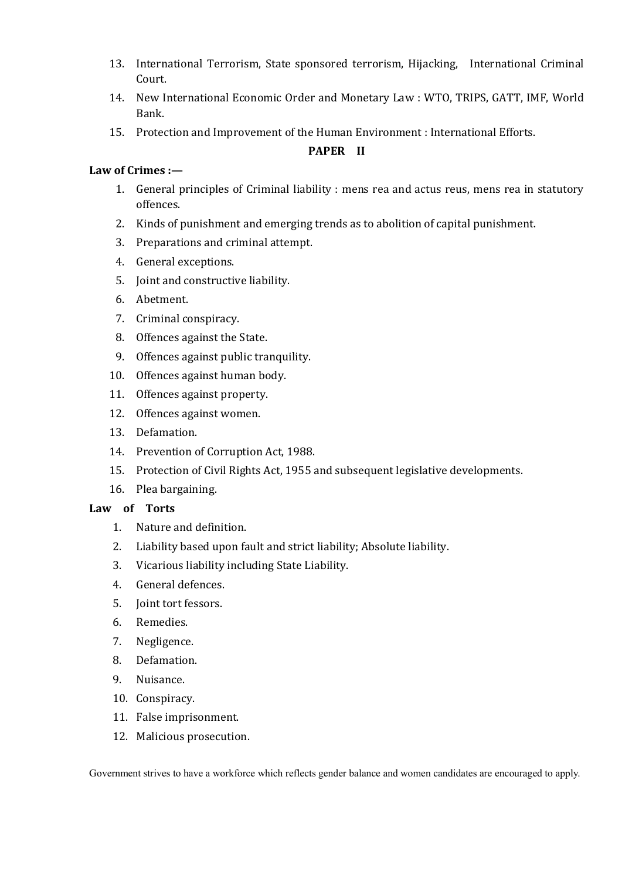13. International Terrorism, State sponsored terrorism, Hijacking, International Criminal Court.
14. New International Economic Order and Monetary Law : WTO, TRIPS, GATT, IMF, World Bank.
15. Protection and Improvement of the Human Environment : International Efforts.

## PAPER II

**Law of Crimes :—**

1. General principles of Criminal liability : mens rea and actus reus, mens rea in statutory offences.
2. Kinds of punishment and emerging trends as to abolition of capital punishment.
3. Preparations and criminal attempt.
4. General exceptions.
5. Joint and constructive liability.
6. Abetment.
7. Criminal conspiracy.
8. Offences against the State.
9. Offences against public tranquility.
10. Offences against human body.
11. Offences against property.
12. Offences against women.
13. Defamation.
14. Prevention of Corruption Act, 1988.
15. Protection of Civil Rights Act, 1955 and subsequent legislative developments.
16. Plea bargaining.

**Law of Torts**

1. Nature and definition.
2. Liability based upon fault and strict liability; Absolute liability.
3. Vicarious liability including State Liability.
4. General defences.
5. Joint tort fessors.
6. Remedies.
7. Negligence.
8. Defamation.
9. Nuisance.
10. Conspiracy.
11. False imprisonment.
12. Malicious prosecution.

Government strives to have a workforce which reflects gender balance and women candidates are encouraged to apply.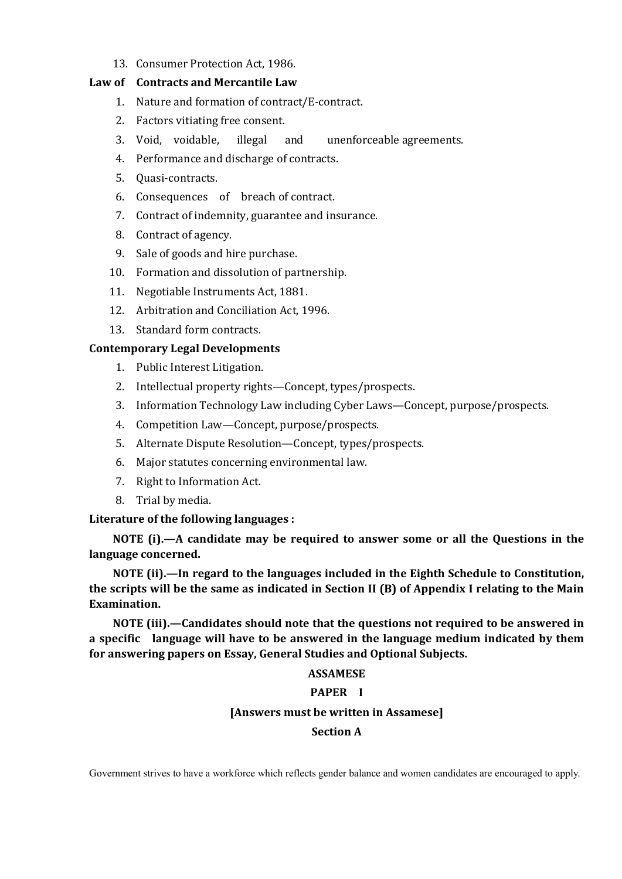13. Consumer Protection Act, 1986.

**Law of Contracts and Mercantile Law**

1. Nature and formation of contract/E-contract.
2. Factors vitiating free consent.
3. Void, voidable, illegal and unenforceable agreements.
4. Performance and discharge of contracts.
5. Quasi-contracts.
6. Consequences of breach of contract.
7. Contract of indemnity, guarantee and insurance.
8. Contract of agency.
9. Sale of goods and hire purchase.
10. Formation and dissolution of partnership.
11. Negotiable Instruments Act, 1881.
12. Arbitration and Conciliation Act, 1996.
13. Standard form contracts.

**Contemporary Legal Developments**

1. Public Interest Litigation.
2. Intellectual property rights—Concept, types/prospects.
3. Information Technology Law including Cyber Laws—Concept, purpose/prospects.
4. Competition Law—Concept, purpose/prospects.
5. Alternate Dispute Resolution—Concept, types/prospects.
6. Major statutes concerning environmental law.
7. Right to Information Act.
8. Trial by media.

**Literature of the following languages :**

**NOTE (i).—A candidate may be required to answer some or all the Questions in the language concerned.**

**NOTE (ii).—In regard to the languages included in the Eighth Schedule to Constitution, the scripts will be the same as indicated in Section II (B) of Appendix I relating to the Main Examination.**

**NOTE (iii).—Candidates should note that the questions not required to be answered in a specific language will have to be answered in the language medium indicated by them for answering papers on Essay, General Studies and Optional Subjects.**

**ASSAMESE**

**PAPER I**

**[Answers must be written in Assamese]**

**Section A**

Government strives to have a workforce which reflects gender balance and women candidates are encouraged to apply.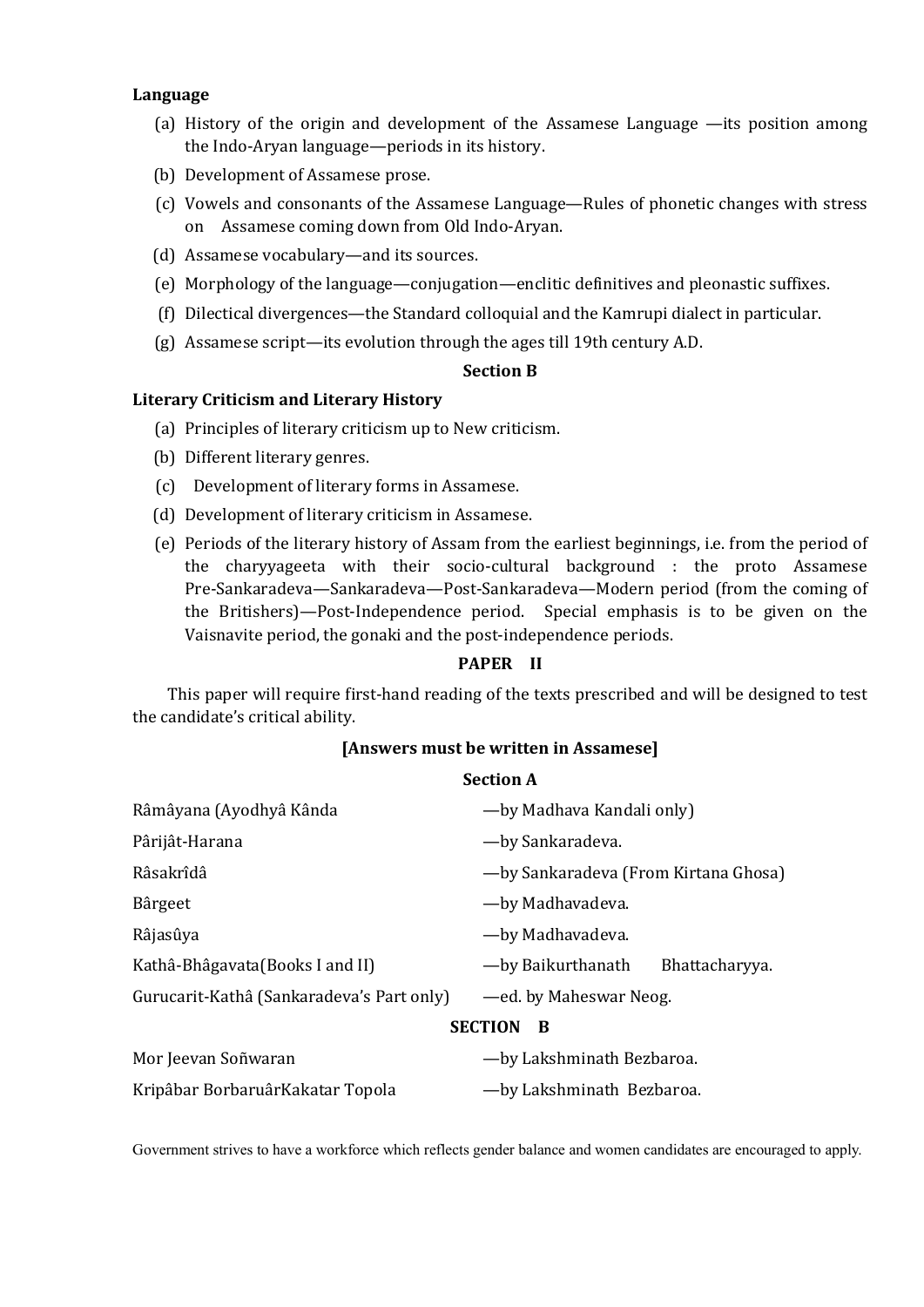**Language**

(a) History of the origin and development of the Assamese Language —its position among the Indo-Aryan language—periods in its history.

(b) Development of Assamese prose.

(c) Vowels and consonants of the Assamese Language—Rules of phonetic changes with stress on Assamese coming down from Old Indo-Aryan.

(d) Assamese vocabulary—and its sources.

(e) Morphology of the language—conjugation—enclitic definitives and pleonastic suffixes.

(f) Dilectical divergences—the Standard colloquial and the Kamrupi dialect in particular.

(g) Assamese script—its evolution through the ages till 19th century A.D.

**Section B**

**Literary Criticism and Literary History**

(a) Principles of literary criticism up to New criticism.

(b) Different literary genres.

(c) Development of literary forms in Assamese.

(d) Development of literary criticism in Assamese.

(e) Periods of the literary history of Assam from the earliest beginnings, i.e. from the period of the charyyageeta with their socio-cultural background : the proto Assamese Pre-Sankaradeva—Sankaradeva—Post-Sankaradeva—Modern period (from the coming of the Britishers)—Post-Independence period. Special emphasis is to be given on the Vaisnavite period, the gonaki and the post-independence periods.

**PAPER II**

This paper will require first-hand reading of the texts prescribed and will be designed to test the candidate's critical ability.

**[Answers must be written in Assamese]**

**Section A**

Râmâyana (Ayodhyâ Kânda —by Madhava Kandali only)

Pârijât-Harana —by Sankaradeva.

Râsakrîdâ —by Sankaradeva (From Kirtana Ghosa)

Bârgeet —by Madhavadeva.

Râjasûya —by Madhavadeva.

Kathâ-Bhâgavata(Books I and II) —by Baikurthanath Bhattacharyya.

Gurucarit-Kathâ (Sankaradeva's Part only) —ed. by Maheswar Neog.

**SECTION B**

Mor Jeevan Soñwaran —by Lakshminath Bezbaroa.

Kripâbar BorbaruârKakatar Topola —by Lakshminath Bezbaroa.

Government strives to have a workforce which reflects gender balance and women candidates are encouraged to apply.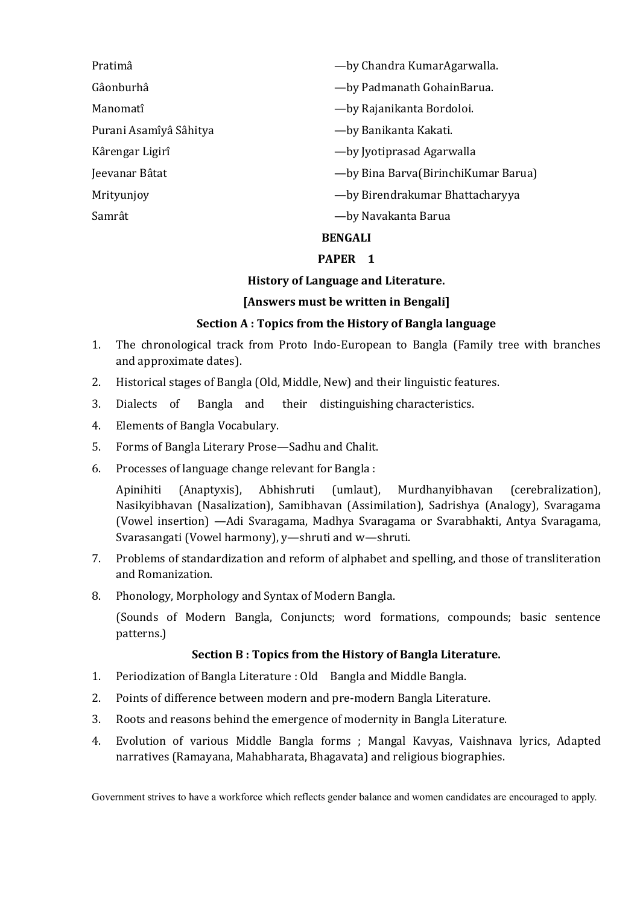| | |
|---|---|
| Pratimâ | —by Chandra KumarAgarwalla. |
| Gâonburhâ | —by Padmanath GohainBarua. |
| Manomatî | —by Rajanikanta Bordoloi. |
| Purani Asamîyâ Sâhitya | —by Banikanta Kakati. |
| Kârengar Ligirî | —by Jyotiprasad Agarwalla |
| Jeevanar Bâtat | —by Bina Barva(BirinchiKumar Barua) |
| Mrityunjoy | —by Birendrakumar Bhattacharyya |
| Samrât | —by Navakanta Barua |

## BENGALI

### PAPER 1

### History of Language and Literature.

**[Answers must be written in Bengali]**

### Section A : Topics from the History of Bangla language

1. The chronological track from Proto Indo-European to Bangla (Family tree with branches and approximate dates).
2. Historical stages of Bangla (Old, Middle, New) and their linguistic features.
3. Dialects of Bangla and their distinguishing characteristics.
4. Elements of Bangla Vocabulary.
5. Forms of Bangla Literary Prose—Sadhu and Chalit.
6. Processes of language change relevant for Bangla :

   Apinihiti (Anaptyxis), Abhishruti (umlaut), Murdhanyibhavan (cerebralization), Nasikyibhavan (Nasalization), Samibhavan (Assimilation), Sadrishya (Analogy), Svaragama (Vowel insertion) —Adi Svaragama, Madhya Svaragama or Svarabhakti, Antya Svaragama, Svarasangati (Vowel harmony), y—shruti and w—shruti.
7. Problems of standardization and reform of alphabet and spelling, and those of transliteration and Romanization.
8. Phonology, Morphology and Syntax of Modern Bangla.

   (Sounds of Modern Bangla, Conjuncts; word formations, compounds; basic sentence patterns.)

### Section B : Topics from the History of Bangla Literature.

1. Periodization of Bangla Literature : Old Bangla and Middle Bangla.
2. Points of difference between modern and pre-modern Bangla Literature.
3. Roots and reasons behind the emergence of modernity in Bangla Literature.
4. Evolution of various Middle Bangla forms ; Mangal Kavyas, Vaishnava lyrics, Adapted narratives (Ramayana, Mahabharata, Bhagavata) and religious biographies.

Government strives to have a workforce which reflects gender balance and women candidates are encouraged to apply.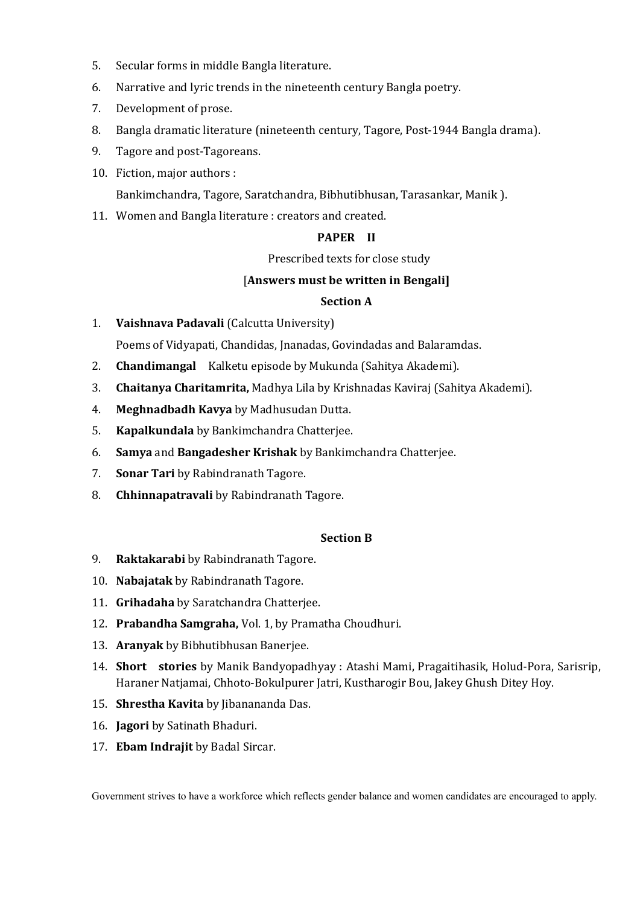5. Secular forms in middle Bangla literature.
6. Narrative and lyric trends in the nineteenth century Bangla poetry.
7. Development of prose.
8. Bangla dramatic literature (nineteenth century, Tagore, Post-1944 Bangla drama).
9. Tagore and post-Tagoreans.
10. Fiction, major authors :

    Bankimchandra, Tagore, Saratchandra, Bibhutibhusan, Tarasankar, Manik ).
11. Women and Bangla literature : creators and created.

**PAPER II**

Prescribed texts for close study

[**Answers must be written in Bengali]**

**Section A**

1. **Vaishnava Padavali** (Calcutta University)

   Poems of Vidyapati, Chandidas, Jnanadas, Govindadas and Balaramdas.
2. **Chandimangal** Kalketu episode by Mukunda (Sahitya Akademi).
3. **Chaitanya Charitamrita,** Madhya Lila by Krishnadas Kaviraj (Sahitya Akademi).
4. **Meghnadbadh Kavya** by Madhusudan Dutta.
5. **Kapalkundala** by Bankimchandra Chatterjee.
6. **Samya** and **Bangadesher Krishak** by Bankimchandra Chatterjee.
7. **Sonar Tari** by Rabindranath Tagore.
8. **Chhinnapatravali** by Rabindranath Tagore.

**Section B**

9. **Raktakarabi** by Rabindranath Tagore.
10. **Nabajatak** by Rabindranath Tagore.
11. **Grihadaha** by Saratchandra Chatterjee.
12. **Prabandha Samgraha,** Vol. 1, by Pramatha Choudhuri.
13. **Aranyak** by Bibhutibhusan Banerjee.
14. **Short stories** by Manik Bandyopadhyay : Atashi Mami, Pragaitihasik, Holud-Pora, Sarisrip, Haraner Natjamai, Chhoto-Bokulpurer Jatri, Kustharogir Bou, Jakey Ghush Ditey Hoy.
15. **Shrestha Kavita** by Jibanananda Das.
16. **Jagori** by Satinath Bhaduri.
17. **Ebam Indrajit** by Badal Sircar.

Government strives to have a workforce which reflects gender balance and women candidates are encouraged to apply.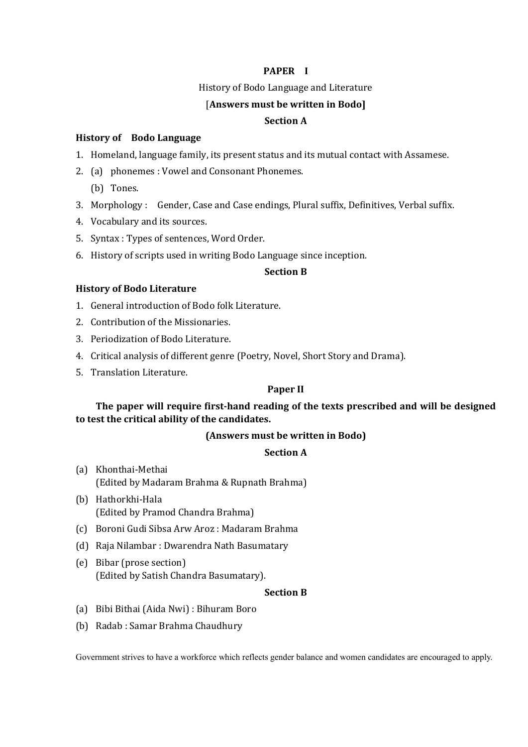## PAPER I

History of Bodo Language and Literature

[**Answers must be written in Bodo]**

### Section A

**History of Bodo Language**

1. Homeland, language family, its present status and its mutual contact with Assamese.
2. (a) phonemes : Vowel and Consonant Phonemes.

   (b) Tones.
3. Morphology : Gender, Case and Case endings, Plural suffix, Definitives, Verbal suffix.
4. Vocabulary and its sources.
5. Syntax : Types of sentences, Word Order.
6. History of scripts used in writing Bodo Language since inception.

### Section B

**History of Bodo Literature**

1. General introduction of Bodo folk Literature.
2. Contribution of the Missionaries.
3. Periodization of Bodo Literature.
4. Critical analysis of different genre (Poetry, Novel, Short Story and Drama).
5. Translation Literature.

## Paper II

**The paper will require first-hand reading of the texts prescribed and will be designed to test the critical ability of the candidates.**

**(Answers must be written in Bodo)**

### Section A

(a) Khonthai-Methai
(Edited by Madaram Brahma & Rupnath Brahma)

(b) Hathorkhi-Hala
(Edited by Pramod Chandra Brahma)

(c) Boroni Gudi Sibsa Arw Aroz : Madaram Brahma

(d) Raja Nilambar : Dwarendra Nath Basumatary

(e) Bibar (prose section)
(Edited by Satish Chandra Basumatary).

### Section B

(a) Bibi Bithai (Aida Nwi) : Bihuram Boro

(b) Radab : Samar Brahma Chaudhury

Government strives to have a workforce which reflects gender balance and women candidates are encouraged to apply.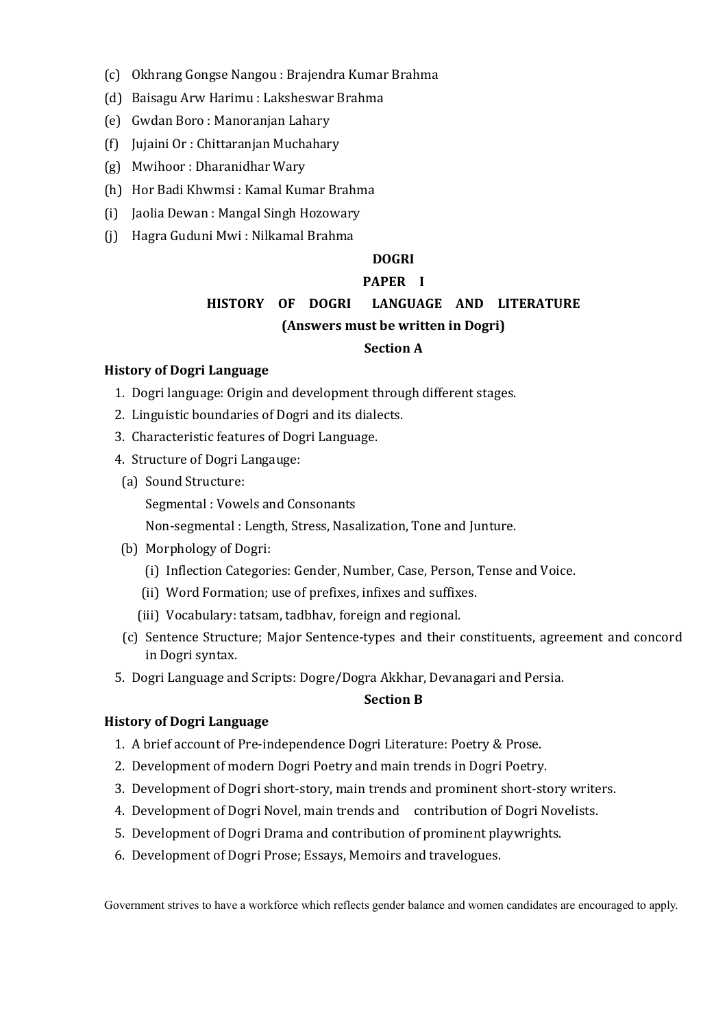(c) Okhrang Gongse Nangou : Brajendra Kumar Brahma

(d) Baisagu Arw Harimu : Laksheswar Brahma

(e) Gwdan Boro : Manoranjan Lahary

(f) Jujaini Or : Chittaranjan Muchahary

(g) Mwihoor : Dharanidhar Wary

(h) Hor Badi Khwmsi : Kamal Kumar Brahma

(i) Jaolia Dewan : Mangal Singh Hozowary

(j) Hagra Guduni Mwi : Nilkamal Brahma

## DOGRI

### PAPER I

### HISTORY OF DOGRI LANGUAGE AND LITERATURE

**(Answers must be written in Dogri)**

**Section A**

**History of Dogri Language**

1. Dogri language: Origin and development through different stages.
2. Linguistic boundaries of Dogri and its dialects.
3. Characteristic features of Dogri Language.
4. Structure of Dogri Langauge:
   - (a) Sound Structure:
     
     Segmental : Vowels and Consonants
     
     Non-segmental : Length, Stress, Nasalization, Tone and Junture.
   - (b) Morphology of Dogri:
     - (i) Inflection Categories: Gender, Number, Case, Person, Tense and Voice.
     - (ii) Word Formation; use of prefixes, infixes and suffixes.
     - (iii) Vocabulary: tatsam, tadbhav, foreign and regional.
   - (c) Sentence Structure; Major Sentence-types and their constituents, agreement and concord in Dogri syntax.
5. Dogri Language and Scripts: Dogre/Dogra Akkhar, Devanagari and Persia.

**Section B**

**History of Dogri Language**

1. A brief account of Pre-independence Dogri Literature: Poetry & Prose.
2. Development of modern Dogri Poetry and main trends in Dogri Poetry.
3. Development of Dogri short-story, main trends and prominent short-story writers.
4. Development of Dogri Novel, main trends and contribution of Dogri Novelists.
5. Development of Dogri Drama and contribution of prominent playwrights.
6. Development of Dogri Prose; Essays, Memoirs and travelogues.

Government strives to have a workforce which reflects gender balance and women candidates are encouraged to apply.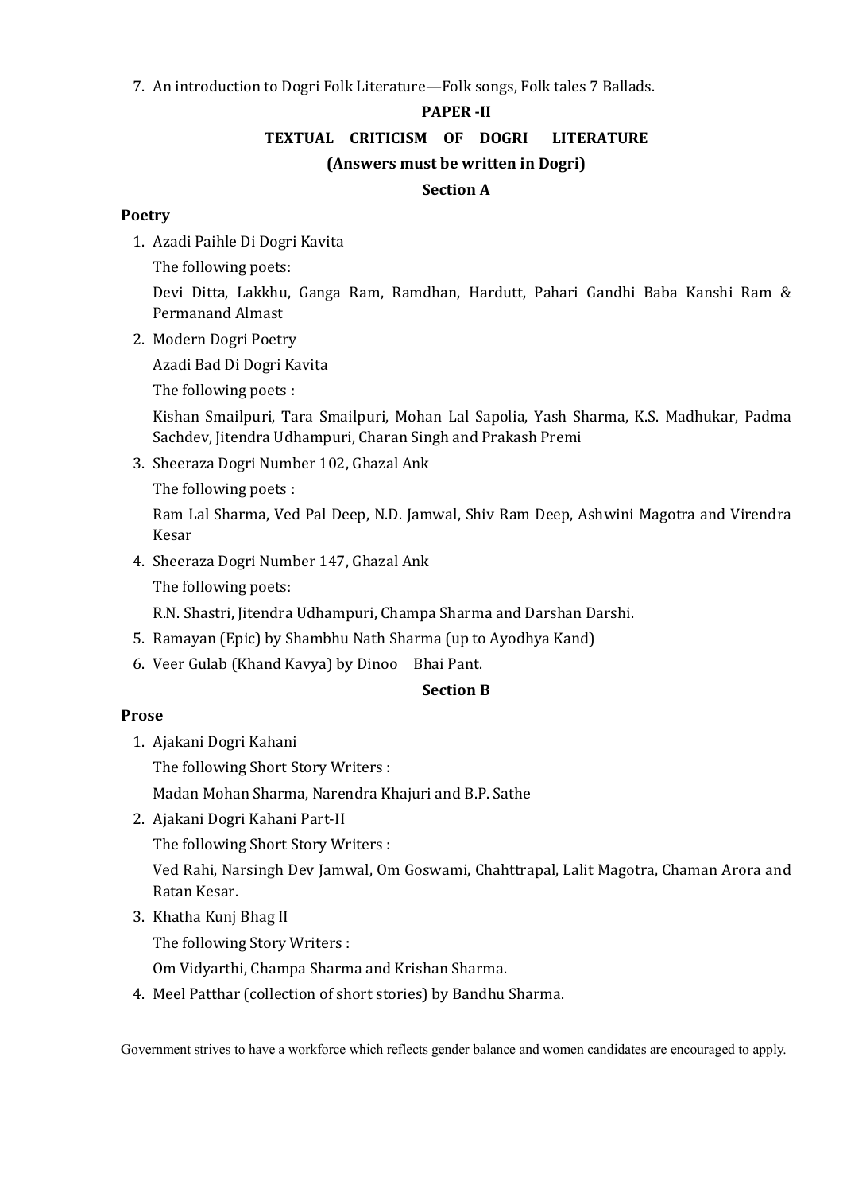7. An introduction to Dogri Folk Literature—Folk songs, Folk tales 7 Ballads.

## PAPER -II

## TEXTUAL CRITICISM OF DOGRI LITERATURE

**(Answers must be written in Dogri)**

### Section A

**Poetry**

1. Azadi Paihle Di Dogri Kavita

   The following poets:

   Devi Ditta, Lakkhu, Ganga Ram, Ramdhan, Hardutt, Pahari Gandhi Baba Kanshi Ram & Permanand Almast

2. Modern Dogri Poetry

   Azadi Bad Di Dogri Kavita

   The following poets :

   Kishan Smailpuri, Tara Smailpuri, Mohan Lal Sapolia, Yash Sharma, K.S. Madhukar, Padma Sachdev, Jitendra Udhampuri, Charan Singh and Prakash Premi

3. Sheeraza Dogri Number 102, Ghazal Ank

   The following poets :

   Ram Lal Sharma, Ved Pal Deep, N.D. Jamwal, Shiv Ram Deep, Ashwini Magotra and Virendra Kesar

4. Sheeraza Dogri Number 147, Ghazal Ank

   The following poets:

   R.N. Shastri, Jitendra Udhampuri, Champa Sharma and Darshan Darshi.

5. Ramayan (Epic) by Shambhu Nath Sharma (up to Ayodhya Kand)
6. Veer Gulab (Khand Kavya) by Dinoo Bhai Pant.

### Section B

**Prose**

1. Ajakani Dogri Kahani

   The following Short Story Writers :

   Madan Mohan Sharma, Narendra Khajuri and B.P. Sathe

2. Ajakani Dogri Kahani Part-II

   The following Short Story Writers :

   Ved Rahi, Narsingh Dev Jamwal, Om Goswami, Chahttrapal, Lalit Magotra, Chaman Arora and Ratan Kesar.

3. Khatha Kunj Bhag II

   The following Story Writers :

   Om Vidyarthi, Champa Sharma and Krishan Sharma.

4. Meel Patthar (collection of short stories) by Bandhu Sharma.

Government strives to have a workforce which reflects gender balance and women candidates are encouraged to apply.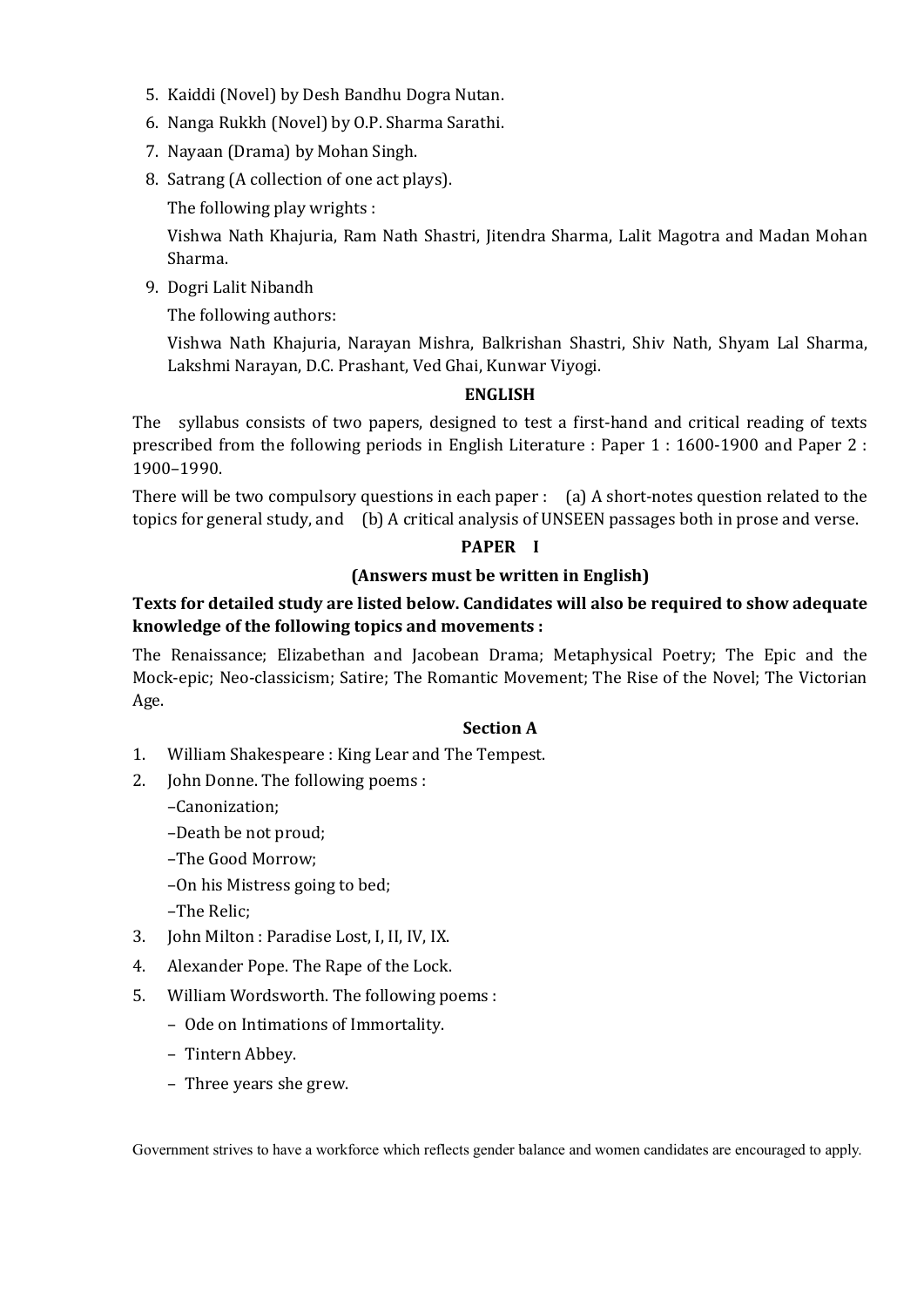5. Kaiddi (Novel) by Desh Bandhu Dogra Nutan.
6. Nanga Rukkh (Novel) by O.P. Sharma Sarathi.
7. Nayaan (Drama) by Mohan Singh.
8. Satrang (A collection of one act plays).

   The following play wrights :

   Vishwa Nath Khajuria, Ram Nath Shastri, Jitendra Sharma, Lalit Magotra and Madan Mohan Sharma.
9. Dogri Lalit Nibandh

   The following authors:

   Vishwa Nath Khajuria, Narayan Mishra, Balkrishan Shastri, Shiv Nath, Shyam Lal Sharma, Lakshmi Narayan, D.C. Prashant, Ved Ghai, Kunwar Viyogi.

## ENGLISH

The syllabus consists of two papers, designed to test a first-hand and critical reading of texts prescribed from the following periods in English Literature : Paper 1 : 1600-1900 and Paper 2 : 1900–1990.

There will be two compulsory questions in each paper : (a) A short-notes question related to the topics for general study, and (b) A critical analysis of UNSEEN passages both in prose and verse.

### PAPER I

**(Answers must be written in English)**

**Texts for detailed study are listed below. Candidates will also be required to show adequate knowledge of the following topics and movements :**

The Renaissance; Elizabethan and Jacobean Drama; Metaphysical Poetry; The Epic and the Mock-epic; Neo-classicism; Satire; The Romantic Movement; The Rise of the Novel; The Victorian Age.

#### Section A

1. William Shakespeare : King Lear and The Tempest.
2. John Donne. The following poems :

   –Canonization;

   –Death be not proud;

   –The Good Morrow;

   –On his Mistress going to bed;

   –The Relic;
3. John Milton : Paradise Lost, I, II, IV, IX.
4. Alexander Pope. The Rape of the Lock.
5. William Wordsworth. The following poems :
   - Ode on Intimations of Immortality.
   - Tintern Abbey.
   - Three years she grew.

Government strives to have a workforce which reflects gender balance and women candidates are encouraged to apply.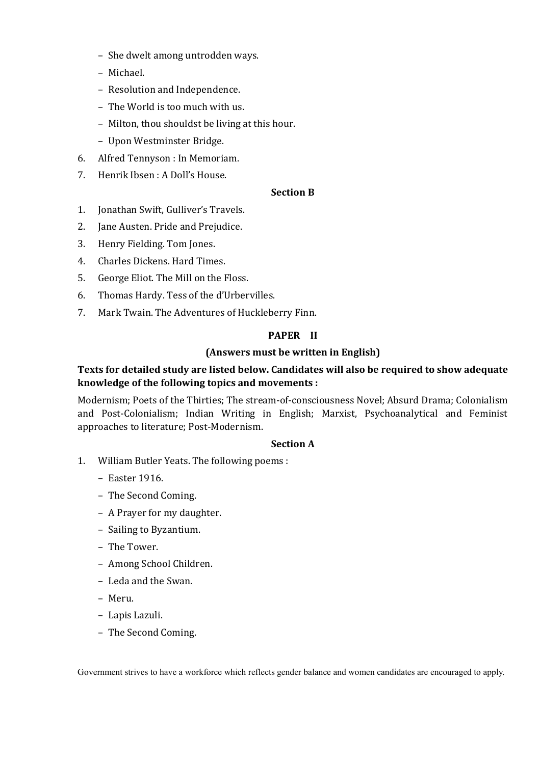- She dwelt among untrodden ways.
- Michael.
- Resolution and Independence.
- The World is too much with us.
- Milton, thou shouldst be living at this hour.
- Upon Westminster Bridge.

6. Alfred Tennyson : In Memoriam.
7. Henrik Ibsen : A Doll's House.

**Section B**

1. Jonathan Swift, Gulliver's Travels.
2. Jane Austen. Pride and Prejudice.
3. Henry Fielding. Tom Jones.
4. Charles Dickens. Hard Times.
5. George Eliot. The Mill on the Floss.
6. Thomas Hardy. Tess of the d'Urbervilles.
7. Mark Twain. The Adventures of Huckleberry Finn.

**PAPER II**

**(Answers must be written in English)**

**Texts for detailed study are listed below. Candidates will also be required to show adequate knowledge of the following topics and movements :**

Modernism; Poets of the Thirties; The stream-of-consciousness Novel; Absurd Drama; Colonialism and Post-Colonialism; Indian Writing in English; Marxist, Psychoanalytical and Feminist approaches to literature; Post-Modernism.

**Section A**

1. William Butler Yeats. The following poems :
   - Easter 1916.
   - The Second Coming.
   - A Prayer for my daughter.
   - Sailing to Byzantium.
   - The Tower.
   - Among School Children.
   - Leda and the Swan.
   - Meru.
   - Lapis Lazuli.
   - The Second Coming.

Government strives to have a workforce which reflects gender balance and women candidates are encouraged to apply.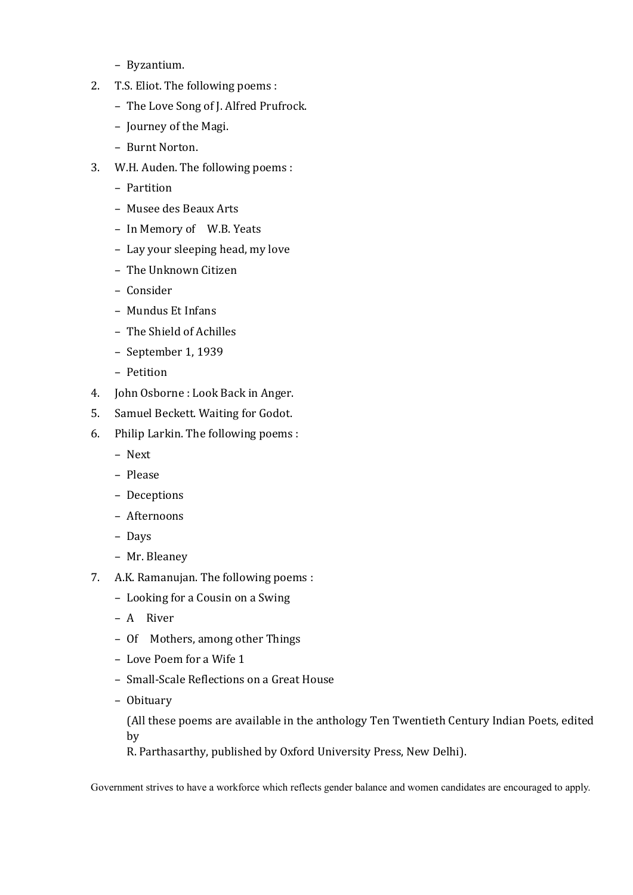- Byzantium.

2. T.S. Eliot. The following poems :
   - The Love Song of J. Alfred Prufrock.
   - Journey of the Magi.
   - Burnt Norton.
3. W.H. Auden. The following poems :
   - Partition
   - Musee des Beaux Arts
   - In Memory of W.B. Yeats
   - Lay your sleeping head, my love
   - The Unknown Citizen
   - Consider
   - Mundus Et Infans
   - The Shield of Achilles
   - September 1, 1939
   - Petition
4. John Osborne : Look Back in Anger.
5. Samuel Beckett. Waiting for Godot.
6. Philip Larkin. The following poems :
   - Next
   - Please
   - Deceptions
   - Afternoons
   - Days
   - Mr. Bleaney
7. A.K. Ramanujan. The following poems :
   - Looking for a Cousin on a Swing
   - A River
   - Of Mothers, among other Things
   - Love Poem for a Wife 1
   - Small-Scale Reflections on a Great House
   - Obituary

   (All these poems are available in the anthology Ten Twentieth Century Indian Poets, edited by
   R. Parthasarthy, published by Oxford University Press, New Delhi).

Government strives to have a workforce which reflects gender balance and women candidates are encouraged to apply.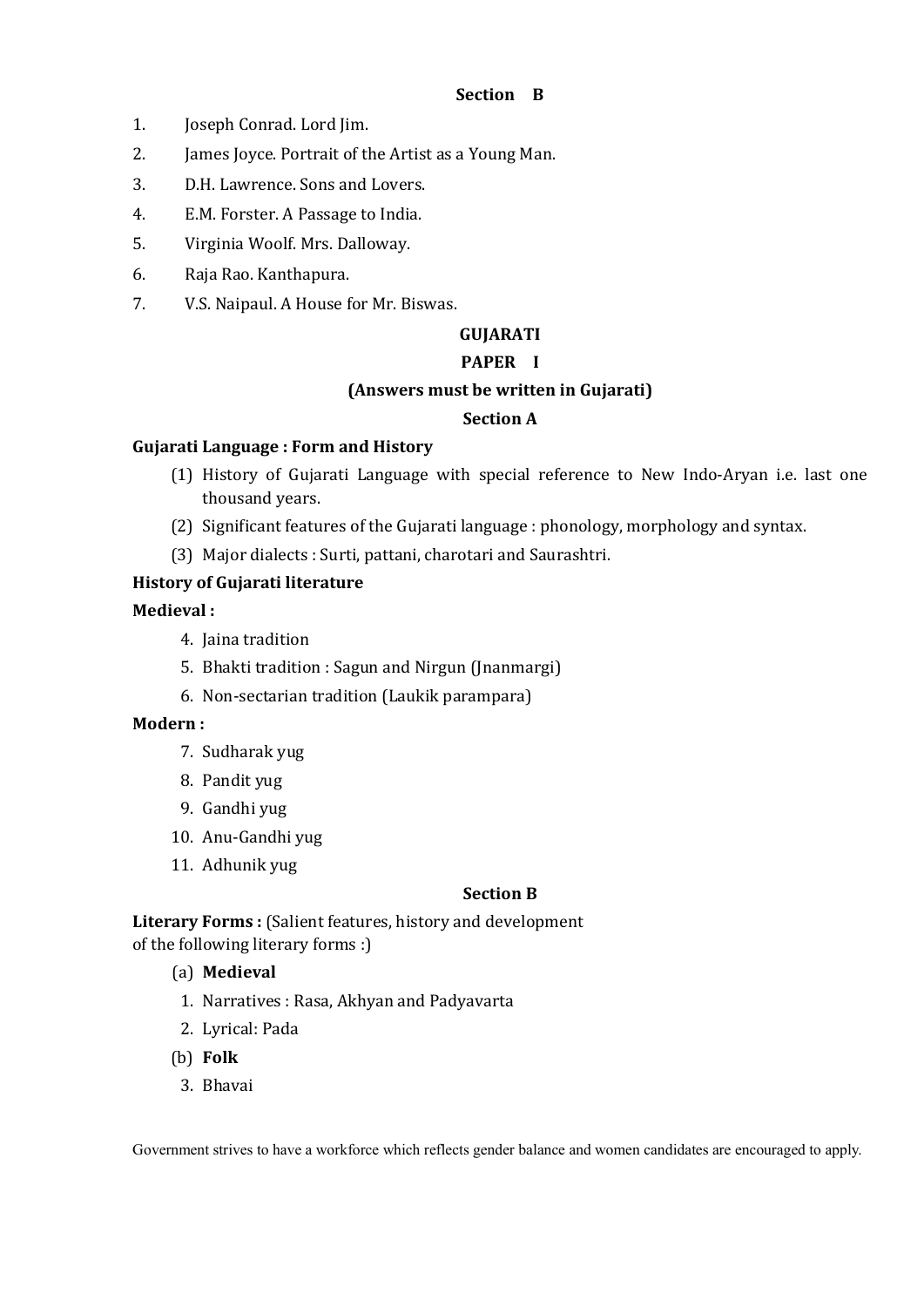### Section B

1. Joseph Conrad. Lord Jim.
2. James Joyce. Portrait of the Artist as a Young Man.
3. D.H. Lawrence. Sons and Lovers.
4. E.M. Forster. A Passage to India.
5. Virginia Woolf. Mrs. Dalloway.
6. Raja Rao. Kanthapura.
7. V.S. Naipaul. A House for Mr. Biswas.

## GUJARATI

### PAPER I

**(Answers must be written in Gujarati)**

### Section A

**Gujarati Language : Form and History**

(1) History of Gujarati Language with special reference to New Indo-Aryan i.e. last one thousand years.

(2) Significant features of the Gujarati language : phonology, morphology and syntax.

(3) Major dialects : Surti, pattani, charotari and Saurashtri.

**History of Gujarati literature**

**Medieval :**

4. Jaina tradition
5. Bhakti tradition : Sagun and Nirgun (Jnanmargi)
6. Non-sectarian tradition (Laukik parampara)

**Modern :**

7. Sudharak yug
8. Pandit yug
9. Gandhi yug
10. Anu-Gandhi yug
11. Adhunik yug

### Section B

**Literary Forms :** (Salient features, history and development of the following literary forms :)

(a) **Medieval**

1. Narratives : Rasa, Akhyan and Padyavarta
2. Lyrical: Pada

(b) **Folk**

3. Bhavai

Government strives to have a workforce which reflects gender balance and women candidates are encouraged to apply.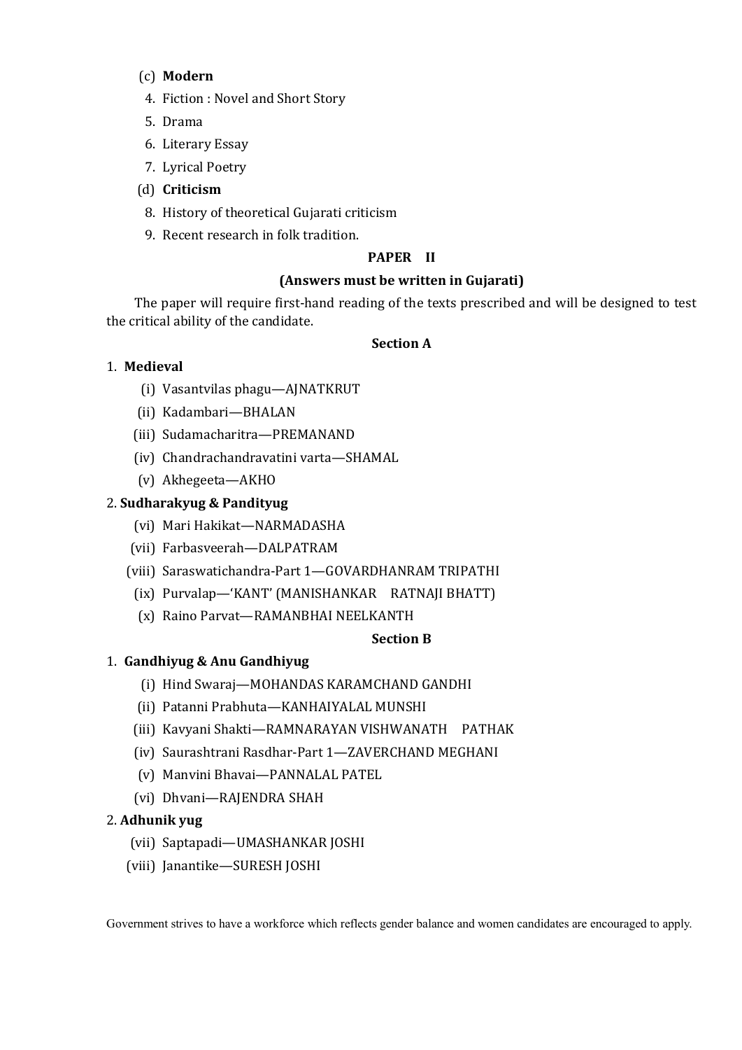(c) **Modern**

4. Fiction : Novel and Short Story
5. Drama
6. Literary Essay
7. Lyrical Poetry

(d) **Criticism**

8. History of theoretical Gujarati criticism
9. Recent research in folk tradition.

## PAPER II

### (Answers must be written in Gujarati)

The paper will require first-hand reading of the texts prescribed and will be designed to test the critical ability of the candidate.

### Section A

1. **Medieval**

(i) Vasantvilas phagu—AJNATKRUT

(ii) Kadambari—BHALAN

(iii) Sudamacharitra—PREMANAND

(iv) Chandrachandravatini varta—SHAMAL

(v) Akhegeeta—AKHO

2. **Sudharakyug & Pandityug**

(vi) Mari Hakikat—NARMADASHA

(vii) Farbasveerah—DALPATRAM

(viii) Saraswatichandra-Part 1—GOVARDHANRAM TRIPATHI

(ix) Purvalap—'KANT' (MANISHANKAR RATNAJI BHATT)

(x) Raino Parvat—RAMANBHAI NEELKANTH

### Section B

1. **Gandhiyug & Anu Gandhiyug**

(i) Hind Swaraj—MOHANDAS KARAMCHAND GANDHI

(ii) Patanni Prabhuta—KANHAIYALAL MUNSHI

(iii) Kavyani Shakti—RAMNARAYAN VISHWANATH PATHAK

(iv) Saurashtrani Rasdhar-Part 1—ZAVERCHAND MEGHANI

(v) Manvini Bhavai—PANNALAL PATEL

(vi) Dhvani—RAJENDRA SHAH

2. **Adhunik yug**

(vii) Saptapadi—UMASHANKAR JOSHI

(viii) Janantike—SURESH JOSHI

Government strives to have a workforce which reflects gender balance and women candidates are encouraged to apply.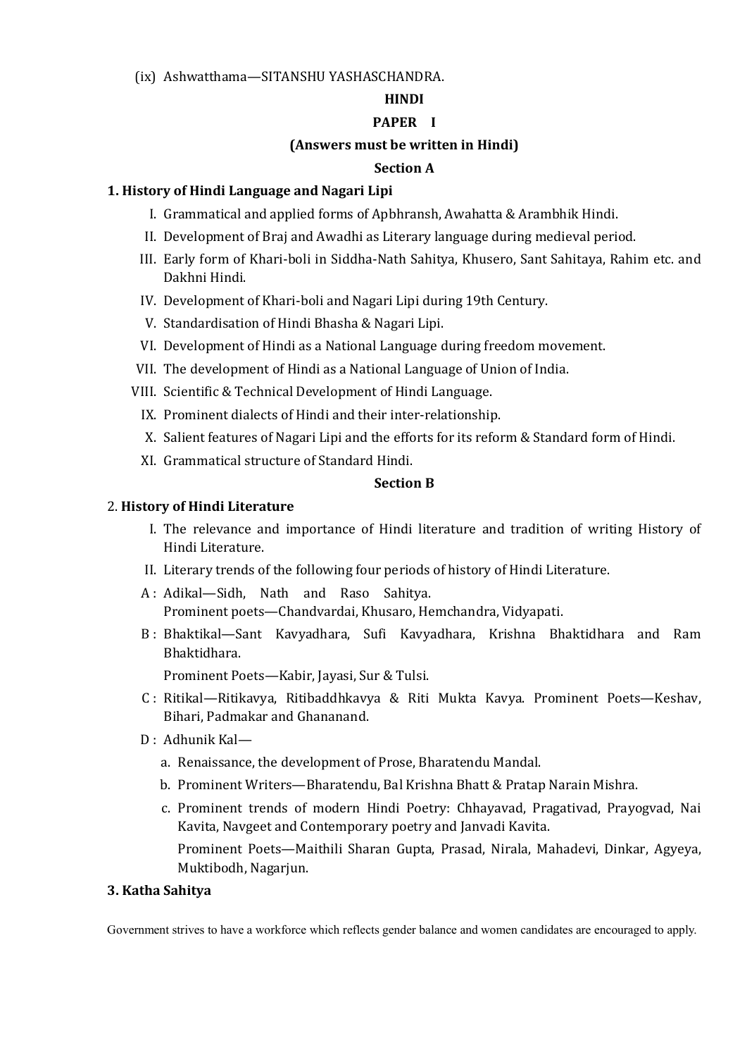(ix) Ashwatthama—SITANSHU YASHASCHANDRA.

## HINDI

### PAPER I

**(Answers must be written in Hindi)**

### Section A

**1. History of Hindi Language and Nagari Lipi**

I. Grammatical and applied forms of Apbhransh, Awahatta & Arambhik Hindi.

II. Development of Braj and Awadhi as Literary language during medieval period.

III. Early form of Khari-boli in Siddha-Nath Sahitya, Khusero, Sant Sahitaya, Rahim etc. and Dakhni Hindi.

IV. Development of Khari-boli and Nagari Lipi during 19th Century.

V. Standardisation of Hindi Bhasha & Nagari Lipi.

VI. Development of Hindi as a National Language during freedom movement.

VII. The development of Hindi as a National Language of Union of India.

VIII. Scientific & Technical Development of Hindi Language.

IX. Prominent dialects of Hindi and their inter-relationship.

X. Salient features of Nagari Lipi and the efforts for its reform & Standard form of Hindi.

XI. Grammatical structure of Standard Hindi.

### Section B

2. **History of Hindi Literature**

I. The relevance and importance of Hindi literature and tradition of writing History of Hindi Literature.

II. Literary trends of the following four periods of history of Hindi Literature.

A : Adikal—Sidh, Nath and Raso Sahitya.
Prominent poets—Chandvardai, Khusaro, Hemchandra, Vidyapati.

B : Bhaktikal—Sant Kavyadhara, Sufi Kavyadhara, Krishna Bhaktidhara and Ram Bhaktidhara.

Prominent Poets—Kabir, Jayasi, Sur & Tulsi.

C : Ritikal—Ritikavya, Ritibaddhkavya & Riti Mukta Kavya. Prominent Poets—Keshav, Bihari, Padmakar and Ghananand.

D : Adhunik Kal—

a. Renaissance, the development of Prose, Bharatendu Mandal.

b. Prominent Writers—Bharatendu, Bal Krishna Bhatt & Pratap Narain Mishra.

c. Prominent trends of modern Hindi Poetry: Chhayavad, Pragativad, Prayogvad, Nai Kavita, Navgeet and Contemporary poetry and Janvadi Kavita.

Prominent Poets—Maithili Sharan Gupta, Prasad, Nirala, Mahadevi, Dinkar, Agyeya, Muktibodh, Nagarjun.

**3. Katha Sahitya**

Government strives to have a workforce which reflects gender balance and women candidates are encouraged to apply.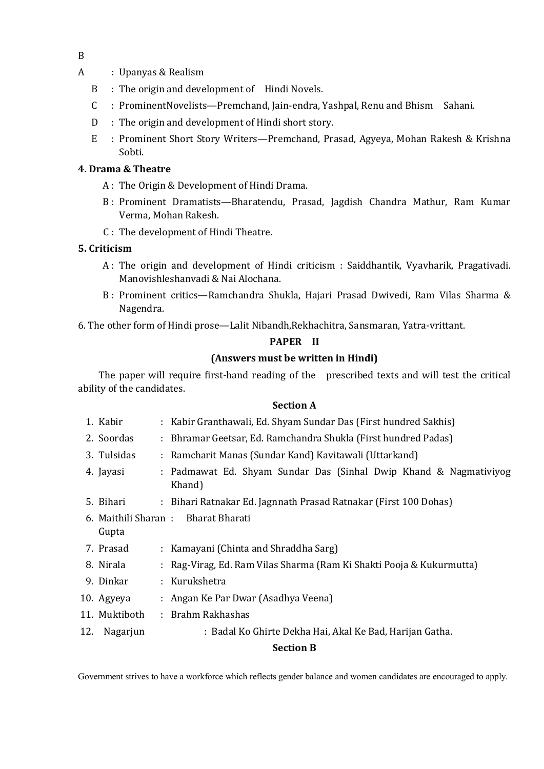B

A : Upanyas & Realism

B : The origin and development of Hindi Novels.

C : ProminentNovelists—Premchand, Jain-endra, Yashpal, Renu and Bhism Sahani.

D : The origin and development of Hindi short story.

E : Prominent Short Story Writers—Premchand, Prasad, Agyeya, Mohan Rakesh & Krishna Sobti.

**4. Drama & Theatre**

A : The Origin & Development of Hindi Drama.

B : Prominent Dramatists—Bharatendu, Prasad, Jagdish Chandra Mathur, Ram Kumar Verma, Mohan Rakesh.

C : The development of Hindi Theatre.

**5. Criticism**

A : The origin and development of Hindi criticism : Saiddhantik, Vyavharik, Pragativadi. Manovishleshanvadi & Nai Alochana.

B : Prominent critics—Ramchandra Shukla, Hajari Prasad Dwivedi, Ram Vilas Sharma & Nagendra.

6. The other form of Hindi prose—Lalit Nibandh,Rekhachitra, Sansmaran, Yatra-vrittant.

**PAPER II**

**(Answers must be written in Hindi)**

The paper will require first-hand reading of the prescribed texts and will test the critical ability of the candidates.

**Section A**

1. Kabir : Kabir Granthawali, Ed. Shyam Sundar Das (First hundred Sakhis)
2. Soordas : Bhramar Geetsar, Ed. Ramchandra Shukla (First hundred Padas)
3. Tulsidas : Ramcharit Manas (Sundar Kand) Kavitawali (Uttarkand)
4. Jayasi : Padmawat Ed. Shyam Sundar Das (Sinhal Dwip Khand & Nagmativiyog Khand)
5. Bihari : Bihari Ratnakar Ed. Jagnnath Prasad Ratnakar (First 100 Dohas)
6. Maithili Sharan Gupta : Bharat Bharati
7. Prasad : Kamayani (Chinta and Shraddha Sarg)
8. Nirala : Rag-Virag, Ed. Ram Vilas Sharma (Ram Ki Shakti Pooja & Kukurmutta)
9. Dinkar : Kurukshetra
10. Agyeya : Angan Ke Par Dwar (Asadhya Veena)
11. Muktiboth : Brahm Rakhashas
12. Nagarjun : Badal Ko Ghirte Dekha Hai, Akal Ke Bad, Harijan Gatha.

**Section B**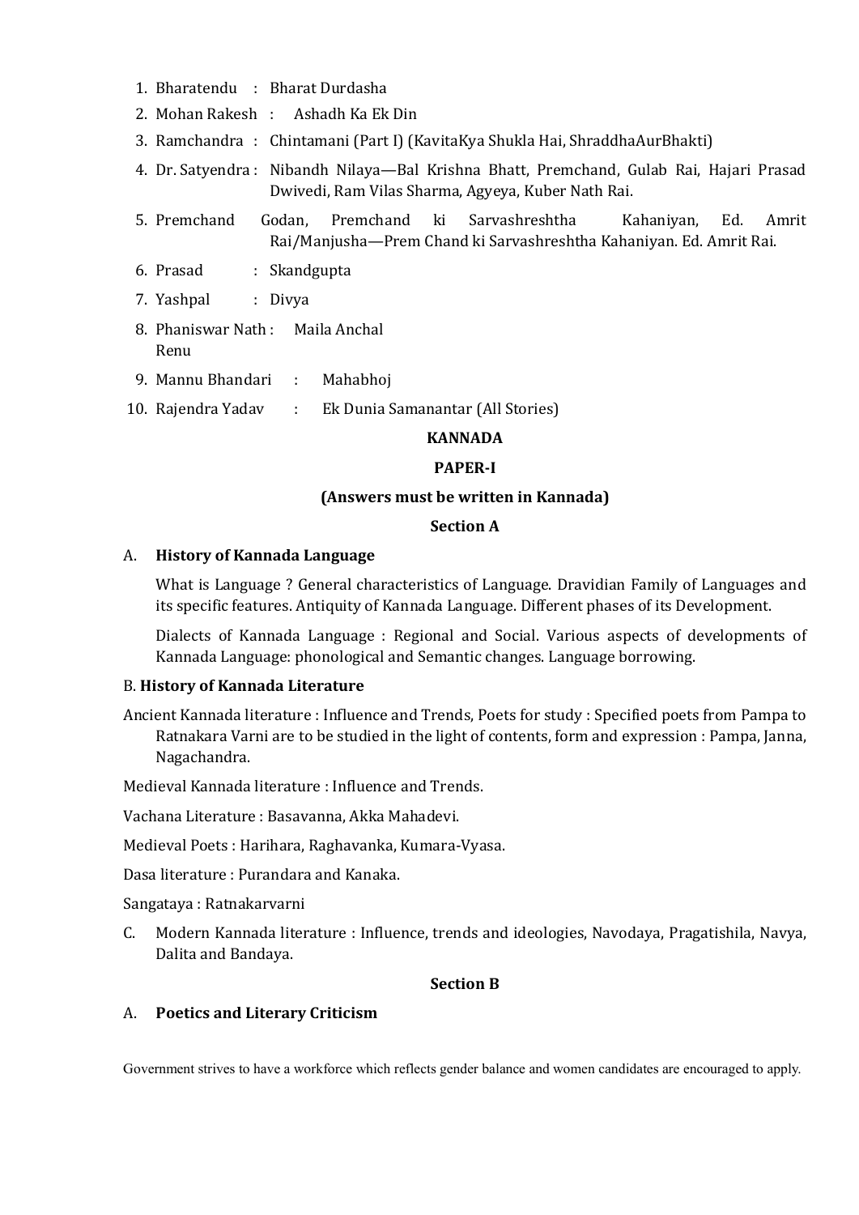1. Bharatendu : Bharat Durdasha
2. Mohan Rakesh : Ashadh Ka Ek Din
3. Ramchandra : Chintamani (Part I) (KavitaKya Shukla Hai, ShraddhaAurBhakti)
4. Dr. Satyendra : Nibandh Nilaya—Bal Krishna Bhatt, Premchand, Gulab Rai, Hajari Prasad Dwivedi, Ram Vilas Sharma, Agyeya, Kuber Nath Rai.
5. Premchand Godan, Premchand ki Sarvashreshtha Kahaniyan, Ed. Amrit Rai/Manjusha—Prem Chand ki Sarvashreshtha Kahaniyan. Ed. Amrit Rai.
6. Prasad : Skandgupta
7. Yashpal : Divya
8. Phaniswar Nath Renu : Maila Anchal
9. Mannu Bhandari : Mahabhoj
10. Rajendra Yadav : Ek Dunia Samanantar (All Stories)

**KANNADA**

**PAPER-I**

**(Answers must be written in Kannada)**

**Section A**

A. **History of Kannada Language**

What is Language ? General characteristics of Language. Dravidian Family of Languages and its specific features. Antiquity of Kannada Language. Different phases of its Development.

Dialects of Kannada Language : Regional and Social. Various aspects of developments of Kannada Language: phonological and Semantic changes. Language borrowing.

B. **History of Kannada Literature**

Ancient Kannada literature : Influence and Trends, Poets for study : Specified poets from Pampa to Ratnakara Varni are to be studied in the light of contents, form and expression : Pampa, Janna, Nagachandra.

Medieval Kannada literature : Influence and Trends.

Vachana Literature : Basavanna, Akka Mahadevi.

Medieval Poets : Harihara, Raghavanka, Kumara-Vyasa.

Dasa literature : Purandara and Kanaka.

Sangataya : Ratnakarvarni

C. Modern Kannada literature : Influence, trends and ideologies, Navodaya, Pragatishila, Navya, Dalita and Bandaya.

**Section B**

A. **Poetics and Literary Criticism**

Government strives to have a workforce which reflects gender balance and women candidates are encouraged to apply.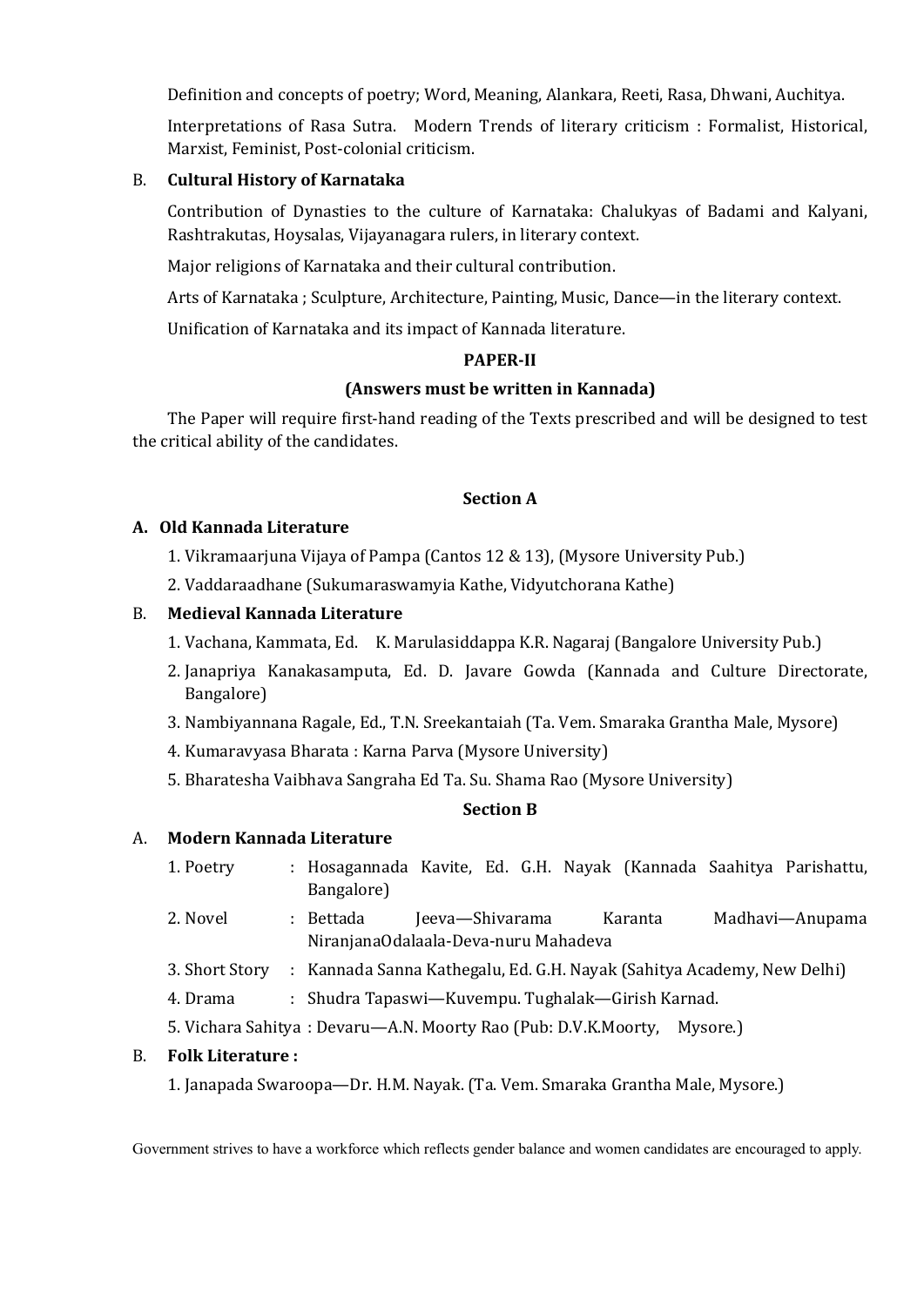Definition and concepts of poetry; Word, Meaning, Alankara, Reeti, Rasa, Dhwani, Auchitya.

Interpretations of Rasa Sutra. Modern Trends of literary criticism : Formalist, Historical, Marxist, Feminist, Post-colonial criticism.

B. **Cultural History of Karnataka**

Contribution of Dynasties to the culture of Karnataka: Chalukyas of Badami and Kalyani, Rashtrakutas, Hoysalas, Vijayanagara rulers, in literary context.

Major religions of Karnataka and their cultural contribution.

Arts of Karnataka ; Sculpture, Architecture, Painting, Music, Dance—in the literary context.

Unification of Karnataka and its impact of Kannada literature.

**PAPER-II**

**(Answers must be written in Kannada)**

The Paper will require first-hand reading of the Texts prescribed and will be designed to test the critical ability of the candidates.

**Section A**

**A. Old Kannada Literature**

1. Vikramaarjuna Vijaya of Pampa (Cantos 12 & 13), (Mysore University Pub.)
2. Vaddaraadhane (Sukumaraswamyia Kathe, Vidyutchorana Kathe)

B. **Medieval Kannada Literature**

1. Vachana, Kammata, Ed. K. Marulasiddappa K.R. Nagaraj (Bangalore University Pub.)
2. Janapriya Kanakasamputa, Ed. D. Javare Gowda (Kannada and Culture Directorate, Bangalore)
3. Nambiyannana Ragale, Ed., T.N. Sreekantaiah (Ta. Vem. Smaraka Grantha Male, Mysore)
4. Kumaravyasa Bharata : Karna Parva (Mysore University)
5. Bharatesha Vaibhava Sangraha Ed Ta. Su. Shama Rao (Mysore University)

**Section B**

A. **Modern Kannada Literature**

1. Poetry : Hosagannada Kavite, Ed. G.H. Nayak (Kannada Saahitya Parishattu, Bangalore)
2. Novel : Bettada Jeeva—Shivarama Karanta Madhavi—Anupama NiranjanaOdalaala-Deva-nuru Mahadeva
3. Short Story : Kannada Sanna Kathegalu, Ed. G.H. Nayak (Sahitya Academy, New Delhi)
4. Drama : Shudra Tapaswi—Kuvempu. Tughalak—Girish Karnad.
5. Vichara Sahitya : Devaru—A.N. Moorty Rao (Pub: D.V.K.Moorty, Mysore.)

B. **Folk Literature :**

1. Janapada Swaroopa—Dr. H.M. Nayak. (Ta. Vem. Smaraka Grantha Male, Mysore.)

Government strives to have a workforce which reflects gender balance and women candidates are encouraged to apply.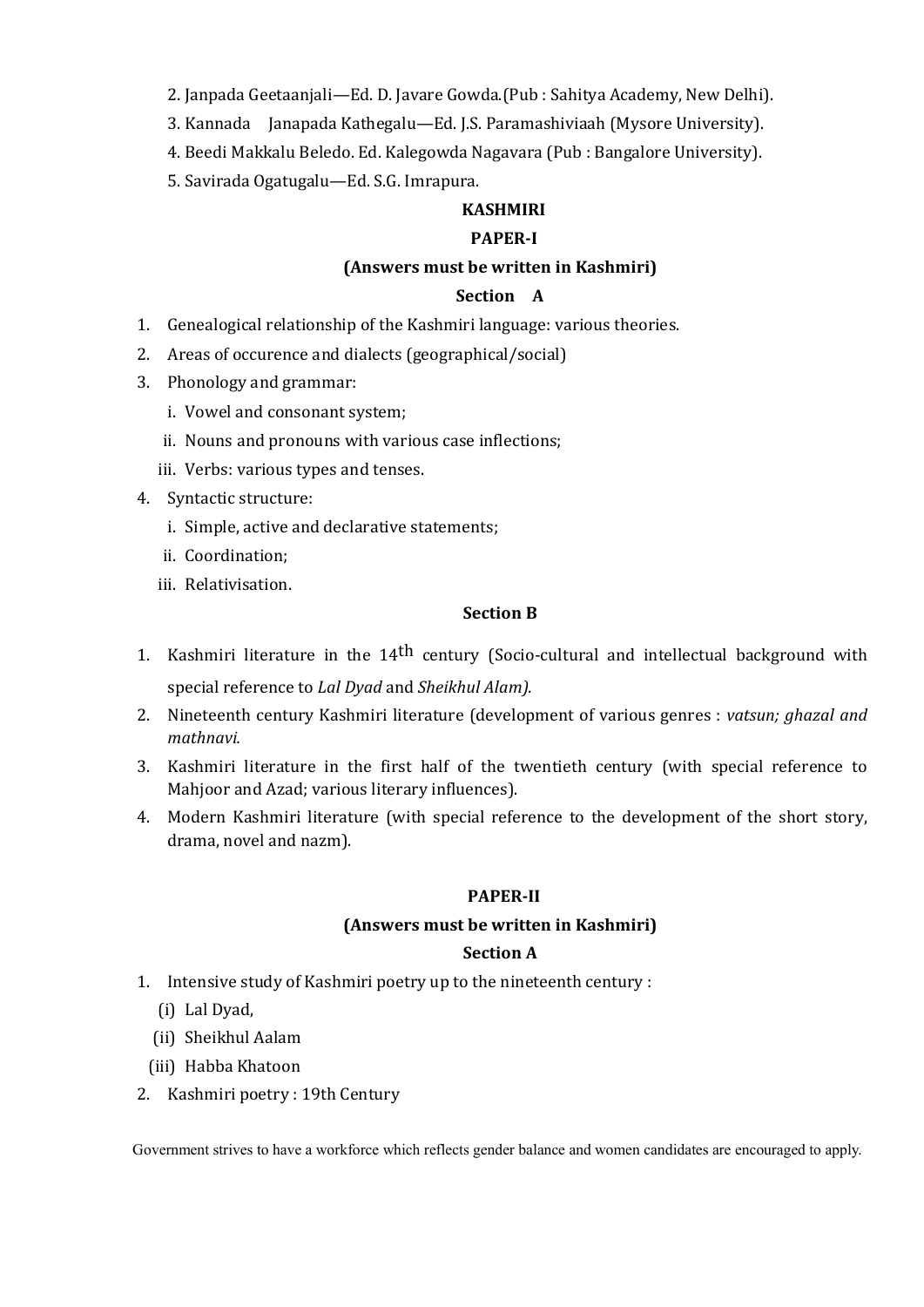2. Janpada Geetaanjali—Ed. D. Javare Gowda.(Pub : Sahitya Academy, New Delhi).
3. Kannada Janapada Kathegalu—Ed. J.S. Paramashiviaah (Mysore University).
4. Beedi Makkalu Beledo. Ed. Kalegowda Nagavara (Pub : Bangalore University).
5. Savirada Ogatugalu—Ed. S.G. Imrapura.

## KASHMIRI

### PAPER-I

**(Answers must be written in Kashmiri)**

#### Section A

1. Genealogical relationship of the Kashmiri language: various theories.
2. Areas of occurence and dialects (geographical/social)
3. Phonology and grammar:
   - i. Vowel and consonant system;
   - ii. Nouns and pronouns with various case inflections;
   - iii. Verbs: various types and tenses.
4. Syntactic structure:
   - i. Simple, active and declarative statements;
   - ii. Coordination;
   - iii. Relativisation.

#### Section B

1. Kashmiri literature in the 14th century (Socio-cultural and intellectual background with special reference to *Lal Dyad* and *Sheikhul Alam).*
2. Nineteenth century Kashmiri literature (development of various genres : *vatsun; ghazal and mathnavi.*
3. Kashmiri literature in the first half of the twentieth century (with special reference to Mahjoor and Azad; various literary influences).
4. Modern Kashmiri literature (with special reference to the development of the short story, drama, novel and nazm).

### PAPER-II

**(Answers must be written in Kashmiri)**

#### Section A

1. Intensive study of Kashmiri poetry up to the nineteenth century :
   - (i) Lal Dyad,
   - (ii) Sheikhul Aalam
   - (iii) Habba Khatoon
2. Kashmiri poetry : 19th Century

Government strives to have a workforce which reflects gender balance and women candidates are encouraged to apply.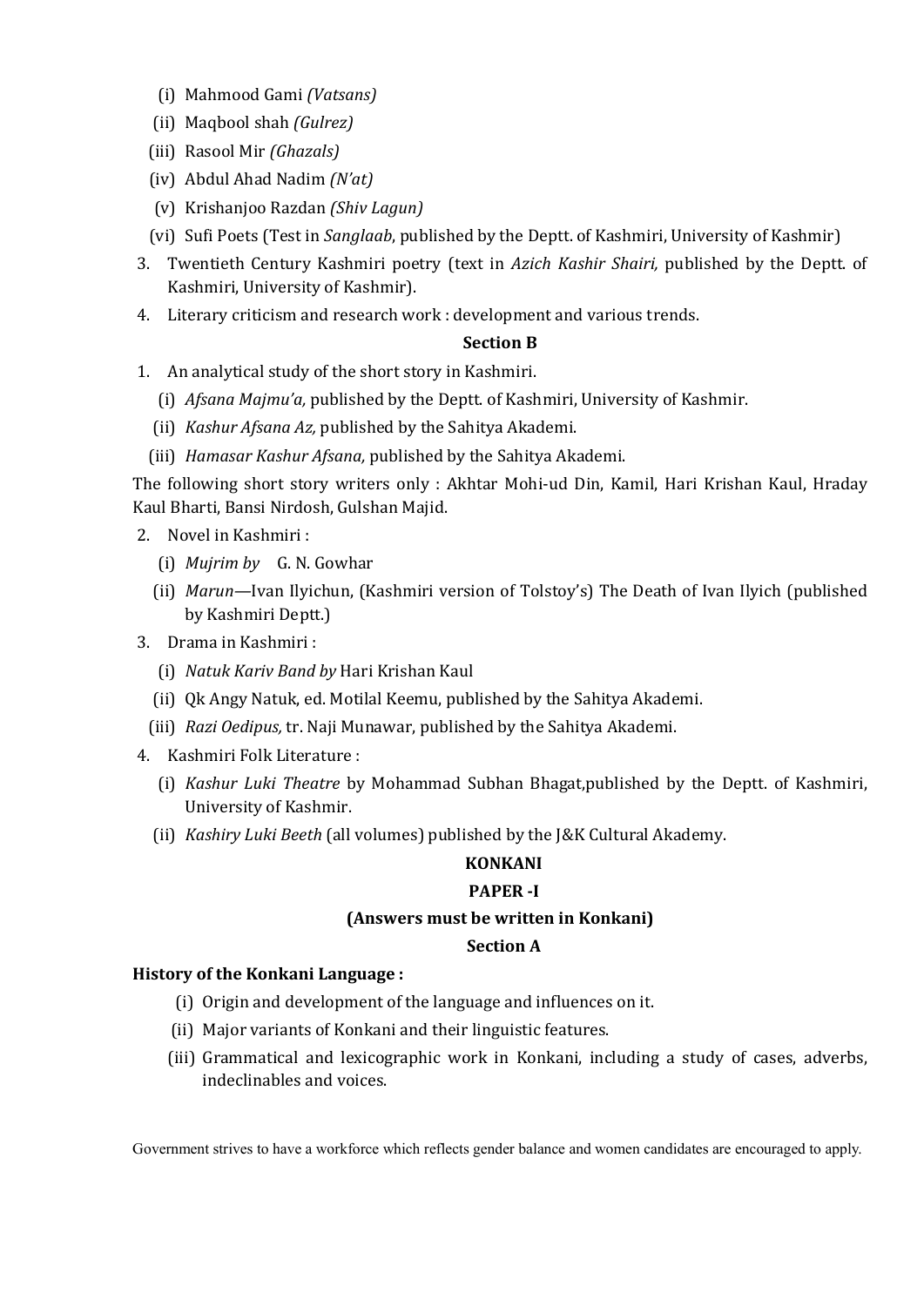(i) Mahmood Gami *(Vatsans)*

(ii) Maqbool shah *(Gulrez)*

(iii) Rasool Mir *(Ghazals)*

(iv) Abdul Ahad Nadim *(N'at)*

(v) Krishanjoo Razdan *(Shiv Lagun)*

(vi) Sufi Poets (Test in *Sanglaab*, published by the Deptt. of Kashmiri, University of Kashmir)

3. Twentieth Century Kashmiri poetry (text in *Azich Kashir Shairi,* published by the Deptt. of Kashmiri, University of Kashmir).
4. Literary criticism and research work : development and various trends.

**Section B**

1. An analytical study of the short story in Kashmiri.
   - (i) *Afsana Majmu'a,* published by the Deptt. of Kashmiri, University of Kashmir.
   - (ii) *Kashur Afsana Az,* published by the Sahitya Akademi.
   - (iii) *Hamasar Kashur Afsana,* published by the Sahitya Akademi.

The following short story writers only : Akhtar Mohi-ud Din, Kamil, Hari Krishan Kaul, Hraday Kaul Bharti, Bansi Nirdosh, Gulshan Majid.

2. Novel in Kashmiri :
   - (i) *Mujrim by* G. N. Gowhar
   - (ii) *Marun*—Ivan Ilyichun, (Kashmiri version of Tolstoy's) The Death of Ivan Ilyich (published by Kashmiri Deptt.)
3. Drama in Kashmiri :
   - (i) *Natuk Kariv Band by* Hari Krishan Kaul
   - (ii) Qk Angy Natuk, ed. Motilal Keemu, published by the Sahitya Akademi.
   - (iii) *Razi Oedipus,* tr. Naji Munawar, published by the Sahitya Akademi.
4. Kashmiri Folk Literature :
   - (i) *Kashur Luki Theatre* by Mohammad Subhan Bhagat,published by the Deptt. of Kashmiri, University of Kashmir.
   - (ii) *Kashiry Luki Beeth* (all volumes) published by the J&K Cultural Akademy.

## KONKANI

### PAPER -I

**(Answers must be written in Konkani)**

**Section A**

**History of the Konkani Language :**

(i) Origin and development of the language and influences on it.

(ii) Major variants of Konkani and their linguistic features.

(iii) Grammatical and lexicographic work in Konkani, including a study of cases, adverbs, indeclinables and voices.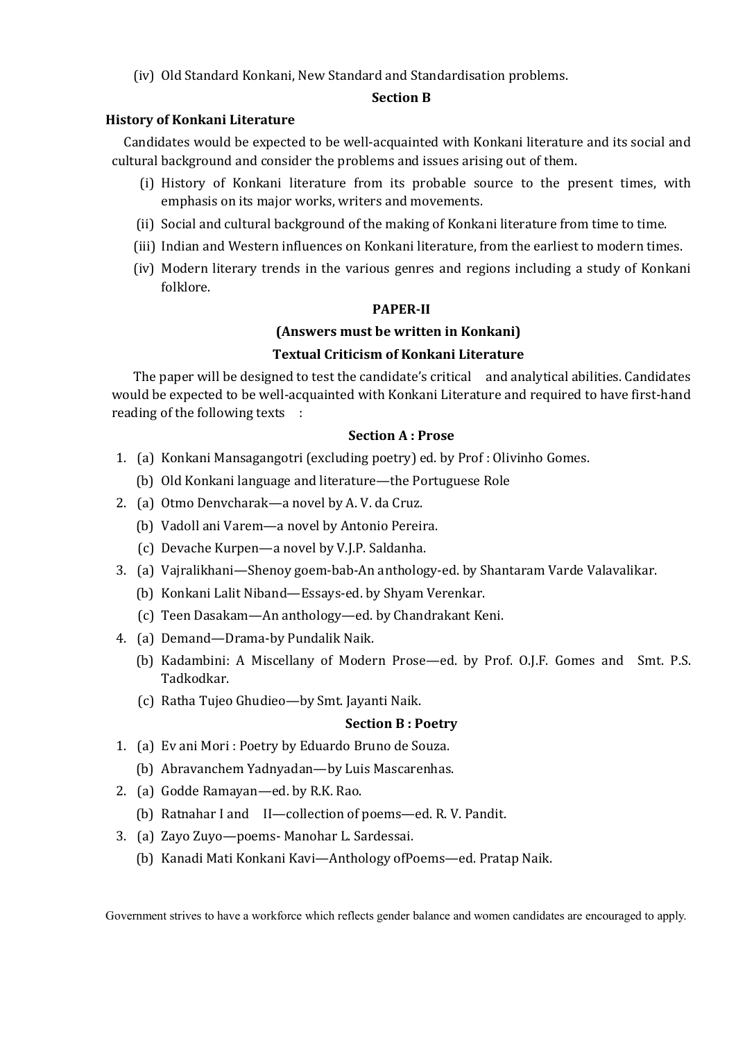(iv) Old Standard Konkani, New Standard and Standardisation problems.

**Section B**

**History of Konkani Literature**

Candidates would be expected to be well-acquainted with Konkani literature and its social and cultural background and consider the problems and issues arising out of them.

(i) History of Konkani literature from its probable source to the present times, with emphasis on its major works, writers and movements.

(ii) Social and cultural background of the making of Konkani literature from time to time.

(iii) Indian and Western influences on Konkani literature, from the earliest to modern times.

(iv) Modern literary trends in the various genres and regions including a study of Konkani folklore.

**PAPER-II**

**(Answers must be written in Konkani)**

**Textual Criticism of Konkani Literature**

The paper will be designed to test the candidate's critical and analytical abilities. Candidates would be expected to be well-acquainted with Konkani Literature and required to have first-hand reading of the following texts :

**Section A : Prose**

1. (a) Konkani Mansagangotri (excluding poetry) ed. by Prof : Olivinho Gomes.
   (b) Old Konkani language and literature—the Portuguese Role
2. (a) Otmo Denvcharak—a novel by A. V. da Cruz.
   (b) Vadoll ani Varem—a novel by Antonio Pereira.
   (c) Devache Kurpen—a novel by V.J.P. Saldanha.
3. (a) Vajralikhani—Shenoy goem-bab-An anthology-ed. by Shantaram Varde Valavalikar.
   (b) Konkani Lalit Niband—Essays-ed. by Shyam Verenkar.
   (c) Teen Dasakam—An anthology—ed. by Chandrakant Keni.
4. (a) Demand—Drama-by Pundalik Naik.
   (b) Kadambini: A Miscellany of Modern Prose—ed. by Prof. O.J.F. Gomes and Smt. P.S. Tadkodkar.
   (c) Ratha Tujeo Ghudieo—by Smt. Jayanti Naik.

**Section B : Poetry**

1. (a) Ev ani Mori : Poetry by Eduardo Bruno de Souza.
   (b) Abravanchem Yadnyadan—by Luis Mascarenhas.
2. (a) Godde Ramayan—ed. by R.K. Rao.
   (b) Ratnahar I and II—collection of poems—ed. R. V. Pandit.
3. (a) Zayo Zuyo—poems- Manohar L. Sardessai.
   (b) Kanadi Mati Konkani Kavi—Anthology ofPoems—ed. Pratap Naik.

Government strives to have a workforce which reflects gender balance and women candidates are encouraged to apply.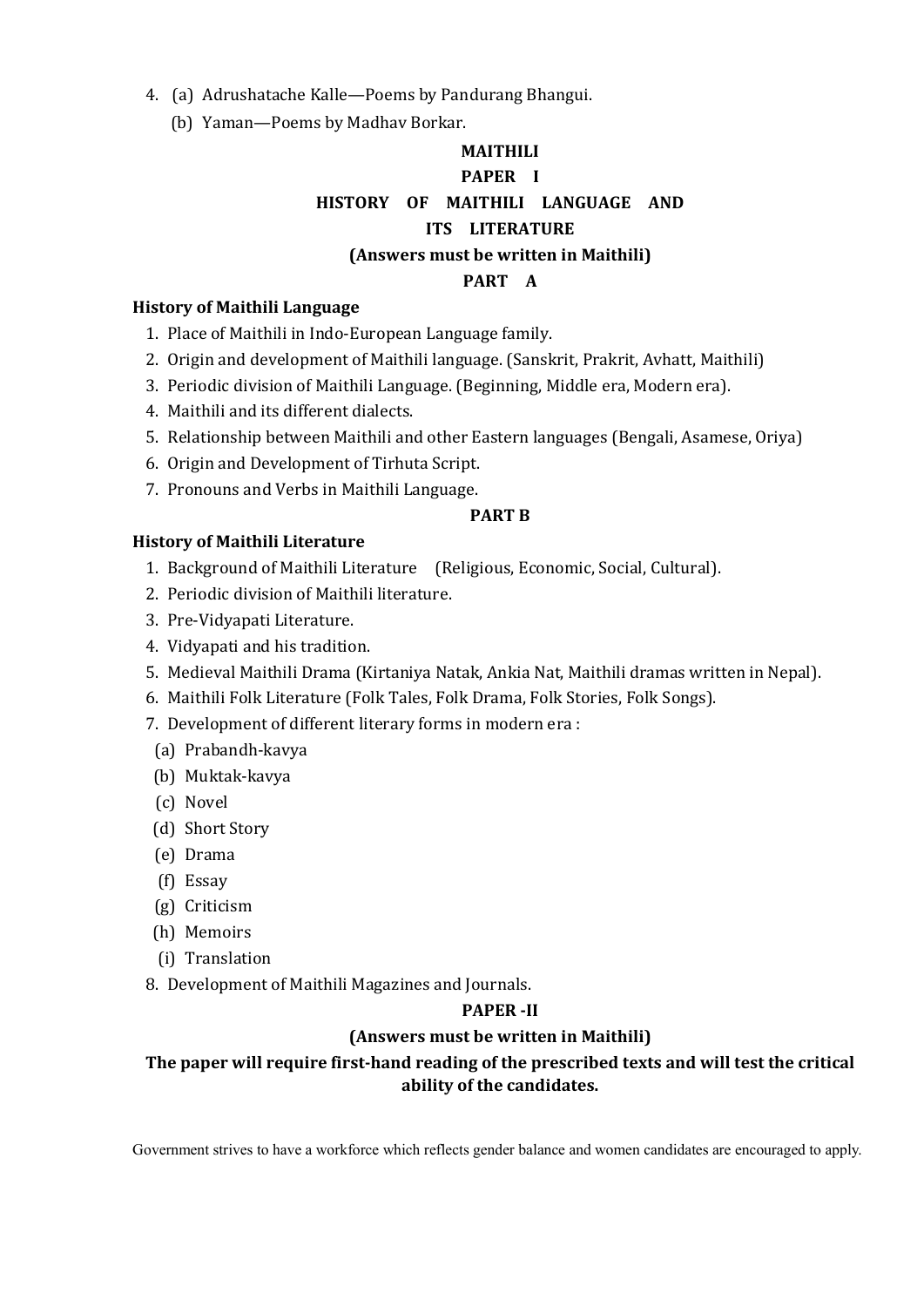4. (a) Adrushatache Kalle—Poems by Pandurang Bhangui.
   (b) Yaman—Poems by Madhav Borkar.

## MAITHILI

### PAPER I

### HISTORY OF MAITHILI LANGUAGE AND ITS LITERATURE

**(Answers must be written in Maithili)**

### PART A

**History of Maithili Language**

1. Place of Maithili in Indo-European Language family.
2. Origin and development of Maithili language. (Sanskrit, Prakrit, Avhatt, Maithili)
3. Periodic division of Maithili Language. (Beginning, Middle era, Modern era).
4. Maithili and its different dialects.
5. Relationship between Maithili and other Eastern languages (Bengali, Asamese, Oriya)
6. Origin and Development of Tirhuta Script.
7. Pronouns and Verbs in Maithili Language.

### PART B

**History of Maithili Literature**

1. Background of Maithili Literature (Religious, Economic, Social, Cultural).
2. Periodic division of Maithili literature.
3. Pre-Vidyapati Literature.
4. Vidyapati and his tradition.
5. Medieval Maithili Drama (Kirtaniya Natak, Ankia Nat, Maithili dramas written in Nepal).
6. Maithili Folk Literature (Folk Tales, Folk Drama, Folk Stories, Folk Songs).
7. Development of different literary forms in modern era :
   (a) Prabandh-kavya
   (b) Muktak-kavya
   (c) Novel
   (d) Short Story
   (e) Drama
   (f) Essay
   (g) Criticism
   (h) Memoirs
   (i) Translation
8. Development of Maithili Magazines and Journals.

### PAPER -II

**(Answers must be written in Maithili)**

**The paper will require first-hand reading of the prescribed texts and will test the critical ability of the candidates.**

Government strives to have a workforce which reflects gender balance and women candidates are encouraged to apply.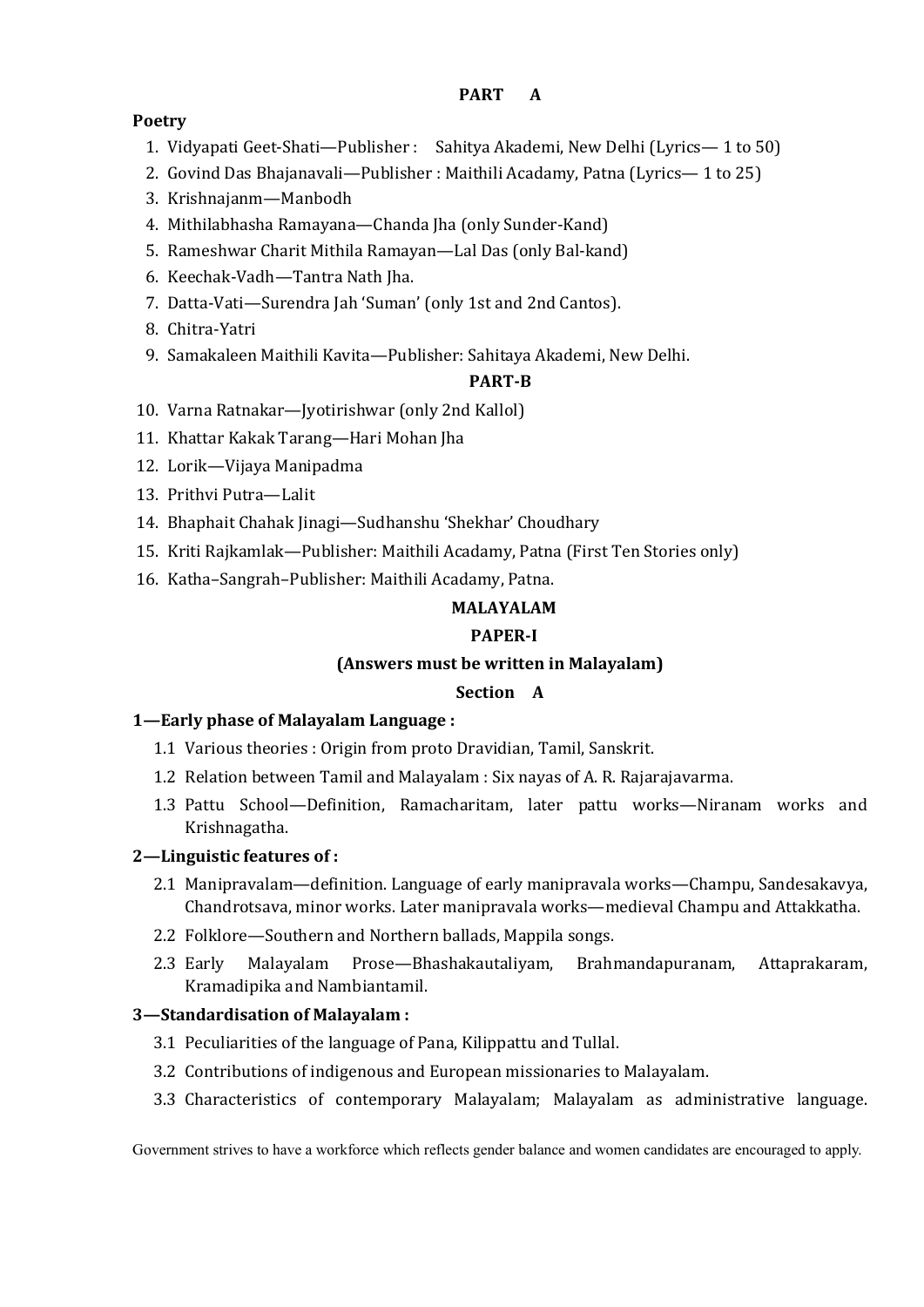**PART A**

**Poetry**

1. Vidyapati Geet-Shati—Publisher : Sahitya Akademi, New Delhi (Lyrics— 1 to 50)
2. Govind Das Bhajanavali—Publisher : Maithili Acadamy, Patna (Lyrics— 1 to 25)
3. Krishnajanm—Manbodh
4. Mithilabhasha Ramayana—Chanda Jha (only Sunder-Kand)
5. Rameshwar Charit Mithila Ramayan—Lal Das (only Bal-kand)
6. Keechak-Vadh—Tantra Nath Jha.
7. Datta-Vati—Surendra Jah 'Suman' (only 1st and 2nd Cantos).
8. Chitra-Yatri
9. Samakaleen Maithili Kavita—Publisher: Sahitaya Akademi, New Delhi.

**PART-B**

10. Varna Ratnakar—Jyotirishwar (only 2nd Kallol)
11. Khattar Kakak Tarang—Hari Mohan Jha
12. Lorik—Vijaya Manipadma
13. Prithvi Putra—Lalit
14. Bhaphait Chahak Jinagi—Sudhanshu 'Shekhar' Choudhary
15. Kriti Rajkamlak—Publisher: Maithili Acadamy, Patna (First Ten Stories only)
16. Katha–Sangrah–Publisher: Maithili Acadamy, Patna.

## MALAYALAM

### PAPER-I

**(Answers must be written in Malayalam)**

**Section A**

**1—Early phase of Malayalam Language :**

1.1 Various theories : Origin from proto Dravidian, Tamil, Sanskrit.

1.2 Relation between Tamil and Malayalam : Six nayas of A. R. Rajarajavarma.

1.3 Pattu School—Definition, Ramacharitam, later pattu works—Niranam works and Krishnagatha.

**2—Linguistic features of :**

2.1 Manipravalam—definition. Language of early manipravala works—Champu, Sandesakavya, Chandrotsava, minor works. Later manipravala works—medieval Champu and Attakkatha.

2.2 Folklore—Southern and Northern ballads, Mappila songs.

2.3 Early Malayalam Prose—Bhashakautaliyam, Brahmandapuranam, Attaprakaram, Kramadipika and Nambiantamil.

**3—Standardisation of Malayalam :**

3.1 Peculiarities of the language of Pana, Kilippattu and Tullal.

3.2 Contributions of indigenous and European missionaries to Malayalam.

3.3 Characteristics of contemporary Malayalam; Malayalam as administrative language.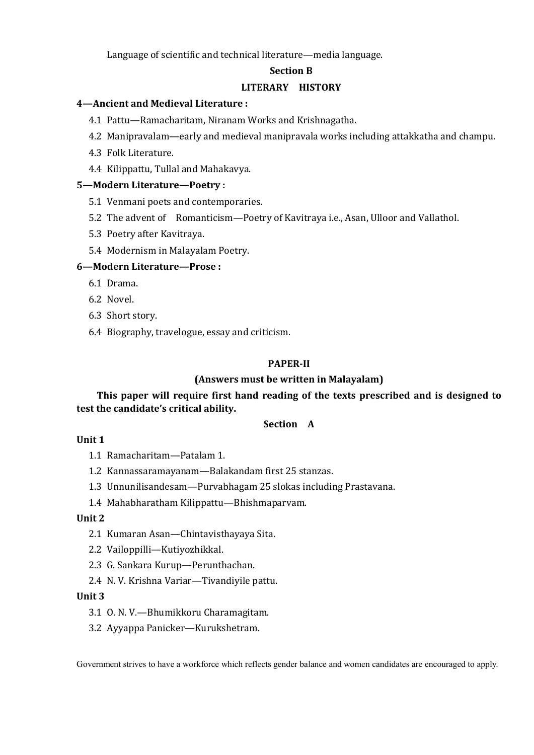Language of scientific and technical literature—media language.

## Section B

### LITERARY HISTORY

**4—Ancient and Medieval Literature :**

4.1 Pattu—Ramacharitam, Niranam Works and Krishnagatha.

4.2 Manipravalam—early and medieval manipravala works including attakkatha and champu.

4.3 Folk Literature.

4.4 Kilippattu, Tullal and Mahakavya.

**5—Modern Literature—Poetry :**

5.1 Venmani poets and contemporaries.

5.2 The advent of Romanticism—Poetry of Kavitraya i.e., Asan, Ulloor and Vallathol.

5.3 Poetry after Kavitraya.

5.4 Modernism in Malayalam Poetry.

**6—Modern Literature—Prose :**

6.1 Drama.

6.2 Novel.

6.3 Short story.

6.4 Biography, travelogue, essay and criticism.

## PAPER-II

### (Answers must be written in Malayalam)

**This paper will require first hand reading of the texts prescribed and is designed to test the candidate's critical ability.**

### Section A

**Unit 1**

1.1 Ramacharitam—Patalam 1.

1.2 Kannassaramayanam—Balakandam first 25 stanzas.

1.3 Unnunilisandesam—Purvabhagam 25 slokas including Prastavana.

1.4 Mahabharatham Kilippattu—Bhishmaparvam.

**Unit 2**

2.1 Kumaran Asan—Chintavisthayaya Sita.

2.2 Vailoppilli—Kutiyozhikkal.

2.3 G. Sankara Kurup—Perunthachan.

2.4 N. V. Krishna Variar—Tivandiyile pattu.

**Unit 3**

3.1 O. N. V.—Bhumikkoru Charamagitam.

3.2 Ayyappa Panicker—Kurukshetram.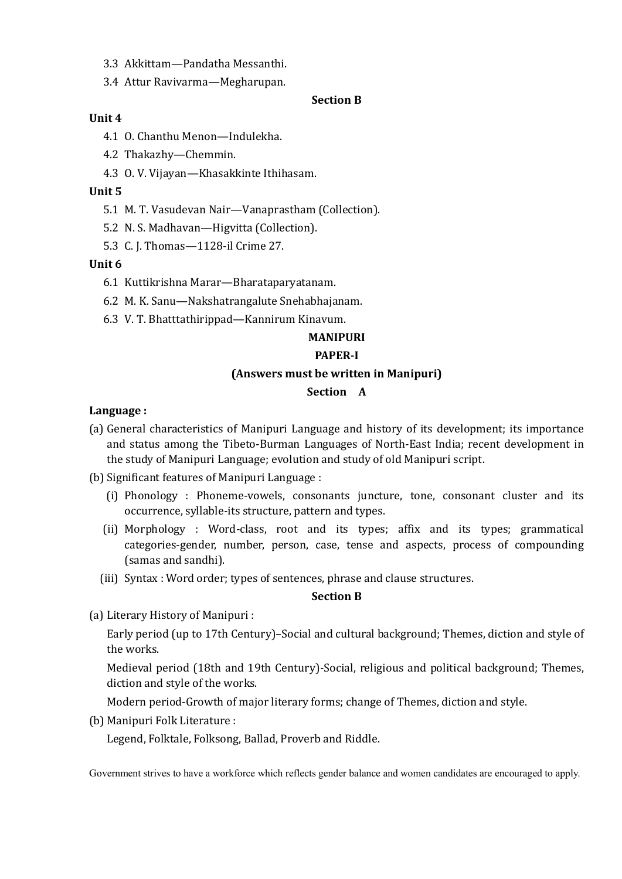3.3 Akkittam—Pandatha Messanthi.

3.4 Attur Ravivarma—Megharupan.

**Section B**

**Unit 4**

4.1 O. Chanthu Menon—Indulekha.

4.2 Thakazhy—Chemmin.

4.3 O. V. Vijayan—Khasakkinte Ithihasam.

**Unit 5**

5.1 M. T. Vasudevan Nair—Vanaprastham (Collection).

5.2 N. S. Madhavan—Higvitta (Collection).

5.3 C. J. Thomas—1128-il Crime 27.

**Unit 6**

6.1 Kuttikrishna Marar—Bharataparyatanam.

6.2 M. K. Sanu—Nakshatrangalute Snehabhajanam.

6.3 V. T. Bhatttathirippad—Kannirum Kinavum.

## MANIPURI

### PAPER-I

**(Answers must be written in Manipuri)**

**Section A**

**Language :**

(a) General characteristics of Manipuri Language and history of its development; its importance and status among the Tibeto-Burman Languages of North-East India; recent development in the study of Manipuri Language; evolution and study of old Manipuri script.

(b) Significant features of Manipuri Language :

(i) Phonology : Phoneme-vowels, consonants juncture, tone, consonant cluster and its occurrence, syllable-its structure, pattern and types.

(ii) Morphology : Word-class, root and its types; affix and its types; grammatical categories-gender, number, person, case, tense and aspects, process of compounding (samas and sandhi).

(iii) Syntax : Word order; types of sentences, phrase and clause structures.

**Section B**

(a) Literary History of Manipuri :

Early period (up to 17th Century)–Social and cultural background; Themes, diction and style of the works.

Medieval period (18th and 19th Century)-Social, religious and political background; Themes, diction and style of the works.

Modern period-Growth of major literary forms; change of Themes, diction and style.

(b) Manipuri Folk Literature :

Legend, Folktale, Folksong, Ballad, Proverb and Riddle.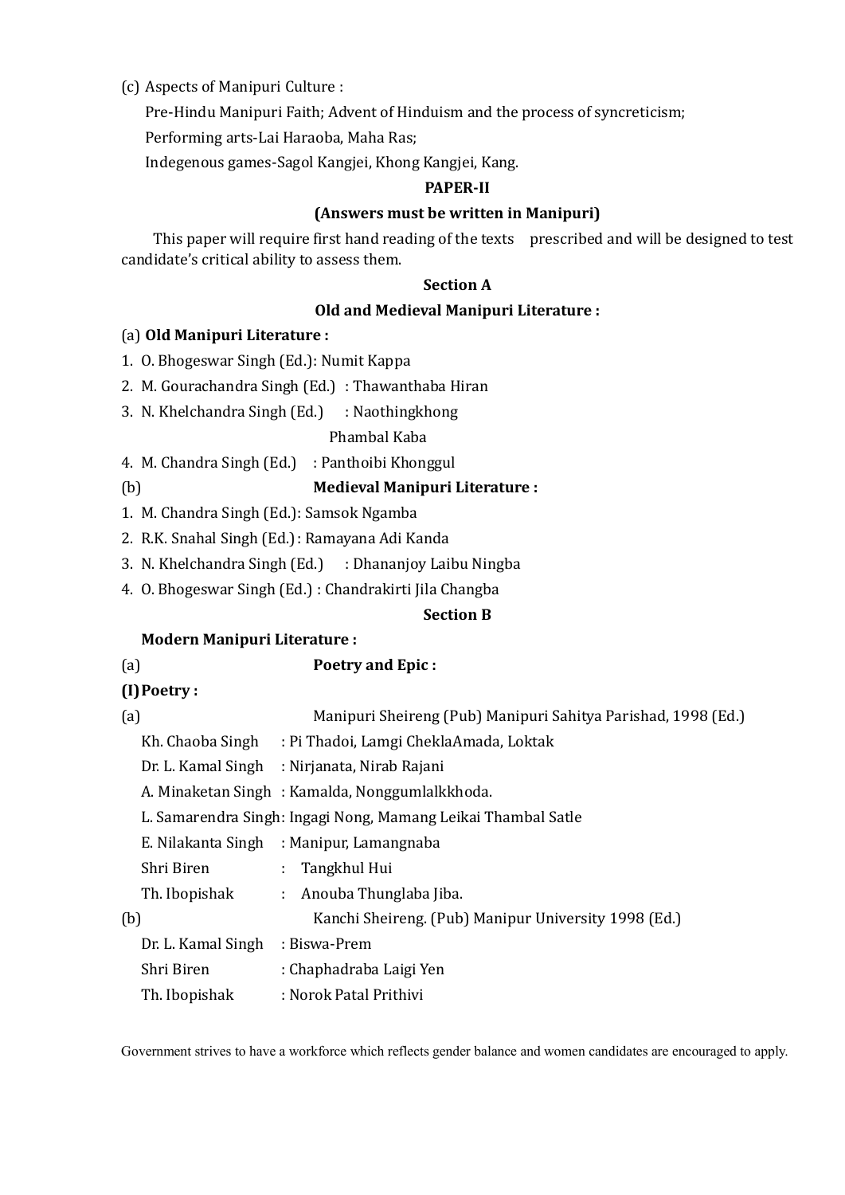(c) Aspects of Manipuri Culture :

Pre-Hindu Manipuri Faith; Advent of Hinduism and the process of syncreticism;

Performing arts-Lai Haraoba, Maha Ras;

Indegenous games-Sagol Kangjei, Khong Kangjei, Kang.

**PAPER-II**

**(Answers must be written in Manipuri)**

This paper will require first hand reading of the texts prescribed and will be designed to test candidate's critical ability to assess them.

**Section A**

**Old and Medieval Manipuri Literature :**

(a) **Old Manipuri Literature :**

1. O. Bhogeswar Singh (Ed.): Numit Kappa
2. M. Gourachandra Singh (Ed.) : Thawanthaba Hiran
3. N. Khelchandra Singh (Ed.) : Naothingkhong Phambal Kaba
4. M. Chandra Singh (Ed.) : Panthoibi Khonggul

(b) **Medieval Manipuri Literature :**

1. M. Chandra Singh (Ed.): Samsok Ngamba
2. R.K. Snahal Singh (Ed.) : Ramayana Adi Kanda
3. N. Khelchandra Singh (Ed.) : Dhananjoy Laibu Ningba
4. O. Bhogeswar Singh (Ed.) : Chandrakirti Jila Changba

**Section B**

**Modern Manipuri Literature :**

(a) **Poetry and Epic :**

**(I) Poetry :**

(a) Manipuri Sheireng (Pub) Manipuri Sahitya Parishad, 1998 (Ed.)

Kh. Chaoba Singh : Pi Thadoi, Lamgi CheklaAmada, Loktak

Dr. L. Kamal Singh : Nirjanata, Nirab Rajani

A. Minaketan Singh : Kamalda, Nonggumlalkkhoda.

L. Samarendra Singh: Ingagi Nong, Mamang Leikai Thambal Satle

E. Nilakanta Singh : Manipur, Lamangnaba

Shri Biren : Tangkhul Hui

Th. Ibopishak : Anouba Thunglaba Jiba.

(b) Kanchi Sheireng. (Pub) Manipur University 1998 (Ed.)

Dr. L. Kamal Singh : Biswa-Prem

Shri Biren : Chaphadraba Laigi Yen

Th. Ibopishak : Norok Patal Prithivi

Government strives to have a workforce which reflects gender balance and women candidates are encouraged to apply.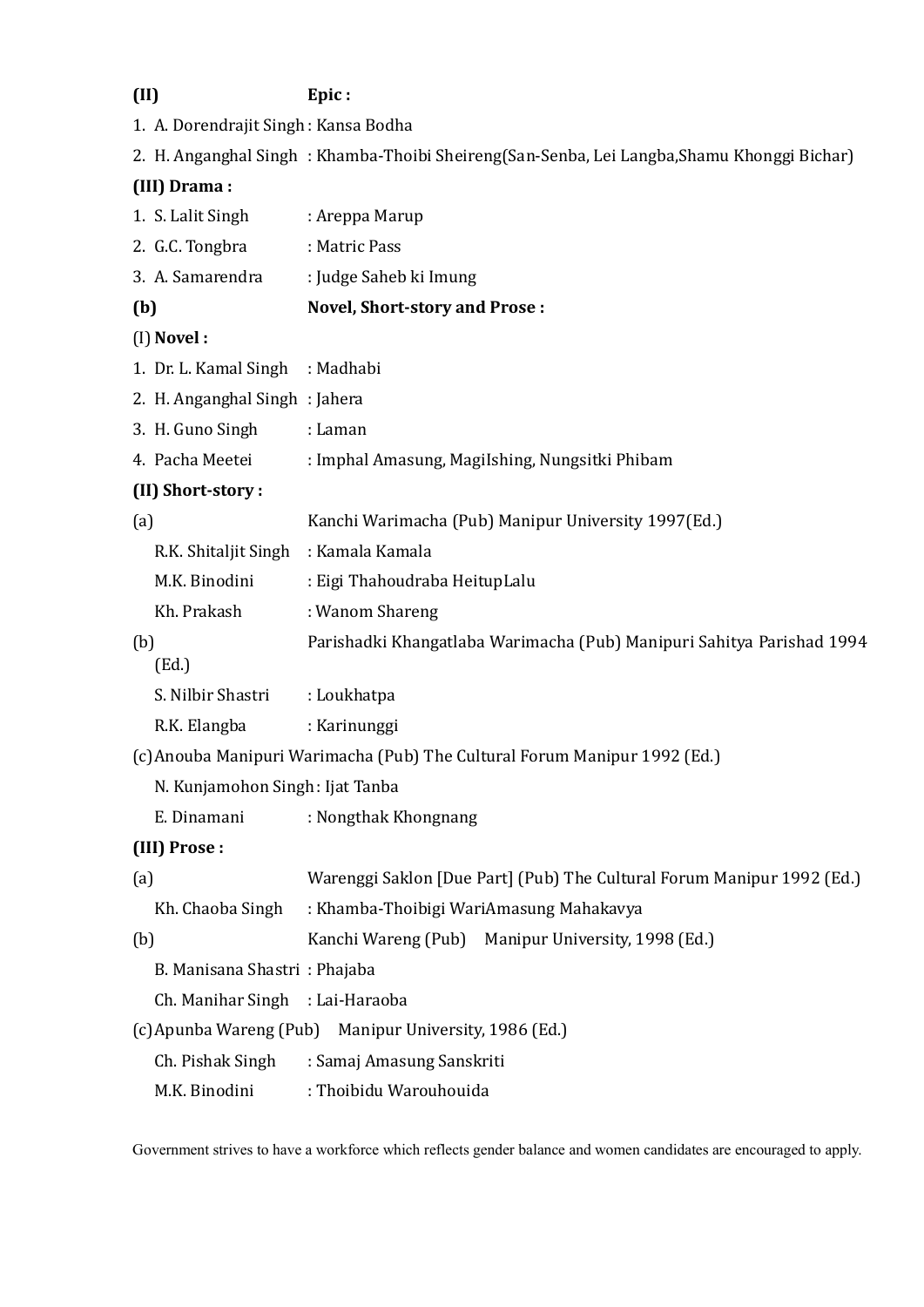**(II)** **Epic :**

1. A. Dorendrajit Singh : Kansa Bodha
2. H. Anganghal Singh : Khamba-Thoibi Sheireng(San-Senba, Lei Langba,Shamu Khonggi Bichar)

**(III) Drama :**

1. S. Lalit Singh : Areppa Marup
2. G.C. Tongbra : Matric Pass
3. A. Samarendra : Judge Saheb ki Imung

**(b)** **Novel, Short-story and Prose :**

(I) **Novel :**

1. Dr. L. Kamal Singh : Madhabi
2. H. Anganghal Singh : Jahera
3. H. Guno Singh : Laman
4. Pacha Meetei : Imphal Amasung, MagiIshing, Nungsitki Phibam

**(II) Short-story :**

(a) Kanchi Warimacha (Pub) Manipur University 1997(Ed.)

R.K. Shitaljit Singh : Kamala Kamala

M.K. Binodini : Eigi Thahoudraba HeitupLalu

Kh. Prakash : Wanom Shareng

(b) Parishadki Khangatlaba Warimacha (Pub) Manipuri Sahitya Parishad 1994 (Ed.)

S. Nilbir Shastri : Loukhatpa

R.K. Elangba : Karinunggi

(c) Anouba Manipuri Warimacha (Pub) The Cultural Forum Manipur 1992 (Ed.)

N. Kunjamohon Singh : Ijat Tanba

E. Dinamani : Nongthak Khongnang

**(III) Prose :**

(a) Warenggi Saklon [Due Part] (Pub) The Cultural Forum Manipur 1992 (Ed.)

Kh. Chaoba Singh : Khamba-Thoibigi WariAmasung Mahakavya

(b) Kanchi Wareng (Pub) Manipur University, 1998 (Ed.)

B. Manisana Shastri : Phajaba

Ch. Manihar Singh : Lai-Haraoba

(c) Apunba Wareng (Pub) Manipur University, 1986 (Ed.)

Ch. Pishak Singh : Samaj Amasung Sanskriti

M.K. Binodini : Thoibidu Warouhouida

Government strives to have a workforce which reflects gender balance and women candidates are encouraged to apply.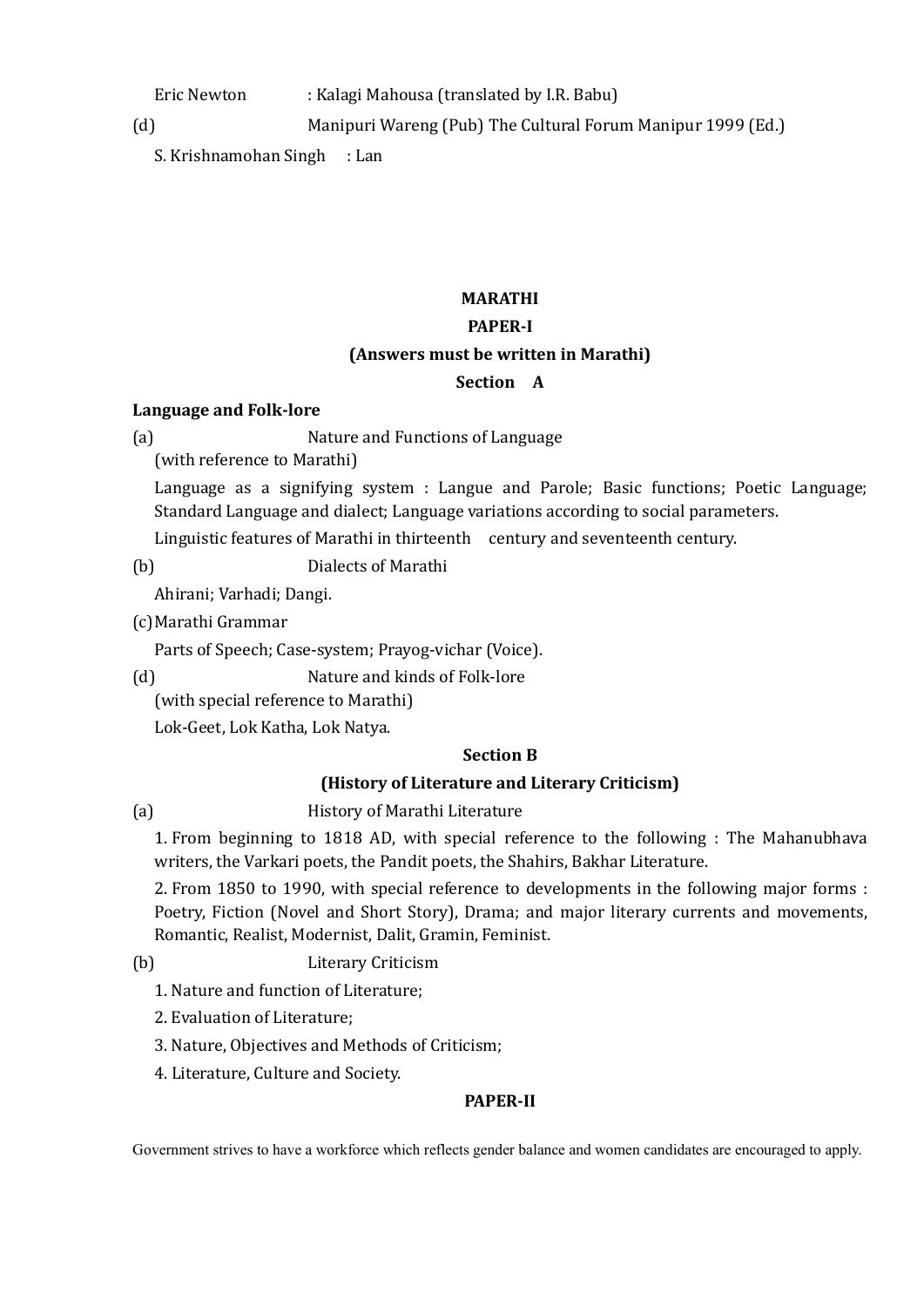Eric Newton : Kalagi Mahousa (translated by I.R. Babu)

(d) Manipuri Wareng (Pub) The Cultural Forum Manipur 1999 (Ed.)

S. Krishnamohan Singh : Lan

## MARATHI

### PAPER-I

**(Answers must be written in Marathi)**

**Section A**

**Language and Folk-lore**

(a) Nature and Functions of Language
(with reference to Marathi)

Language as a signifying system : Langue and Parole; Basic functions; Poetic Language; Standard Language and dialect; Language variations according to social parameters.

Linguistic features of Marathi in thirteenth century and seventeenth century.

(b) Dialects of Marathi

Ahirani; Varhadi; Dangi.

(c) Marathi Grammar

Parts of Speech; Case-system; Prayog-vichar (Voice).

(d) Nature and kinds of Folk-lore
(with special reference to Marathi)

Lok-Geet, Lok Katha, Lok Natya.

**Section B**

**(History of Literature and Literary Criticism)**

(a) History of Marathi Literature

1. From beginning to 1818 AD, with special reference to the following : The Mahanubhava writers, the Varkari poets, the Pandit poets, the Shahirs, Bakhar Literature.

2. From 1850 to 1990, with special reference to developments in the following major forms : Poetry, Fiction (Novel and Short Story), Drama; and major literary currents and movements, Romantic, Realist, Modernist, Dalit, Gramin, Feminist.

(b) Literary Criticism

1. Nature and function of Literature;

2. Evaluation of Literature;

3. Nature, Objectives and Methods of Criticism;

4. Literature, Culture and Society.

### PAPER-II

Government strives to have a workforce which reflects gender balance and women candidates are encouraged to apply.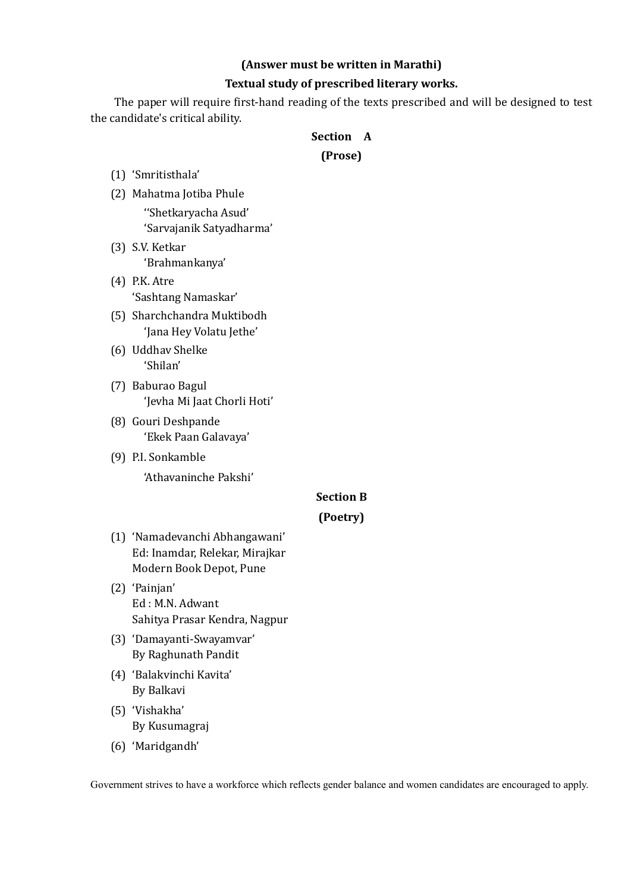**(Answer must be written in Marathi)**

**Textual study of prescribed literary works.**

The paper will require first-hand reading of the texts prescribed and will be designed to test the candidate's critical ability.

**Section A**

**(Prose)**

(1) 'Smritisthala'

(2) Mahatma Jotiba Phule
  ''Shetkaryacha Asud'
  'Sarvajanik Satyadharma'

(3) S.V. Ketkar
  'Brahmankanya'

(4) P.K. Atre
  'Sashtang Namaskar'

(5) Sharchchandra Muktibodh
  'Jana Hey Volatu Jethe'

(6) Uddhav Shelke
  'Shilan'

(7) Baburao Bagul
  'Jevha Mi Jaat Chorli Hoti'

(8) Gouri Deshpande
  'Ekek Paan Galavaya'

(9) P.I. Sonkamble
  'Athavaninche Pakshi'

**Section B**

**(Poetry)**

(1) 'Namadevanchi Abhangawani'
  Ed: Inamdar, Relekar, Mirajkar
  Modern Book Depot, Pune

(2) 'Painjan'
  Ed : M.N. Adwant
  Sahitya Prasar Kendra, Nagpur

(3) 'Damayanti-Swayamvar'
  By Raghunath Pandit

(4) 'Balakvinchi Kavita'
  By Balkavi

(5) 'Vishakha'
  By Kusumagraj

(6) 'Maridgandh'

Government strives to have a workforce which reflects gender balance and women candidates are encouraged to apply.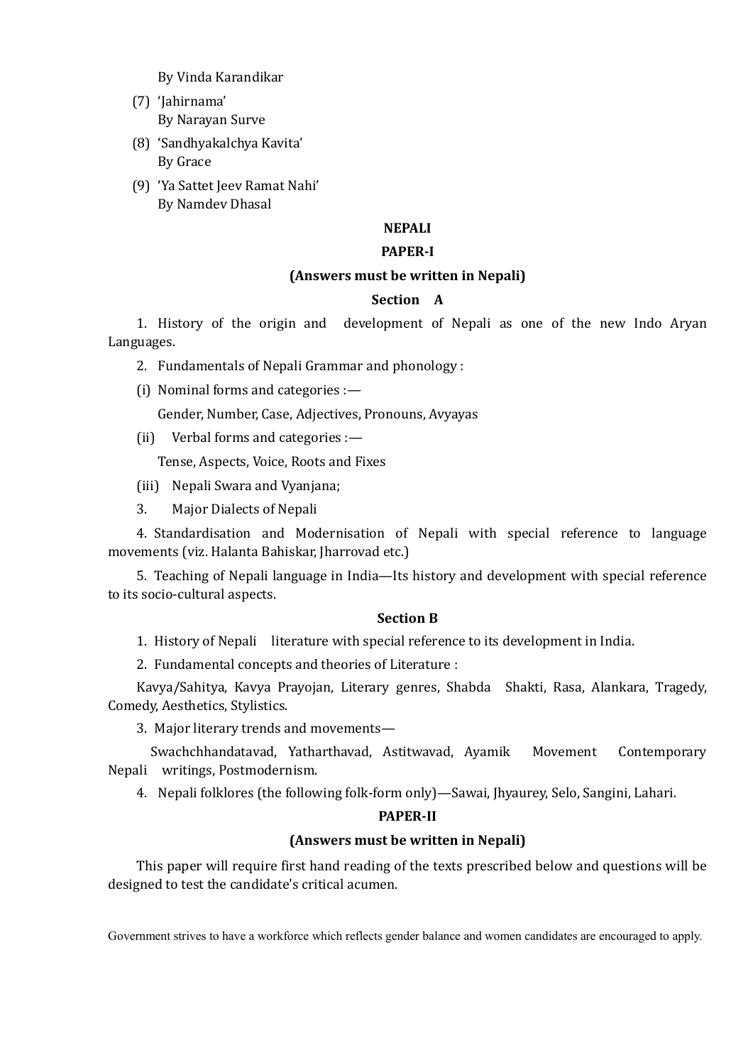By Vinda Karandikar

(7) 'Jahirnama'
By Narayan Surve

(8) 'Sandhyakalchya Kavita'
By Grace

(9) 'Ya Sattet Jeev Ramat Nahi'
By Namdev Dhasal

## NEPALI

### PAPER-I

**(Answers must be written in Nepali)**

**Section A**

1. History of the origin and development of Nepali as one of the new Indo Aryan Languages.

2. Fundamentals of Nepali Grammar and phonology :

(i) Nominal forms and categories :—

Gender, Number, Case, Adjectives, Pronouns, Avyayas

(ii) Verbal forms and categories :—

Tense, Aspects, Voice, Roots and Fixes

(iii) Nepali Swara and Vyanjana;

3. Major Dialects of Nepali

4. Standardisation and Modernisation of Nepali with special reference to language movements (viz. Halanta Bahiskar, Jharrovad etc.)

5. Teaching of Nepali language in India—Its history and development with special reference to its socio-cultural aspects.

**Section B**

1. History of Nepali literature with special reference to its development in India.

2. Fundamental concepts and theories of Literature :

Kavya/Sahitya, Kavya Prayojan, Literary genres, Shabda Shakti, Rasa, Alankara, Tragedy, Comedy, Aesthetics, Stylistics.

3. Major literary trends and movements—

Swachchhandatavad, Yatharthavad, Astitwavad, Ayamik Movement Contemporary Nepali writings, Postmodernism.

4. Nepali folklores (the following folk-form only)—Sawai, Jhyaurey, Selo, Sangini, Lahari.

### PAPER-II

**(Answers must be written in Nepali)**

This paper will require first hand reading of the texts prescribed below and questions will be designed to test the candidate's critical acumen.

Government strives to have a workforce which reflects gender balance and women candidates are encouraged to apply.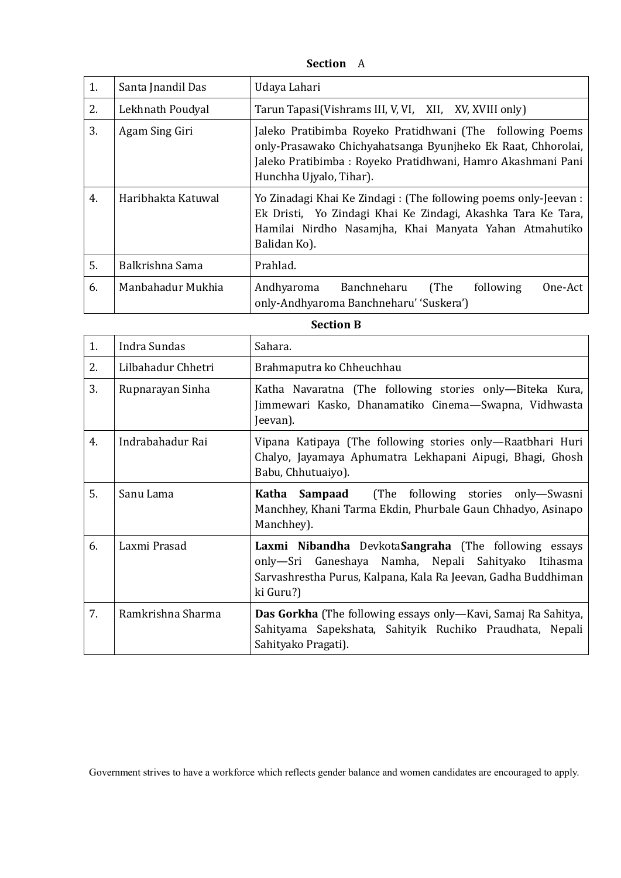**Section A**

| | | |
|---|---|---|
| 1. | Santa Jnandil Das | Udaya Lahari |
| 2. | Lekhnath Poudyal | Tarun Tapasi(Vishrams III, V, VI, XII, XV, XVIII only) |
| 3. | Agam Sing Giri | Jaleko Pratibimba Royeko Pratidhwani (The following Poems only-Prasawako Chichyahatsanga Byunjheko Ek Raat, Chhorolai, Jaleko Pratibimba : Royeko Pratidhwani, Hamro Akashmani Pani Hunchha Ujyalo, Tihar). |
| 4. | Haribhakta Katuwal | Yo Zinadagi Khai Ke Zindagi : (The following poems only-Jeevan : Ek Dristi, Yo Zindagi Khai Ke Zindagi, Akashka Tara Ke Tara, Hamilai Nirdho Nasamjha, Khai Manyata Yahan Atmahutiko Balidan Ko). |
| 5. | Balkrishna Sama | Prahlad. |
| 6. | Manbahadur Mukhia | Andhyaroma Banchneharu (The following One-Act only-Andhyaroma Banchneharu' 'Suskera') |

**Section B**

| | | |
|---|---|---|
| 1. | Indra Sundas | Sahara. |
| 2. | Lilbahadur Chhetri | Brahmaputra ko Chheuchhau |
| 3. | Rupnarayan Sinha | Katha Navaratna (The following stories only—Biteka Kura, Jimmewari Kasko, Dhanamatiko Cinema—Swapna, Vidhwasta Jeevan). |
| 4. | Indrabahadur Rai | Vipana Katipaya (The following stories only—Raatbhari Huri Chalyo, Jayamaya Aphumatra Lekhapani Aipugi, Bhagi, Ghosh Babu, Chhutuaiyo). |
| 5. | Sanu Lama | **Katha Sampaad** (The following stories only—Swasni Manchhey, Khani Tarma Ekdin, Phurbale Gaun Chhadyo, Asinapo Manchhey). |
| 6. | Laxmi Prasad | **Laxmi Nibandha** Devkota**Sangraha** (The following essays only—Sri Ganeshaya Namha, Nepali Sahityako Itihasma Sarvashrestha Purus, Kalpana, Kala Ra Jeevan, Gadha Buddhiman ki Guru?) |
| 7. | Ramkrishna Sharma | **Das Gorkha** (The following essays only—Kavi, Samaj Ra Sahitya, Sahityama Sapekshata, Sahityik Ruchiko Praudhata, Nepali Sahityako Pragati). |

Government strives to have a workforce which reflects gender balance and women candidates are encouraged to apply.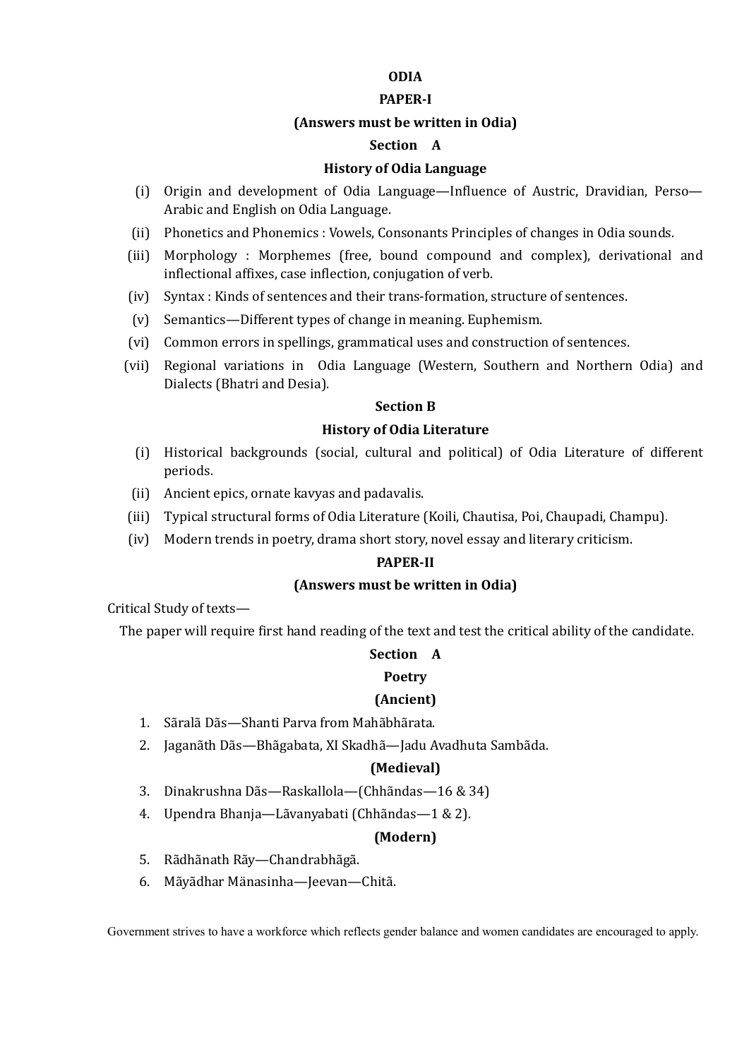# ODIA

## PAPER-I

**(Answers must be written in Odia)**

### Section A

### History of Odia Language

(i) Origin and development of Odia Language—Influence of Austric, Dravidian, Perso—Arabic and English on Odia Language.

(ii) Phonetics and Phonemics : Vowels, Consonants Principles of changes in Odia sounds.

(iii) Morphology : Morphemes (free, bound compound and complex), derivational and inflectional affixes, case inflection, conjugation of verb.

(iv) Syntax : Kinds of sentences and their trans-formation, structure of sentences.

(v) Semantics—Different types of change in meaning. Euphemism.

(vi) Common errors in spellings, grammatical uses and construction of sentences.

(vii) Regional variations in Odia Language (Western, Southern and Northern Odia) and Dialects (Bhatri and Desia).

### Section B

### History of Odia Literature

(i) Historical backgrounds (social, cultural and political) of Odia Literature of different periods.

(ii) Ancient epics, ornate kavyas and padavalis.

(iii) Typical structural forms of Odia Literature (Koili, Chautisa, Poi, Chaupadi, Champu).

(iv) Modern trends in poetry, drama short story, novel essay and literary criticism.

## PAPER-II

**(Answers must be written in Odia)**

Critical Study of texts—

The paper will require first hand reading of the text and test the critical ability of the candidate.

### Section A

### Poetry

**(Ancient)**

1. Sãralã Dãs—Shanti Parva from Mahãbhãrata.
2. Jaganãth Dãs—Bhãgabata, XI Skadhã—Jadu Avadhuta Sambãda.

**(Medieval)**

3. Dinakrushna Dãs—Raskallola—(Chhãndas—16 & 34)
4. Upendra Bhanja—Lãvanyabati (Chhãndas—1 & 2).

**(Modern)**

5. Rãdhãnath Rãy—Chandrabhãgã.
6. Mãyãdhar Mänasinha—Jeevan—Chitã.

Government strives to have a workforce which reflects gender balance and women candidates are encouraged to apply.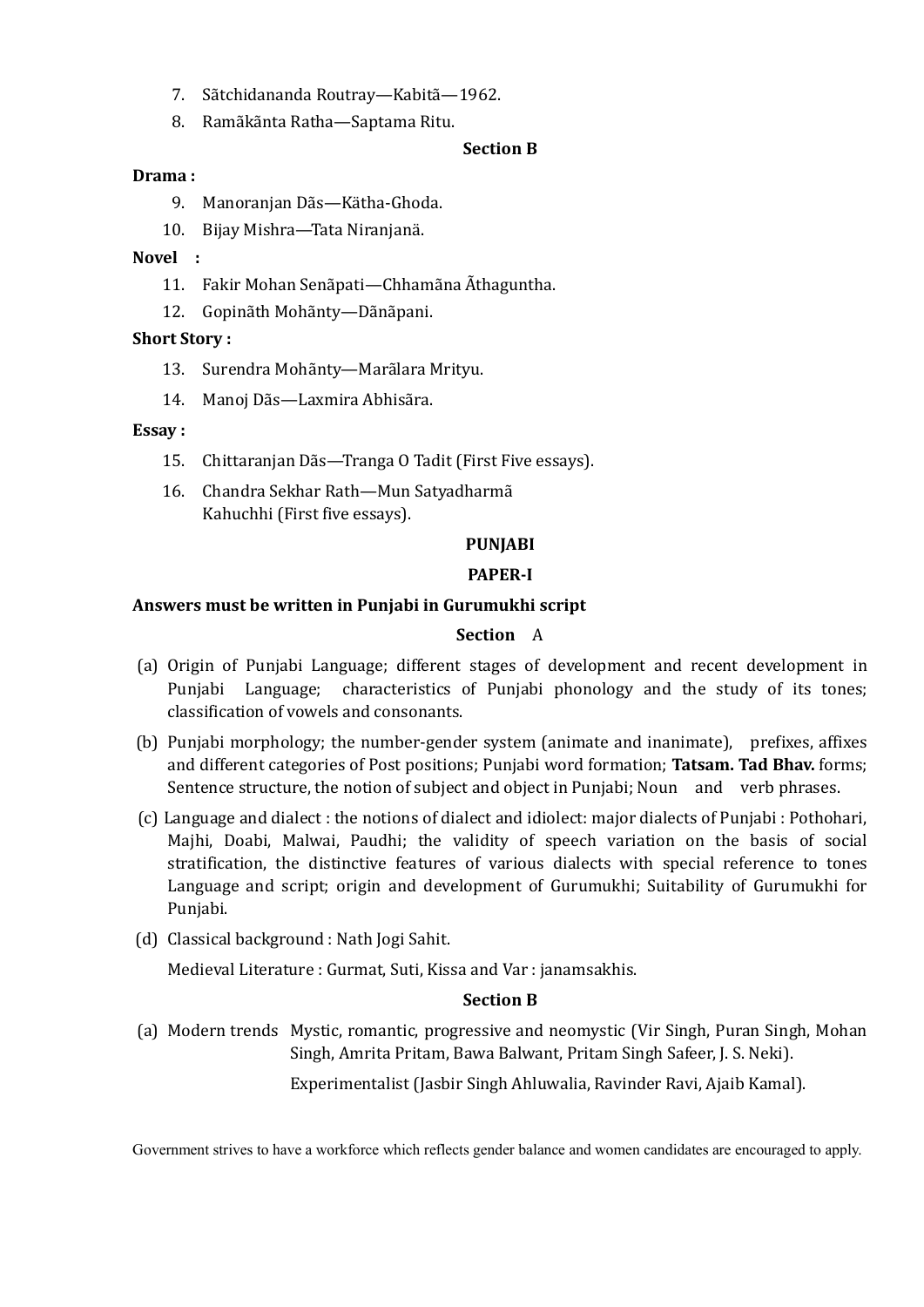7. Sãtchidananda Routray—Kabitã—1962.
8. Ramãkãnta Ratha—Saptama Ritu.

**Section B**

**Drama :**

9. Manoranjan Dãs—Kätha-Ghoda.
10. Bijay Mishra—Tata Niranjanä.

**Novel :**

11. Fakir Mohan Senãpati—Chhamãna Ãthaguntha.
12. Gopinãth Mohãnty—Dãnãpani.

**Short Story :**

13. Surendra Mohãnty—Marãlara Mrityu.
14. Manoj Dãs—Laxmira Abhisãra.

**Essay :**

15. Chittaranjan Dãs—Tranga O Tadit (First Five essays).
16. Chandra Sekhar Rath—Mun Satyadharmã Kahuchhi (First five essays).

**PUNJABI**

**PAPER-I**

**Answers must be written in Punjabi in Gurumukhi script**

**Section** A

(a) Origin of Punjabi Language; different stages of development and recent development in Punjabi Language; characteristics of Punjabi phonology and the study of its tones; classification of vowels and consonants.

(b) Punjabi morphology; the number-gender system (animate and inanimate), prefixes, affixes and different categories of Post positions; Punjabi word formation; **Tatsam. Tad Bhav.** forms; Sentence structure, the notion of subject and object in Punjabi; Noun and verb phrases.

(c) Language and dialect : the notions of dialect and idiolect: major dialects of Punjabi : Pothohari, Majhi, Doabi, Malwai, Paudhi; the validity of speech variation on the basis of social stratification, the distinctive features of various dialects with special reference to tones Language and script; origin and development of Gurumukhi; Suitability of Gurumukhi for Punjabi.

(d) Classical background : Nath Jogi Sahit.

Medieval Literature : Gurmat, Suti, Kissa and Var : janamsakhis.

**Section B**

(a) Modern trends Mystic, romantic, progressive and neomystic (Vir Singh, Puran Singh, Mohan Singh, Amrita Pritam, Bawa Balwant, Pritam Singh Safeer, J. S. Neki).

Experimentalist (Jasbir Singh Ahluwalia, Ravinder Ravi, Ajaib Kamal).

Government strives to have a workforce which reflects gender balance and women candidates are encouraged to apply.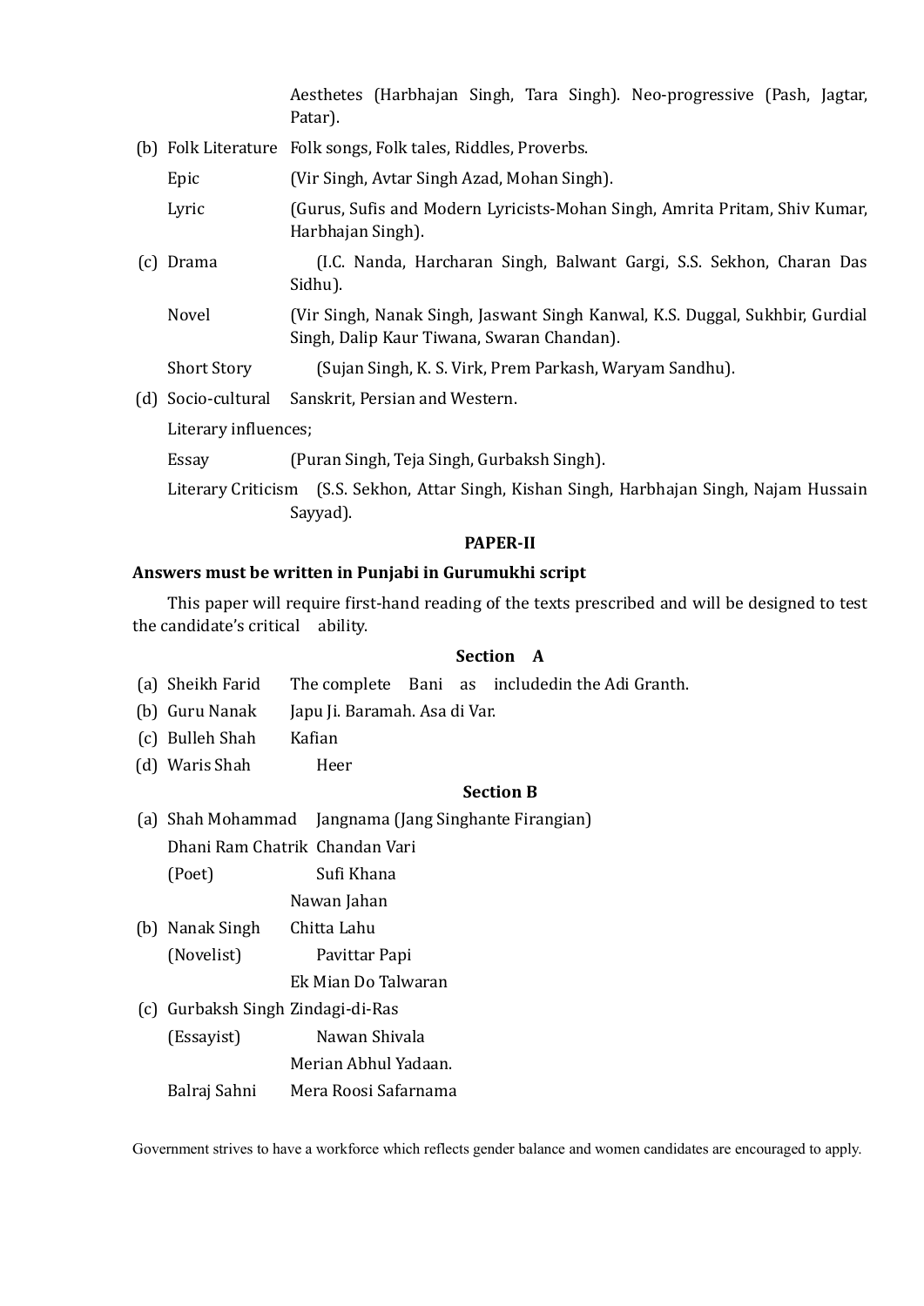Aesthetes (Harbhajan Singh, Tara Singh). Neo-progressive (Pash, Jagtar, Patar).

(b) Folk Literature — Folk songs, Folk tales, Riddles, Proverbs.

Epic — (Vir Singh, Avtar Singh Azad, Mohan Singh).

Lyric — (Gurus, Sufis and Modern Lyricists-Mohan Singh, Amrita Pritam, Shiv Kumar, Harbhajan Singh).

(c) Drama — (I.C. Nanda, Harcharan Singh, Balwant Gargi, S.S. Sekhon, Charan Das Sidhu).

Novel — (Vir Singh, Nanak Singh, Jaswant Singh Kanwal, K.S. Duggal, Sukhbir, Gurdial Singh, Dalip Kaur Tiwana, Swaran Chandan).

Short Story — (Sujan Singh, K. S. Virk, Prem Parkash, Waryam Sandhu).

(d) Socio-cultural Literary influences; — Sanskrit, Persian and Western.

Essay — (Puran Singh, Teja Singh, Gurbaksh Singh).

Literary Criticism — (S.S. Sekhon, Attar Singh, Kishan Singh, Harbhajan Singh, Najam Hussain Sayyad).

**PAPER-II**

**Answers must be written in Punjabi in Gurumukhi script**

This paper will require first-hand reading of the texts prescribed and will be designed to test the candidate's critical ability.

**Section A**

(a) Sheikh Farid — The complete Bani as includedin the Adi Granth.

(b) Guru Nanak — Japu Ji. Baramah. Asa di Var.

(c) Bulleh Shah — Kafian

(d) Waris Shah — Heer

**Section B**

(a) Shah Mohammad — Jangnama (Jang Singhante Firangian)

Dhani Ram Chatrik (Poet) — Chandan Vari; Sufi Khana; Nawan Jahan

(b) Nanak Singh (Novelist) — Chitta Lahu; Pavittar Papi; Ek Mian Do Talwaran

(c) Gurbaksh Singh (Essayist) — Zindagi-di-Ras; Nawan Shivala; Merian Abhul Yadaan.

Balraj Sahni — Mera Roosi Safarnama

Government strives to have a workforce which reflects gender balance and women candidates are encouraged to apply.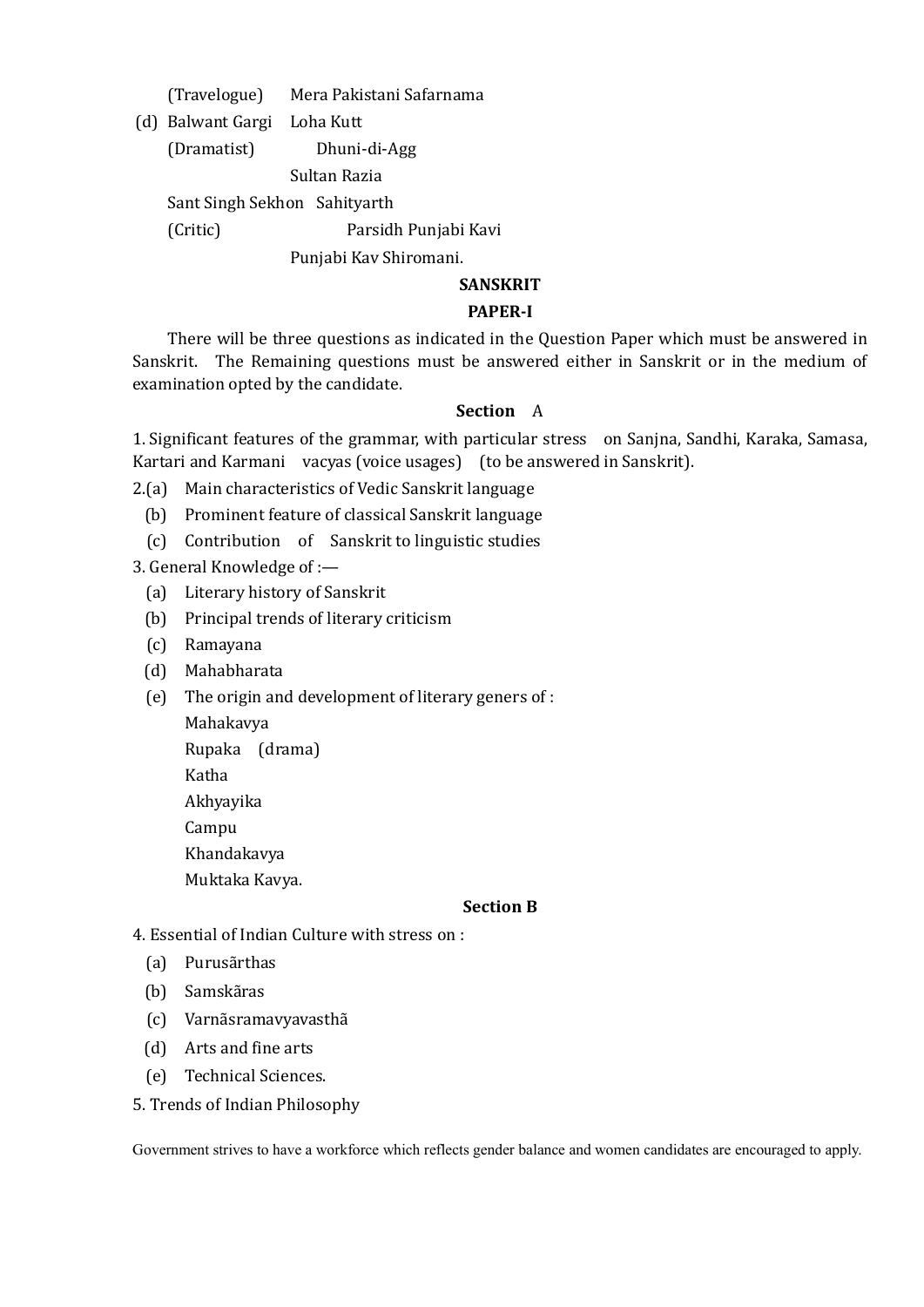(Travelogue) Mera Pakistani Safarnama

(d) Balwant Gargi Loha Kutt
(Dramatist) Dhuni-di-Agg
Sultan Razia

Sant Singh Sekhon Sahityarth
(Critic) Parsidh Punjabi Kavi
Punjabi Kav Shiromani.

## SANSKRIT

### PAPER-I

There will be three questions as indicated in the Question Paper which must be answered in Sanskrit. The Remaining questions must be answered either in Sanskrit or in the medium of examination opted by the candidate.

#### Section A

1. Significant features of the grammar, with particular stress on Sanjna, Sandhi, Karaka, Samasa, Kartari and Karmani vacyas (voice usages) (to be answered in Sanskrit).

2. (a) Main characteristics of Vedic Sanskrit language
   (b) Prominent feature of classical Sanskrit language
   (c) Contribution of Sanskrit to linguistic studies

3. General Knowledge of :—
   (a) Literary history of Sanskrit
   (b) Principal trends of literary criticism
   (c) Ramayana
   (d) Mahabharata
   (e) The origin and development of literary geners of :
   Mahakavya
   Rupaka (drama)
   Katha
   Akhyayika
   Campu
   Khandakavya
   Muktaka Kavya.

#### Section B

4. Essential of Indian Culture with stress on :
   (a) Purusãrthas
   (b) Samskãras
   (c) Varnãsramavyavasthã
   (d) Arts and fine arts
   (e) Technical Sciences.

5. Trends of Indian Philosophy

Government strives to have a workforce which reflects gender balance and women candidates are encouraged to apply.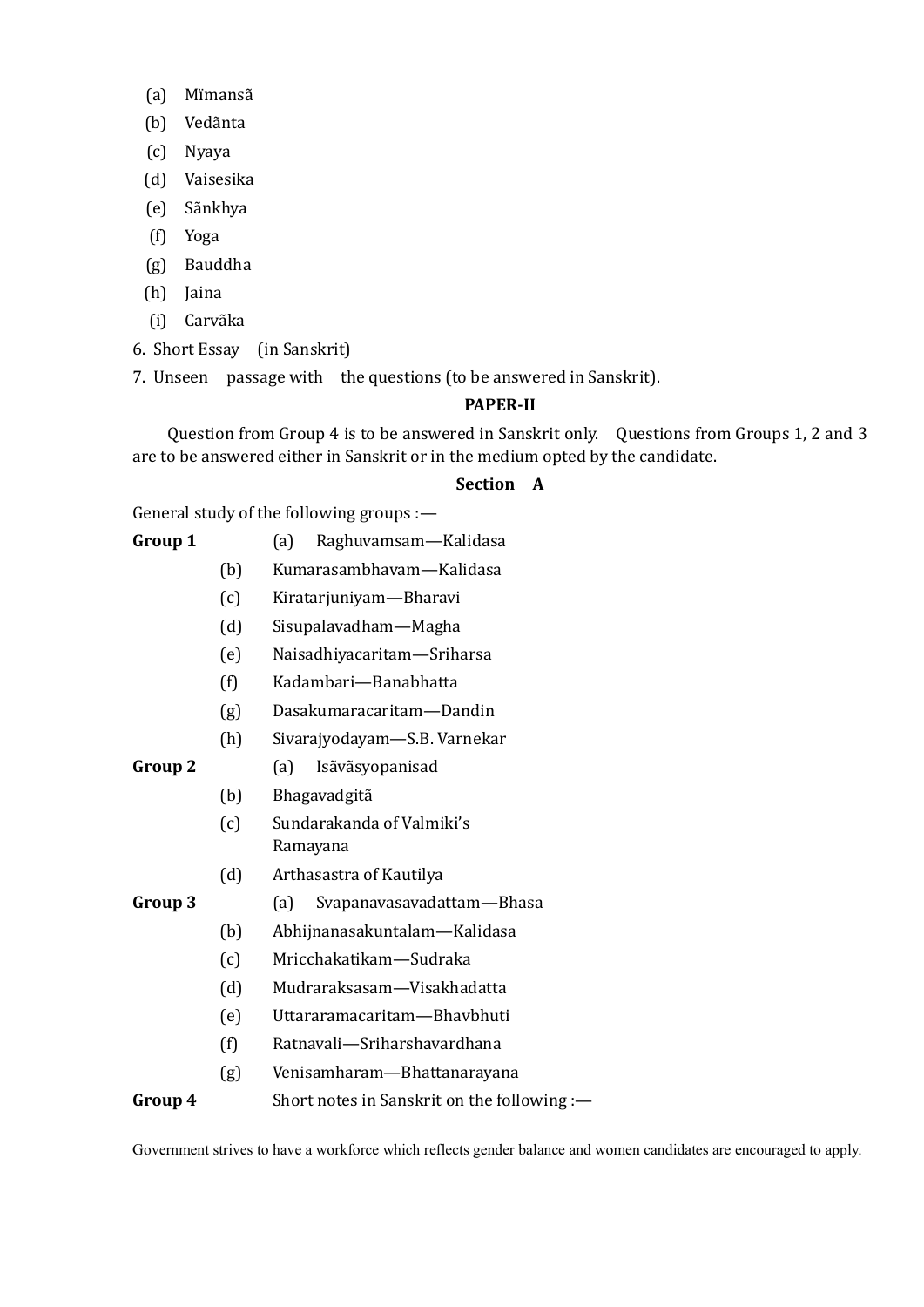(a) Mïmansã

(b) Vedãnta

(c) Nyaya

(d) Vaisesika

(e) Sãnkhya

(f) Yoga

(g) Bauddha

(h) Jaina

(i) Carvãka

6. Short Essay (in Sanskrit)

7. Unseen passage with the questions (to be answered in Sanskrit).

**PAPER-II**

Question from Group 4 is to be answered in Sanskrit only. Questions from Groups 1, 2 and 3 are to be answered either in Sanskrit or in the medium opted by the candidate.

**Section A**

General study of the following groups :—

**Group 1**

(a) Raghuvamsam—Kalidasa

(b) Kumarasambhavam—Kalidasa

(c) Kiratarjuniyam—Bharavi

(d) Sisupalavadham—Magha

(e) Naisadhiyacaritam—Sriharsa

(f) Kadambari—Banabhatta

(g) Dasakumaracaritam—Dandin

(h) Sivarajyodayam—S.B. Varnekar

**Group 2**

(a) Isãvãsyopanisad

(b) Bhagavadgitã

(c) Sundarakanda of Valmiki's Ramayana

(d) Arthasastra of Kautilya

**Group 3**

(a) Svapanavasavadattam—Bhasa

(b) Abhijnanasakuntalam—Kalidasa

(c) Mricchakatikam—Sudraka

(d) Mudraraksasam—Visakhadatta

(e) Uttararamacaritam—Bhavbhuti

(f) Ratnavali—Sriharshavardhana

(g) Venisamharam—Bhattanarayana

**Group 4**

Short notes in Sanskrit on the following :—

Government strives to have a workforce which reflects gender balance and women candidates are encouraged to apply.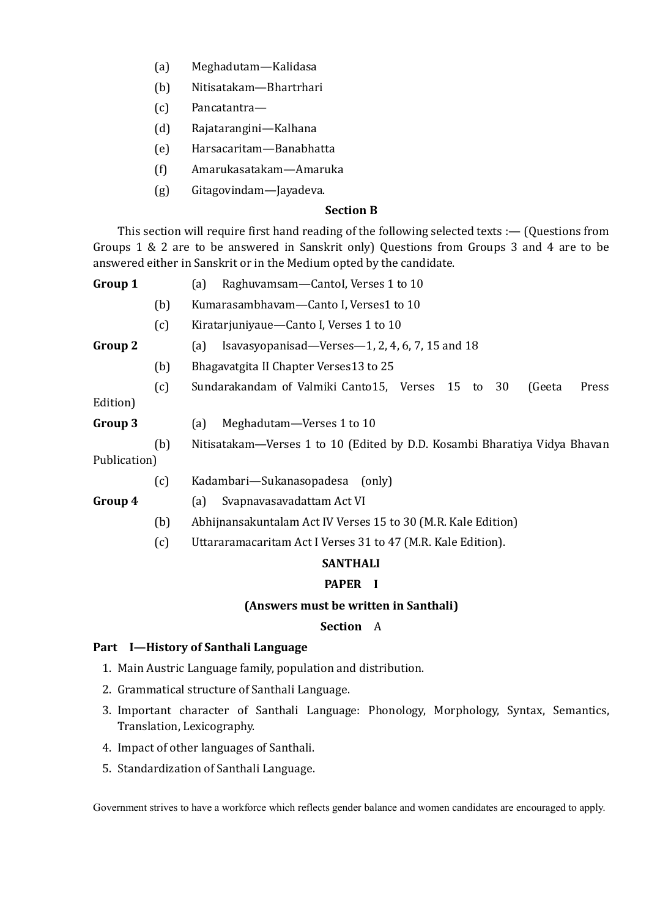(a) Meghadutam—Kalidasa

(b) Nitisatakam—Bhartrhari

(c) Pancatantra—

(d) Rajatarangini—Kalhana

(e) Harsacaritam—Banabhatta

(f) Amarukasatakam—Amaruka

(g) Gitagovindam—Jayadeva.

**Section B**

This section will require first hand reading of the following selected texts :— (Questions from Groups 1 & 2 are to be answered in Sanskrit only) Questions from Groups 3 and 4 are to be answered either in Sanskrit or in the Medium opted by the candidate.

**Group 1**

(a) Raghuvamsam—CantoI, Verses 1 to 10

(b) Kumarasambhavam—Canto I, Verses1 to 10

(c) Kiratarjuniyaue—Canto I, Verses 1 to 10

**Group 2**

(a) Isavasyopanisad—Verses—1, 2, 4, 6, 7, 15 and 18

(b) Bhagavatgita II Chapter Verses13 to 25

(c) Sundarakandam of Valmiki Canto15, Verses 15 to 30 (Geeta Press Edition)

**Group 3**

(a) Meghadutam—Verses 1 to 10

(b) Nitisatakam—Verses 1 to 10 (Edited by D.D. Kosambi Bharatiya Vidya Bhavan Publication)

(c) Kadambari—Sukanasopadesa (only)

**Group 4**

(a) Svapnavasavadattam Act VI

(b) Abhijnansakuntalam Act IV Verses 15 to 30 (M.R. Kale Edition)

(c) Uttararamacaritam Act I Verses 31 to 47 (M.R. Kale Edition).

## SANTHALI

### PAPER I

**(Answers must be written in Santhali)**

**Section** A

**Part I—History of Santhali Language**

1. Main Austric Language family, population and distribution.
2. Grammatical structure of Santhali Language.
3. Important character of Santhali Language: Phonology, Morphology, Syntax, Semantics, Translation, Lexicography.
4. Impact of other languages of Santhali.
5. Standardization of Santhali Language.

Government strives to have a workforce which reflects gender balance and women candidates are encouraged to apply.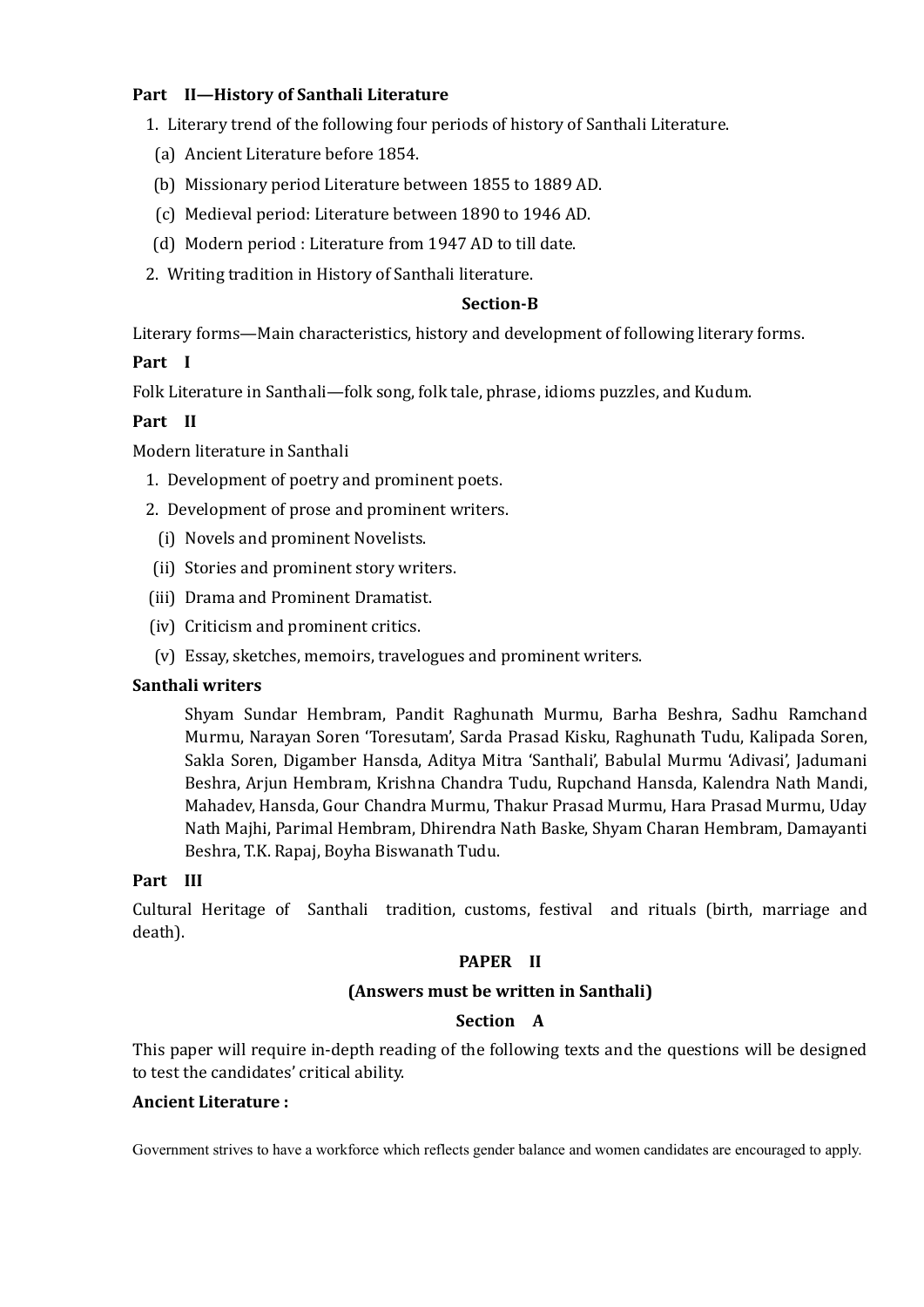**Part II—History of Santhali Literature**

1. Literary trend of the following four periods of history of Santhali Literature.
   (a) Ancient Literature before 1854.
   (b) Missionary period Literature between 1855 to 1889 AD.
   (c) Medieval period: Literature between 1890 to 1946 AD.
   (d) Modern period : Literature from 1947 AD to till date.
2. Writing tradition in History of Santhali literature.

**Section-B**

Literary forms—Main characteristics, history and development of following literary forms.

**Part I**

Folk Literature in Santhali—folk song, folk tale, phrase, idioms puzzles, and Kudum.

**Part II**

Modern literature in Santhali

1. Development of poetry and prominent poets.
2. Development of prose and prominent writers.
   (i) Novels and prominent Novelists.
   (ii) Stories and prominent story writers.
   (iii) Drama and Prominent Dramatist.
   (iv) Criticism and prominent critics.
   (v) Essay, sketches, memoirs, travelogues and prominent writers.

**Santhali writers**

Shyam Sundar Hembram, Pandit Raghunath Murmu, Barha Beshra, Sadhu Ramchand Murmu, Narayan Soren 'Toresutam', Sarda Prasad Kisku, Raghunath Tudu, Kalipada Soren, Sakla Soren, Digamber Hansda, Aditya Mitra 'Santhali', Babulal Murmu 'Adivasi', Jadumani Beshra, Arjun Hembram, Krishna Chandra Tudu, Rupchand Hansda, Kalendra Nath Mandi, Mahadev, Hansda, Gour Chandra Murmu, Thakur Prasad Murmu, Hara Prasad Murmu, Uday Nath Majhi, Parimal Hembram, Dhirendra Nath Baske, Shyam Charan Hembram, Damayanti Beshra, T.K. Rapaj, Boyha Biswanath Tudu.

**Part III**

Cultural Heritage of Santhali tradition, customs, festival and rituals (birth, marriage and death).

**PAPER II**

**(Answers must be written in Santhali)**

**Section A**

This paper will require in-depth reading of the following texts and the questions will be designed to test the candidates' critical ability.

**Ancient Literature :**

Government strives to have a workforce which reflects gender balance and women candidates are encouraged to apply.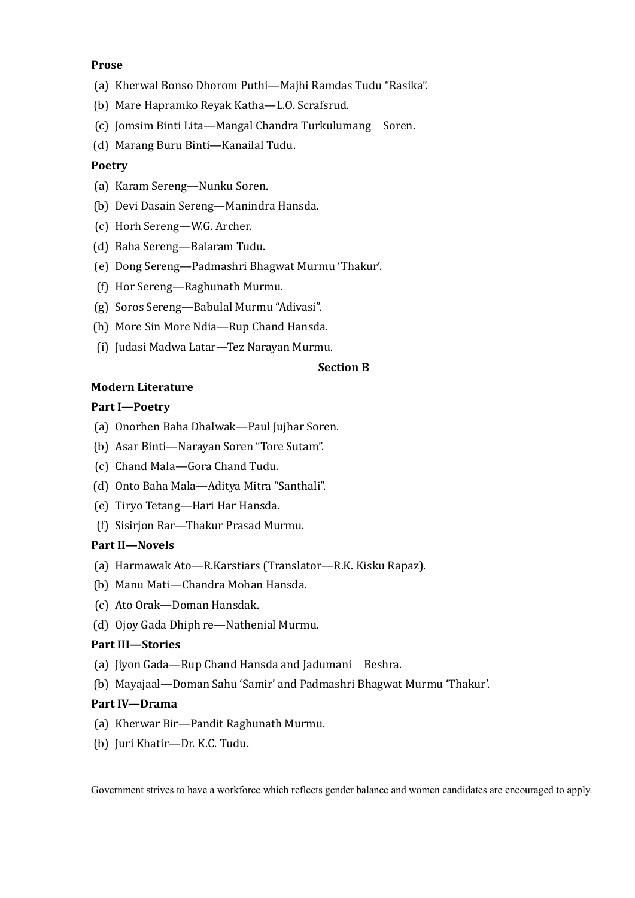**Prose**

(a) Kherwal Bonso Dhorom Puthi—Majhi Ramdas Tudu "Rasika".
(b) Mare Hapramko Reyak Katha—L.O. Scrafsrud.
(c) Jomsim Binti Lita—Mangal Chandra Turkulumang Soren.
(d) Marang Buru Binti—Kanailal Tudu.

**Poetry**

(a) Karam Sereng—Nunku Soren.
(b) Devi Dasain Sereng—Manindra Hansda.
(c) Horh Sereng—W.G. Archer.
(d) Baha Sereng—Balaram Tudu.
(e) Dong Sereng—Padmashri Bhagwat Murmu 'Thakur'.
(f) Hor Sereng—Raghunath Murmu.
(g) Soros Sereng—Babulal Murmu "Adivasi".
(h) More Sin More Ndia—Rup Chand Hansda.
(i) Judasi Madwa Latar—Tez Narayan Murmu.

**Section B**

**Modern Literature**

**Part I—Poetry**

(a) Onorhen Baha Dhalwak—Paul Jujhar Soren.
(b) Asar Binti—Narayan Soren "Tore Sutam".
(c) Chand Mala—Gora Chand Tudu.
(d) Onto Baha Mala—Aditya Mitra "Santhali".
(e) Tiryo Tetang—Hari Har Hansda.
(f) Sisirjon Rar—Thakur Prasad Murmu.

**Part II—Novels**

(a) Harmawak Ato—R.Karstiars (Translator—R.K. Kisku Rapaz).
(b) Manu Mati—Chandra Mohan Hansda.
(c) Ato Orak—Doman Hansdak.
(d) Ojoy Gada Dhiph re—Nathenial Murmu.

**Part III—Stories**

(a) Jiyon Gada—Rup Chand Hansda and Jadumani Beshra.
(b) Mayajaal—Doman Sahu 'Samir' and Padmashri Bhagwat Murmu 'Thakur'.

**Part IV—Drama**

(a) Kherwar Bir—Pandit Raghunath Murmu.
(b) Juri Khatir—Dr. K.C. Tudu.

Government strives to have a workforce which reflects gender balance and women candidates are encouraged to apply.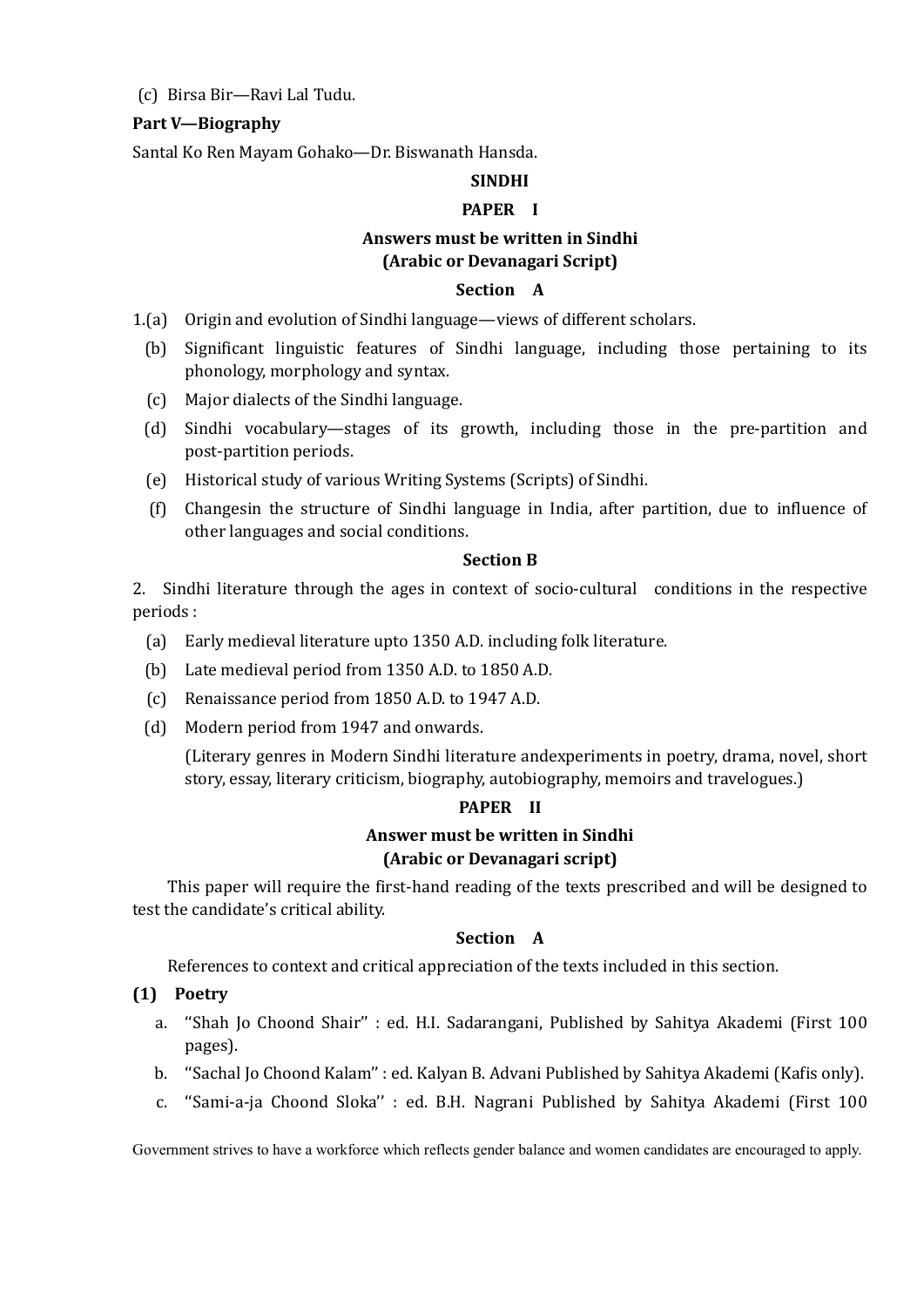(c) Birsa Bir—Ravi Lal Tudu.

**Part V—Biography**

Santal Ko Ren Mayam Gohako—Dr. Biswanath Hansda.

## SINDHI

### PAPER I

**Answers must be written in Sindhi (Arabic or Devanagari Script)**

**Section A**

1.(a) Origin and evolution of Sindhi language—views of different scholars.

(b) Significant linguistic features of Sindhi language, including those pertaining to its phonology, morphology and syntax.

(c) Major dialects of the Sindhi language.

(d) Sindhi vocabulary—stages of its growth, including those in the pre-partition and post-partition periods.

(e) Historical study of various Writing Systems (Scripts) of Sindhi.

(f) Changesin the structure of Sindhi language in India, after partition, due to influence of other languages and social conditions.

**Section B**

2. Sindhi literature through the ages in context of socio-cultural conditions in the respective periods :

(a) Early medieval literature upto 1350 A.D. including folk literature.

(b) Late medieval period from 1350 A.D. to 1850 A.D.

(c) Renaissance period from 1850 A.D. to 1947 A.D.

(d) Modern period from 1947 and onwards.

(Literary genres in Modern Sindhi literature andexperiments in poetry, drama, novel, short story, essay, literary criticism, biography, autobiography, memoirs and travelogues.)

### PAPER II

**Answer must be written in Sindhi (Arabic or Devanagari script)**

This paper will require the first-hand reading of the texts prescribed and will be designed to test the candidate's critical ability.

**Section A**

References to context and critical appreciation of the texts included in this section.

**(1) Poetry**

a. ''Shah Jo Choond Shair'' : ed. H.I. Sadarangani, Published by Sahitya Akademi (First 100 pages).

b. ''Sachal Jo Choond Kalam'' : ed. Kalyan B. Advani Published by Sahitya Akademi (Kafis only).

c. ''Sami-a-ja Choond Sloka'' : ed. B.H. Nagrani Published by Sahitya Akademi (First 100

Government strives to have a workforce which reflects gender balance and women candidates are encouraged to apply.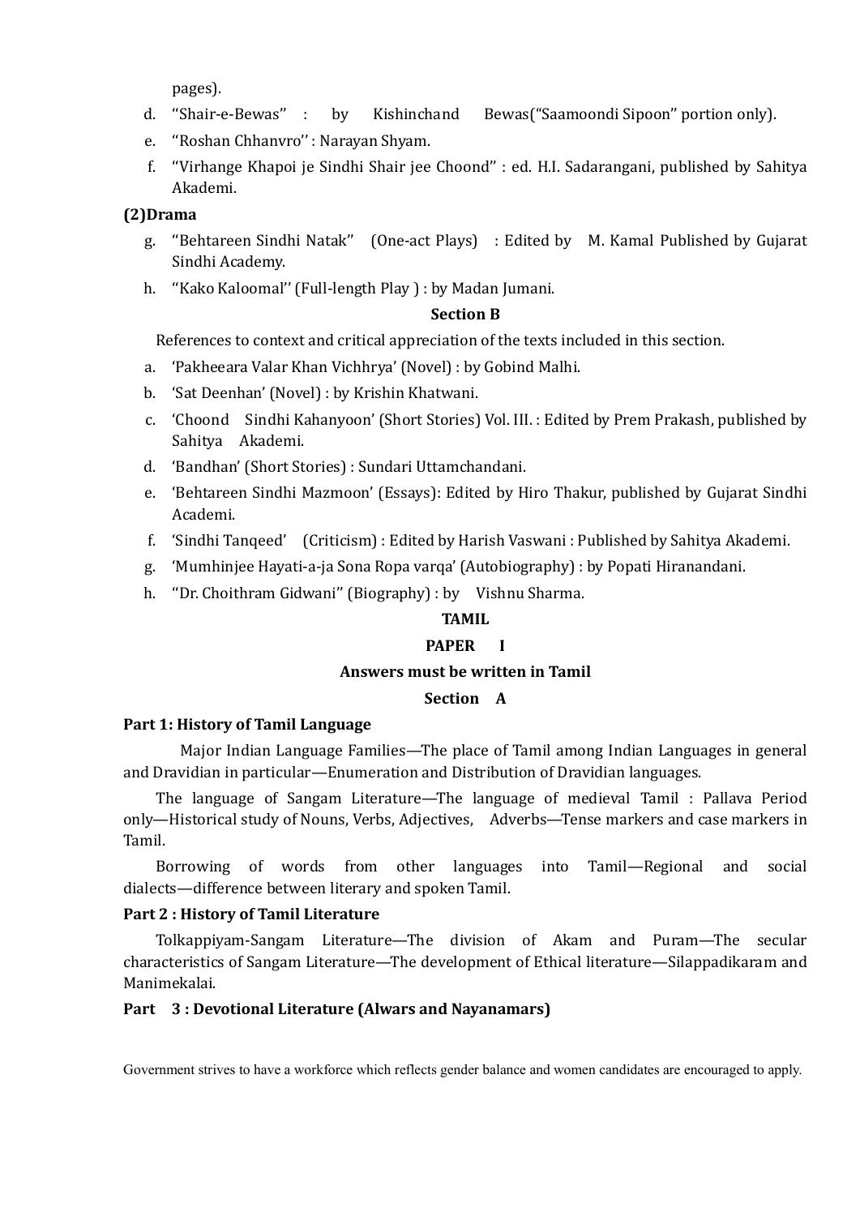pages).

d. ''Shair-e-Bewas'' : by Kishinchand Bewas(''Saamoondi Sipoon'' portion only).

e. ''Roshan Chhanvro'' : Narayan Shyam.

f. ''Virhange Khapoi je Sindhi Shair jee Choond'' : ed. H.I. Sadarangani, published by Sahitya Akademi.

**(2)Drama**

g. ''Behtareen Sindhi Natak'' (One-act Plays) : Edited by M. Kamal Published by Gujarat Sindhi Academy.

h. ''Kako Kaloomal'' (Full-length Play ) : by Madan Jumani.

**Section B**

References to context and critical appreciation of the texts included in this section.

a. 'Pakheeara Valar Khan Vichhrya' (Novel) : by Gobind Malhi.

b. 'Sat Deenhan' (Novel) : by Krishin Khatwani.

c. 'Choond Sindhi Kahanyoon' (Short Stories) Vol. III. : Edited by Prem Prakash, published by Sahitya Akademi.

d. 'Bandhan' (Short Stories) : Sundari Uttamchandani.

e. 'Behtareen Sindhi Mazmoon' (Essays): Edited by Hiro Thakur, published by Gujarat Sindhi Academi.

f. 'Sindhi Tanqeed' (Criticism) : Edited by Harish Vaswani : Published by Sahitya Akademi.

g. 'Mumhinjee Hayati-a-ja Sona Ropa varqa' (Autobiography) : by Popati Hiranandani.

h. ''Dr. Choithram Gidwani'' (Biography) : by Vishnu Sharma.

## TAMIL

### PAPER I

**Answers must be written in Tamil**

**Section A**

**Part 1: History of Tamil Language**

Major Indian Language Families—The place of Tamil among Indian Languages in general and Dravidian in particular—Enumeration and Distribution of Dravidian languages.

The language of Sangam Literature—The language of medieval Tamil : Pallava Period only—Historical study of Nouns, Verbs, Adjectives, Adverbs—Tense markers and case markers in Tamil.

Borrowing of words from other languages into Tamil—Regional and social dialects—difference between literary and spoken Tamil.

**Part 2 : History of Tamil Literature**

Tolkappiyam-Sangam Literature—The division of Akam and Puram—The secular characteristics of Sangam Literature—The development of Ethical literature—Silappadikaram and Manimekalai.

**Part 3 : Devotional Literature (Alwars and Nayanamars)**

Government strives to have a workforce which reflects gender balance and women candidates are encouraged to apply.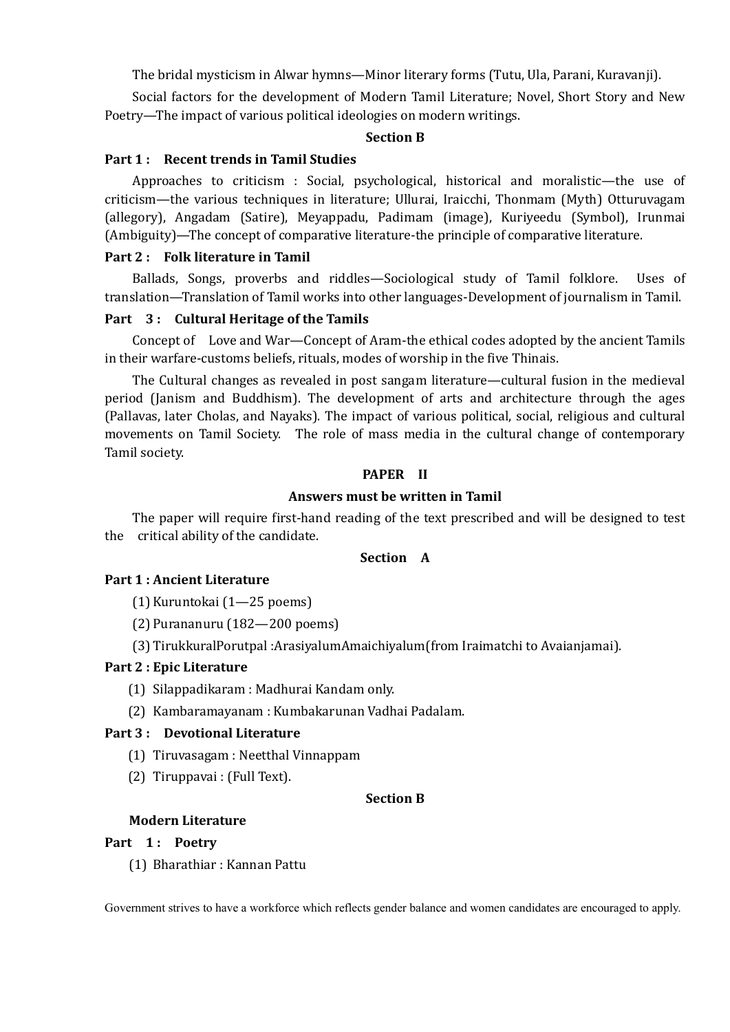The bridal mysticism in Alwar hymns—Minor literary forms (Tutu, Ula, Parani, Kuravanji).

Social factors for the development of Modern Tamil Literature; Novel, Short Story and New Poetry—The impact of various political ideologies on modern writings.

### Section B

**Part 1 : Recent trends in Tamil Studies**

Approaches to criticism : Social, psychological, historical and moralistic—the use of criticism—the various techniques in literature; Ullurai, Iraicchi, Thonmam (Myth) Otturuvagam (allegory), Angadam (Satire), Meyappadu, Padimam (image), Kuriyeedu (Symbol), Irunmai (Ambiguity)—The concept of comparative literature-the principle of comparative literature.

**Part 2 : Folk literature in Tamil**

Ballads, Songs, proverbs and riddles—Sociological study of Tamil folklore. Uses of translation—Translation of Tamil works into other languages-Development of journalism in Tamil.

**Part 3 : Cultural Heritage of the Tamils**

Concept of Love and War—Concept of Aram-the ethical codes adopted by the ancient Tamils in their warfare-customs beliefs, rituals, modes of worship in the five Thinais.

The Cultural changes as revealed in post sangam literature—cultural fusion in the medieval period (Janism and Buddhism). The development of arts and architecture through the ages (Pallavas, later Cholas, and Nayaks). The impact of various political, social, religious and cultural movements on Tamil Society. The role of mass media in the cultural change of contemporary Tamil society.

## PAPER II

### Answers must be written in Tamil

The paper will require first-hand reading of the text prescribed and will be designed to test the critical ability of the candidate.

### Section A

**Part 1 : Ancient Literature**

(1) Kuruntokai (1—25 poems)

(2) Purananuru (182—200 poems)

(3) TirukkuralPorutpal :ArasiyalumAmaichiyalum(from Iraimatchi to Avaianjamai).

**Part 2 : Epic Literature**

(1) Silappadikaram : Madhurai Kandam only.

(2) Kambaramayanam : Kumbakarunan Vadhai Padalam.

**Part 3 : Devotional Literature**

(1) Tiruvasagam : Neetthal Vinnappam

(2) Tiruppavai : (Full Text).

### Section B

**Modern Literature**

**Part 1 : Poetry**

(1) Bharathiar : Kannan Pattu

Government strives to have a workforce which reflects gender balance and women candidates are encouraged to apply.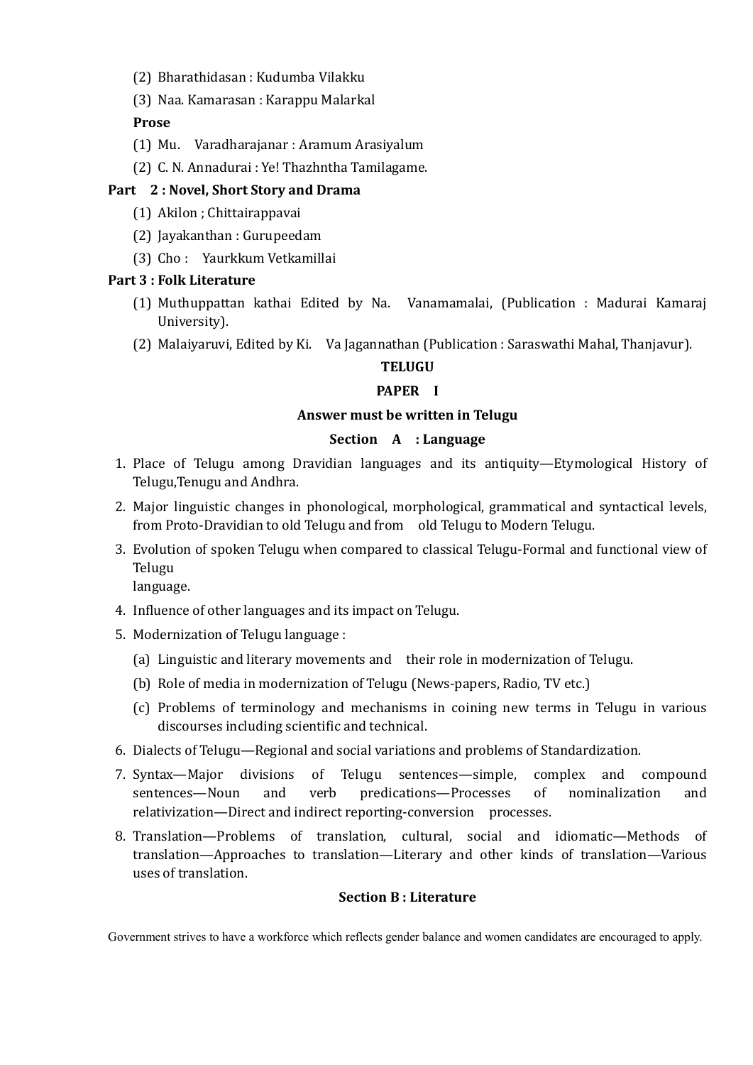(2) Bharathidasan : Kudumba Vilakku

(3) Naa. Kamarasan : Karappu Malarkal

**Prose**

(1) Mu. Varadharajanar : Aramum Arasiyalum

(2) C. N. Annadurai : Ye! Thazhntha Tamilagame.

**Part 2 : Novel, Short Story and Drama**

(1) Akilon ; Chittairappavai

(2) Jayakanthan : Gurupeedam

(3) Cho : Yaurkkum Vetkamillai

**Part 3 : Folk Literature**

(1) Muthuppattan kathai Edited by Na. Vanamamalai, (Publication : Madurai Kamaraj University).

(2) Malaiyaruvi, Edited by Ki. Va Jagannathan (Publication : Saraswathi Mahal, Thanjavur).

## TELUGU

### PAPER I

**Answer must be written in Telugu**

### Section A : Language

1. Place of Telugu among Dravidian languages and its antiquity—Etymological History of Telugu,Tenugu and Andhra.
2. Major linguistic changes in phonological, morphological, grammatical and syntactical levels, from Proto-Dravidian to old Telugu and from old Telugu to Modern Telugu.
3. Evolution of spoken Telugu when compared to classical Telugu-Formal and functional view of Telugu language.
4. Influence of other languages and its impact on Telugu.
5. Modernization of Telugu language :
   (a) Linguistic and literary movements and their role in modernization of Telugu.
   (b) Role of media in modernization of Telugu (News-papers, Radio, TV etc.)
   (c) Problems of terminology and mechanisms in coining new terms in Telugu in various discourses including scientific and technical.
6. Dialects of Telugu—Regional and social variations and problems of Standardization.
7. Syntax—Major divisions of Telugu sentences—simple, complex and compound sentences—Noun and verb predications—Processes of nominalization and relativization—Direct and indirect reporting-conversion processes.
8. Translation—Problems of translation, cultural, social and idiomatic—Methods of translation—Approaches to translation—Literary and other kinds of translation—Various uses of translation.

### Section B : Literature

Government strives to have a workforce which reflects gender balance and women candidates are encouraged to apply.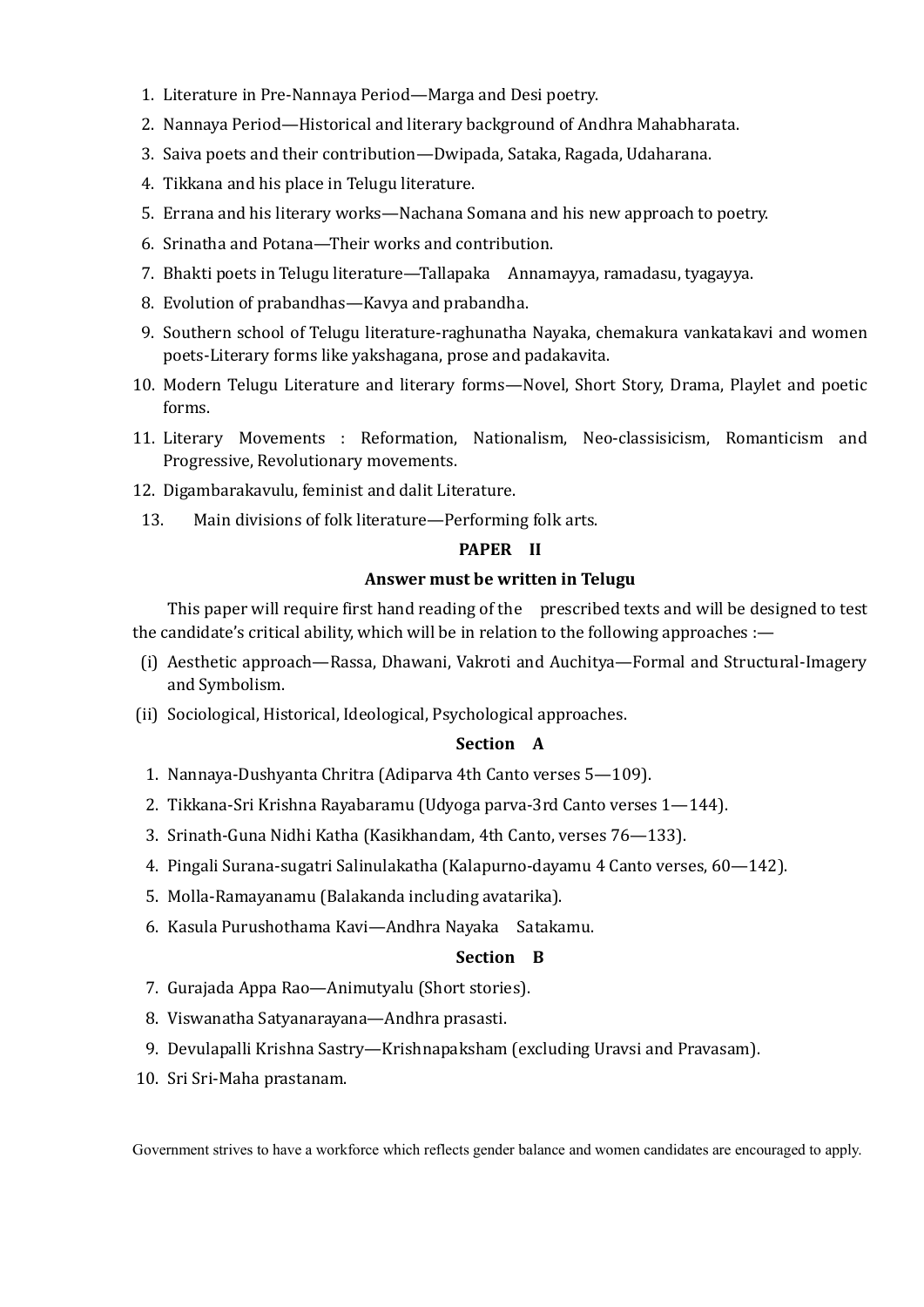1. Literature in Pre-Nannaya Period—Marga and Desi poetry.
2. Nannaya Period—Historical and literary background of Andhra Mahabharata.
3. Saiva poets and their contribution—Dwipada, Sataka, Ragada, Udaharana.
4. Tikkana and his place in Telugu literature.
5. Errana and his literary works—Nachana Somana and his new approach to poetry.
6. Srinatha and Potana—Their works and contribution.
7. Bhakti poets in Telugu literature—Tallapaka Annamayya, ramadasu, tyagayya.
8. Evolution of prabandhas—Kavya and prabandha.
9. Southern school of Telugu literature-raghunatha Nayaka, chemakura vankatakavi and women poets-Literary forms like yakshagana, prose and padakavita.
10. Modern Telugu Literature and literary forms—Novel, Short Story, Drama, Playlet and poetic forms.
11. Literary Movements : Reformation, Nationalism, Neo-classisicism, Romanticism and Progressive, Revolutionary movements.
12. Digambarakavulu, feminist and dalit Literature.
13. Main divisions of folk literature—Performing folk arts.

**PAPER II**

**Answer must be written in Telugu**

This paper will require first hand reading of the prescribed texts and will be designed to test the candidate's critical ability, which will be in relation to the following approaches :—

(i) Aesthetic approach—Rassa, Dhawani, Vakroti and Auchitya—Formal and Structural-Imagery and Symbolism.

(ii) Sociological, Historical, Ideological, Psychological approaches.

**Section A**

1. Nannaya-Dushyanta Chritra (Adiparva 4th Canto verses 5—109).
2. Tikkana-Sri Krishna Rayabaramu (Udyoga parva-3rd Canto verses 1—144).
3. Srinath-Guna Nidhi Katha (Kasikhandam, 4th Canto, verses 76—133).
4. Pingali Surana-sugatri Salinulakatha (Kalapurno-dayamu 4 Canto verses, 60—142).
5. Molla-Ramayanamu (Balakanda including avatarika).
6. Kasula Purushothama Kavi—Andhra Nayaka Satakamu.

**Section B**

7. Gurajada Appa Rao—Animutyalu (Short stories).
8. Viswanatha Satyanarayana—Andhra prasasti.
9. Devulapalli Krishna Sastry—Krishnapaksham (excluding Uravsi and Pravasam).
10. Sri Sri-Maha prastanam.

Government strives to have a workforce which reflects gender balance and women candidates are encouraged to apply.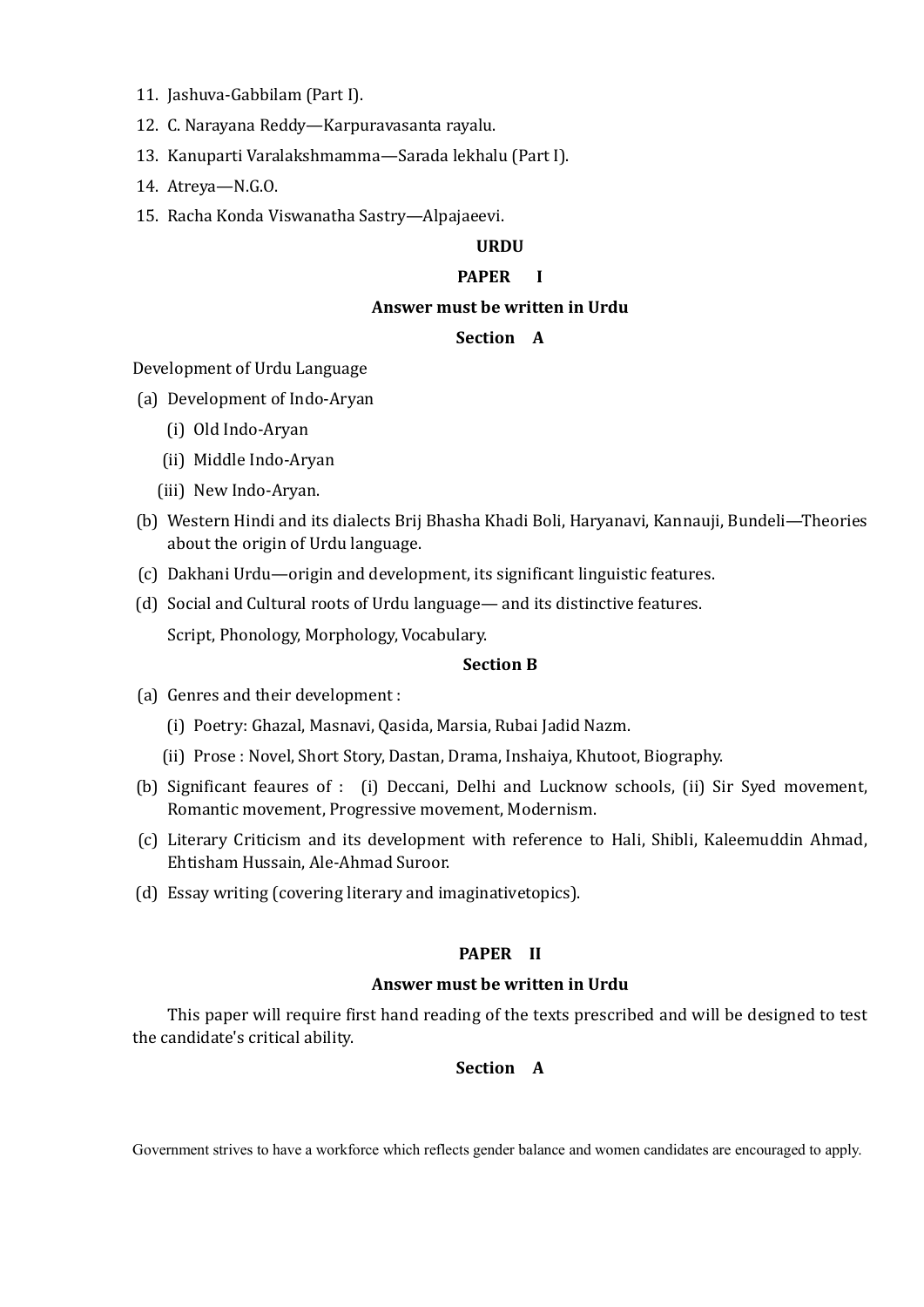11. Jashuva-Gabbilam (Part I).
12. C. Narayana Reddy—Karpuravasanta rayalu.
13. Kanuparti Varalakshmamma—Sarada lekhalu (Part I).
14. Atreya—N.G.O.
15. Racha Konda Viswanatha Sastry—Alpajaeevi.

**URDU**

**PAPER I**

**Answer must be written in Urdu**

**Section A**

Development of Urdu Language

(a) Development of Indo-Aryan
   (i) Old Indo-Aryan
   (ii) Middle Indo-Aryan
   (iii) New Indo-Aryan.

(b) Western Hindi and its dialects Brij Bhasha Khadi Boli, Haryanavi, Kannauji, Bundeli—Theories about the origin of Urdu language.

(c) Dakhani Urdu—origin and development, its significant linguistic features.

(d) Social and Cultural roots of Urdu language— and its distinctive features.
   Script, Phonology, Morphology, Vocabulary.

**Section B**

(a) Genres and their development :
   (i) Poetry: Ghazal, Masnavi, Qasida, Marsia, Rubai Jadid Nazm.
   (ii) Prose : Novel, Short Story, Dastan, Drama, Inshaiya, Khutoot, Biography.

(b) Significant feaures of : (i) Deccani, Delhi and Lucknow schools, (ii) Sir Syed movement, Romantic movement, Progressive movement, Modernism.

(c) Literary Criticism and its development with reference to Hali, Shibli, Kaleemuddin Ahmad, Ehtisham Hussain, Ale-Ahmad Suroor.

(d) Essay writing (covering literary and imaginativetopics).

**PAPER II**

**Answer must be written in Urdu**

This paper will require first hand reading of the texts prescribed and will be designed to test the candidate's critical ability.

**Section A**

Government strives to have a workforce which reflects gender balance and women candidates are encouraged to apply.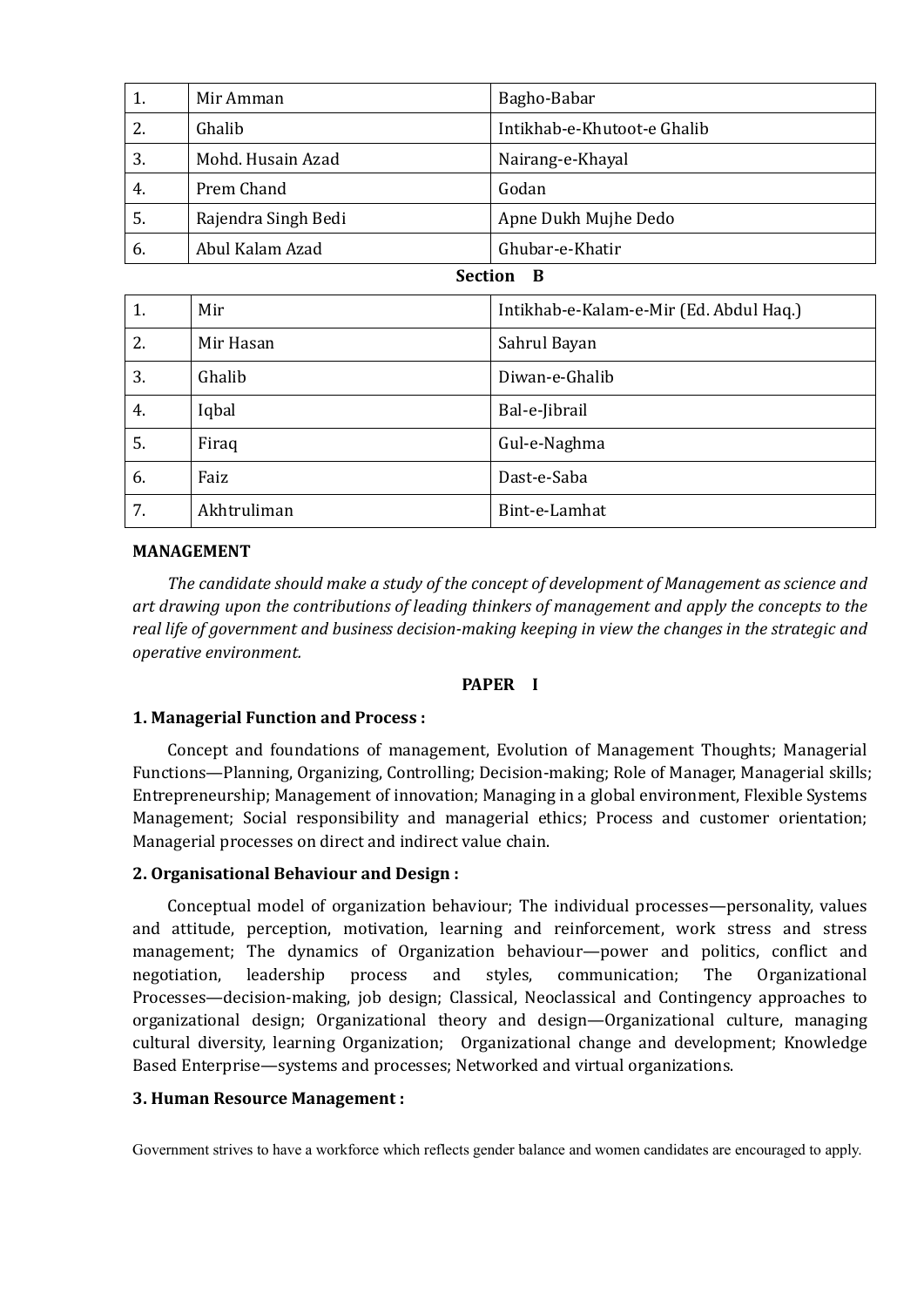| 1. | Mir Amman | Bagho-Babar |
|---|---|---|
| 2. | Ghalib | Intikhab-e-Khutoot-e Ghalib |
| 3. | Mohd. Husain Azad | Nairang-e-Khayal |
| 4. | Prem Chand | Godan |
| 5. | Rajendra Singh Bedi | Apne Dukh Mujhe Dedo |
| 6. | Abul Kalam Azad | Ghubar-e-Khatir |

**Section B**

| 1. | Mir | Intikhab-e-Kalam-e-Mir (Ed. Abdul Haq.) |
|---|---|---|
| 2. | Mir Hasan | Sahrul Bayan |
| 3. | Ghalib | Diwan-e-Ghalib |
| 4. | Iqbal | Bal-e-Jibrail |
| 5. | Firaq | Gul-e-Naghma |
| 6. | Faiz | Dast-e-Saba |
| 7. | Akhtruliman | Bint-e-Lamhat |

**MANAGEMENT**

*The candidate should make a study of the concept of development of Management as science and art drawing upon the contributions of leading thinkers of management and apply the concepts to the real life of government and business decision-making keeping in view the changes in the strategic and operative environment.*

**PAPER I**

**1. Managerial Function and Process :**

Concept and foundations of management, Evolution of Management Thoughts; Managerial Functions—Planning, Organizing, Controlling; Decision-making; Role of Manager, Managerial skills; Entrepreneurship; Management of innovation; Managing in a global environment, Flexible Systems Management; Social responsibility and managerial ethics; Process and customer orientation; Managerial processes on direct and indirect value chain.

**2. Organisational Behaviour and Design :**

Conceptual model of organization behaviour; The individual processes—personality, values and attitude, perception, motivation, learning and reinforcement, work stress and stress management; The dynamics of Organization behaviour—power and politics, conflict and negotiation, leadership process and styles, communication; The Organizational Processes—decision-making, job design; Classical, Neoclassical and Contingency approaches to organizational design; Organizational theory and design—Organizational culture, managing cultural diversity, learning Organization; Organizational change and development; Knowledge Based Enterprise—systems and processes; Networked and virtual organizations.

**3. Human Resource Management :**

Government strives to have a workforce which reflects gender balance and women candidates are encouraged to apply.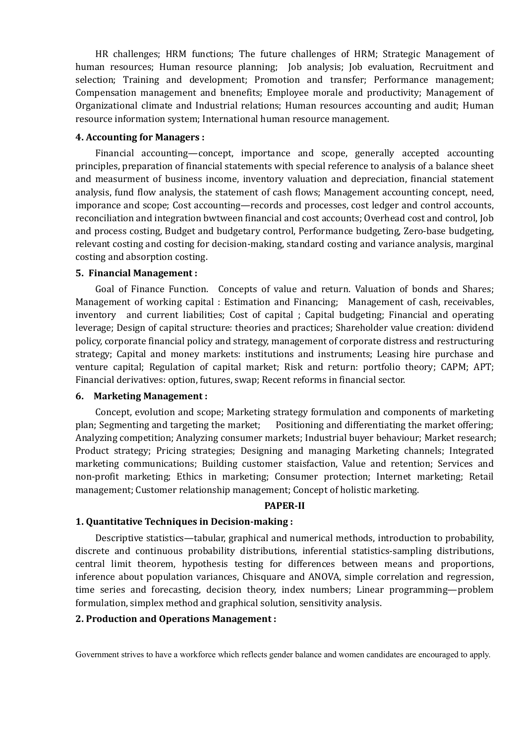HR challenges; HRM functions; The future challenges of HRM; Strategic Management of human resources; Human resource planning; Job analysis; Job evaluation, Recruitment and selection; Training and development; Promotion and transfer; Performance management; Compensation management and bnenefits; Employee morale and productivity; Management of Organizational climate and Industrial relations; Human resources accounting and audit; Human resource information system; International human resource management.

**4. Accounting for Managers :**

Financial accounting—concept, importance and scope, generally accepted accounting principles, preparation of financial statements with special reference to analysis of a balance sheet and measurment of business income, inventory valuation and depreciation, financial statement analysis, fund flow analysis, the statement of cash flows; Management accounting concept, need, imporance and scope; Cost accounting—records and processes, cost ledger and control accounts, reconciliation and integration bwtween financial and cost accounts; Overhead cost and control, Job and process costing, Budget and budgetary control, Performance budgeting, Zero-base budgeting, relevant costing and costing for decision-making, standard costing and variance analysis, marginal costing and absorption costing.

**5. Financial Management :**

Goal of Finance Function. Concepts of value and return. Valuation of bonds and Shares; Management of working capital : Estimation and Financing; Management of cash, receivables, inventory and current liabilities; Cost of capital ; Capital budgeting; Financial and operating leverage; Design of capital structure: theories and practices; Shareholder value creation: dividend policy, corporate financial policy and strategy, management of corporate distress and restructuring strategy; Capital and money markets: institutions and instruments; Leasing hire purchase and venture capital; Regulation of capital market; Risk and return: portfolio theory; CAPM; APT; Financial derivatives: option, futures, swap; Recent reforms in financial sector.

**6. Marketing Management :**

Concept, evolution and scope; Marketing strategy formulation and components of marketing plan; Segmenting and targeting the market; Positioning and differentiating the market offering; Analyzing competition; Analyzing consumer markets; Industrial buyer behaviour; Market research; Product strategy; Pricing strategies; Designing and managing Marketing channels; Integrated marketing communications; Building customer staisfaction, Value and retention; Services and non-profit marketing; Ethics in marketing; Consumer protection; Internet marketing; Retail management; Customer relationship management; Concept of holistic marketing.

**PAPER-II**

**1. Quantitative Techniques in Decision-making :**

Descriptive statistics—tabular, graphical and numerical methods, introduction to probability, discrete and continuous probability distributions, inferential statistics-sampling distributions, central limit theorem, hypothesis testing for differences between means and proportions, inference about population variances, Chisquare and ANOVA, simple correlation and regression, time series and forecasting, decision theory, index numbers; Linear programming—problem formulation, simplex method and graphical solution, sensitivity analysis.

**2. Production and Operations Management :**

Government strives to have a workforce which reflects gender balance and women candidates are encouraged to apply.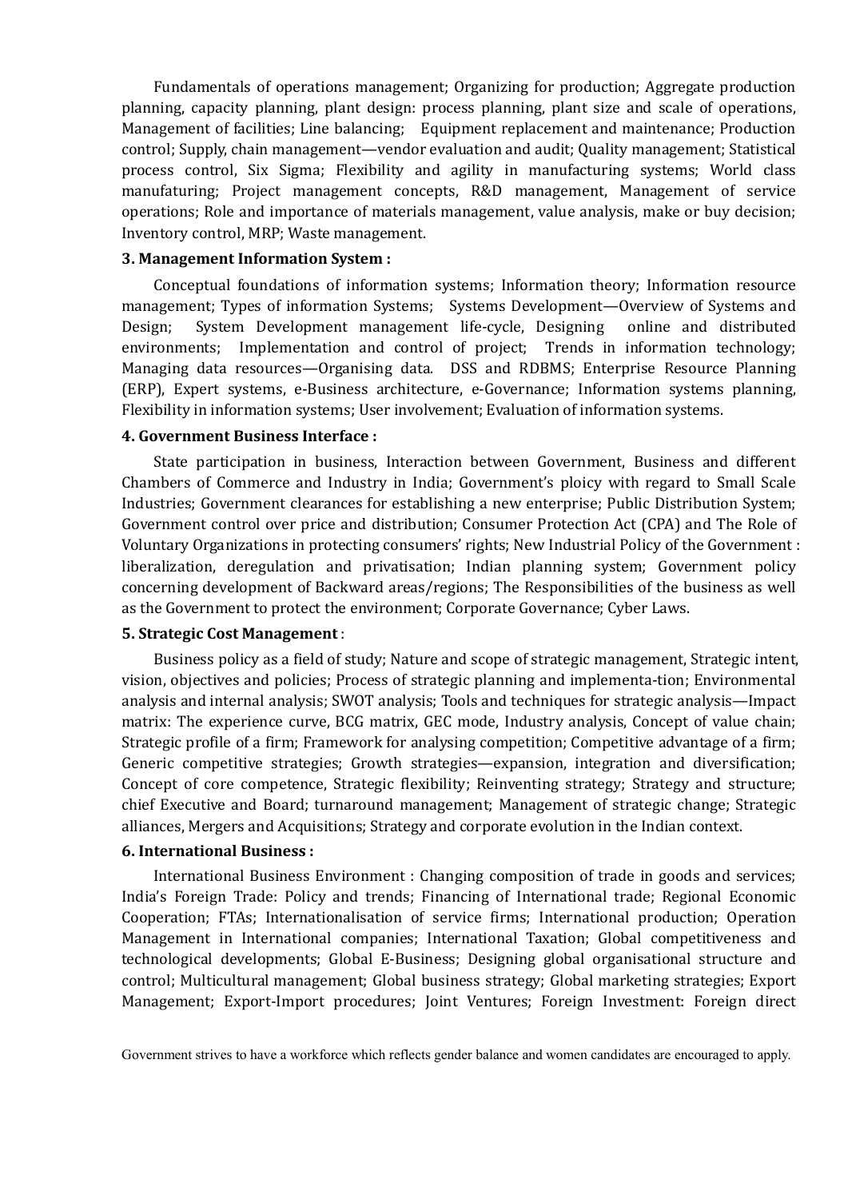Fundamentals of operations management; Organizing for production; Aggregate production planning, capacity planning, plant design: process planning, plant size and scale of operations, Management of facilities; Line balancing; Equipment replacement and maintenance; Production control; Supply, chain management—vendor evaluation and audit; Quality management; Statistical process control, Six Sigma; Flexibility and agility in manufacturing systems; World class manufaturing; Project management concepts, R&D management, Management of service operations; Role and importance of materials management, value analysis, make or buy decision; Inventory control, MRP; Waste management.

**3. Management Information System :**

Conceptual foundations of information systems; Information theory; Information resource management; Types of information Systems; Systems Development—Overview of Systems and Design; System Development management life-cycle, Designing online and distributed environments; Implementation and control of project; Trends in information technology; Managing data resources—Organising data. DSS and RDBMS; Enterprise Resource Planning (ERP), Expert systems, e-Business architecture, e-Governance; Information systems planning, Flexibility in information systems; User involvement; Evaluation of information systems.

**4. Government Business Interface :**

State participation in business, Interaction between Government, Business and different Chambers of Commerce and Industry in India; Government's ploicy with regard to Small Scale Industries; Government clearances for establishing a new enterprise; Public Distribution System; Government control over price and distribution; Consumer Protection Act (CPA) and The Role of Voluntary Organizations in protecting consumers' rights; New Industrial Policy of the Government : liberalization, deregulation and privatisation; Indian planning system; Government policy concerning development of Backward areas/regions; The Responsibilities of the business as well as the Government to protect the environment; Corporate Governance; Cyber Laws.

**5. Strategic Cost Management** :

Business policy as a field of study; Nature and scope of strategic management, Strategic intent, vision, objectives and policies; Process of strategic planning and implementa-tion; Environmental analysis and internal analysis; SWOT analysis; Tools and techniques for strategic analysis—Impact matrix: The experience curve, BCG matrix, GEC mode, Industry analysis, Concept of value chain; Strategic profile of a firm; Framework for analysing competition; Competitive advantage of a firm; Generic competitive strategies; Growth strategies—expansion, integration and diversification; Concept of core competence, Strategic flexibility; Reinventing strategy; Strategy and structure; chief Executive and Board; turnaround management; Management of strategic change; Strategic alliances, Mergers and Acquisitions; Strategy and corporate evolution in the Indian context.

**6. International Business :**

International Business Environment : Changing composition of trade in goods and services; India's Foreign Trade: Policy and trends; Financing of International trade; Regional Economic Cooperation; FTAs; Internationalisation of service firms; International production; Operation Management in International companies; International Taxation; Global competitiveness and technological developments; Global E-Business; Designing global organisational structure and control; Multicultural management; Global business strategy; Global marketing strategies; Export Management; Export-Import procedures; Joint Ventures; Foreign Investment: Foreign direct

Government strives to have a workforce which reflects gender balance and women candidates are encouraged to apply.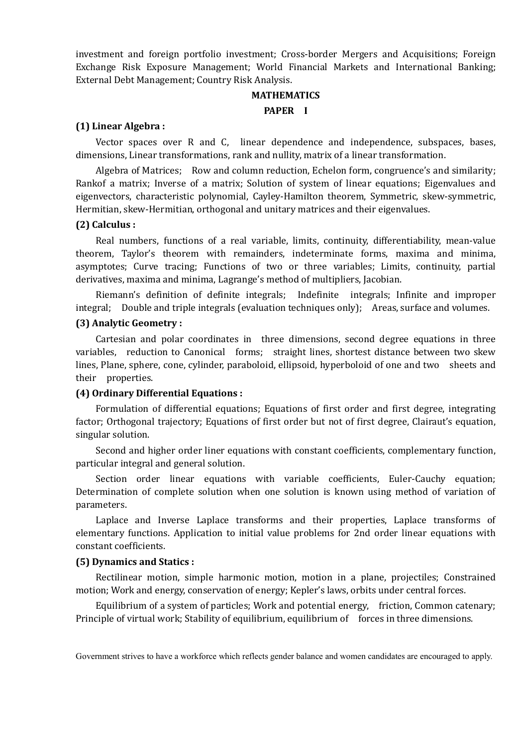investment and foreign portfolio investment; Cross-border Mergers and Acquisitions; Foreign Exchange Risk Exposure Management; World Financial Markets and International Banking; External Debt Management; Country Risk Analysis.

## MATHEMATICS

### PAPER I

**(1) Linear Algebra :**

Vector spaces over R and C, linear dependence and independence, subspaces, bases, dimensions, Linear transformations, rank and nullity, matrix of a linear transformation.

Algebra of Matrices; Row and column reduction, Echelon form, congruence's and similarity; Rankof a matrix; Inverse of a matrix; Solution of system of linear equations; Eigenvalues and eigenvectors, characteristic polynomial, Cayley-Hamilton theorem, Symmetric, skew-symmetric, Hermitian, skew-Hermitian, orthogonal and unitary matrices and their eigenvalues.

**(2) Calculus :**

Real numbers, functions of a real variable, limits, continuity, differentiability, mean-value theorem, Taylor's theorem with remainders, indeterminate forms, maxima and minima, asymptotes; Curve tracing; Functions of two or three variables; Limits, continuity, partial derivatives, maxima and minima, Lagrange's method of multipliers, Jacobian.

Riemann's definition of definite integrals; Indefinite integrals; Infinite and improper integral; Double and triple integrals (evaluation techniques only); Areas, surface and volumes.

**(3) Analytic Geometry :**

Cartesian and polar coordinates in three dimensions, second degree equations in three variables, reduction to Canonical forms; straight lines, shortest distance between two skew lines, Plane, sphere, cone, cylinder, paraboloid, ellipsoid, hyperboloid of one and two sheets and their properties.

**(4) Ordinary Differential Equations :**

Formulation of differential equations; Equations of first order and first degree, integrating factor; Orthogonal trajectory; Equations of first order but not of first degree, Clairaut's equation, singular solution.

Second and higher order liner equations with constant coefficients, complementary function, particular integral and general solution.

Section order linear equations with variable coefficients, Euler-Cauchy equation; Determination of complete solution when one solution is known using method of variation of parameters.

Laplace and Inverse Laplace transforms and their properties, Laplace transforms of elementary functions. Application to initial value problems for 2nd order linear equations with constant coefficients.

**(5) Dynamics and Statics :**

Rectilinear motion, simple harmonic motion, motion in a plane, projectiles; Constrained motion; Work and energy, conservation of energy; Kepler's laws, orbits under central forces.

Equilibrium of a system of particles; Work and potential energy, friction, Common catenary; Principle of virtual work; Stability of equilibrium, equilibrium of forces in three dimensions.

Government strives to have a workforce which reflects gender balance and women candidates are encouraged to apply.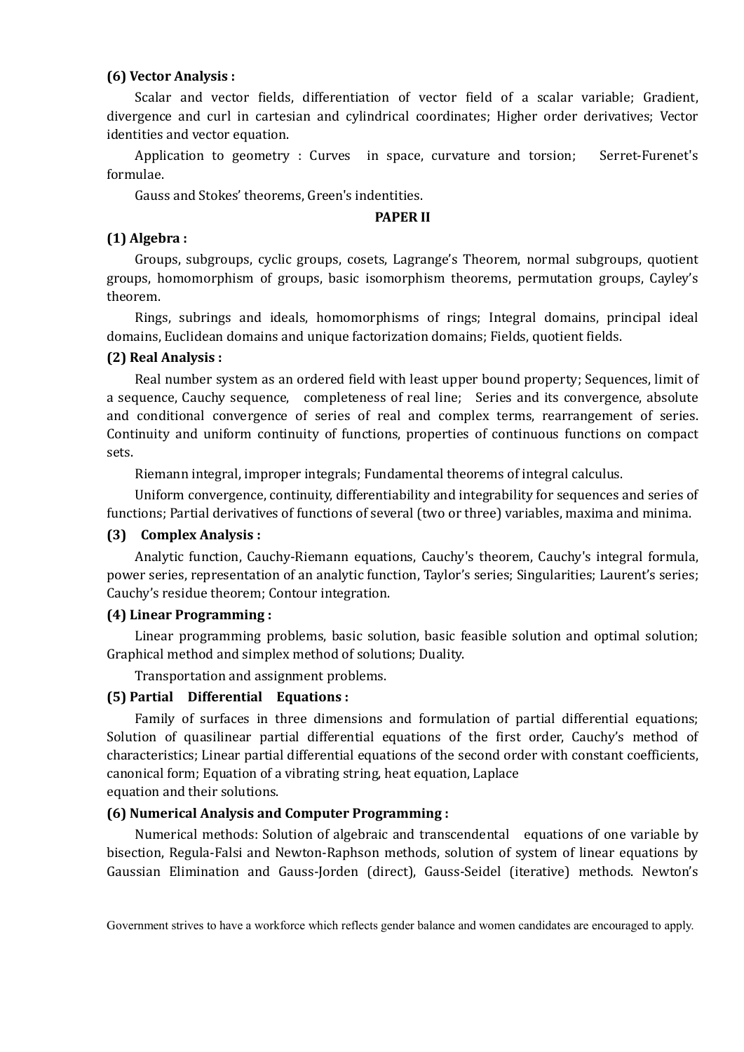**(6) Vector Analysis :**

Scalar and vector fields, differentiation of vector field of a scalar variable; Gradient, divergence and curl in cartesian and cylindrical coordinates; Higher order derivatives; Vector identities and vector equation.

Application to geometry : Curves in space, curvature and torsion; Serret-Furenet's formulae.

Gauss and Stokes' theorems, Green's indentities.

**PAPER II**

**(1) Algebra :**

Groups, subgroups, cyclic groups, cosets, Lagrange's Theorem, normal subgroups, quotient groups, homomorphism of groups, basic isomorphism theorems, permutation groups, Cayley's theorem.

Rings, subrings and ideals, homomorphisms of rings; Integral domains, principal ideal domains, Euclidean domains and unique factorization domains; Fields, quotient fields.

**(2) Real Analysis :**

Real number system as an ordered field with least upper bound property; Sequences, limit of a sequence, Cauchy sequence, completeness of real line; Series and its convergence, absolute and conditional convergence of series of real and complex terms, rearrangement of series. Continuity and uniform continuity of functions, properties of continuous functions on compact sets.

Riemann integral, improper integrals; Fundamental theorems of integral calculus.

Uniform convergence, continuity, differentiability and integrability for sequences and series of functions; Partial derivatives of functions of several (two or three) variables, maxima and minima.

**(3) Complex Analysis :**

Analytic function, Cauchy-Riemann equations, Cauchy's theorem, Cauchy's integral formula, power series, representation of an analytic function, Taylor's series; Singularities; Laurent's series; Cauchy's residue theorem; Contour integration.

**(4) Linear Programming :**

Linear programming problems, basic solution, basic feasible solution and optimal solution; Graphical method and simplex method of solutions; Duality.

Transportation and assignment problems.

**(5) Partial Differential Equations :**

Family of surfaces in three dimensions and formulation of partial differential equations; Solution of quasilinear partial differential equations of the first order, Cauchy's method of characteristics; Linear partial differential equations of the second order with constant coefficients, canonical form; Equation of a vibrating string, heat equation, Laplace equation and their solutions.

**(6) Numerical Analysis and Computer Programming :**

Numerical methods: Solution of algebraic and transcendental equations of one variable by bisection, Regula-Falsi and Newton-Raphson methods, solution of system of linear equations by Gaussian Elimination and Gauss-Jorden (direct), Gauss-Seidel (iterative) methods. Newton's

Government strives to have a workforce which reflects gender balance and women candidates are encouraged to apply.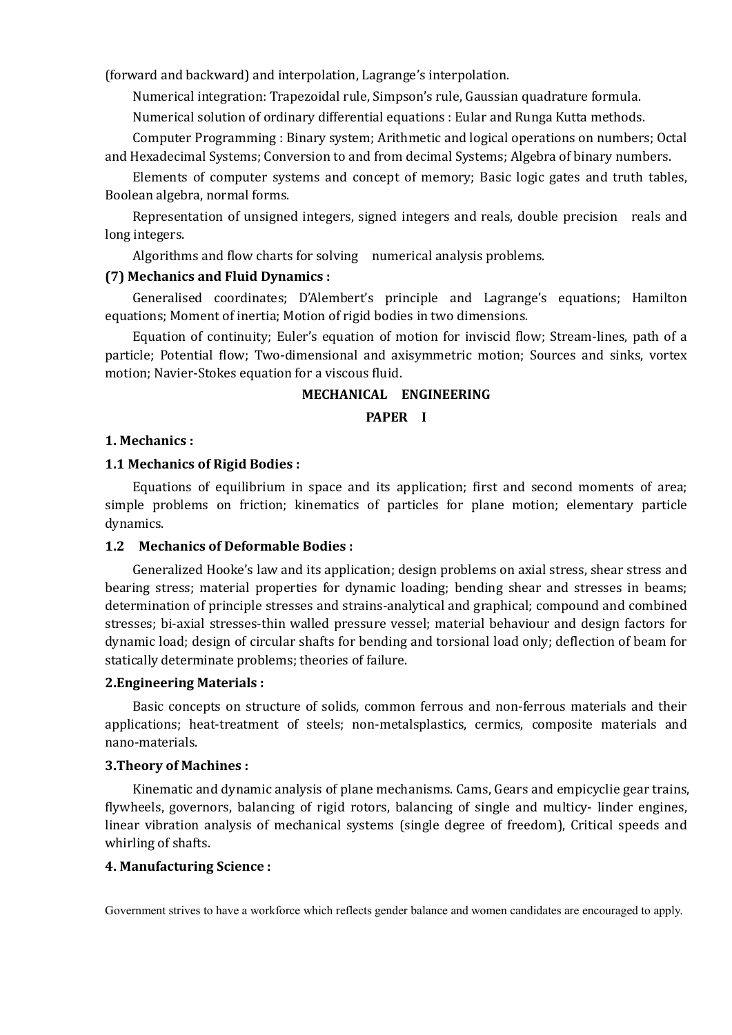(forward and backward) and interpolation, Lagrange's interpolation.

Numerical integration: Trapezoidal rule, Simpson's rule, Gaussian quadrature formula.

Numerical solution of ordinary differential equations : Eular and Runga Kutta methods.

Computer Programming : Binary system; Arithmetic and logical operations on numbers; Octal and Hexadecimal Systems; Conversion to and from decimal Systems; Algebra of binary numbers.

Elements of computer systems and concept of memory; Basic logic gates and truth tables, Boolean algebra, normal forms.

Representation of unsigned integers, signed integers and reals, double precision reals and long integers.

Algorithms and flow charts for solving numerical analysis problems.

**(7) Mechanics and Fluid Dynamics :**

Generalised coordinates; D'Alembert's principle and Lagrange's equations; Hamilton equations; Moment of inertia; Motion of rigid bodies in two dimensions.

Equation of continuity; Euler's equation of motion for inviscid flow; Stream-lines, path of a particle; Potential flow; Two-dimensional and axisymmetric motion; Sources and sinks, vortex motion; Navier-Stokes equation for a viscous fluid.

## MECHANICAL ENGINEERING

### PAPER I

**1. Mechanics :**

**1.1 Mechanics of Rigid Bodies :**

Equations of equilibrium in space and its application; first and second moments of area; simple problems on friction; kinematics of particles for plane motion; elementary particle dynamics.

**1.2 Mechanics of Deformable Bodies :**

Generalized Hooke's law and its application; design problems on axial stress, shear stress and bearing stress; material properties for dynamic loading; bending shear and stresses in beams; determination of principle stresses and strains-analytical and graphical; compound and combined stresses; bi-axial stresses-thin walled pressure vessel; material behaviour and design factors for dynamic load; design of circular shafts for bending and torsional load only; deflection of beam for statically determinate problems; theories of failure.

**2.Engineering Materials :**

Basic concepts on structure of solids, common ferrous and non-ferrous materials and their applications; heat-treatment of steels; non-metalsplastics, cermics, composite materials and nano-materials.

**3.Theory of Machines :**

Kinematic and dynamic analysis of plane mechanisms. Cams, Gears and empicyclie gear trains, flywheels, governors, balancing of rigid rotors, balancing of single and multicy- linder engines, linear vibration analysis of mechanical systems (single degree of freedom), Critical speeds and whirling of shafts.

**4. Manufacturing Science :**

Government strives to have a workforce which reflects gender balance and women candidates are encouraged to apply.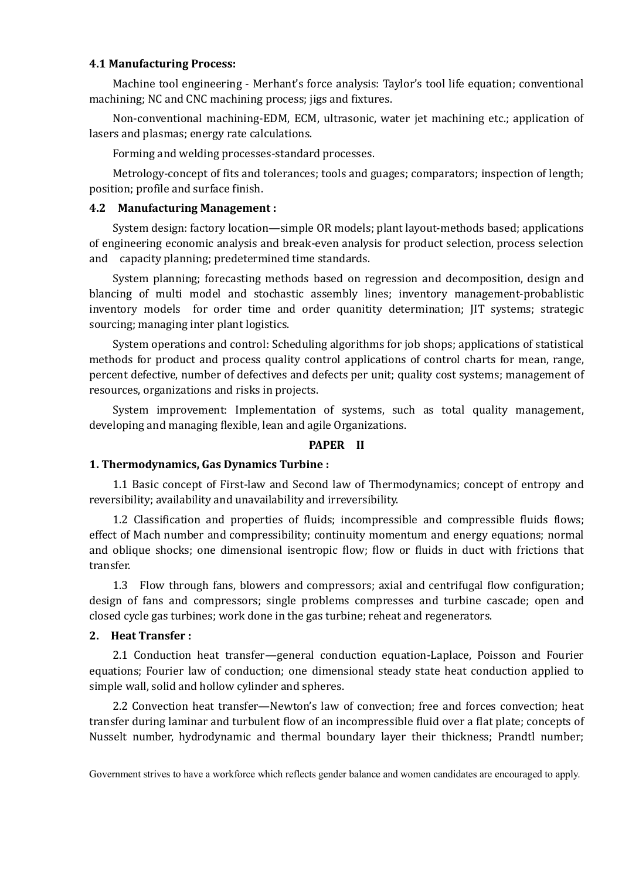#### 4.1 Manufacturing Process:

Machine tool engineering - Merhant's force analysis: Taylor's tool life equation; conventional machining; NC and CNC machining process; jigs and fixtures.

Non-conventional machining-EDM, ECM, ultrasonic, water jet machining etc.; application of lasers and plasmas; energy rate calculations.

Forming and welding processes-standard processes.

Metrology-concept of fits and tolerances; tools and guages; comparators; inspection of length; position; profile and surface finish.

#### 4.2 Manufacturing Management :

System design: factory location—simple OR models; plant layout-methods based; applications of engineering economic analysis and break-even analysis for product selection, process selection and capacity planning; predetermined time standards.

System planning; forecasting methods based on regression and decomposition, design and blancing of multi model and stochastic assembly lines; inventory management-probablistic inventory models for order time and order quanitity determination; JIT systems; strategic sourcing; managing inter plant logistics.

System operations and control: Scheduling algorithms for job shops; applications of statistical methods for product and process quality control applications of control charts for mean, range, percent defective, number of defectives and defects per unit; quality cost systems; management of resources, organizations and risks in projects.

System improvement: Implementation of systems, such as total quality management, developing and managing flexible, lean and agile Organizations.

## PAPER II

#### 1. Thermodynamics, Gas Dynamics Turbine :

1.1 Basic concept of First-law and Second law of Thermodynamics; concept of entropy and reversibility; availability and unavailability and irreversibility.

1.2 Classification and properties of fluids; incompressible and compressible fluids flows; effect of Mach number and compressibility; continuity momentum and energy equations; normal and oblique shocks; one dimensional isentropic flow; flow or fluids in duct with frictions that transfer.

1.3 Flow through fans, blowers and compressors; axial and centrifugal flow configuration; design of fans and compressors; single problems compresses and turbine cascade; open and closed cycle gas turbines; work done in the gas turbine; reheat and regenerators.

#### 2. Heat Transfer :

2.1 Conduction heat transfer—general conduction equation-Laplace, Poisson and Fourier equations; Fourier law of conduction; one dimensional steady state heat conduction applied to simple wall, solid and hollow cylinder and spheres.

2.2 Convection heat transfer—Newton's law of convection; free and forces convection; heat transfer during laminar and turbulent flow of an incompressible fluid over a flat plate; concepts of Nusselt number, hydrodynamic and thermal boundary layer their thickness; Prandtl number;

Government strives to have a workforce which reflects gender balance and women candidates are encouraged to apply.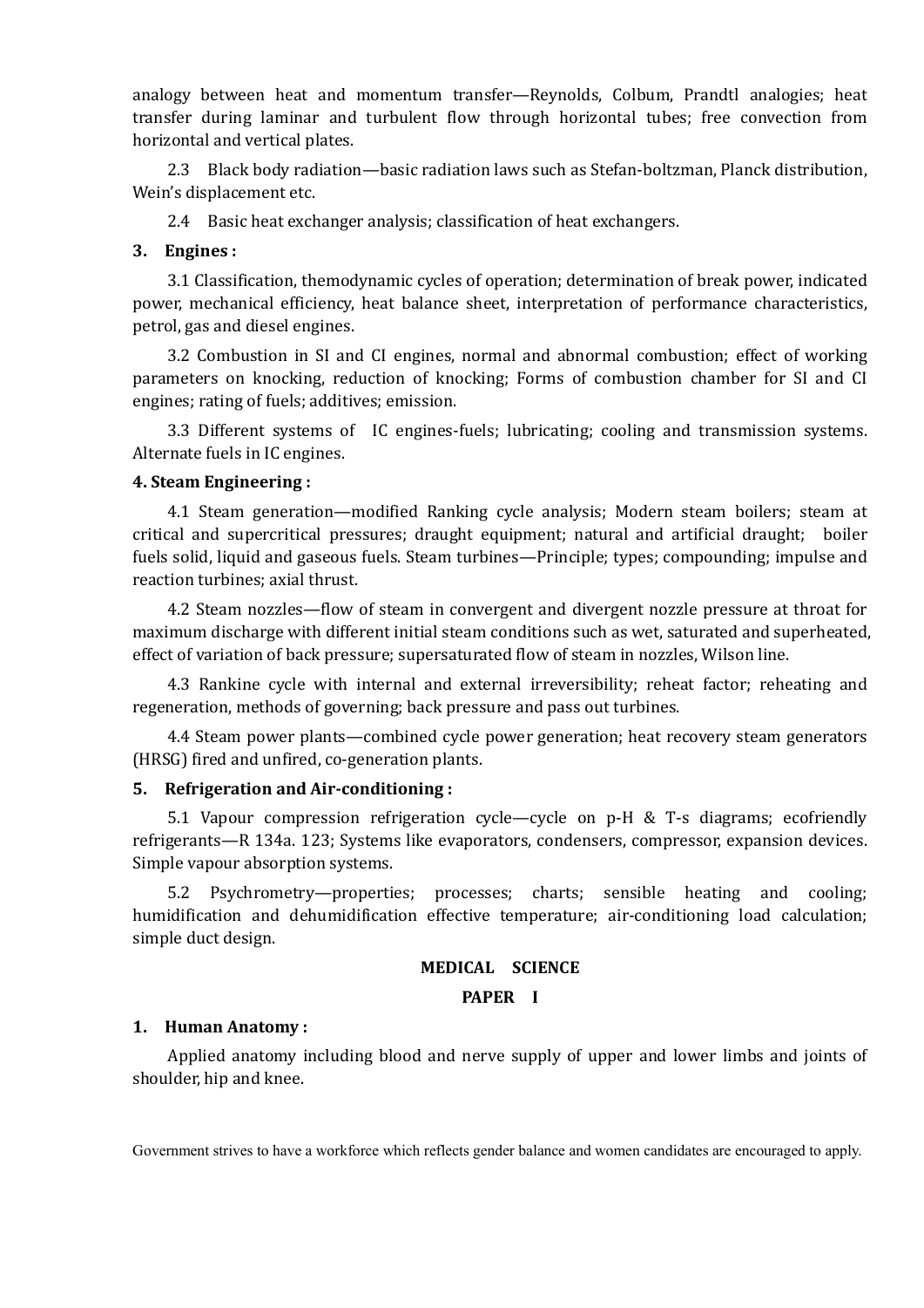analogy between heat and momentum transfer—Reynolds, Colbum, Prandtl analogies; heat transfer during laminar and turbulent flow through horizontal tubes; free convection from horizontal and vertical plates.

2.3 Black body radiation—basic radiation laws such as Stefan-boltzman, Planck distribution, Wein's displacement etc.

2.4 Basic heat exchanger analysis; classification of heat exchangers.

**3. Engines :**

3.1 Classification, themodynamic cycles of operation; determination of break power, indicated power, mechanical efficiency, heat balance sheet, interpretation of performance characteristics, petrol, gas and diesel engines.

3.2 Combustion in SI and CI engines, normal and abnormal combustion; effect of working parameters on knocking, reduction of knocking; Forms of combustion chamber for SI and CI engines; rating of fuels; additives; emission.

3.3 Different systems of IC engines-fuels; lubricating; cooling and transmission systems. Alternate fuels in IC engines.

**4. Steam Engineering :**

4.1 Steam generation—modified Ranking cycle analysis; Modern steam boilers; steam at critical and supercritical pressures; draught equipment; natural and artificial draught; boiler fuels solid, liquid and gaseous fuels. Steam turbines—Principle; types; compounding; impulse and reaction turbines; axial thrust.

4.2 Steam nozzles—flow of steam in convergent and divergent nozzle pressure at throat for maximum discharge with different initial steam conditions such as wet, saturated and superheated, effect of variation of back pressure; supersaturated flow of steam in nozzles, Wilson line.

4.3 Rankine cycle with internal and external irreversibility; reheat factor; reheating and regeneration, methods of governing; back pressure and pass out turbines.

4.4 Steam power plants—combined cycle power generation; heat recovery steam generators (HRSG) fired and unfired, co-generation plants.

**5. Refrigeration and Air-conditioning :**

5.1 Vapour compression refrigeration cycle—cycle on p-H & T-s diagrams; ecofriendly refrigerants—R 134a. 123; Systems like evaporators, condensers, compressor, expansion devices. Simple vapour absorption systems.

5.2 Psychrometry—properties; processes; charts; sensible heating and cooling; humidification and dehumidification effective temperature; air-conditioning load calculation; simple duct design.

## MEDICAL SCIENCE

### PAPER I

**1. Human Anatomy :**

Applied anatomy including blood and nerve supply of upper and lower limbs and joints of shoulder, hip and knee.

Government strives to have a workforce which reflects gender balance and women candidates are encouraged to apply.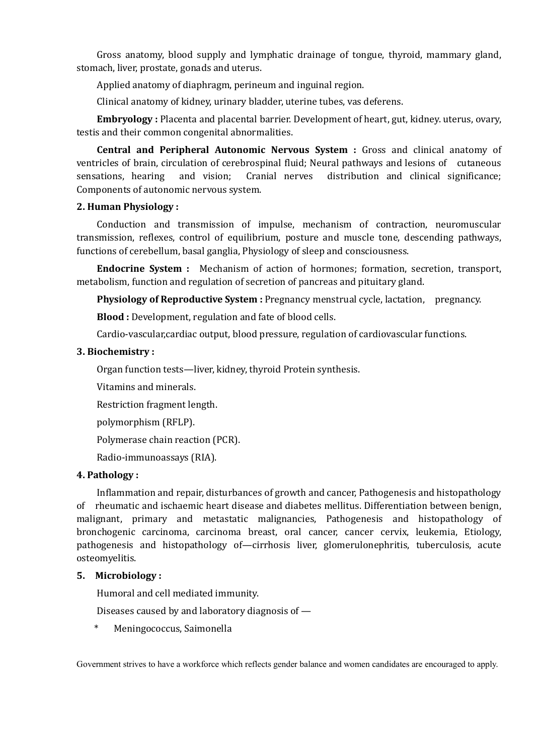Gross anatomy, blood supply and lymphatic drainage of tongue, thyroid, mammary gland, stomach, liver, prostate, gonads and uterus.

Applied anatomy of diaphragm, perineum and inguinal region.

Clinical anatomy of kidney, urinary bladder, uterine tubes, vas deferens.

**Embryology :** Placenta and placental barrier. Development of heart, gut, kidney. uterus, ovary, testis and their common congenital abnormalities.

**Central and Peripheral Autonomic Nervous System :** Gross and clinical anatomy of ventricles of brain, circulation of cerebrospinal fluid; Neural pathways and lesions of cutaneous sensations, hearing and vision; Cranial nerves distribution and clinical significance; Components of autonomic nervous system.

**2. Human Physiology :**

Conduction and transmission of impulse, mechanism of contraction, neuromuscular transmission, reflexes, control of equilibrium, posture and muscle tone, descending pathways, functions of cerebellum, basal ganglia, Physiology of sleep and consciousness.

**Endocrine System :** Mechanism of action of hormones; formation, secretion, transport, metabolism, function and regulation of secretion of pancreas and pituitary gland.

**Physiology of Reproductive System :** Pregnancy menstrual cycle, lactation, pregnancy.

**Blood :** Development, regulation and fate of blood cells.

Cardio-vascular,cardiac output, blood pressure, regulation of cardiovascular functions.

**3. Biochemistry :**

Organ function tests—liver, kidney, thyroid Protein synthesis.

Vitamins and minerals.

Restriction fragment length.

polymorphism (RFLP).

Polymerase chain reaction (PCR).

Radio-immunoassays (RIA).

**4. Pathology :**

Inflammation and repair, disturbances of growth and cancer, Pathogenesis and histopathology of rheumatic and ischaemic heart disease and diabetes mellitus. Differentiation between benign, malignant, primary and metastatic malignancies, Pathogenesis and histopathology of bronchogenic carcinoma, carcinoma breast, oral cancer, cancer cervix, leukemia, Etiology, pathogenesis and histopathology of—cirrhosis liver, glomerulonephritis, tuberculosis, acute osteomyelitis.

**5. Microbiology :**

Humoral and cell mediated immunity.

Diseases caused by and laboratory diagnosis of —

* Meningococcus, Saimonella

Government strives to have a workforce which reflects gender balance and women candidates are encouraged to apply.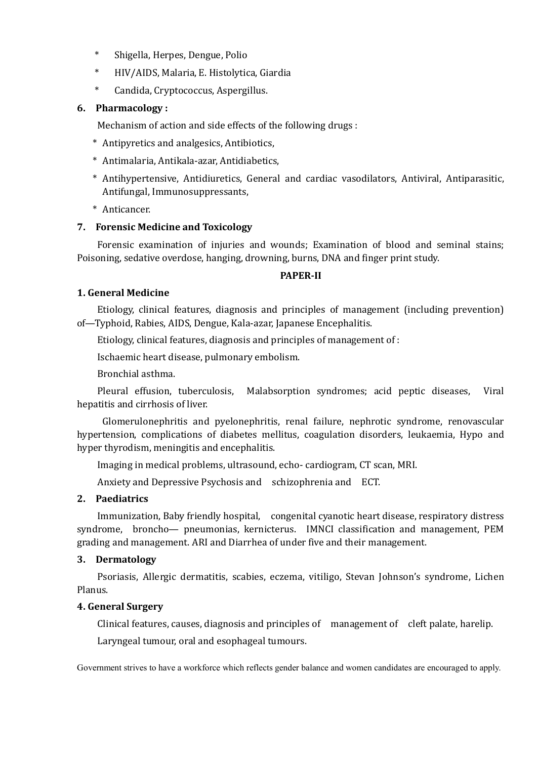* Shigella, Herpes, Dengue, Polio
* HIV/AIDS, Malaria, E. Histolytica, Giardia
* Candida, Cryptococcus, Aspergillus.

**6. Pharmacology :**

Mechanism of action and side effects of the following drugs :

* Antipyretics and analgesics, Antibiotics,
* Antimalaria, Antikala-azar, Antidiabetics,
* Antihypertensive, Antidiuretics, General and cardiac vasodilators, Antiviral, Antiparasitic, Antifungal, Immunosuppressants,
* Anticancer.

**7. Forensic Medicine and Toxicology**

Forensic examination of injuries and wounds; Examination of blood and seminal stains; Poisoning, sedative overdose, hanging, drowning, burns, DNA and finger print study.

**PAPER-II**

**1. General Medicine**

Etiology, clinical features, diagnosis and principles of management (including prevention) of—Typhoid, Rabies, AIDS, Dengue, Kala-azar, Japanese Encephalitis.

Etiology, clinical features, diagnosis and principles of management of :

Ischaemic heart disease, pulmonary embolism.

Bronchial asthma.

Pleural effusion, tuberculosis, Malabsorption syndromes; acid peptic diseases, Viral hepatitis and cirrhosis of liver.

Glomerulonephritis and pyelonephritis, renal failure, nephrotic syndrome, renovascular hypertension, complications of diabetes mellitus, coagulation disorders, leukaemia, Hypo and hyper thyrodism, meningitis and encephalitis.

Imaging in medical problems, ultrasound, echo- cardiogram, CT scan, MRI.

Anxiety and Depressive Psychosis and schizophrenia and ECT.

**2. Paediatrics**

Immunization, Baby friendly hospital, congenital cyanotic heart disease, respiratory distress syndrome, broncho— pneumonias, kernicterus. IMNCI classification and management, PEM grading and management. ARI and Diarrhea of under five and their management.

**3. Dermatology**

Psoriasis, Allergic dermatitis, scabies, eczema, vitiligo, Stevan Johnson's syndrome, Lichen Planus.

**4. General Surgery**

Clinical features, causes, diagnosis and principles of management of cleft palate, harelip.

Laryngeal tumour, oral and esophageal tumours.

Government strives to have a workforce which reflects gender balance and women candidates are encouraged to apply.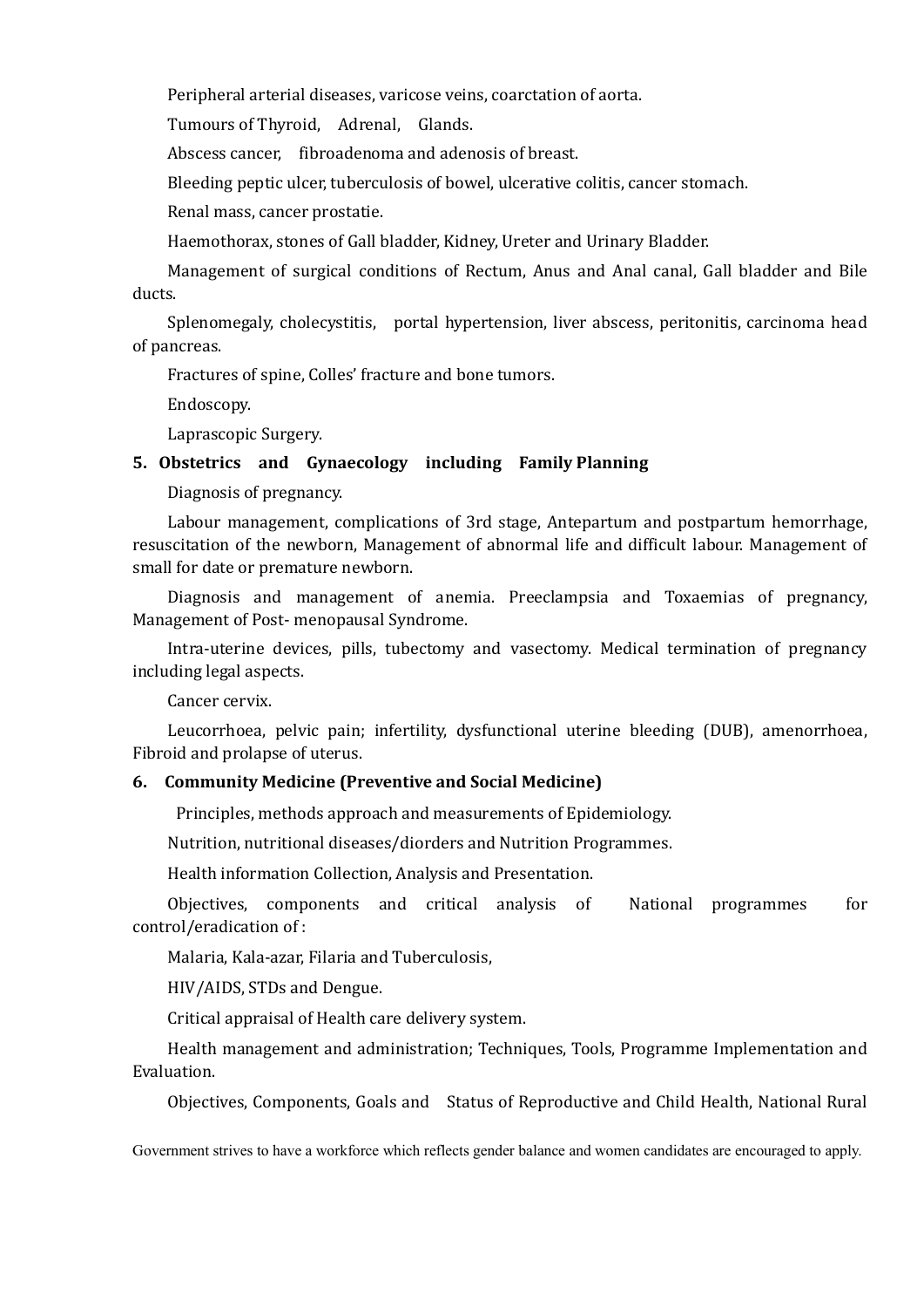Peripheral arterial diseases, varicose veins, coarctation of aorta.

Tumours of Thyroid, Adrenal, Glands.

Abscess cancer, fibroadenoma and adenosis of breast.

Bleeding peptic ulcer, tuberculosis of bowel, ulcerative colitis, cancer stomach.

Renal mass, cancer prostatie.

Haemothorax, stones of Gall bladder, Kidney, Ureter and Urinary Bladder.

Management of surgical conditions of Rectum, Anus and Anal canal, Gall bladder and Bile ducts.

Splenomegaly, cholecystitis, portal hypertension, liver abscess, peritonitis, carcinoma head of pancreas.

Fractures of spine, Colles' fracture and bone tumors.

Endoscopy.

Laprascopic Surgery.

**5. Obstetrics and Gynaecology including Family Planning**

Diagnosis of pregnancy.

Labour management, complications of 3rd stage, Antepartum and postpartum hemorrhage, resuscitation of the newborn, Management of abnormal life and difficult labour. Management of small for date or premature newborn.

Diagnosis and management of anemia. Preeclampsia and Toxaemias of pregnancy, Management of Post- menopausal Syndrome.

Intra-uterine devices, pills, tubectomy and vasectomy. Medical termination of pregnancy including legal aspects.

Cancer cervix.

Leucorrhoea, pelvic pain; infertility, dysfunctional uterine bleeding (DUB), amenorrhoea, Fibroid and prolapse of uterus.

**6. Community Medicine (Preventive and Social Medicine)**

Principles, methods approach and measurements of Epidemiology.

Nutrition, nutritional diseases/diorders and Nutrition Programmes.

Health information Collection, Analysis and Presentation.

Objectives, components and critical analysis of National programmes for control/eradication of :

Malaria, Kala-azar, Filaria and Tuberculosis,

HIV/AIDS, STDs and Dengue.

Critical appraisal of Health care delivery system.

Health management and administration; Techniques, Tools, Programme Implementation and Evaluation.

Objectives, Components, Goals and Status of Reproductive and Child Health, National Rural

Government strives to have a workforce which reflects gender balance and women candidates are encouraged to apply.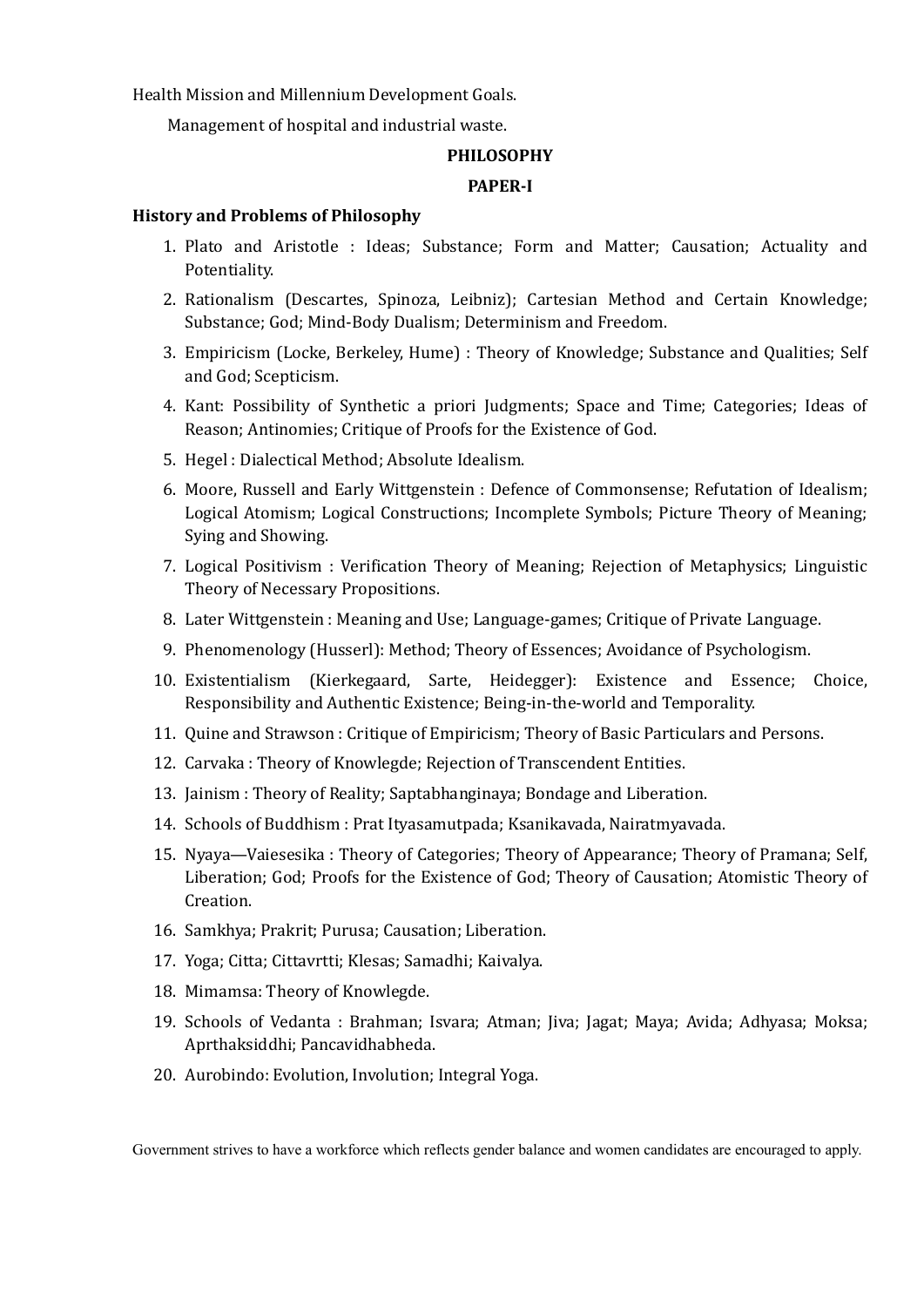Health Mission and Millennium Development Goals.

Management of hospital and industrial waste.

## PHILOSOPHY

### PAPER-I

**History and Problems of Philosophy**

1. Plato and Aristotle : Ideas; Substance; Form and Matter; Causation; Actuality and Potentiality.
2. Rationalism (Descartes, Spinoza, Leibniz); Cartesian Method and Certain Knowledge; Substance; God; Mind-Body Dualism; Determinism and Freedom.
3. Empiricism (Locke, Berkeley, Hume) : Theory of Knowledge; Substance and Qualities; Self and God; Scepticism.
4. Kant: Possibility of Synthetic a priori Judgments; Space and Time; Categories; Ideas of Reason; Antinomies; Critique of Proofs for the Existence of God.
5. Hegel : Dialectical Method; Absolute Idealism.
6. Moore, Russell and Early Wittgenstein : Defence of Commonsense; Refutation of Idealism; Logical Atomism; Logical Constructions; Incomplete Symbols; Picture Theory of Meaning; Sying and Showing.
7. Logical Positivism : Verification Theory of Meaning; Rejection of Metaphysics; Linguistic Theory of Necessary Propositions.
8. Later Wittgenstein : Meaning and Use; Language-games; Critique of Private Language.
9. Phenomenology (Husserl): Method; Theory of Essences; Avoidance of Psychologism.
10. Existentialism (Kierkegaard, Sarte, Heidegger): Existence and Essence; Choice, Responsibility and Authentic Existence; Being-in-the-world and Temporality.
11. Quine and Strawson : Critique of Empiricism; Theory of Basic Particulars and Persons.
12. Carvaka : Theory of Knowlegde; Rejection of Transcendent Entities.
13. Jainism : Theory of Reality; Saptabhanginaya; Bondage and Liberation.
14. Schools of Buddhism : Prat Ityasamutpada; Ksanikavada, Nairatmyavada.
15. Nyaya—Vaiesesika : Theory of Categories; Theory of Appearance; Theory of Pramana; Self, Liberation; God; Proofs for the Existence of God; Theory of Causation; Atomistic Theory of Creation.
16. Samkhya; Prakrit; Purusa; Causation; Liberation.
17. Yoga; Citta; Cittavrtti; Klesas; Samadhi; Kaivalya.
18. Mimamsa: Theory of Knowlegde.
19. Schools of Vedanta : Brahman; Isvara; Atman; Jiva; Jagat; Maya; Avida; Adhyasa; Moksa; Aprthaksiddhi; Pancavidhabheda.
20. Aurobindo: Evolution, Involution; Integral Yoga.

Government strives to have a workforce which reflects gender balance and women candidates are encouraged to apply.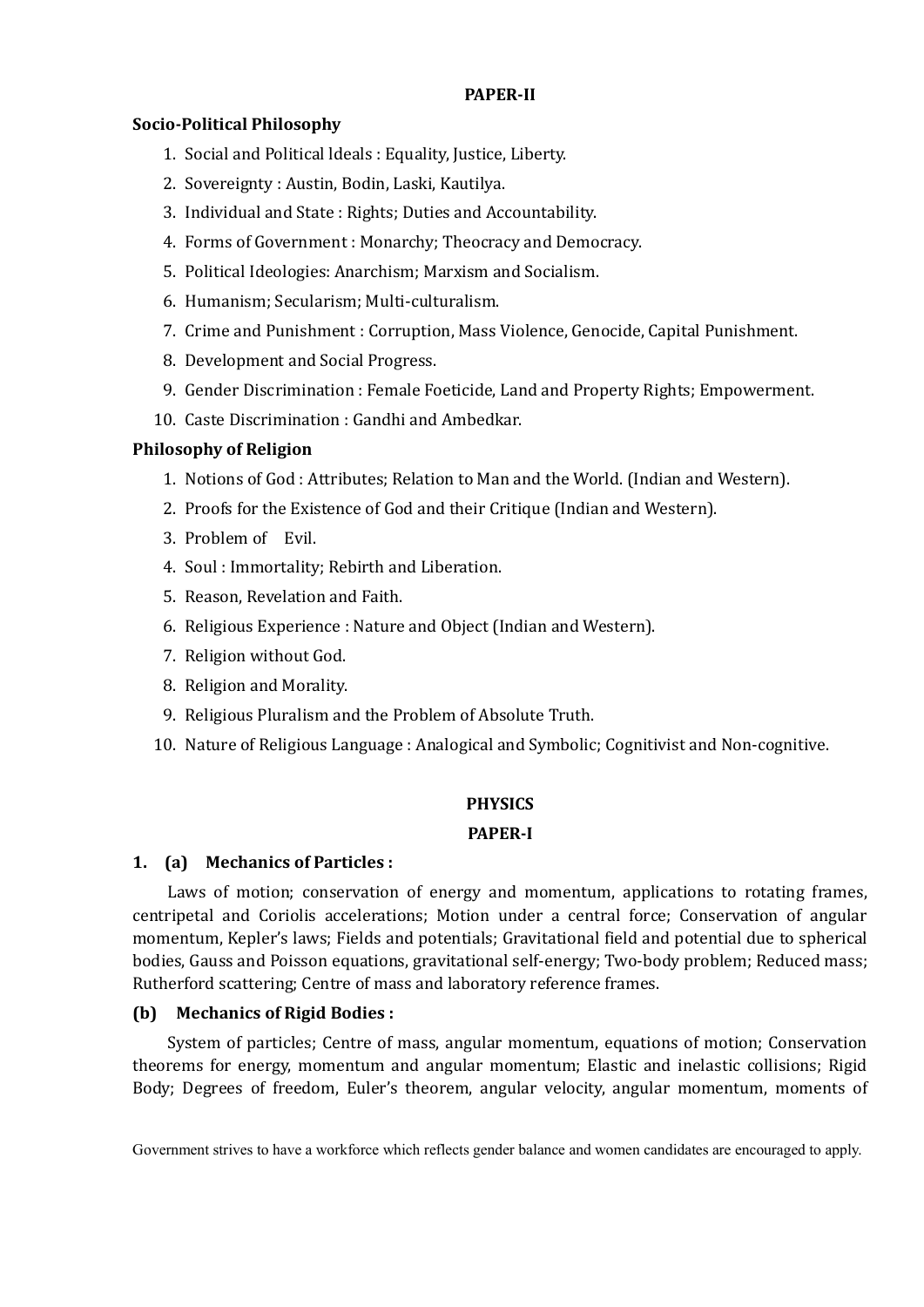**PAPER-II**

**Socio-Political Philosophy**

1. Social and Political ldeals : Equality, Justice, Liberty.
2. Sovereignty : Austin, Bodin, Laski, Kautilya.
3. Individual and State : Rights; Duties and Accountability.
4. Forms of Government : Monarchy; Theocracy and Democracy.
5. Political Ideologies: Anarchism; Marxism and Socialism.
6. Humanism; Secularism; Multi-culturalism.
7. Crime and Punishment : Corruption, Mass Violence, Genocide, Capital Punishment.
8. Development and Social Progress.
9. Gender Discrimination : Female Foeticide, Land and Property Rights; Empowerment.
10. Caste Discrimination : Gandhi and Ambedkar.

**Philosophy of Religion**

1. Notions of God : Attributes; Relation to Man and the World. (Indian and Western).
2. Proofs for the Existence of God and their Critique (Indian and Western).
3. Problem of Evil.
4. Soul : Immortality; Rebirth and Liberation.
5. Reason, Revelation and Faith.
6. Religious Experience : Nature and Object (Indian and Western).
7. Religion without God.
8. Religion and Morality.
9. Religious Pluralism and the Problem of Absolute Truth.
10. Nature of Religious Language : Analogical and Symbolic; Cognitivist and Non-cognitive.

**PHYSICS**

**PAPER-I**

**1. (a) Mechanics of Particles :**

Laws of motion; conservation of energy and momentum, applications to rotating frames, centripetal and Coriolis accelerations; Motion under a central force; Conservation of angular momentum, Kepler's laws; Fields and potentials; Gravitational field and potential due to spherical bodies, Gauss and Poisson equations, gravitational self-energy; Two-body problem; Reduced mass; Rutherford scattering; Centre of mass and laboratory reference frames.

**(b) Mechanics of Rigid Bodies :**

System of particles; Centre of mass, angular momentum, equations of motion; Conservation theorems for energy, momentum and angular momentum; Elastic and inelastic collisions; Rigid Body; Degrees of freedom, Euler's theorem, angular velocity, angular momentum, moments of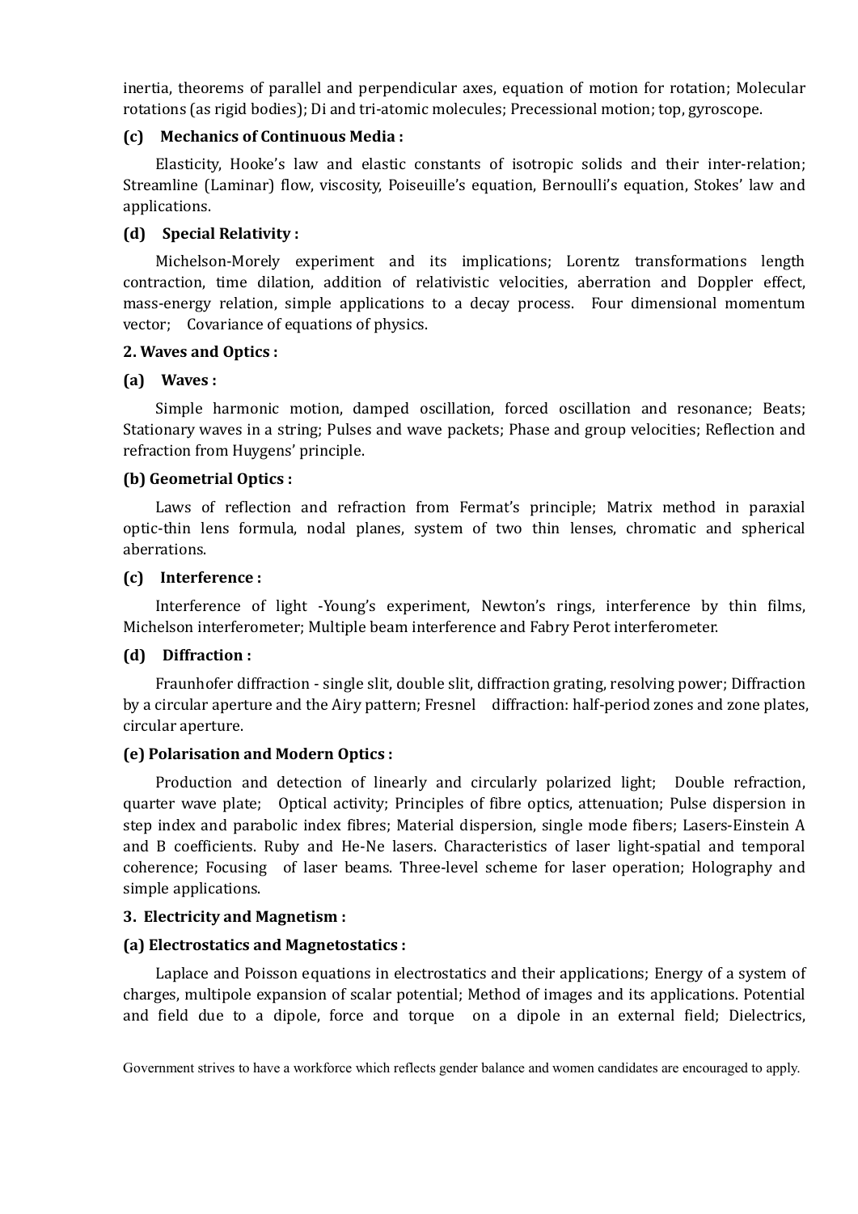inertia, theorems of parallel and perpendicular axes, equation of motion for rotation; Molecular rotations (as rigid bodies); Di and tri-atomic molecules; Precessional motion; top, gyroscope.

**(c) Mechanics of Continuous Media :**

Elasticity, Hooke's law and elastic constants of isotropic solids and their inter-relation; Streamline (Laminar) flow, viscosity, Poiseuille's equation, Bernoulli's equation, Stokes' law and applications.

**(d) Special Relativity :**

Michelson-Morely experiment and its implications; Lorentz transformations length contraction, time dilation, addition of relativistic velocities, aberration and Doppler effect, mass-energy relation, simple applications to a decay process. Four dimensional momentum vector; Covariance of equations of physics.

**2. Waves and Optics :**

**(a) Waves :**

Simple harmonic motion, damped oscillation, forced oscillation and resonance; Beats; Stationary waves in a string; Pulses and wave packets; Phase and group velocities; Reflection and refraction from Huygens' principle.

**(b) Geometrial Optics :**

Laws of reflection and refraction from Fermat's principle; Matrix method in paraxial optic-thin lens formula, nodal planes, system of two thin lenses, chromatic and spherical aberrations.

**(c) Interference :**

Interference of light -Young's experiment, Newton's rings, interference by thin films, Michelson interferometer; Multiple beam interference and Fabry Perot interferometer.

**(d) Diffraction :**

Fraunhofer diffraction - single slit, double slit, diffraction grating, resolving power; Diffraction by a circular aperture and the Airy pattern; Fresnel diffraction: half-period zones and zone plates, circular aperture.

**(e) Polarisation and Modern Optics :**

Production and detection of linearly and circularly polarized light; Double refraction, quarter wave plate; Optical activity; Principles of fibre optics, attenuation; Pulse dispersion in step index and parabolic index fibres; Material dispersion, single mode fibers; Lasers-Einstein A and B coefficients. Ruby and He-Ne lasers. Characteristics of laser light-spatial and temporal coherence; Focusing of laser beams. Three-level scheme for laser operation; Holography and simple applications.

**3. Electricity and Magnetism :**

**(a) Electrostatics and Magnetostatics :**

Laplace and Poisson equations in electrostatics and their applications; Energy of a system of charges, multipole expansion of scalar potential; Method of images and its applications. Potential and field due to a dipole, force and torque on a dipole in an external field; Dielectrics,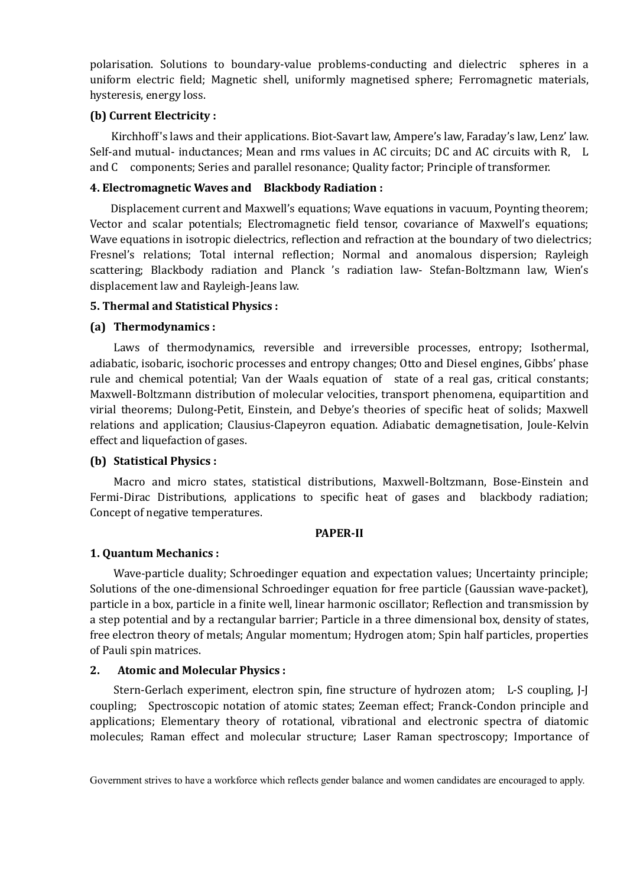polarisation. Solutions to boundary-value problems-conducting and dielectric spheres in a uniform electric field; Magnetic shell, uniformly magnetised sphere; Ferromagnetic materials, hysteresis, energy loss.

**(b) Current Electricity :**

Kirchhoff's laws and their applications. Biot-Savart law, Ampere's law, Faraday's law, Lenz' law. Self-and mutual- inductances; Mean and rms values in AC circuits; DC and AC circuits with R, L and C components; Series and parallel resonance; Quality factor; Principle of transformer.

**4. Electromagnetic Waves and Blackbody Radiation :**

Displacement current and Maxwell's equations; Wave equations in vacuum, Poynting theorem; Vector and scalar potentials; Electromagnetic field tensor, covariance of Maxwell's equations; Wave equations in isotropic dielectrics, reflection and refraction at the boundary of two dielectrics; Fresnel's relations; Total internal reflection; Normal and anomalous dispersion; Rayleigh scattering; Blackbody radiation and Planck 's radiation law- Stefan-Boltzmann law, Wien's displacement law and Rayleigh-Jeans law.

**5. Thermal and Statistical Physics :**

**(a) Thermodynamics :**

Laws of thermodynamics, reversible and irreversible processes, entropy; Isothermal, adiabatic, isobaric, isochoric processes and entropy changes; Otto and Diesel engines, Gibbs' phase rule and chemical potential; Van der Waals equation of state of a real gas, critical constants; Maxwell-Boltzmann distribution of molecular velocities, transport phenomena, equipartition and virial theorems; Dulong-Petit, Einstein, and Debye's theories of specific heat of solids; Maxwell relations and application; Clausius-Clapeyron equation. Adiabatic demagnetisation, Joule-Kelvin effect and liquefaction of gases.

**(b) Statistical Physics :**

Macro and micro states, statistical distributions, Maxwell-Boltzmann, Bose-Einstein and Fermi-Dirac Distributions, applications to specific heat of gases and blackbody radiation; Concept of negative temperatures.

**PAPER-II**

**1. Quantum Mechanics :**

Wave-particle duality; Schroedinger equation and expectation values; Uncertainty principle; Solutions of the one-dimensional Schroedinger equation for free particle (Gaussian wave-packet), particle in a box, particle in a finite well, linear harmonic oscillator; Reflection and transmission by a step potential and by a rectangular barrier; Particle in a three dimensional box, density of states, free electron theory of metals; Angular momentum; Hydrogen atom; Spin half particles, properties of Pauli spin matrices.

**2. Atomic and Molecular Physics :**

Stern-Gerlach experiment, electron spin, fine structure of hydrozen atom; L-S coupling, J-J coupling; Spectroscopic notation of atomic states; Zeeman effect; Franck-Condon principle and applications; Elementary theory of rotational, vibrational and electronic spectra of diatomic molecules; Raman effect and molecular structure; Laser Raman spectroscopy; Importance of

Government strives to have a workforce which reflects gender balance and women candidates are encouraged to apply.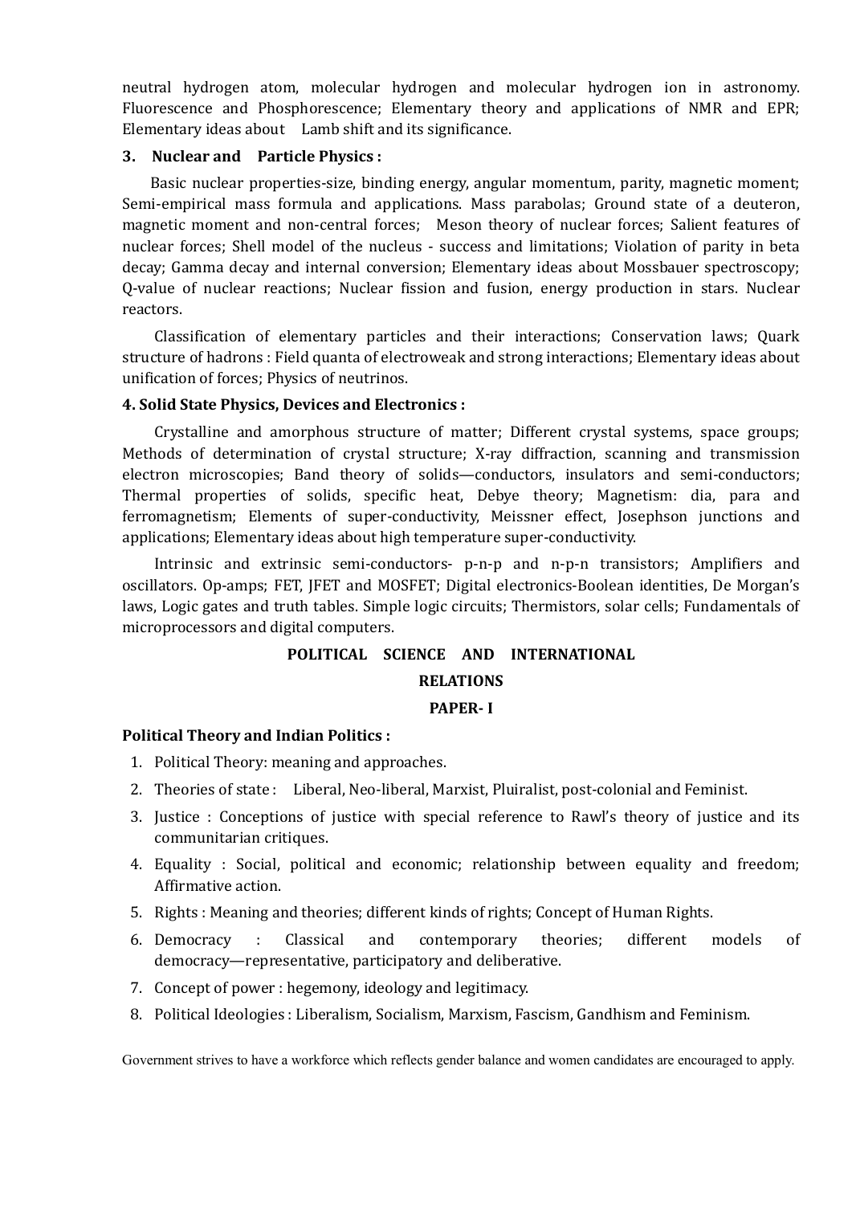neutral hydrogen atom, molecular hydrogen and molecular hydrogen ion in astronomy. Fluorescence and Phosphorescence; Elementary theory and applications of NMR and EPR; Elementary ideas about Lamb shift and its significance.

### 3. Nuclear and Particle Physics :

Basic nuclear properties-size, binding energy, angular momentum, parity, magnetic moment; Semi-empirical mass formula and applications. Mass parabolas; Ground state of a deuteron, magnetic moment and non-central forces; Meson theory of nuclear forces; Salient features of nuclear forces; Shell model of the nucleus - success and limitations; Violation of parity in beta decay; Gamma decay and internal conversion; Elementary ideas about Mossbauer spectroscopy; Q-value of nuclear reactions; Nuclear fission and fusion, energy production in stars. Nuclear reactors.

Classification of elementary particles and their interactions; Conservation laws; Quark structure of hadrons : Field quanta of electroweak and strong interactions; Elementary ideas about unification of forces; Physics of neutrinos.

### 4. Solid State Physics, Devices and Electronics :

Crystalline and amorphous structure of matter; Different crystal systems, space groups; Methods of determination of crystal structure; X-ray diffraction, scanning and transmission electron microscopies; Band theory of solids—conductors, insulators and semi-conductors; Thermal properties of solids, specific heat, Debye theory; Magnetism: dia, para and ferromagnetism; Elements of super-conductivity, Meissner effect, Josephson junctions and applications; Elementary ideas about high temperature super-conductivity.

Intrinsic and extrinsic semi-conductors- p-n-p and n-p-n transistors; Amplifiers and oscillators. Op-amps; FET, JFET and MOSFET; Digital electronics-Boolean identities, De Morgan's laws, Logic gates and truth tables. Simple logic circuits; Thermistors, solar cells; Fundamentals of microprocessors and digital computers.

## POLITICAL SCIENCE AND INTERNATIONAL RELATIONS

## PAPER- I

### Political Theory and Indian Politics :

1. Political Theory: meaning and approaches.
2. Theories of state : Liberal, Neo-liberal, Marxist, Pluiralist, post-colonial and Feminist.
3. Justice : Conceptions of justice with special reference to Rawl's theory of justice and its communitarian critiques.
4. Equality : Social, political and economic; relationship between equality and freedom; Affirmative action.
5. Rights : Meaning and theories; different kinds of rights; Concept of Human Rights.
6. Democracy : Classical and contemporary theories; different models of democracy—representative, participatory and deliberative.
7. Concept of power : hegemony, ideology and legitimacy.
8. Political Ideologies : Liberalism, Socialism, Marxism, Fascism, Gandhism and Feminism.

Government strives to have a workforce which reflects gender balance and women candidates are encouraged to apply.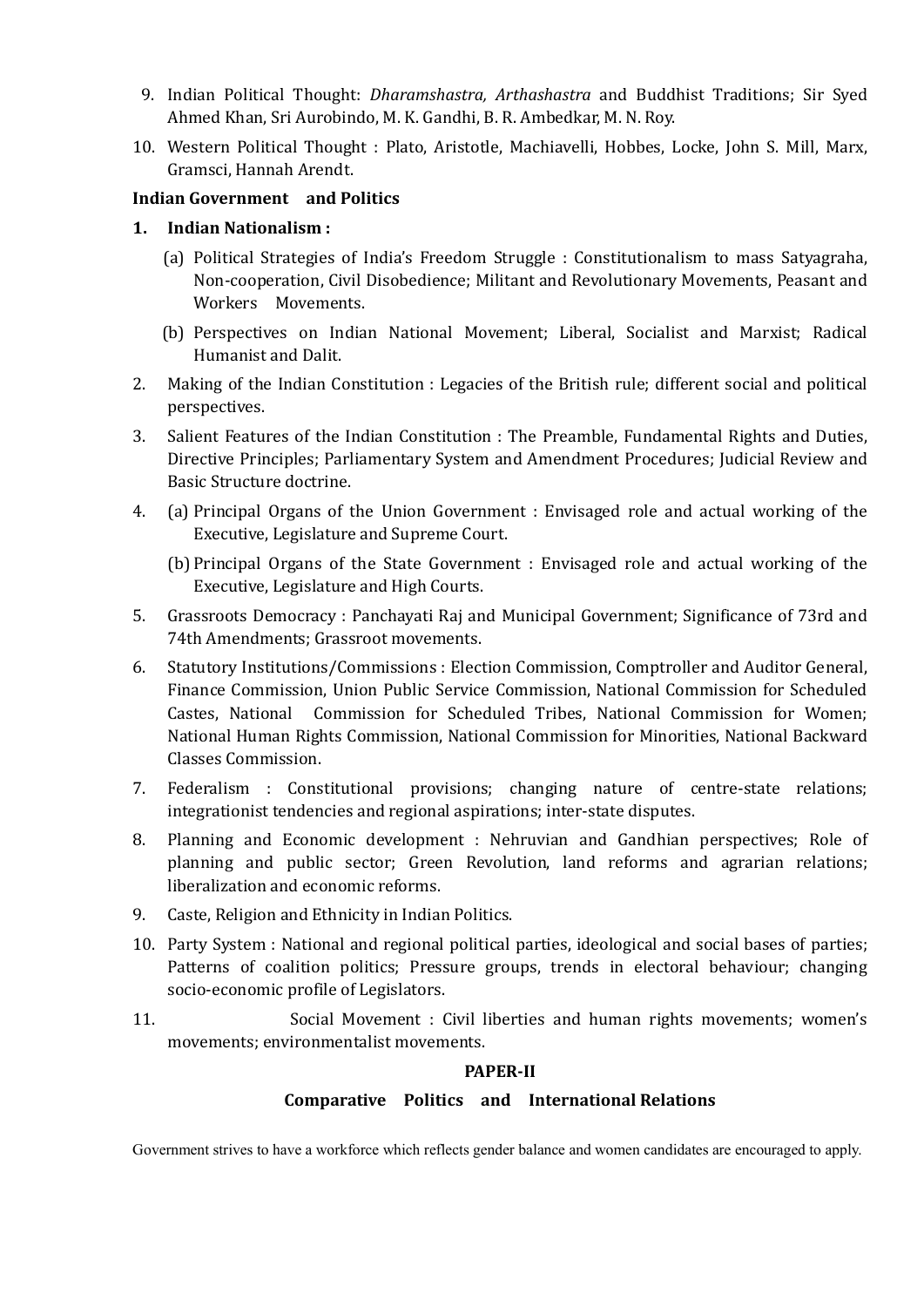9. Indian Political Thought: *Dharamshastra, Arthashastra* and Buddhist Traditions; Sir Syed Ahmed Khan, Sri Aurobindo, M. K. Gandhi, B. R. Ambedkar, M. N. Roy.

10. Western Political Thought : Plato, Aristotle, Machiavelli, Hobbes, Locke, John S. Mill, Marx, Gramsci, Hannah Arendt.

**Indian Government and Politics**

1. **Indian Nationalism :**

   (a) Political Strategies of India's Freedom Struggle : Constitutionalism to mass Satyagraha, Non-cooperation, Civil Disobedience; Militant and Revolutionary Movements, Peasant and Workers Movements.

   (b) Perspectives on Indian National Movement; Liberal, Socialist and Marxist; Radical Humanist and Dalit.

2. Making of the Indian Constitution : Legacies of the British rule; different social and political perspectives.

3. Salient Features of the Indian Constitution : The Preamble, Fundamental Rights and Duties, Directive Principles; Parliamentary System and Amendment Procedures; Judicial Review and Basic Structure doctrine.

4. (a) Principal Organs of the Union Government : Envisaged role and actual working of the Executive, Legislature and Supreme Court.

   (b) Principal Organs of the State Government : Envisaged role and actual working of the Executive, Legislature and High Courts.

5. Grassroots Democracy : Panchayati Raj and Municipal Government; Significance of 73rd and 74th Amendments; Grassroot movements.

6. Statutory Institutions/Commissions : Election Commission, Comptroller and Auditor General, Finance Commission, Union Public Service Commission, National Commission for Scheduled Castes, National Commission for Scheduled Tribes, National Commission for Women; National Human Rights Commission, National Commission for Minorities, National Backward Classes Commission.

7. Federalism : Constitutional provisions; changing nature of centre-state relations; integrationist tendencies and regional aspirations; inter-state disputes.

8. Planning and Economic development : Nehruvian and Gandhian perspectives; Role of planning and public sector; Green Revolution, land reforms and agrarian relations; liberalization and economic reforms.

9. Caste, Religion and Ethnicity in Indian Politics.

10. Party System : National and regional political parties, ideological and social bases of parties; Patterns of coalition politics; Pressure groups, trends in electoral behaviour; changing socio-economic profile of Legislators.

11. Social Movement : Civil liberties and human rights movements; women's movements; environmentalist movements.

**PAPER-II**

**Comparative Politics and International Relations**

Government strives to have a workforce which reflects gender balance and women candidates are encouraged to apply.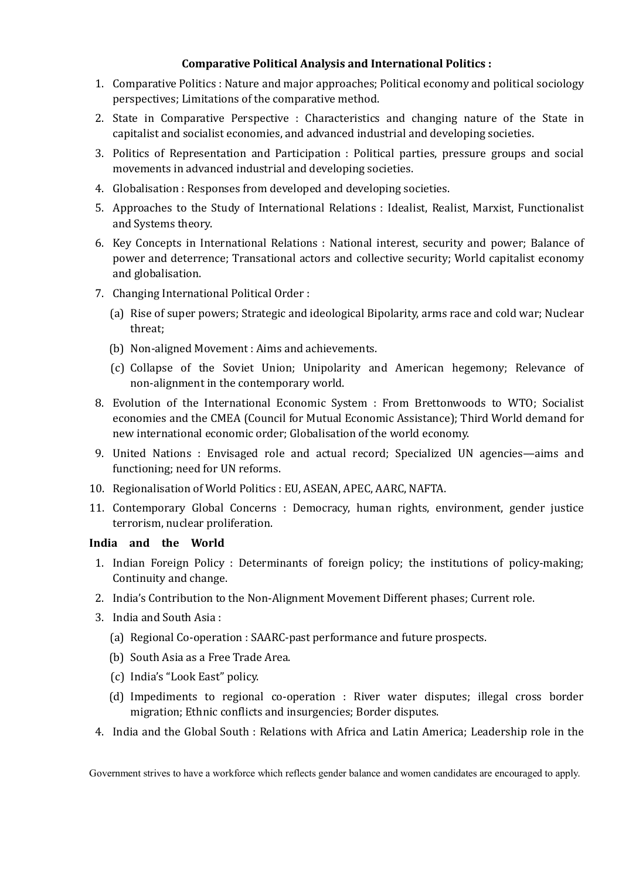**Comparative Political Analysis and International Politics :**

1. Comparative Politics : Nature and major approaches; Political economy and political sociology perspectives; Limitations of the comparative method.
2. State in Comparative Perspective : Characteristics and changing nature of the State in capitalist and socialist economies, and advanced industrial and developing societies.
3. Politics of Representation and Participation : Political parties, pressure groups and social movements in advanced industrial and developing societies.
4. Globalisation : Responses from developed and developing societies.
5. Approaches to the Study of International Relations : Idealist, Realist, Marxist, Functionalist and Systems theory.
6. Key Concepts in International Relations : National interest, security and power; Balance of power and deterrence; Transational actors and collective security; World capitalist economy and globalisation.
7. Changing International Political Order :
   (a) Rise of super powers; Strategic and ideological Bipolarity, arms race and cold war; Nuclear threat;
   (b) Non-aligned Movement : Aims and achievements.
   (c) Collapse of the Soviet Union; Unipolarity and American hegemony; Relevance of non-alignment in the contemporary world.
8. Evolution of the International Economic System : From Brettonwoods to WTO; Socialist economies and the CMEA (Council for Mutual Economic Assistance); Third World demand for new international economic order; Globalisation of the world economy.
9. United Nations : Envisaged role and actual record; Specialized UN agencies—aims and functioning; need for UN reforms.
10. Regionalisation of World Politics : EU, ASEAN, APEC, AARC, NAFTA.
11. Contemporary Global Concerns : Democracy, human rights, environment, gender justice terrorism, nuclear proliferation.

**India and the World**

1. Indian Foreign Policy : Determinants of foreign policy; the institutions of policy-making; Continuity and change.
2. India's Contribution to the Non-Alignment Movement Different phases; Current role.
3. India and South Asia :
   (a) Regional Co-operation : SAARC-past performance and future prospects.
   (b) South Asia as a Free Trade Area.
   (c) India's "Look East" policy.
   (d) Impediments to regional co-operation : River water disputes; illegal cross border migration; Ethnic conflicts and insurgencies; Border disputes.
4. India and the Global South : Relations with Africa and Latin America; Leadership role in the

Government strives to have a workforce which reflects gender balance and women candidates are encouraged to apply.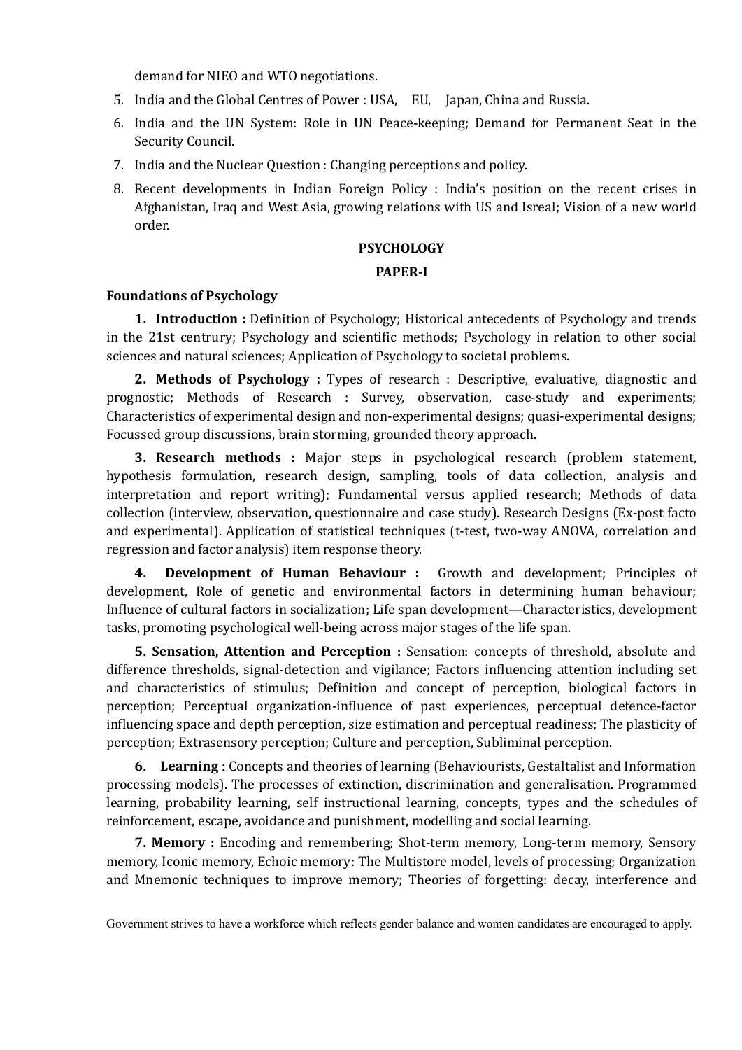demand for NIEO and WTO negotiations.

5. India and the Global Centres of Power : USA, EU, Japan, China and Russia.
6. India and the UN System: Role in UN Peace-keeping; Demand for Permanent Seat in the Security Council.
7. India and the Nuclear Question : Changing perceptions and policy.
8. Recent developments in Indian Foreign Policy : India's position on the recent crises in Afghanistan, Iraq and West Asia, growing relations with US and Isreal; Vision of a new world order.

## PSYCHOLOGY

### PAPER-I

**Foundations of Psychology**

**1. Introduction :** Definition of Psychology; Historical antecedents of Psychology and trends in the 21st centrury; Psychology and scientific methods; Psychology in relation to other social sciences and natural sciences; Application of Psychology to societal problems.

**2. Methods of Psychology :** Types of research : Descriptive, evaluative, diagnostic and prognostic; Methods of Research : Survey, observation, case-study and experiments; Characteristics of experimental design and non-experimental designs; quasi-experimental designs; Focussed group discussions, brain storming, grounded theory approach.

**3. Research methods :** Major steps in psychological research (problem statement, hypothesis formulation, research design, sampling, tools of data collection, analysis and interpretation and report writing); Fundamental versus applied research; Methods of data collection (interview, observation, questionnaire and case study). Research Designs (Ex-post facto and experimental). Application of statistical techniques (t-test, two-way ANOVA, correlation and regression and factor analysis) item response theory.

**4. Development of Human Behaviour :** Growth and development; Principles of development, Role of genetic and environmental factors in determining human behaviour; Influence of cultural factors in socialization; Life span development—Characteristics, development tasks, promoting psychological well-being across major stages of the life span.

**5. Sensation, Attention and Perception :** Sensation: concepts of threshold, absolute and difference thresholds, signal-detection and vigilance; Factors influencing attention including set and characteristics of stimulus; Definition and concept of perception, biological factors in perception; Perceptual organization-influence of past experiences, perceptual defence-factor influencing space and depth perception, size estimation and perceptual readiness; The plasticity of perception; Extrasensory perception; Culture and perception, Subliminal perception.

**6. Learning :** Concepts and theories of learning (Behaviourists, Gestaltalist and Information processing models). The processes of extinction, discrimination and generalisation. Programmed learning, probability learning, self instructional learning, concepts, types and the schedules of reinforcement, escape, avoidance and punishment, modelling and social learning.

**7. Memory :** Encoding and remembering; Shot-term memory, Long-term memory, Sensory memory, Iconic memory, Echoic memory: The Multistore model, levels of processing; Organization and Mnemonic techniques to improve memory; Theories of forgetting: decay, interference and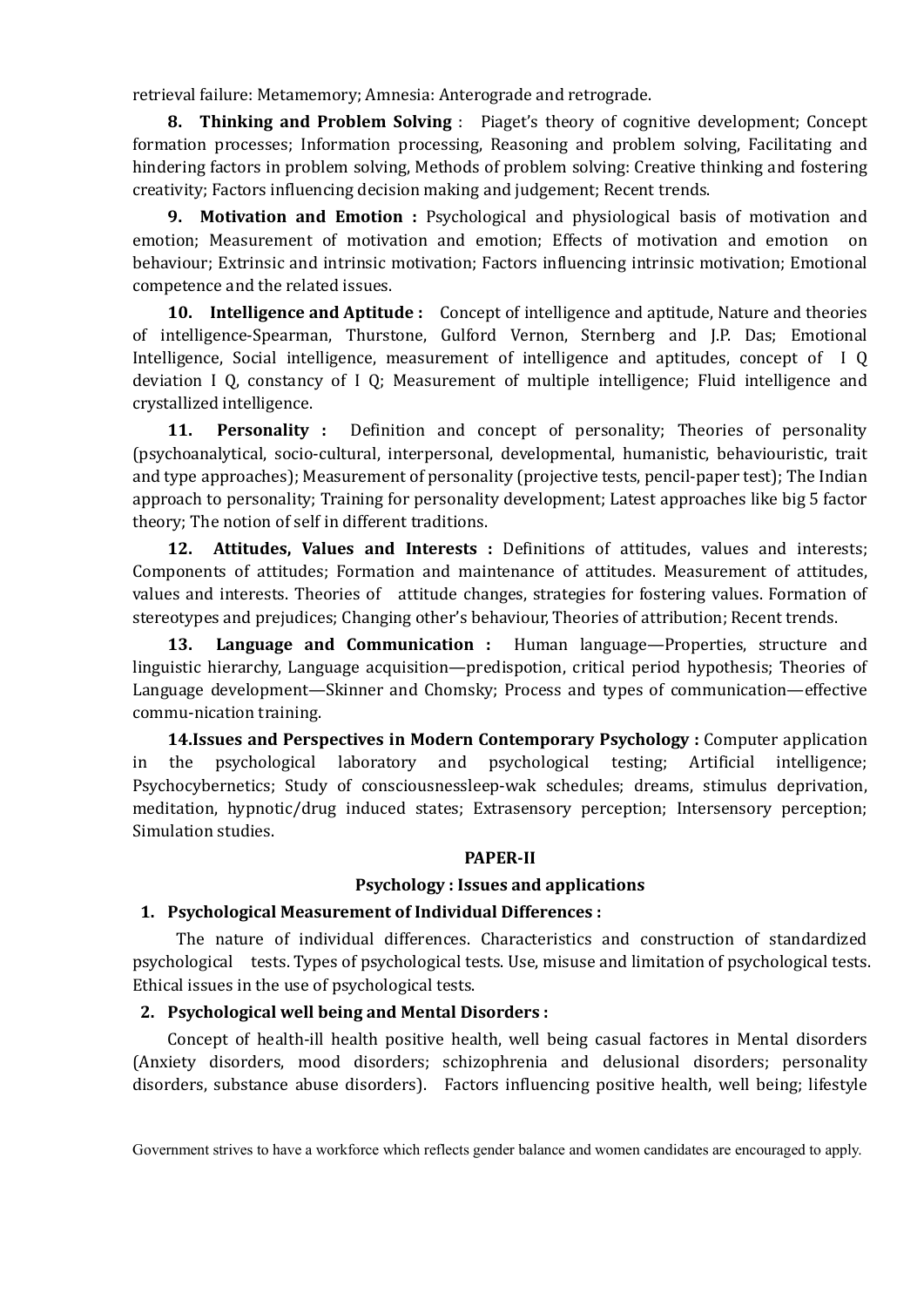retrieval failure: Metamemory; Amnesia: Anterograde and retrograde.

**8. Thinking and Problem Solving** : Piaget's theory of cognitive development; Concept formation processes; Information processing, Reasoning and problem solving, Facilitating and hindering factors in problem solving, Methods of problem solving: Creative thinking and fostering creativity; Factors influencing decision making and judgement; Recent trends.

**9. Motivation and Emotion :** Psychological and physiological basis of motivation and emotion; Measurement of motivation and emotion; Effects of motivation and emotion on behaviour; Extrinsic and intrinsic motivation; Factors influencing intrinsic motivation; Emotional competence and the related issues.

**10. Intelligence and Aptitude :** Concept of intelligence and aptitude, Nature and theories of intelligence-Spearman, Thurstone, Gulford Vernon, Sternberg and J.P. Das; Emotional Intelligence, Social intelligence, measurement of intelligence and aptitudes, concept of I Q deviation I Q, constancy of I Q; Measurement of multiple intelligence; Fluid intelligence and crystallized intelligence.

**11. Personality :** Definition and concept of personality; Theories of personality (psychoanalytical, socio-cultural, interpersonal, developmental, humanistic, behaviouristic, trait and type approaches); Measurement of personality (projective tests, pencil-paper test); The Indian approach to personality; Training for personality development; Latest approaches like big 5 factor theory; The notion of self in different traditions.

**12. Attitudes, Values and Interests :** Definitions of attitudes, values and interests; Components of attitudes; Formation and maintenance of attitudes. Measurement of attitudes, values and interests. Theories of attitude changes, strategies for fostering values. Formation of stereotypes and prejudices; Changing other's behaviour, Theories of attribution; Recent trends.

**13. Language and Communication :** Human language—Properties, structure and linguistic hierarchy, Language acquisition—predispotion, critical period hypothesis; Theories of Language development—Skinner and Chomsky; Process and types of communication—effective commu-nication training.

**14.Issues and Perspectives in Modern Contemporary Psychology :** Computer application in the psychological laboratory and psychological testing; Artificial intelligence; Psychocybernetics; Study of consciousnessleep-wak schedules; dreams, stimulus deprivation, meditation, hypnotic/drug induced states; Extrasensory perception; Intersensory perception; Simulation studies.

## PAPER-II

### Psychology : Issues and applications

**1. Psychological Measurement of Individual Differences :**

The nature of individual differences. Characteristics and construction of standardized psychological tests. Types of psychological tests. Use, misuse and limitation of psychological tests. Ethical issues in the use of psychological tests.

**2. Psychological well being and Mental Disorders :**

Concept of health-ill health positive health, well being casual factores in Mental disorders (Anxiety disorders, mood disorders; schizophrenia and delusional disorders; personality disorders, substance abuse disorders). Factors influencing positive health, well being; lifestyle

Government strives to have a workforce which reflects gender balance and women candidates are encouraged to apply.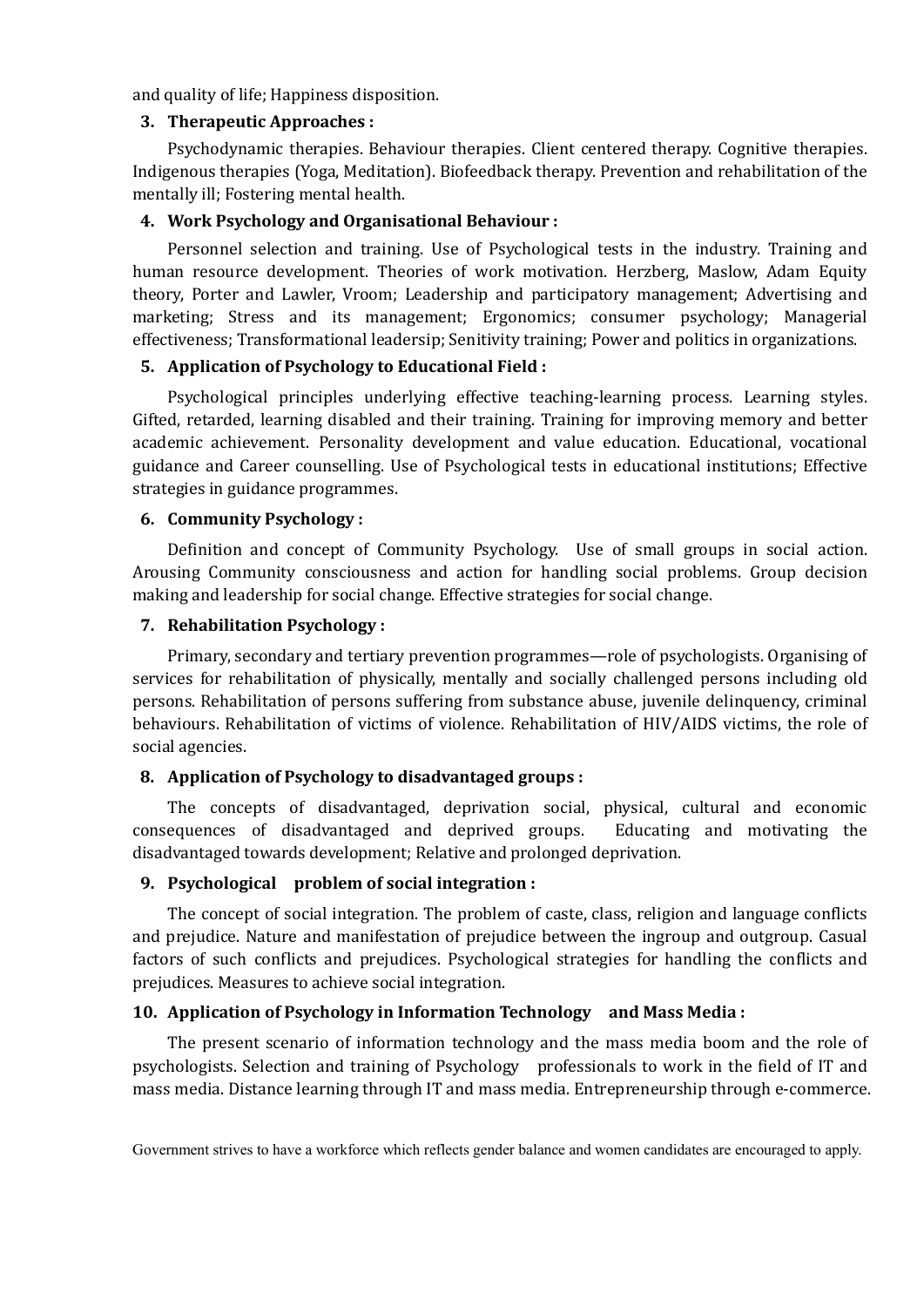and quality of life; Happiness disposition.

**3. Therapeutic Approaches :**

Psychodynamic therapies. Behaviour therapies. Client centered therapy. Cognitive therapies. Indigenous therapies (Yoga, Meditation). Biofeedback therapy. Prevention and rehabilitation of the mentally ill; Fostering mental health.

**4. Work Psychology and Organisational Behaviour :**

Personnel selection and training. Use of Psychological tests in the industry. Training and human resource development. Theories of work motivation. Herzberg, Maslow, Adam Equity theory, Porter and Lawler, Vroom; Leadership and participatory management; Advertising and marketing; Stress and its management; Ergonomics; consumer psychology; Managerial effectiveness; Transformational leadersip; Senitivity training; Power and politics in organizations.

**5. Application of Psychology to Educational Field :**

Psychological principles underlying effective teaching-learning process. Learning styles. Gifted, retarded, learning disabled and their training. Training for improving memory and better academic achievement. Personality development and value education. Educational, vocational guidance and Career counselling. Use of Psychological tests in educational institutions; Effective strategies in guidance programmes.

**6. Community Psychology :**

Definition and concept of Community Psychology. Use of small groups in social action. Arousing Community consciousness and action for handling social problems. Group decision making and leadership for social change. Effective strategies for social change.

**7. Rehabilitation Psychology :**

Primary, secondary and tertiary prevention programmes—role of psychologists. Organising of services for rehabilitation of physically, mentally and socially challenged persons including old persons. Rehabilitation of persons suffering from substance abuse, juvenile delinquency, criminal behaviours. Rehabilitation of victims of violence. Rehabilitation of HIV/AIDS victims, the role of social agencies.

**8. Application of Psychology to disadvantaged groups :**

The concepts of disadvantaged, deprivation social, physical, cultural and economic consequences of disadvantaged and deprived groups. Educating and motivating the disadvantaged towards development; Relative and prolonged deprivation.

**9. Psychological problem of social integration :**

The concept of social integration. The problem of caste, class, religion and language conflicts and prejudice. Nature and manifestation of prejudice between the ingroup and outgroup. Casual factors of such conflicts and prejudices. Psychological strategies for handling the conflicts and prejudices. Measures to achieve social integration.

**10. Application of Psychology in Information Technology and Mass Media :**

The present scenario of information technology and the mass media boom and the role of psychologists. Selection and training of Psychology professionals to work in the field of IT and mass media. Distance learning through IT and mass media. Entrepreneurship through e-commerce.

Government strives to have a workforce which reflects gender balance and women candidates are encouraged to apply.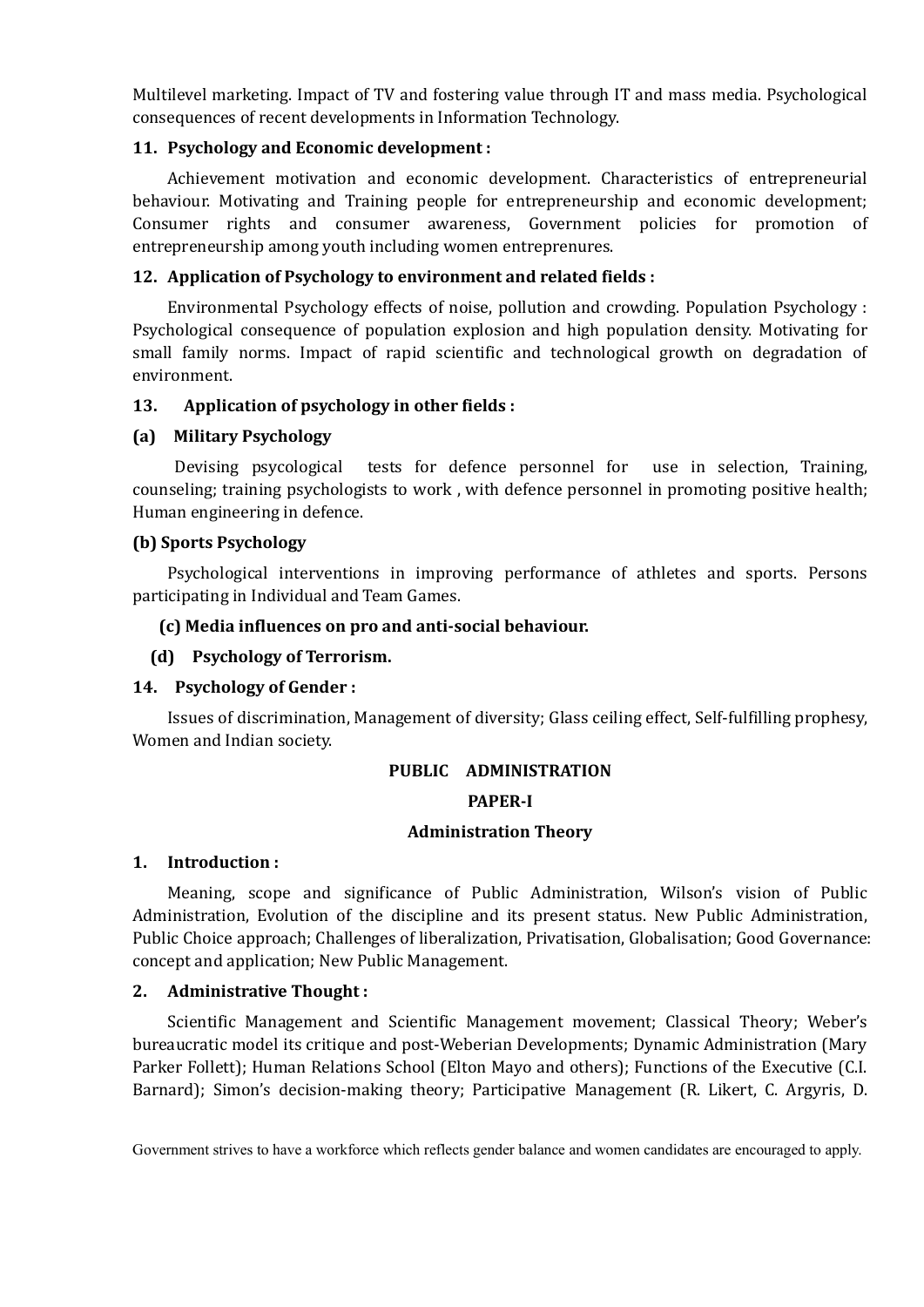Multilevel marketing. Impact of TV and fostering value through IT and mass media. Psychological consequences of recent developments in Information Technology.

**11. Psychology and Economic development :**

Achievement motivation and economic development. Characteristics of entrepreneurial behaviour. Motivating and Training people for entrepreneurship and economic development; Consumer rights and consumer awareness, Government policies for promotion of entrepreneurship among youth including women entreprenures.

**12. Application of Psychology to environment and related fields :**

Environmental Psychology effects of noise, pollution and crowding. Population Psychology : Psychological consequence of population explosion and high population density. Motivating for small family norms. Impact of rapid scientific and technological growth on degradation of environment.

**13. Application of psychology in other fields :**

**(a) Military Psychology**

Devising psycological tests for defence personnel for use in selection, Training, counseling; training psychologists to work , with defence personnel in promoting positive health; Human engineering in defence.

**(b) Sports Psychology**

Psychological interventions in improving performance of athletes and sports. Persons participating in Individual and Team Games.

**(c) Media influences on pro and anti-social behaviour.**

**(d) Psychology of Terrorism.**

**14. Psychology of Gender :**

Issues of discrimination, Management of diversity; Glass ceiling effect, Self-fulfilling prophesy, Women and Indian society.

## PUBLIC ADMINISTRATION

### PAPER-I

### Administration Theory

**1. Introduction :**

Meaning, scope and significance of Public Administration, Wilson's vision of Public Administration, Evolution of the discipline and its present status. New Public Administration, Public Choice approach; Challenges of liberalization, Privatisation, Globalisation; Good Governance: concept and application; New Public Management.

**2. Administrative Thought :**

Scientific Management and Scientific Management movement; Classical Theory; Weber's bureaucratic model its critique and post-Weberian Developments; Dynamic Administration (Mary Parker Follett); Human Relations School (Elton Mayo and others); Functions of the Executive (C.I. Barnard); Simon's decision-making theory; Participative Management (R. Likert, C. Argyris, D.

Government strives to have a workforce which reflects gender balance and women candidates are encouraged to apply.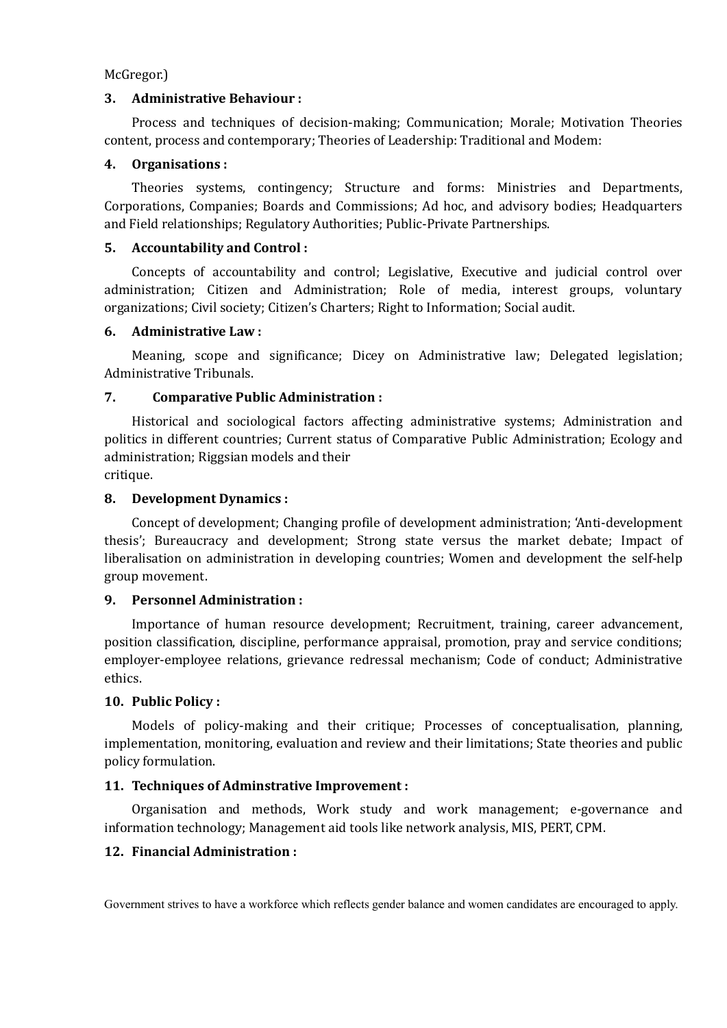McGregor.)

**3. Administrative Behaviour :**

Process and techniques of decision-making; Communication; Morale; Motivation Theories content, process and contemporary; Theories of Leadership: Traditional and Modem:

**4. Organisations :**

Theories systems, contingency; Structure and forms: Ministries and Departments, Corporations, Companies; Boards and Commissions; Ad hoc, and advisory bodies; Headquarters and Field relationships; Regulatory Authorities; Public-Private Partnerships.

**5. Accountability and Control :**

Concepts of accountability and control; Legislative, Executive and judicial control over administration; Citizen and Administration; Role of media, interest groups, voluntary organizations; Civil society; Citizen's Charters; Right to Information; Social audit.

**6. Administrative Law :**

Meaning, scope and significance; Dicey on Administrative law; Delegated legislation; Administrative Tribunals.

**7. Comparative Public Administration :**

Historical and sociological factors affecting administrative systems; Administration and politics in different countries; Current status of Comparative Public Administration; Ecology and administration; Riggsian models and their
critique.

**8. Development Dynamics :**

Concept of development; Changing profile of development administration; 'Anti-development thesis'; Bureaucracy and development; Strong state versus the market debate; Impact of liberalisation on administration in developing countries; Women and development the self-help group movement.

**9. Personnel Administration :**

Importance of human resource development; Recruitment, training, career advancement, position classification, discipline, performance appraisal, promotion, pray and service conditions; employer-employee relations, grievance redressal mechanism; Code of conduct; Administrative ethics.

**10. Public Policy :**

Models of policy-making and their critique; Processes of conceptualisation, planning, implementation, monitoring, evaluation and review and their limitations; State theories and public policy formulation.

**11. Techniques of Adminstrative Improvement :**

Organisation and methods, Work study and work management; e-governance and information technology; Management aid tools like network analysis, MIS, PERT, CPM.

**12. Financial Administration :**

Government strives to have a workforce which reflects gender balance and women candidates are encouraged to apply.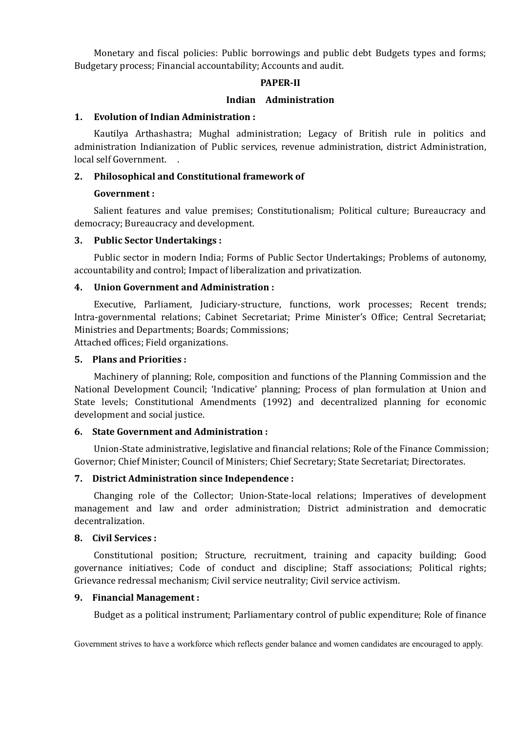Monetary and fiscal policies: Public borrowings and public debt Budgets types and forms; Budgetary process; Financial accountability; Accounts and audit.

## PAPER-II

### Indian Administration

**1. Evolution of Indian Administration :**

Kautilya Arthashastra; Mughal administration; Legacy of British rule in politics and administration Indianization of Public services, revenue administration, district Administration, local self Government. .

**2. Philosophical and Constitutional framework of Government :**

Salient features and value premises; Constitutionalism; Political culture; Bureaucracy and democracy; Bureaucracy and development.

**3. Public Sector Undertakings :**

Public sector in modern India; Forms of Public Sector Undertakings; Problems of autonomy, accountability and control; Impact of liberalization and privatization.

**4. Union Government and Administration :**

Executive, Parliament, Judiciary-structure, functions, work processes; Recent trends; Intra-governmental relations; Cabinet Secretariat; Prime Minister's Office; Central Secretariat; Ministries and Departments; Boards; Commissions;
Attached offices; Field organizations.

**5. Plans and Priorities :**

Machinery of planning; Role, composition and functions of the Planning Commission and the National Development Council; 'Indicative' planning; Process of plan formulation at Union and State levels; Constitutional Amendments (1992) and decentralized planning for economic development and social justice.

**6. State Government and Administration :**

Union-State administrative, legislative and financial relations; Role of the Finance Commission; Governor; Chief Minister; Council of Ministers; Chief Secretary; State Secretariat; Directorates.

**7. District Administration since Independence :**

Changing role of the Collector; Union-State-local relations; Imperatives of development management and law and order administration; District administration and democratic decentralization.

**8. Civil Services :**

Constitutional position; Structure, recruitment, training and capacity building; Good governance initiatives; Code of conduct and discipline; Staff associations; Political rights; Grievance redressal mechanism; Civil service neutrality; Civil service activism.

**9. Financial Management :**

Budget as a political instrument; Parliamentary control of public expenditure; Role of finance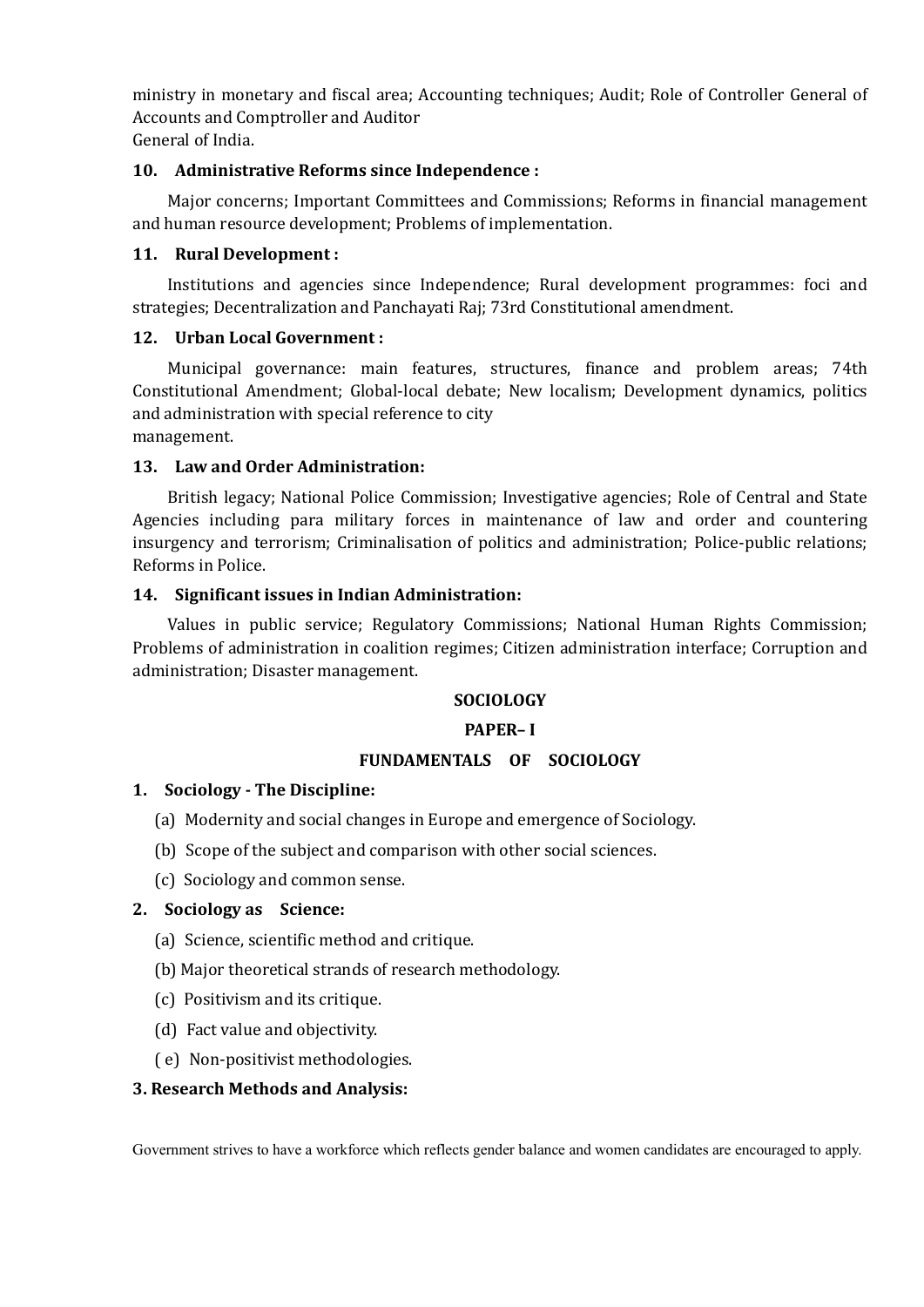ministry in monetary and fiscal area; Accounting techniques; Audit; Role of Controller General of Accounts and Comptroller and Auditor General of India.

**10. Administrative Reforms since Independence :**

Major concerns; Important Committees and Commissions; Reforms in financial management and human resource development; Problems of implementation.

**11. Rural Development :**

Institutions and agencies since Independence; Rural development programmes: foci and strategies; Decentralization and Panchayati Raj; 73rd Constitutional amendment.

**12. Urban Local Government :**

Municipal governance: main features, structures, finance and problem areas; 74th Constitutional Amendment; Global-local debate; New localism; Development dynamics, politics and administration with special reference to city management.

**13. Law and Order Administration:**

British legacy; National Police Commission; Investigative agencies; Role of Central and State Agencies including para military forces in maintenance of law and order and countering insurgency and terrorism; Criminalisation of politics and administration; Police-public relations; Reforms in Police.

**14. Significant issues in Indian Administration:**

Values in public service; Regulatory Commissions; National Human Rights Commission; Problems of administration in coalition regimes; Citizen administration interface; Corruption and administration; Disaster management.

## SOCIOLOGY

### PAPER– I

### FUNDAMENTALS OF SOCIOLOGY

**1. Sociology - The Discipline:**

(a) Modernity and social changes in Europe and emergence of Sociology.

(b) Scope of the subject and comparison with other social sciences.

(c) Sociology and common sense.

**2. Sociology as Science:**

(a) Science, scientific method and critique.

(b) Major theoretical strands of research methodology.

(c) Positivism and its critique.

(d) Fact value and objectivity.

( e) Non-positivist methodologies.

**3. Research Methods and Analysis:**

Government strives to have a workforce which reflects gender balance and women candidates are encouraged to apply.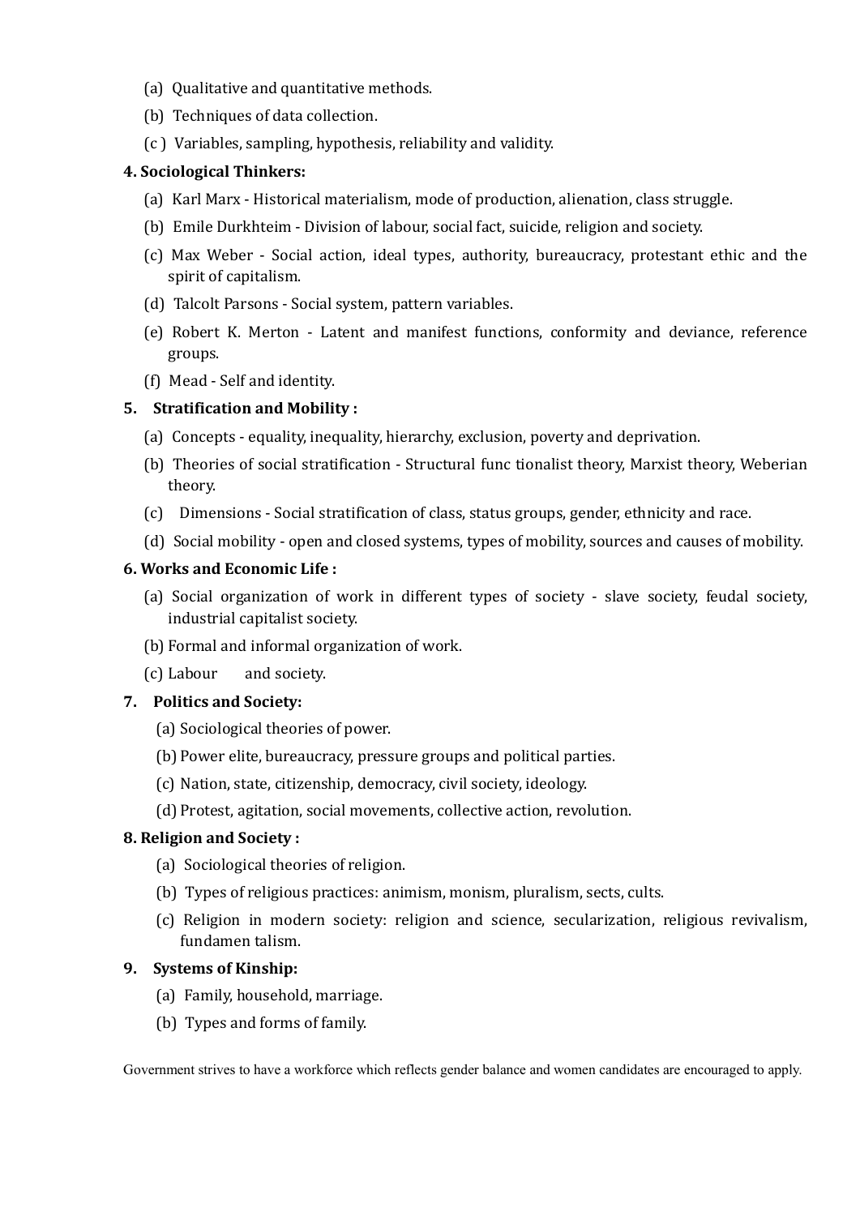(a) Qualitative and quantitative methods.

(b) Techniques of data collection.

(c ) Variables, sampling, hypothesis, reliability and validity.

**4. Sociological Thinkers:**

(a) Karl Marx - Historical materialism, mode of production, alienation, class struggle.

(b) Emile Durkhteim - Division of labour, social fact, suicide, religion and society.

(c) Max Weber - Social action, ideal types, authority, bureaucracy, protestant ethic and the spirit of capitalism.

(d) Talcolt Parsons - Social system, pattern variables.

(e) Robert K. Merton - Latent and manifest functions, conformity and deviance, reference groups.

(f) Mead - Self and identity.

**5. Stratification and Mobility :**

(a) Concepts - equality, inequality, hierarchy, exclusion, poverty and deprivation.

(b) Theories of social stratification - Structural func tionalist theory, Marxist theory, Weberian theory.

(c) Dimensions - Social stratification of class, status groups, gender, ethnicity and race.

(d) Social mobility - open and closed systems, types of mobility, sources and causes of mobility.

**6. Works and Economic Life :**

(a) Social organization of work in different types of society - slave society, feudal society, industrial capitalist society.

(b) Formal and informal organization of work.

(c) Labour and society.

**7. Politics and Society:**

(a) Sociological theories of power.

(b) Power elite, bureaucracy, pressure groups and political parties.

(c) Nation, state, citizenship, democracy, civil society, ideology.

(d) Protest, agitation, social movements, collective action, revolution.

**8. Religion and Society :**

(a) Sociological theories of religion.

(b) Types of religious practices: animism, monism, pluralism, sects, cults.

(c) Religion in modern society: religion and science, secularization, religious revivalism, fundamen talism.

**9. Systems of Kinship:**

(a) Family, household, marriage.

(b) Types and forms of family.

Government strives to have a workforce which reflects gender balance and women candidates are encouraged to apply.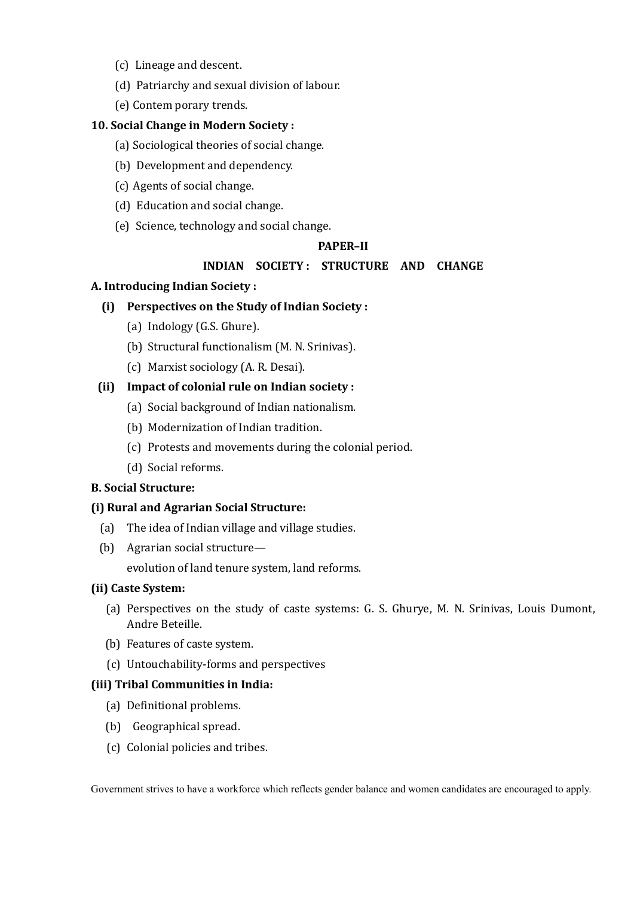(c) Lineage and descent.

(d) Patriarchy and sexual division of labour.

(e) Contem porary trends.

**10. Social Change in Modern Society :**

(a) Sociological theories of social change.

(b) Development and dependency.

(c) Agents of social change.

(d) Education and social change.

(e) Science, technology and social change.

## PAPER–II

## INDIAN SOCIETY : STRUCTURE AND CHANGE

**A. Introducing Indian Society :**

**(i) Perspectives on the Study of Indian Society :**

(a) Indology (G.S. Ghure).

(b) Structural functionalism (M. N. Srinivas).

(c) Marxist sociology (A. R. Desai).

**(ii) Impact of colonial rule on Indian society :**

(a) Social background of Indian nationalism.

(b) Modernization of Indian tradition.

(c) Protests and movements during the colonial period.

(d) Social reforms.

**B. Social Structure:**

**(i) Rural and Agrarian Social Structure:**

(a) The idea of Indian village and village studies.

(b) Agrarian social structure—
evolution of land tenure system, land reforms.

**(ii) Caste System:**

(a) Perspectives on the study of caste systems: G. S. Ghurye, M. N. Srinivas, Louis Dumont, Andre Beteille.

(b) Features of caste system.

(c) Untouchability-forms and perspectives

**(iii) Tribal Communities in India:**

(a) Definitional problems.

(b) Geographical spread.

(c) Colonial policies and tribes.

Government strives to have a workforce which reflects gender balance and women candidates are encouraged to apply.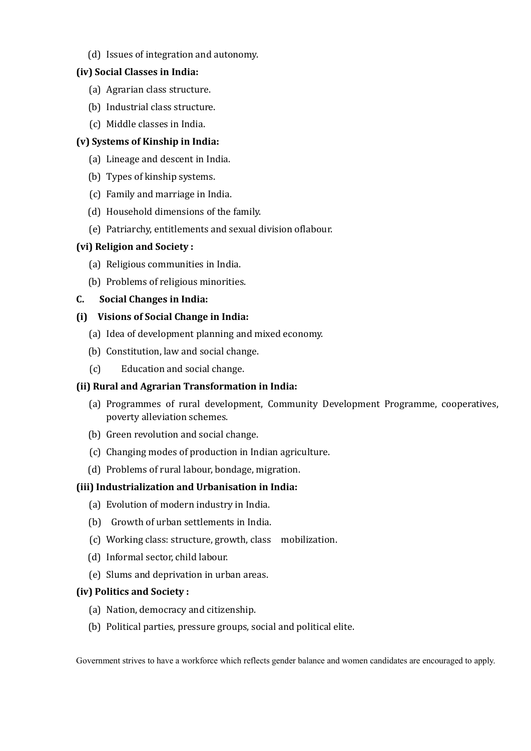(d) Issues of integration and autonomy.

**(iv) Social Classes in India:**

(a) Agrarian class structure.

(b) Industrial class structure.

(c) Middle classes in India.

**(v) Systems of Kinship in India:**

(a) Lineage and descent in India.

(b) Types of kinship systems.

(c) Family and marriage in India.

(d) Household dimensions of the family.

(e) Patriarchy, entitlements and sexual division oflabour.

**(vi) Religion and Society :**

(a) Religious communities in India.

(b) Problems of religious minorities.

**C. Social Changes in India:**

**(i) Visions of Social Change in India:**

(a) Idea of development planning and mixed economy.

(b) Constitution, law and social change.

(c) Education and social change.

**(ii) Rural and Agrarian Transformation in India:**

(a) Programmes of rural development, Community Development Programme, cooperatives, poverty alleviation schemes.

(b) Green revolution and social change.

(c) Changing modes of production in Indian agriculture.

(d) Problems of rural labour, bondage, migration.

**(iii) Industrialization and Urbanisation in India:**

(a) Evolution of modern industry in India.

(b) Growth of urban settlements in India.

(c) Working class: structure, growth, class mobilization.

(d) Informal sector, child labour.

(e) Slums and deprivation in urban areas.

**(iv) Politics and Society :**

(a) Nation, democracy and citizenship.

(b) Political parties, pressure groups, social and political elite.

Government strives to have a workforce which reflects gender balance and women candidates are encouraged to apply.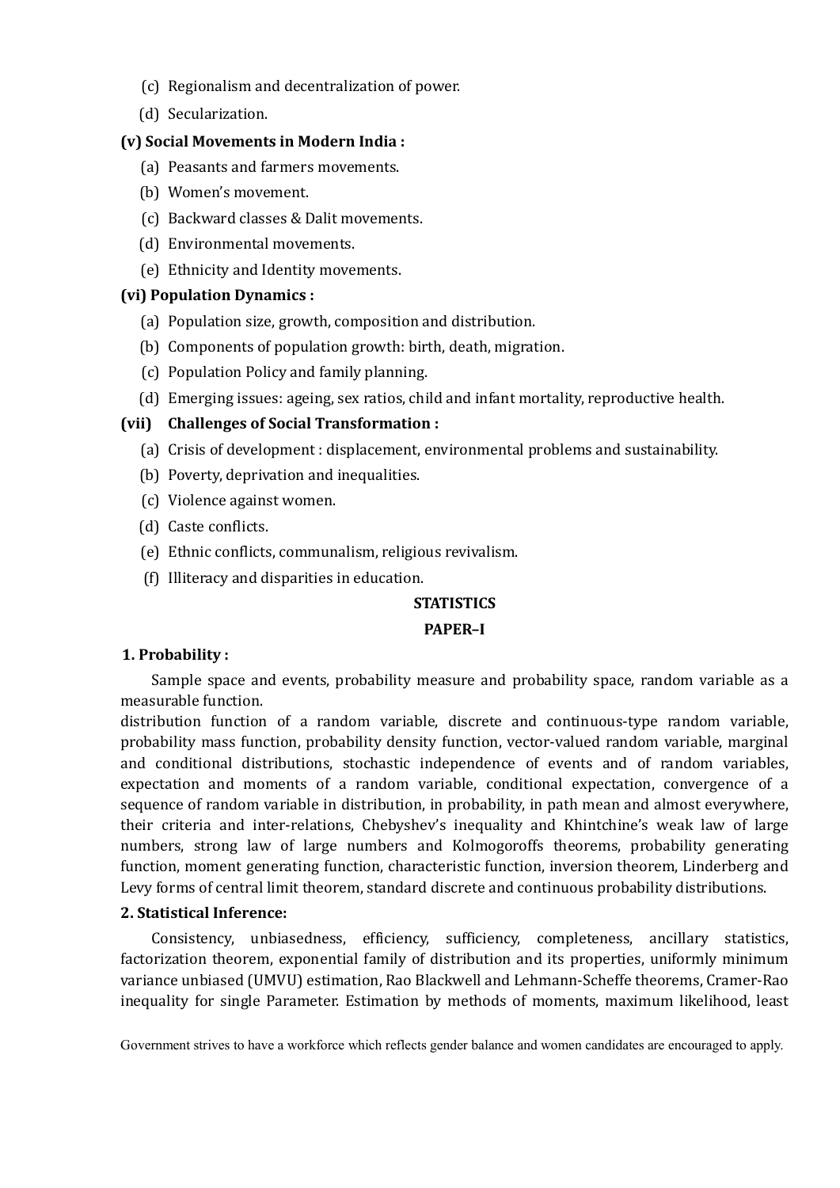(c) Regionalism and decentralization of power.

(d) Secularization.

**(v) Social Movements in Modern India :**

(a) Peasants and farmers movements.

(b) Women's movement.

(c) Backward classes & Dalit movements.

(d) Environmental movements.

(e) Ethnicity and Identity movements.

**(vi) Population Dynamics :**

(a) Population size, growth, composition and distribution.

(b) Components of population growth: birth, death, migration.

(c) Population Policy and family planning.

(d) Emerging issues: ageing, sex ratios, child and infant mortality, reproductive health.

**(vii) Challenges of Social Transformation :**

(a) Crisis of development : displacement, environmental problems and sustainability.

(b) Poverty, deprivation and inequalities.

(c) Violence against women.

(d) Caste conflicts.

(e) Ethnic conflicts, communalism, religious revivalism.

(f) Illiteracy and disparities in education.

## STATISTICS

### PAPER–I

**1. Probability :**

Sample space and events, probability measure and probability space, random variable as a measurable function.

distribution function of a random variable, discrete and continuous-type random variable, probability mass function, probability density function, vector-valued random variable, marginal and conditional distributions, stochastic independence of events and of random variables, expectation and moments of a random variable, conditional expectation, convergence of a sequence of random variable in distribution, in probability, in path mean and almost everywhere, their criteria and inter-relations, Chebyshev's inequality and Khintchine's weak law of large numbers, strong law of large numbers and Kolmogoroffs theorems, probability generating function, moment generating function, characteristic function, inversion theorem, Linderberg and Levy forms of central limit theorem, standard discrete and continuous probability distributions.

**2. Statistical Inference:**

Consistency, unbiasedness, efficiency, sufficiency, completeness, ancillary statistics, factorization theorem, exponential family of distribution and its properties, uniformly minimum variance unbiased (UMVU) estimation, Rao Blackwell and Lehmann-Scheffe theorems, Cramer-Rao inequality for single Parameter. Estimation by methods of moments, maximum likelihood, least

Government strives to have a workforce which reflects gender balance and women candidates are encouraged to apply.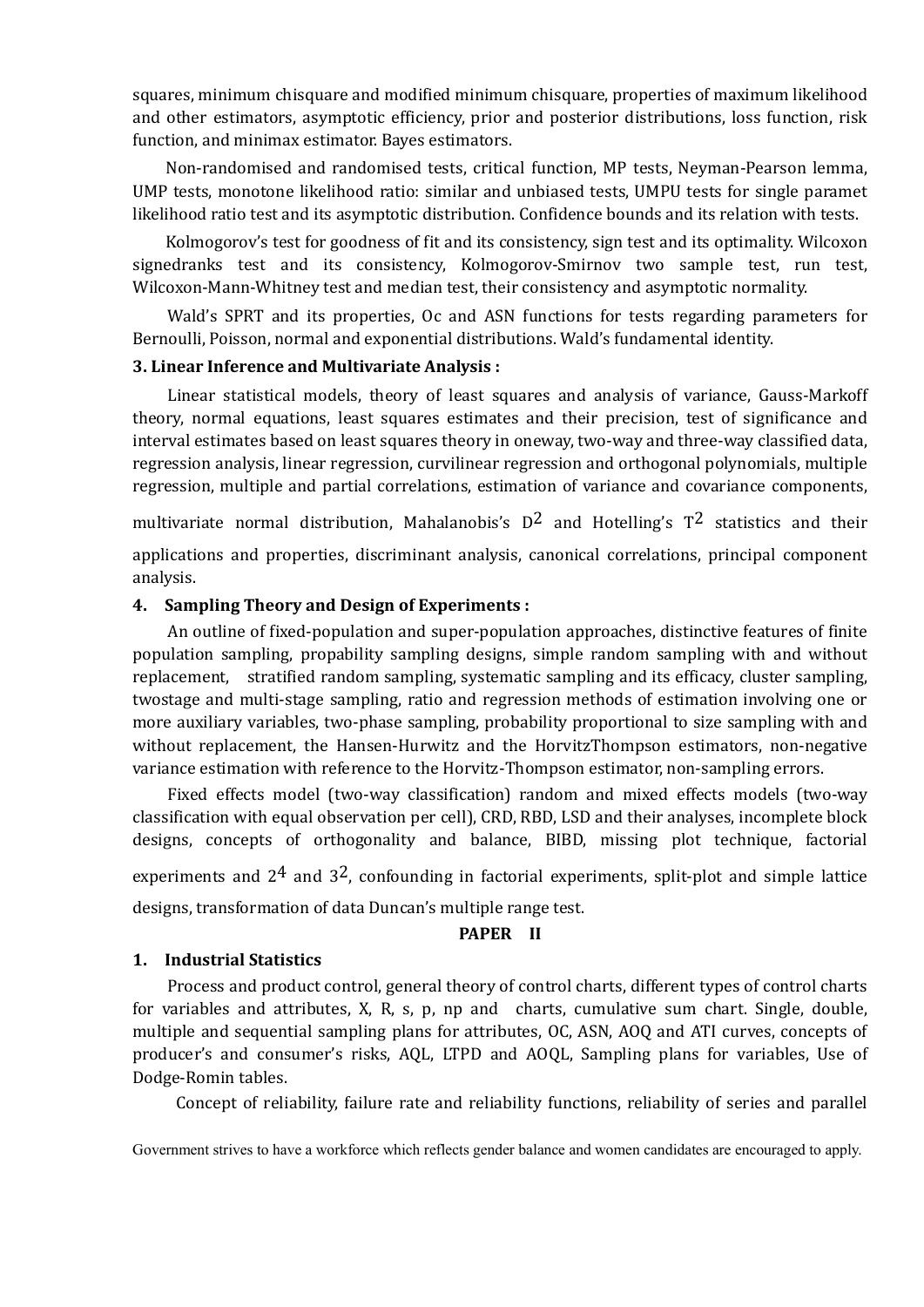squares, minimum chisquare and modified minimum chisquare, properties of maximum likelihood and other estimators, asymptotic efficiency, prior and posterior distributions, loss function, risk function, and minimax estimator. Bayes estimators.

Non-randomised and randomised tests, critical function, MP tests, Neyman-Pearson lemma, UMP tests, monotone likelihood ratio: similar and unbiased tests, UMPU tests for single paramet likelihood ratio test and its asymptotic distribution. Confidence bounds and its relation with tests.

Kolmogorov's test for goodness of fit and its consistency, sign test and its optimality. Wilcoxon signedranks test and its consistency, Kolmogorov-Smirnov two sample test, run test, Wilcoxon-Mann-Whitney test and median test, their consistency and asymptotic normality.

Wald's SPRT and its properties, Oc and ASN functions for tests regarding parameters for Bernoulli, Poisson, normal and exponential distributions. Wald's fundamental identity.

**3. Linear Inference and Multivariate Analysis :**

Linear statistical models, theory of least squares and analysis of variance, Gauss-Markoff theory, normal equations, least squares estimates and their precision, test of significance and interval estimates based on least squares theory in oneway, two-way and three-way classified data, regression analysis, linear regression, curvilinear regression and orthogonal polynomials, multiple regression, multiple and partial correlations, estimation of variance and covariance components, multivariate normal distribution, Mahalanobis's $D^2$ and Hotelling's $T^2$ statistics and their applications and properties, discriminant analysis, canonical correlations, principal component analysis.

**4. Sampling Theory and Design of Experiments :**

An outline of fixed-population and super-population approaches, distinctive features of finite population sampling, propability sampling designs, simple random sampling with and without replacement, stratified random sampling, systematic sampling and its efficacy, cluster sampling, twostage and multi-stage sampling, ratio and regression methods of estimation involving one or more auxiliary variables, two-phase sampling, probability proportional to size sampling with and without replacement, the Hansen-Hurwitz and the HorvitzThompson estimators, non-negative variance estimation with reference to the Horvitz-Thompson estimator, non-sampling errors.

Fixed effects model (two-way classification) random and mixed effects models (two-way classification with equal observation per cell), CRD, RBD, LSD and their analyses, incomplete block designs, concepts of orthogonality and balance, BIBD, missing plot technique, factorial experiments and $2^4$ and $3^2$, confounding in factorial experiments, split-plot and simple lattice designs, transformation of data Duncan's multiple range test.

**PAPER II**

**1. Industrial Statistics**

Process and product control, general theory of control charts, different types of control charts for variables and attributes, X, R, s, p, np and charts, cumulative sum chart. Single, double, multiple and sequential sampling plans for attributes, OC, ASN, AOQ and ATI curves, concepts of producer's and consumer's risks, AQL, LTPD and AOQL, Sampling plans for variables, Use of Dodge-Romin tables.

Concept of reliability, failure rate and reliability functions, reliability of series and parallel

Government strives to have a workforce which reflects gender balance and women candidates are encouraged to apply.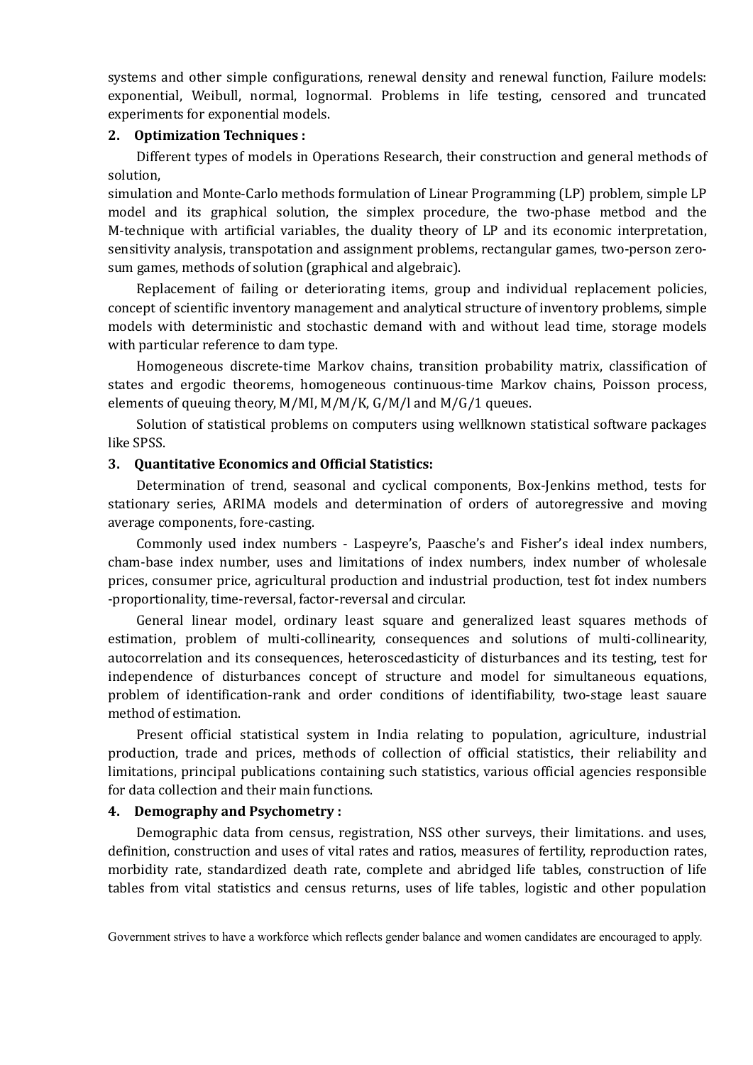systems and other simple configurations, renewal density and renewal function, Failure models: exponential, Weibull, normal, lognormal. Problems in life testing, censored and truncated experiments for exponential models.

**2. Optimization Techniques :**

Different types of models in Operations Research, their construction and general methods of solution,
simulation and Monte-Carlo methods formulation of Linear Programming (LP) problem, simple LP model and its graphical solution, the simplex procedure, the two-phase metbod and the M-technique with artificial variables, the duality theory of LP and its economic interpretation, sensitivity analysis, transpotation and assignment problems, rectangular games, two-person zero-sum games, methods of solution (graphical and algebraic).

Replacement of failing or deteriorating items, group and individual replacement policies, concept of scientific inventory management and analytical structure of inventory problems, simple models with deterministic and stochastic demand with and without lead time, storage models with particular reference to dam type.

Homogeneous discrete-time Markov chains, transition probability matrix, classification of states and ergodic theorems, homogeneous continuous-time Markov chains, Poisson process, elements of queuing theory, M/MI, M/M/K, G/M/l and M/G/1 queues.

Solution of statistical problems on computers using wellknown statistical software packages like SPSS.

**3. Quantitative Economics and Official Statistics:**

Determination of trend, seasonal and cyclical components, Box-Jenkins method, tests for stationary series, ARIMA models and determination of orders of autoregressive and moving average components, fore-casting.

Commonly used index numbers - Laspeyre's, Paasche's and Fisher's ideal index numbers, cham-base index number, uses and limitations of index numbers, index number of wholesale prices, consumer price, agricultural production and industrial production, test fot index numbers -proportionality, time-reversal, factor-reversal and circular.

General linear model, ordinary least square and generalized least squares methods of estimation, problem of multi-collinearity, consequences and solutions of multi-collinearity, autocorrelation and its consequences, heteroscedasticity of disturbances and its testing, test for independence of disturbances concept of structure and model for simultaneous equations, problem of identification-rank and order conditions of identifiability, two-stage least sauare method of estimation.

Present official statistical system in India relating to population, agriculture, industrial production, trade and prices, methods of collection of official statistics, their reliability and limitations, principal publications containing such statistics, various official agencies responsible for data collection and their main functions.

**4. Demography and Psychometry :**

Demographic data from census, registration, NSS other surveys, their limitations. and uses, definition, construction and uses of vital rates and ratios, measures of fertility, reproduction rates, morbidity rate, standardized death rate, complete and abridged life tables, construction of life tables from vital statistics and census returns, uses of life tables, logistic and other population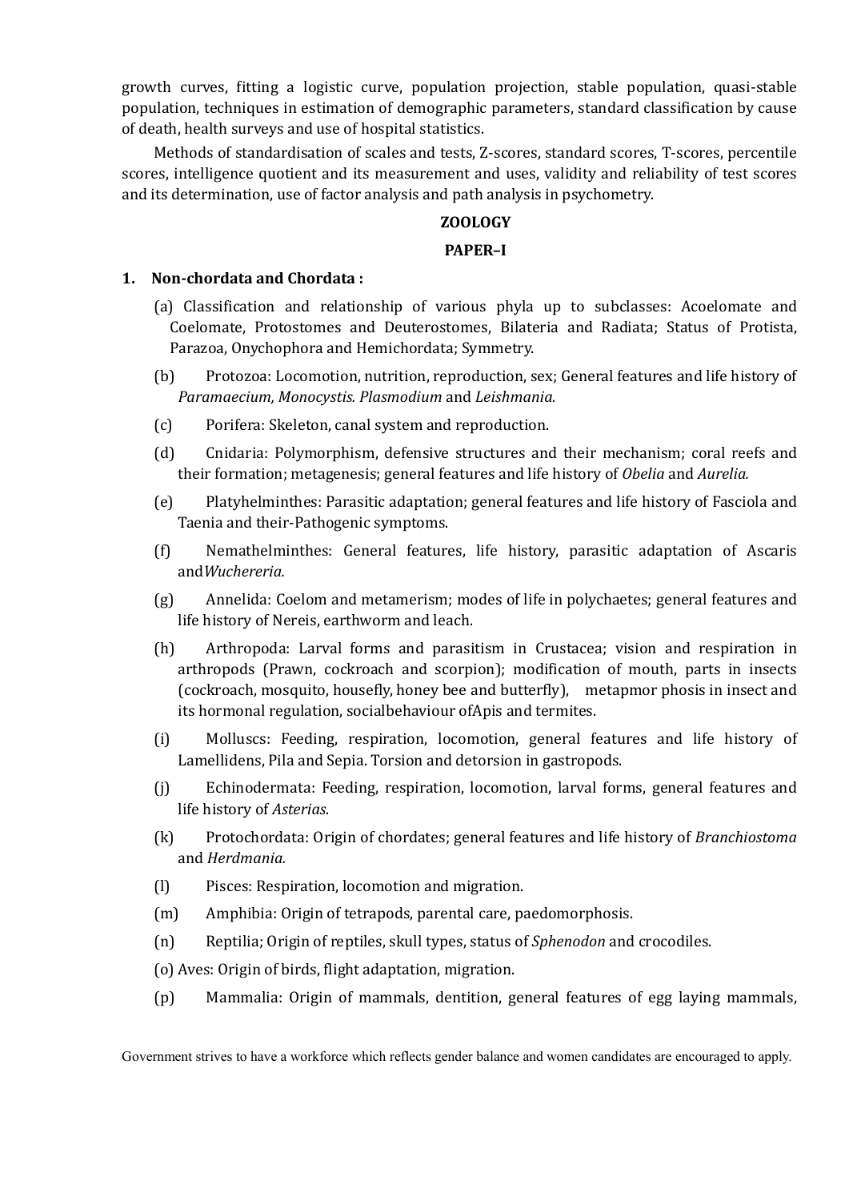growth curves, fitting a logistic curve, population projection, stable population, quasi-stable population, techniques in estimation of demographic parameters, standard classification by cause of death, health surveys and use of hospital statistics.

Methods of standardisation of scales and tests, Z-scores, standard scores, T-scores, percentile scores, intelligence quotient and its measurement and uses, validity and reliability of test scores and its determination, use of factor analysis and path analysis in psychometry.

## ZOOLOGY

### PAPER–I

**1. Non-chordata and Chordata :**

(a) Classification and relationship of various phyla up to subclasses: Acoelomate and Coelomate, Protostomes and Deuterostomes, Bilateria and Radiata; Status of Protista, Parazoa, Onychophora and Hemichordata; Symmetry.

(b) Protozoa: Locomotion, nutrition, reproduction, sex; General features and life history of *Paramaecium, Monocystis. Plasmodium* and *Leishmania.*

(c) Porifera: Skeleton, canal system and reproduction.

(d) Cnidaria: Polymorphism, defensive structures and their mechanism; coral reefs and their formation; metagenesis; general features and life history of *Obelia* and *Aurelia.*

(e) Platyhelminthes: Parasitic adaptation; general features and life history of Fasciola and Taenia and their-Pathogenic symptoms.

(f) Nemathelminthes: General features, life history, parasitic adaptation of Ascaris and*Wuchereria.*

(g) Annelida: Coelom and metamerism; modes of life in polychaetes; general features and life history of Nereis, earthworm and leach.

(h) Arthropoda: Larval forms and parasitism in Crustacea; vision and respiration in arthropods (Prawn, cockroach and scorpion); modification of mouth, parts in insects (cockroach, mosquito, housefly, honey bee and butterfly), metapmor phosis in insect and its hormonal regulation, socialbehaviour ofApis and termites.

(i) Molluscs: Feeding, respiration, locomotion, general features and life history of Lamellidens, Pila and Sepia. Torsion and detorsion in gastropods.

(j) Echinodermata: Feeding, respiration, locomotion, larval forms, general features and life history of *Asterias*.

(k) Protochordata: Origin of chordates; general features and life history of *Branchiostoma* and *Herdmania.*

(l) Pisces: Respiration, locomotion and migration.

(m) Amphibia: Origin of tetrapods, parental care, paedomorphosis.

(n) Reptilia; Origin of reptiles, skull types, status of *Sphenodon* and crocodiles.

(o) Aves: Origin of birds, flight adaptation, migration.

(p) Mammalia: Origin of mammals, dentition, general features of egg laying mammals,

Government strives to have a workforce which reflects gender balance and women candidates are encouraged to apply.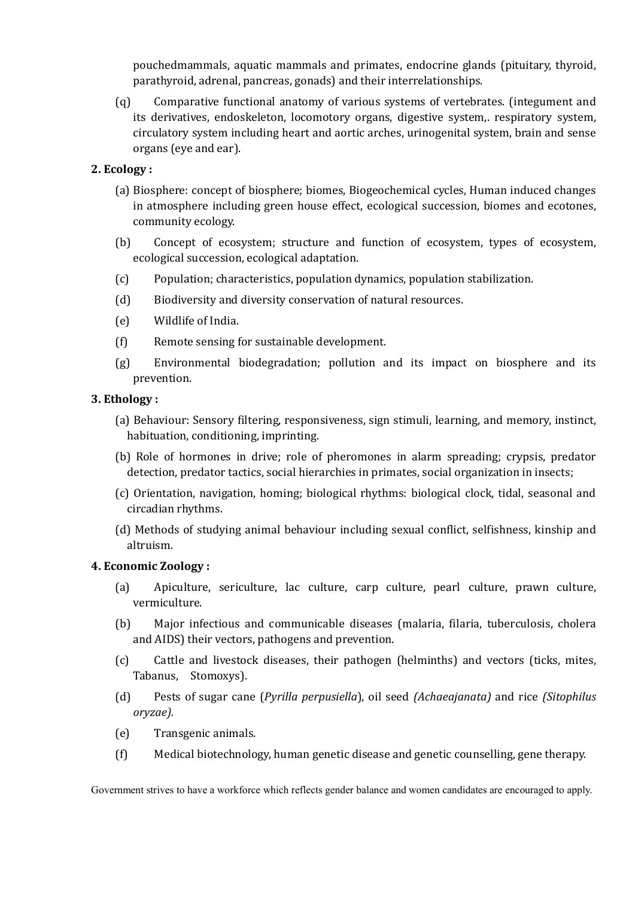pouchedmammals, aquatic mammals and primates, endocrine glands (pituitary, thyroid, parathyroid, adrenal, pancreas, gonads) and their interrelationships.

(q) Comparative functional anatomy of various systems of vertebrates. (integument and its derivatives, endoskeleton, locomotory organs, digestive system,. respiratory system, circulatory system including heart and aortic arches, urinogenital system, brain and sense organs (eye and ear).

**2. Ecology :**

(a) Biosphere: concept of biosphere; biomes, Biogeochemical cycles, Human induced changes in atmosphere including green house effect, ecological succession, biomes and ecotones, community ecology.

(b) Concept of ecosystem; structure and function of ecosystem, types of ecosystem, ecological succession, ecological adaptation.

(c) Population; characteristics, population dynamics, population stabilization.

(d) Biodiversity and diversity conservation of natural resources.

(e) Wildlife of India.

(f) Remote sensing for sustainable development.

(g) Environmental biodegradation; pollution and its impact on biosphere and its prevention.

**3. Ethology :**

(a) Behaviour: Sensory filtering, responsiveness, sign stimuli, learning, and memory, instinct, habituation, conditioning, imprinting.

(b) Role of hormones in drive; role of pheromones in alarm spreading; crypsis, predator detection, predator tactics, social hierarchies in primates, social organization in insects;

(c) Orientation, navigation, homing; biological rhythms: biological clock, tidal, seasonal and circadian rhythms.

(d) Methods of studying animal behaviour including sexual conflict, selfishness, kinship and altruism.

**4. Economic Zoology :**

(a) Apiculture, sericulture, lac culture, carp culture, pearl culture, prawn culture, vermiculture.

(b) Major infectious and communicable diseases (malaria, filaria, tuberculosis, cholera and AIDS) their vectors, pathogens and prevention.

(c) Cattle and livestock diseases, their pathogen (helminths) and vectors (ticks, mites, Tabanus, Stomoxys).

(d) Pests of sugar cane (*Pyrilla perpusiella*), oil seed *(Achaeajanata)* and rice *(Sitophilus oryzae).*

(e) Transgenic animals.

(f) Medical biotechnology, human genetic disease and genetic counselling, gene therapy.

Government strives to have a workforce which reflects gender balance and women candidates are encouraged to apply.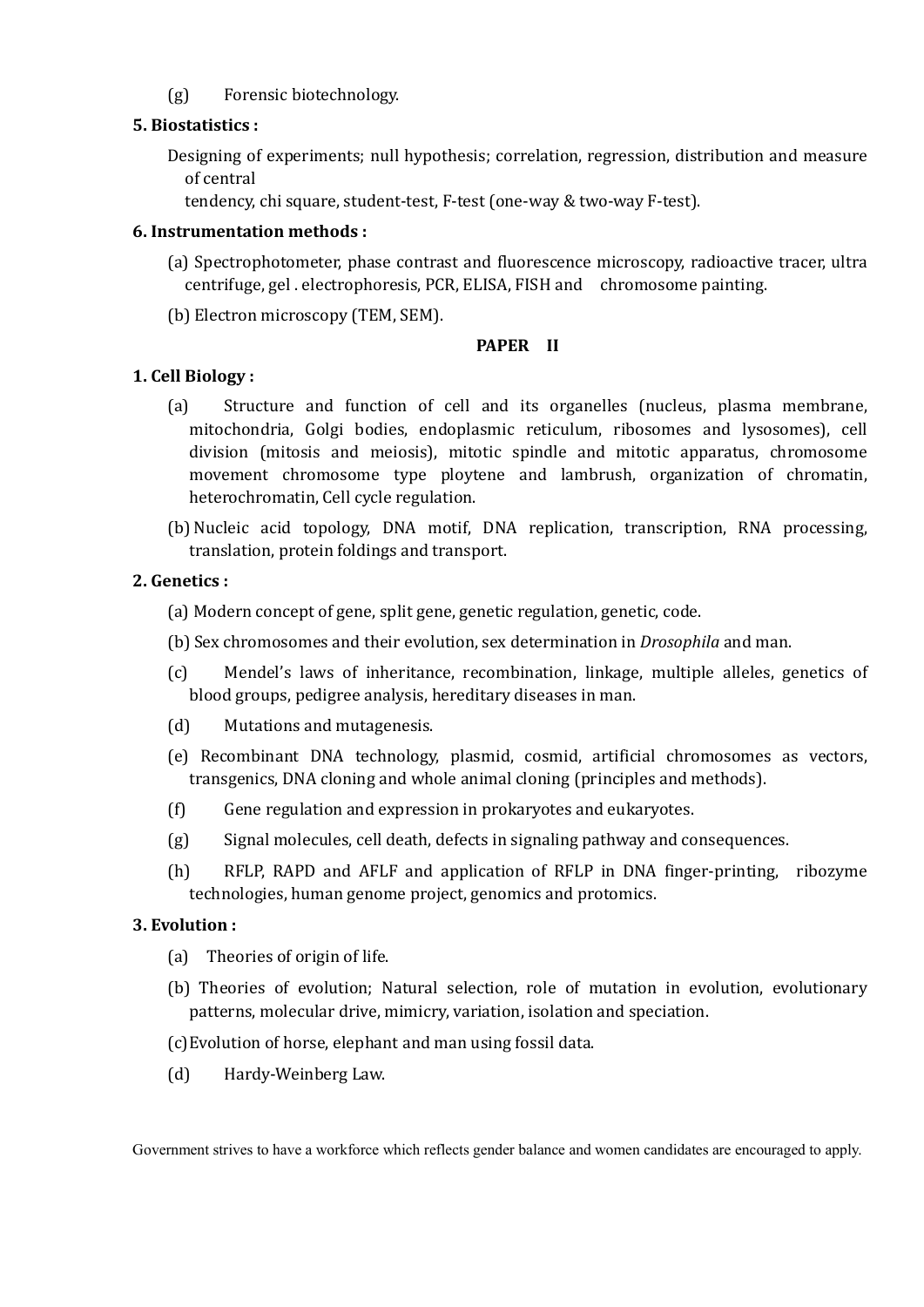(g) Forensic biotechnology.

**5. Biostatistics :**

Designing of experiments; null hypothesis; correlation, regression, distribution and measure of central
tendency, chi square, student-test, F-test (one-way & two-way F-test).

**6. Instrumentation methods :**

(a) Spectrophotometer, phase contrast and fluorescence microscopy, radioactive tracer, ultra centrifuge, gel . electrophoresis, PCR, ELISA, FISH and chromosome painting.

(b) Electron microscopy (TEM, SEM).

**PAPER II**

**1. Cell Biology :**

(a) Structure and function of cell and its organelles (nucleus, plasma membrane, mitochondria, Golgi bodies, endoplasmic reticulum, ribosomes and lysosomes), cell division (mitosis and meiosis), mitotic spindle and mitotic apparatus, chromosome movement chromosome type ploytene and lambrush, organization of chromatin, heterochromatin, Cell cycle regulation.

(b) Nucleic acid topology, DNA motif, DNA replication, transcription, RNA processing, translation, protein foldings and transport.

**2. Genetics :**

(a) Modern concept of gene, split gene, genetic regulation, genetic, code.

(b) Sex chromosomes and their evolution, sex determination in *Drosophila* and man.

(c) Mendel's laws of inheritance, recombination, linkage, multiple alleles, genetics of blood groups, pedigree analysis, hereditary diseases in man.

(d) Mutations and mutagenesis.

(e) Recombinant DNA technology, plasmid, cosmid, artificial chromosomes as vectors, transgenics, DNA cloning and whole animal cloning (principles and methods).

(f) Gene regulation and expression in prokaryotes and eukaryotes.

(g) Signal molecules, cell death, defects in signaling pathway and consequences.

(h) RFLP, RAPD and AFLF and application of RFLP in DNA finger-printing, ribozyme technologies, human genome project, genomics and protomics.

**3. Evolution :**

(a) Theories of origin of life.

(b) Theories of evolution; Natural selection, role of mutation in evolution, evolutionary patterns, molecular drive, mimicry, variation, isolation and speciation.

(c) Evolution of horse, elephant and man using fossil data.

(d) Hardy-Weinberg Law.

Government strives to have a workforce which reflects gender balance and women candidates are encouraged to apply.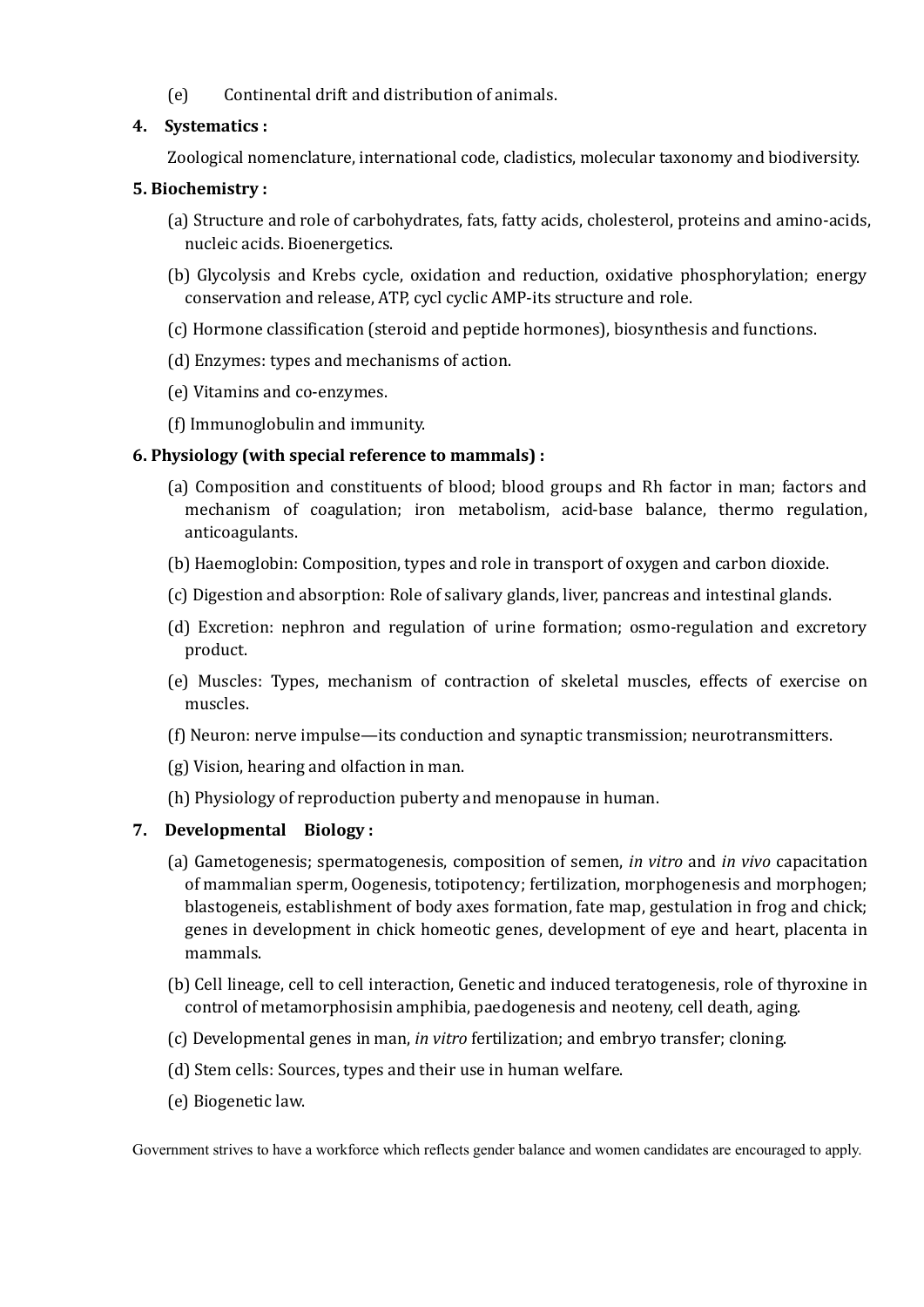(e) Continental drift and distribution of animals.

**4. Systematics :**

Zoological nomenclature, international code, cladistics, molecular taxonomy and biodiversity.

**5. Biochemistry :**

(a) Structure and role of carbohydrates, fats, fatty acids, cholesterol, proteins and amino-acids, nucleic acids. Bioenergetics.

(b) Glycolysis and Krebs cycle, oxidation and reduction, oxidative phosphorylation; energy conservation and release, ATP, cycl cyclic AMP-its structure and role.

(c) Hormone classification (steroid and peptide hormones), biosynthesis and functions.

(d) Enzymes: types and mechanisms of action.

(e) Vitamins and co-enzymes.

(f) Immunoglobulin and immunity.

**6. Physiology (with special reference to mammals) :**

(a) Composition and constituents of blood; blood groups and Rh factor in man; factors and mechanism of coagulation; iron metabolism, acid-base balance, thermo regulation, anticoagulants.

(b) Haemoglobin: Composition, types and role in transport of oxygen and carbon dioxide.

(c) Digestion and absorption: Role of salivary glands, liver, pancreas and intestinal glands.

(d) Excretion: nephron and regulation of urine formation; osmo-regulation and excretory product.

(e) Muscles: Types, mechanism of contraction of skeletal muscles, effects of exercise on muscles.

(f) Neuron: nerve impulse—its conduction and synaptic transmission; neurotransmitters.

(g) Vision, hearing and olfaction in man.

(h) Physiology of reproduction puberty and menopause in human.

**7. Developmental Biology :**

(a) Gametogenesis; spermatogenesis, composition of semen, *in vitro* and *in vivo* capacitation of mammalian sperm, Oogenesis, totipotency; fertilization, morphogenesis and morphogen; blastogeneis, establishment of body axes formation, fate map, gestulation in frog and chick; genes in development in chick homeotic genes, development of eye and heart, placenta in mammals.

(b) Cell lineage, cell to cell interaction, Genetic and induced teratogenesis, role of thyroxine in control of metamorphosisin amphibia, paedogenesis and neoteny, cell death, aging.

(c) Developmental genes in man, *in vitro* fertilization; and embryo transfer; cloning.

(d) Stem cells: Sources, types and their use in human welfare.

(e) Biogenetic law.

Government strives to have a workforce which reflects gender balance and women candidates are encouraged to apply.